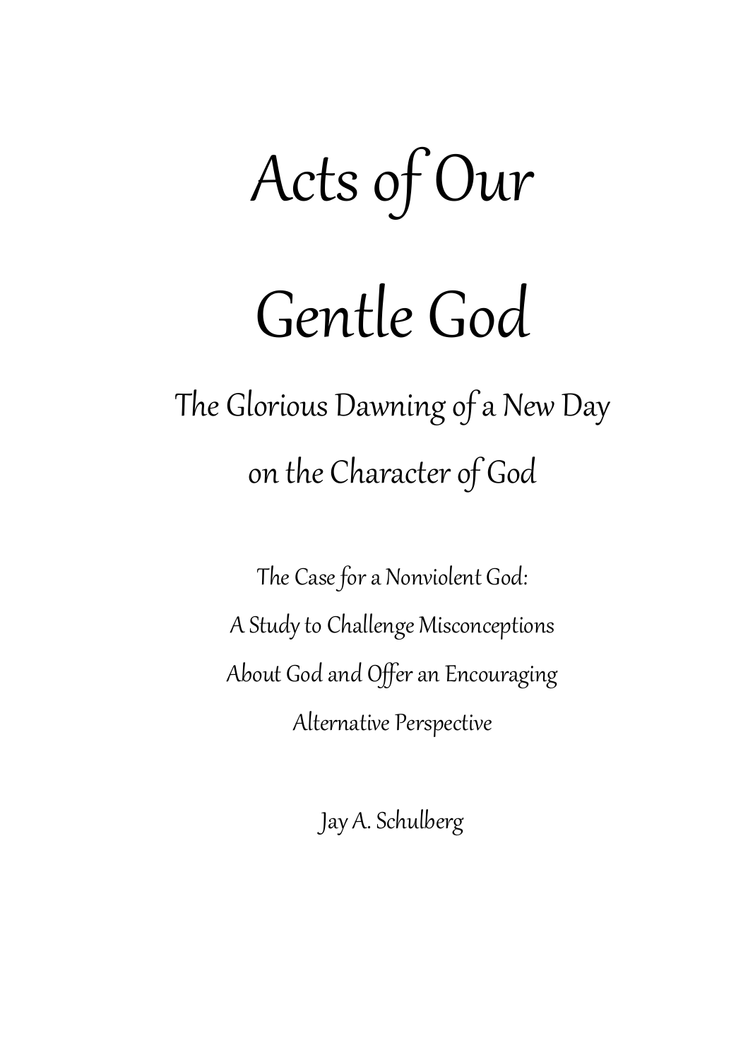# Acts of Our Gentle God

## The Glorious Dawning of a New Day on the Character of God

The Case for a Nonviolent God:
A Study to Challenge Misconceptions
About God and Offer an Encouraging
Alternative Perspective

Jay A. Schulberg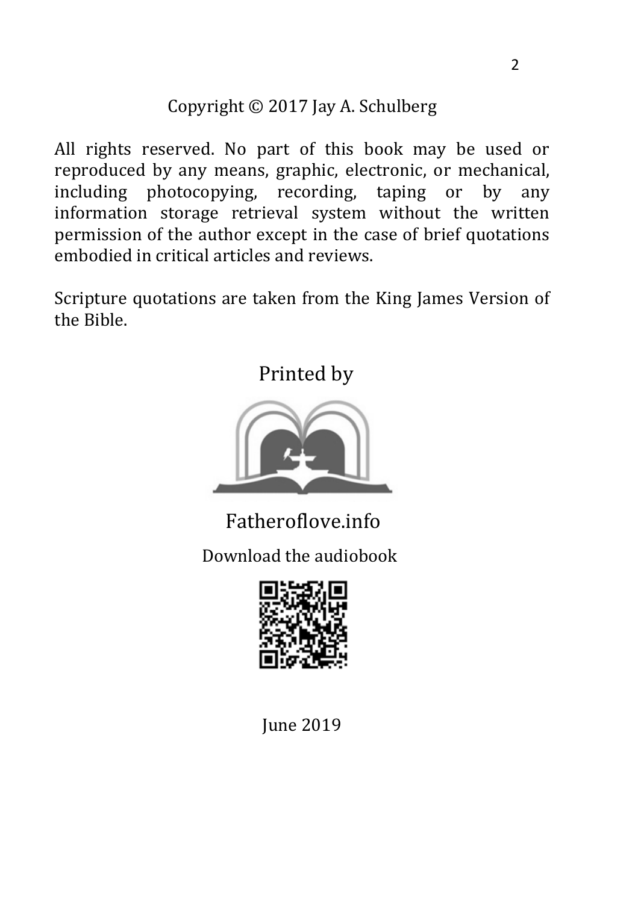Copyright © 2017 Jay A. Schulberg

All rights reserved. No part of this book may be used or reproduced by any means, graphic, electronic, or mechanical, including photocopying, recording, taping or by any information storage retrieval system without the written permission of the author except in the case of brief quotations embodied in critical articles and reviews.

Scripture quotations are taken from the King James Version of the Bible.

Printed by

Fatheroflove.info

Download the audiobook

June 2019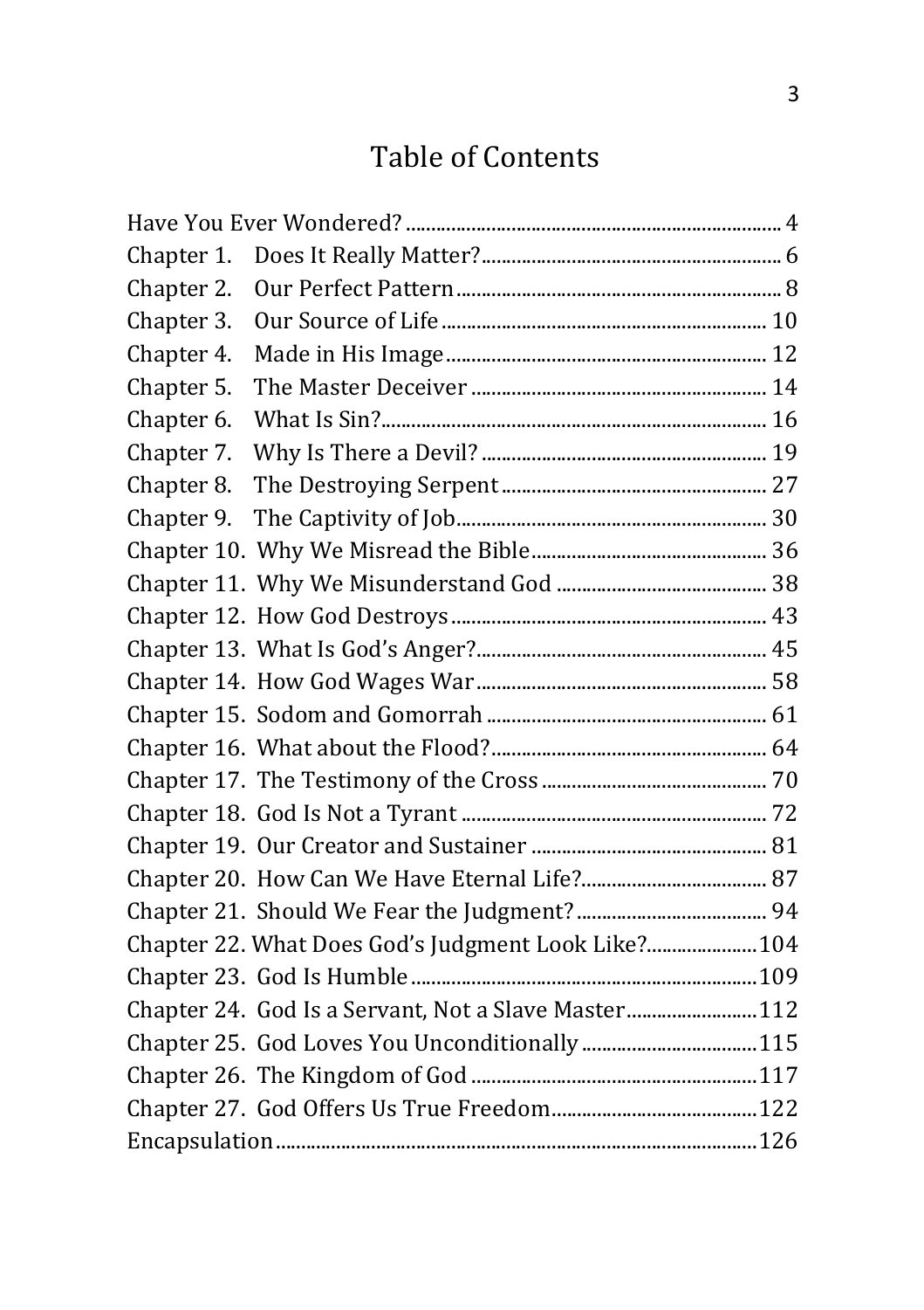# Table of Contents

- Have You Ever Wondered? ... 4
- Chapter 1. Does It Really Matter? ... 6
- Chapter 2. Our Perfect Pattern ... 8
- Chapter 3. Our Source of Life ... 10
- Chapter 4. Made in His Image ... 12
- Chapter 5. The Master Deceiver ... 14
- Chapter 6. What Is Sin? ... 16
- Chapter 7. Why Is There a Devil? ... 19
- Chapter 8. The Destroying Serpent ... 27
- Chapter 9. The Captivity of Job ... 30
- Chapter 10. Why We Misread the Bible ... 36
- Chapter 11. Why We Misunderstand God ... 38
- Chapter 12. How God Destroys ... 43
- Chapter 13. What Is God's Anger? ... 45
- Chapter 14. How God Wages War ... 58
- Chapter 15. Sodom and Gomorrah ... 61
- Chapter 16. What about the Flood? ... 64
- Chapter 17. The Testimony of the Cross ... 70
- Chapter 18. God Is Not a Tyrant ... 72
- Chapter 19. Our Creator and Sustainer ... 81
- Chapter 20. How Can We Have Eternal Life? ... 87
- Chapter 21. Should We Fear the Judgment? ... 94
- Chapter 22. What Does God's Judgment Look Like? ... 104
- Chapter 23. God Is Humble ... 109
- Chapter 24. God Is a Servant, Not a Slave Master ... 112
- Chapter 25. God Loves You Unconditionally ... 115
- Chapter 26. The Kingdom of God ... 117
- Chapter 27. God Offers Us True Freedom ... 122
- Encapsulation ... 126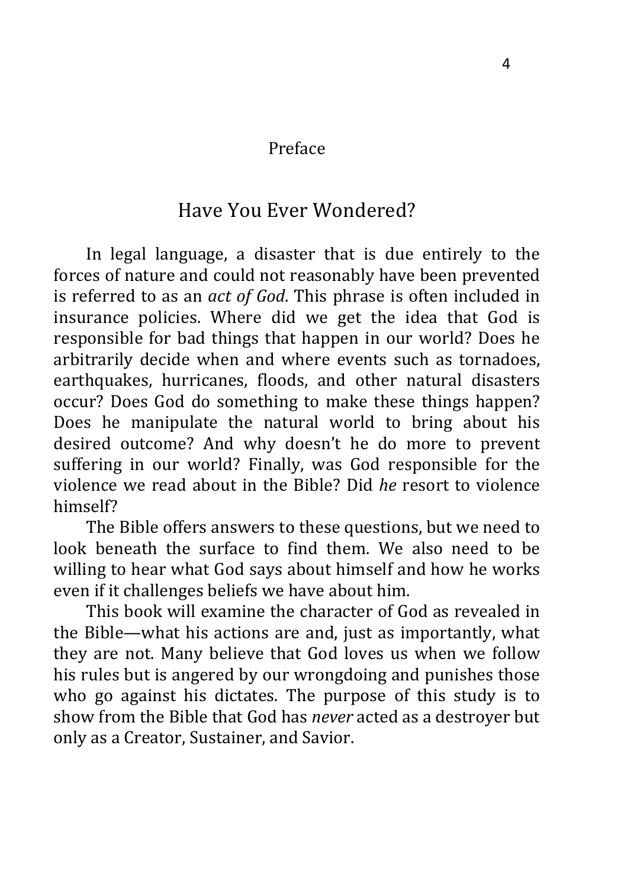## Preface

# Have You Ever Wondered?

In legal language, a disaster that is due entirely to the forces of nature and could not reasonably have been prevented is referred to as an *act of God*. This phrase is often included in insurance policies. Where did we get the idea that God is responsible for bad things that happen in our world? Does he arbitrarily decide when and where events such as tornadoes, earthquakes, hurricanes, floods, and other natural disasters occur? Does God do something to make these things happen? Does he manipulate the natural world to bring about his desired outcome? And why doesn't he do more to prevent suffering in our world? Finally, was God responsible for the violence we read about in the Bible? Did *he* resort to violence himself?

The Bible offers answers to these questions, but we need to look beneath the surface to find them. We also need to be willing to hear what God says about himself and how he works even if it challenges beliefs we have about him.

This book will examine the character of God as revealed in the Bible—what his actions are and, just as importantly, what they are not. Many believe that God loves us when we follow his rules but is angered by our wrongdoing and punishes those who go against his dictates. The purpose of this study is to show from the Bible that God has *never* acted as a destroyer but only as a Creator, Sustainer, and Savior.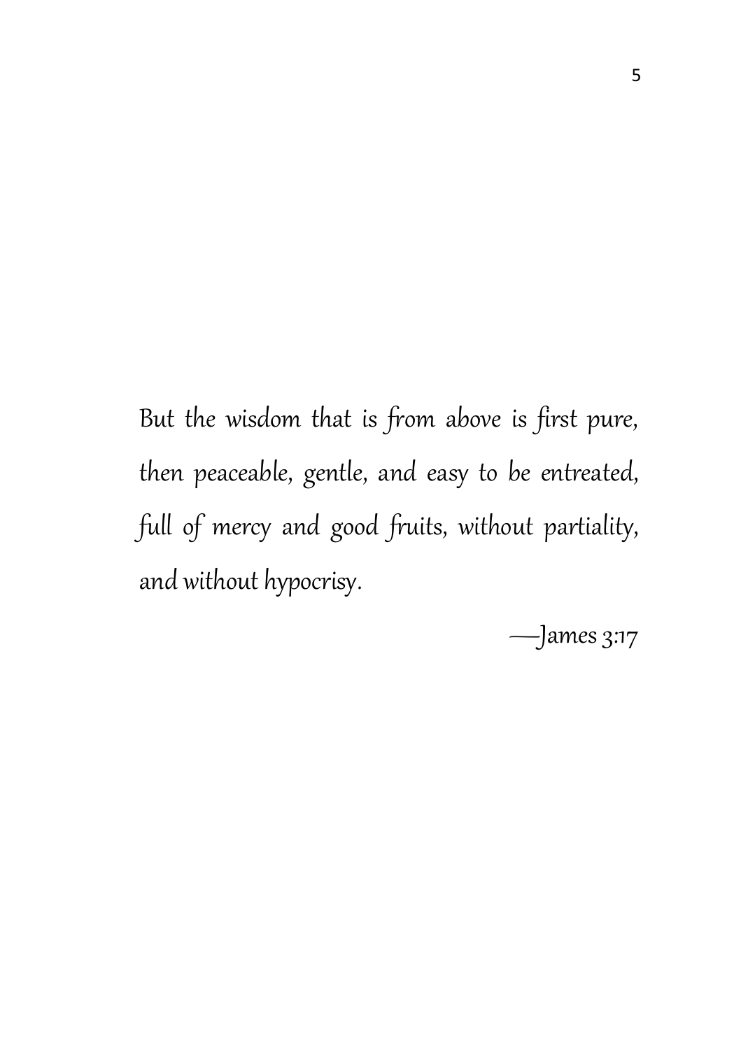*But the wisdom that is from above is first pure, then peaceable, gentle, and easy to be entreated, full of mercy and good fruits, without partiality, and without hypocrisy.*

—James 3:17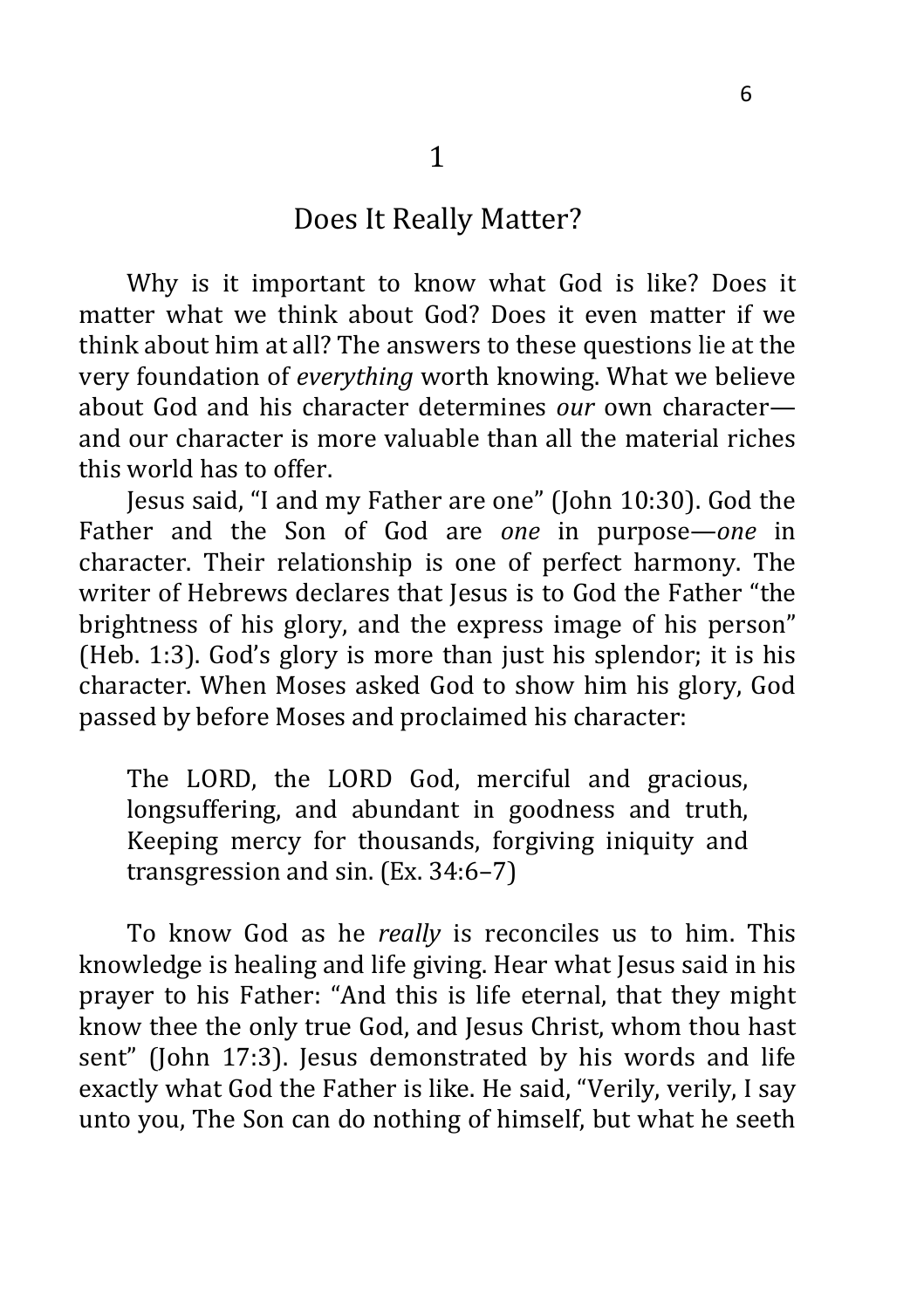# 1

## Does It Really Matter?

Why is it important to know what God is like? Does it matter what we think about God? Does it even matter if we think about him at all? The answers to these questions lie at the very foundation of *everything* worth knowing. What we believe about God and his character determines *our* own character—and our character is more valuable than all the material riches this world has to offer.

Jesus said, "I and my Father are one" (John 10:30). God the Father and the Son of God are *one* in purpose—*one* in character. Their relationship is one of perfect harmony. The writer of Hebrews declares that Jesus is to God the Father "the brightness of his glory, and the express image of his person" (Heb. 1:3). God's glory is more than just his splendor; it is his character. When Moses asked God to show him his glory, God passed by before Moses and proclaimed his character:

> The LORD, the LORD God, merciful and gracious, longsuffering, and abundant in goodness and truth, Keeping mercy for thousands, forgiving iniquity and transgression and sin. (Ex. 34:6–7)

To know God as he *really* is reconciles us to him. This knowledge is healing and life giving. Hear what Jesus said in his prayer to his Father: "And this is life eternal, that they might know thee the only true God, and Jesus Christ, whom thou hast sent" (John 17:3). Jesus demonstrated by his words and life exactly what God the Father is like. He said, "Verily, verily, I say unto you, The Son can do nothing of himself, but what he seeth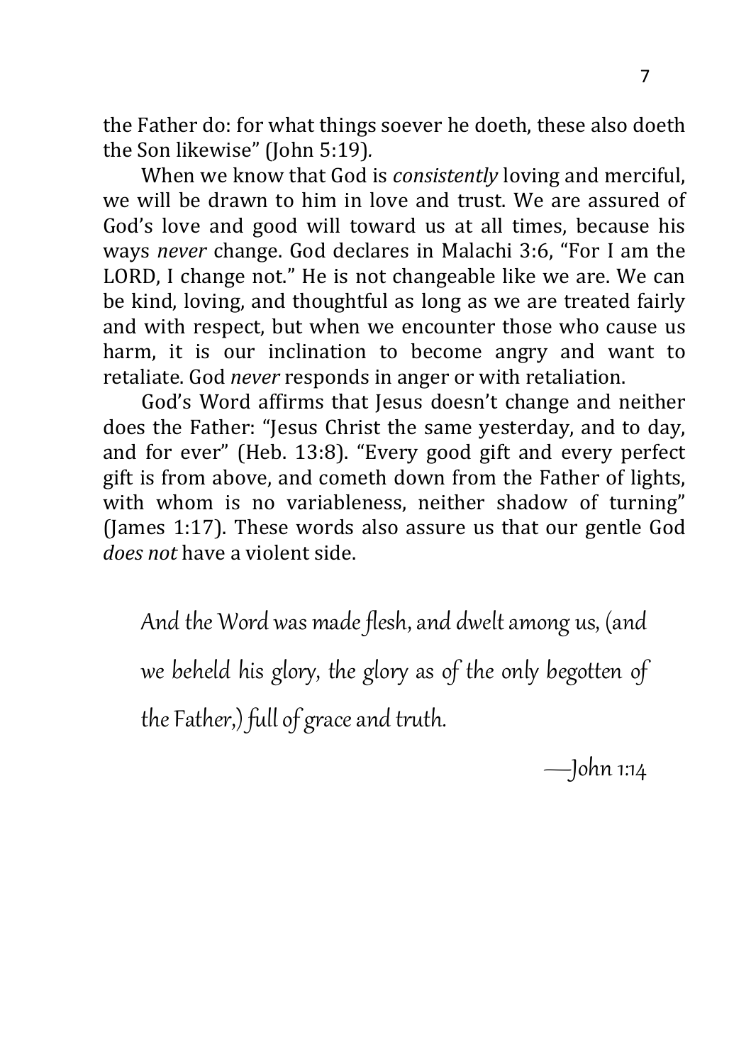the Father do: for what things soever he doeth, these also doeth the Son likewise" (John 5:19).

When we know that God is *consistently* loving and merciful, we will be drawn to him in love and trust. We are assured of God's love and good will toward us at all times, because his ways *never* change. God declares in Malachi 3:6, "For I am the LORD, I change not." He is not changeable like we are. We can be kind, loving, and thoughtful as long as we are treated fairly and with respect, but when we encounter those who cause us harm, it is our inclination to become angry and want to retaliate. God *never* responds in anger or with retaliation.

God's Word affirms that Jesus doesn't change and neither does the Father: "Jesus Christ the same yesterday, and to day, and for ever" (Heb. 13:8). "Every good gift and every perfect gift is from above, and cometh down from the Father of lights, with whom is no variableness, neither shadow of turning" (James 1:17). These words also assure us that our gentle God *does not* have a violent side.

> *And the Word was made flesh, and dwelt among us, (and we beheld his glory, the glory as of the only begotten of the Father,) full of grace and truth.*
>
> —John 1:14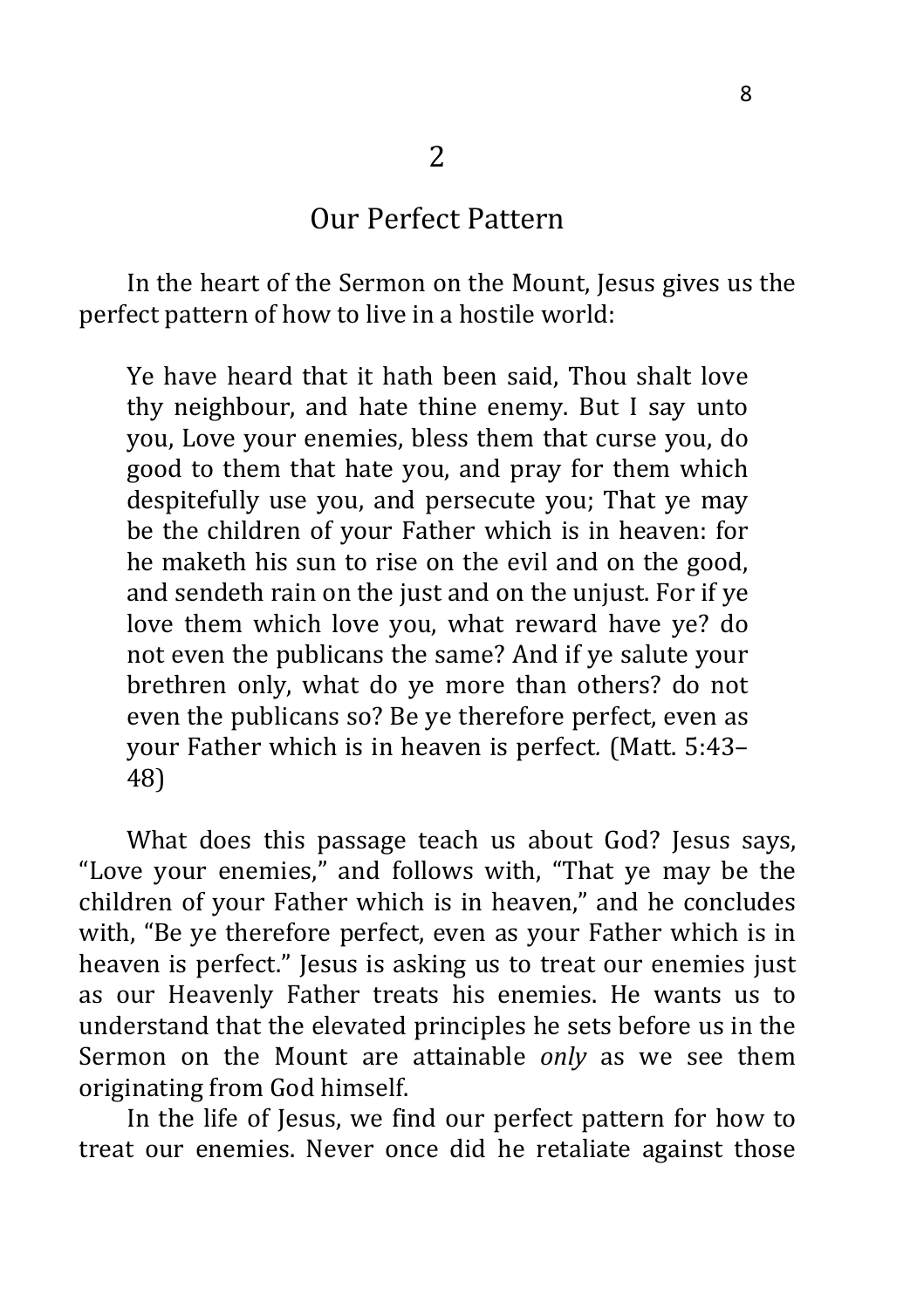## 2

## Our Perfect Pattern

In the heart of the Sermon on the Mount, Jesus gives us the perfect pattern of how to live in a hostile world:

> Ye have heard that it hath been said, Thou shalt love thy neighbour, and hate thine enemy. But I say unto you, Love your enemies, bless them that curse you, do good to them that hate you, and pray for them which despitefully use you, and persecute you; That ye may be the children of your Father which is in heaven: for he maketh his sun to rise on the evil and on the good, and sendeth rain on the just and on the unjust. For if ye love them which love you, what reward have ye? do not even the publicans the same? And if ye salute your brethren only, what do ye more than others? do not even the publicans so? Be ye therefore perfect, even as your Father which is in heaven is perfect. (Matt. 5:43–48)

What does this passage teach us about God? Jesus says, "Love your enemies," and follows with, "That ye may be the children of your Father which is in heaven," and he concludes with, "Be ye therefore perfect, even as your Father which is in heaven is perfect." Jesus is asking us to treat our enemies just as our Heavenly Father treats his enemies. He wants us to understand that the elevated principles he sets before us in the Sermon on the Mount are attainable *only* as we see them originating from God himself.

In the life of Jesus, we find our perfect pattern for how to treat our enemies. Never once did he retaliate against those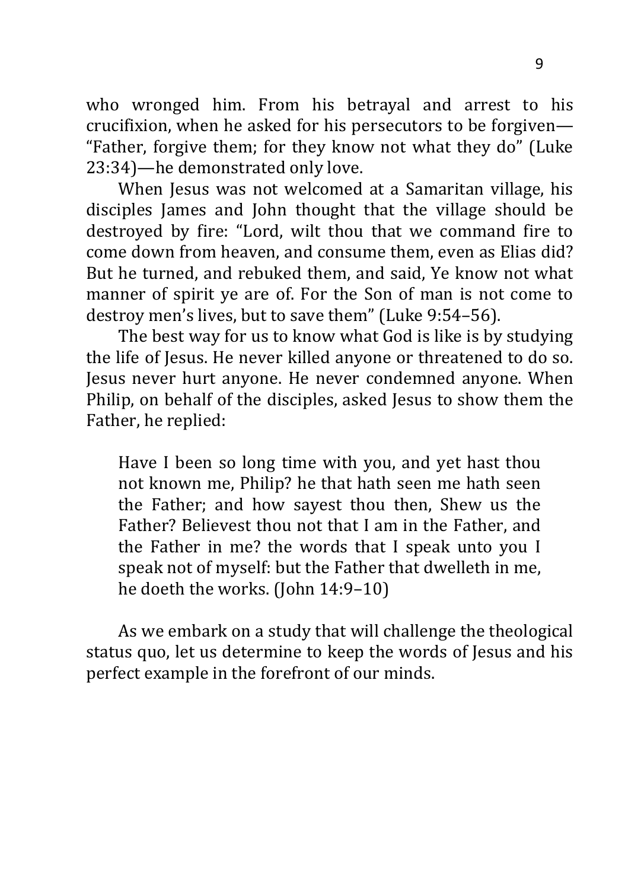who wronged him. From his betrayal and arrest to his crucifixion, when he asked for his persecutors to be forgiven—"Father, forgive them; for they know not what they do" (Luke 23:34)—he demonstrated only love.

When Jesus was not welcomed at a Samaritan village, his disciples James and John thought that the village should be destroyed by fire: "Lord, wilt thou that we command fire to come down from heaven, and consume them, even as Elias did? But he turned, and rebuked them, and said, Ye know not what manner of spirit ye are of. For the Son of man is not come to destroy men's lives, but to save them" (Luke 9:54–56).

The best way for us to know what God is like is by studying the life of Jesus. He never killed anyone or threatened to do so. Jesus never hurt anyone. He never condemned anyone. When Philip, on behalf of the disciples, asked Jesus to show them the Father, he replied:

> Have I been so long time with you, and yet hast thou not known me, Philip? he that hath seen me hath seen the Father; and how sayest thou then, Shew us the Father? Believest thou not that I am in the Father, and the Father in me? the words that I speak unto you I speak not of myself: but the Father that dwelleth in me, he doeth the works. (John 14:9–10)

As we embark on a study that will challenge the theological status quo, let us determine to keep the words of Jesus and his perfect example in the forefront of our minds.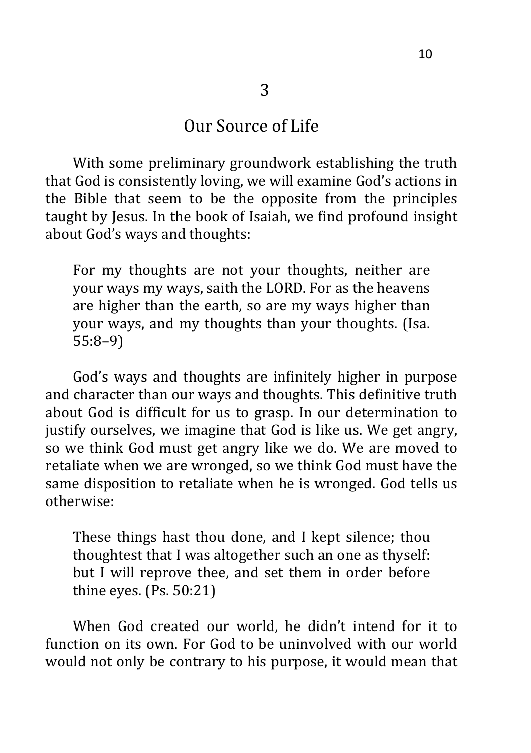# 3

## Our Source of Life

With some preliminary groundwork establishing the truth that God is consistently loving, we will examine God's actions in the Bible that seem to be the opposite from the principles taught by Jesus. In the book of Isaiah, we find profound insight about God's ways and thoughts:

> For my thoughts are not your thoughts, neither are your ways my ways, saith the LORD. For as the heavens are higher than the earth, so are my ways higher than your ways, and my thoughts than your thoughts. (Isa. 55:8–9)

God's ways and thoughts are infinitely higher in purpose and character than our ways and thoughts. This definitive truth about God is difficult for us to grasp. In our determination to justify ourselves, we imagine that God is like us. We get angry, so we think God must get angry like we do. We are moved to retaliate when we are wronged, so we think God must have the same disposition to retaliate when he is wronged. God tells us otherwise:

> These things hast thou done, and I kept silence; thou thoughtest that I was altogether such an one as thyself: but I will reprove thee, and set them in order before thine eyes. (Ps. 50:21)

When God created our world, he didn't intend for it to function on its own. For God to be uninvolved with our world would not only be contrary to his purpose, it would mean that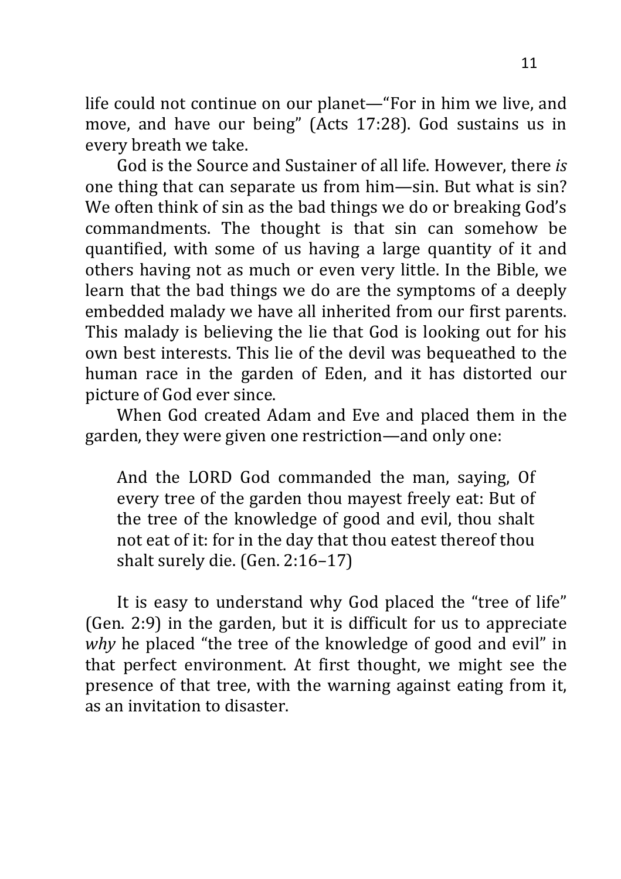life could not continue on our planet—"For in him we live, and move, and have our being" (Acts 17:28). God sustains us in every breath we take.

God is the Source and Sustainer of all life. However, there *is* one thing that can separate us from him—sin. But what is sin? We often think of sin as the bad things we do or breaking God's commandments. The thought is that sin can somehow be quantified, with some of us having a large quantity of it and others having not as much or even very little. In the Bible, we learn that the bad things we do are the symptoms of a deeply embedded malady we have all inherited from our first parents. This malady is believing the lie that God is looking out for his own best interests. This lie of the devil was bequeathed to the human race in the garden of Eden, and it has distorted our picture of God ever since.

When God created Adam and Eve and placed them in the garden, they were given one restriction—and only one:

> And the LORD God commanded the man, saying, Of every tree of the garden thou mayest freely eat: But of the tree of the knowledge of good and evil, thou shalt not eat of it: for in the day that thou eatest thereof thou shalt surely die. (Gen. 2:16–17)

It is easy to understand why God placed the "tree of life" (Gen. 2:9) in the garden, but it is difficult for us to appreciate *why* he placed "the tree of the knowledge of good and evil" in that perfect environment. At first thought, we might see the presence of that tree, with the warning against eating from it, as an invitation to disaster.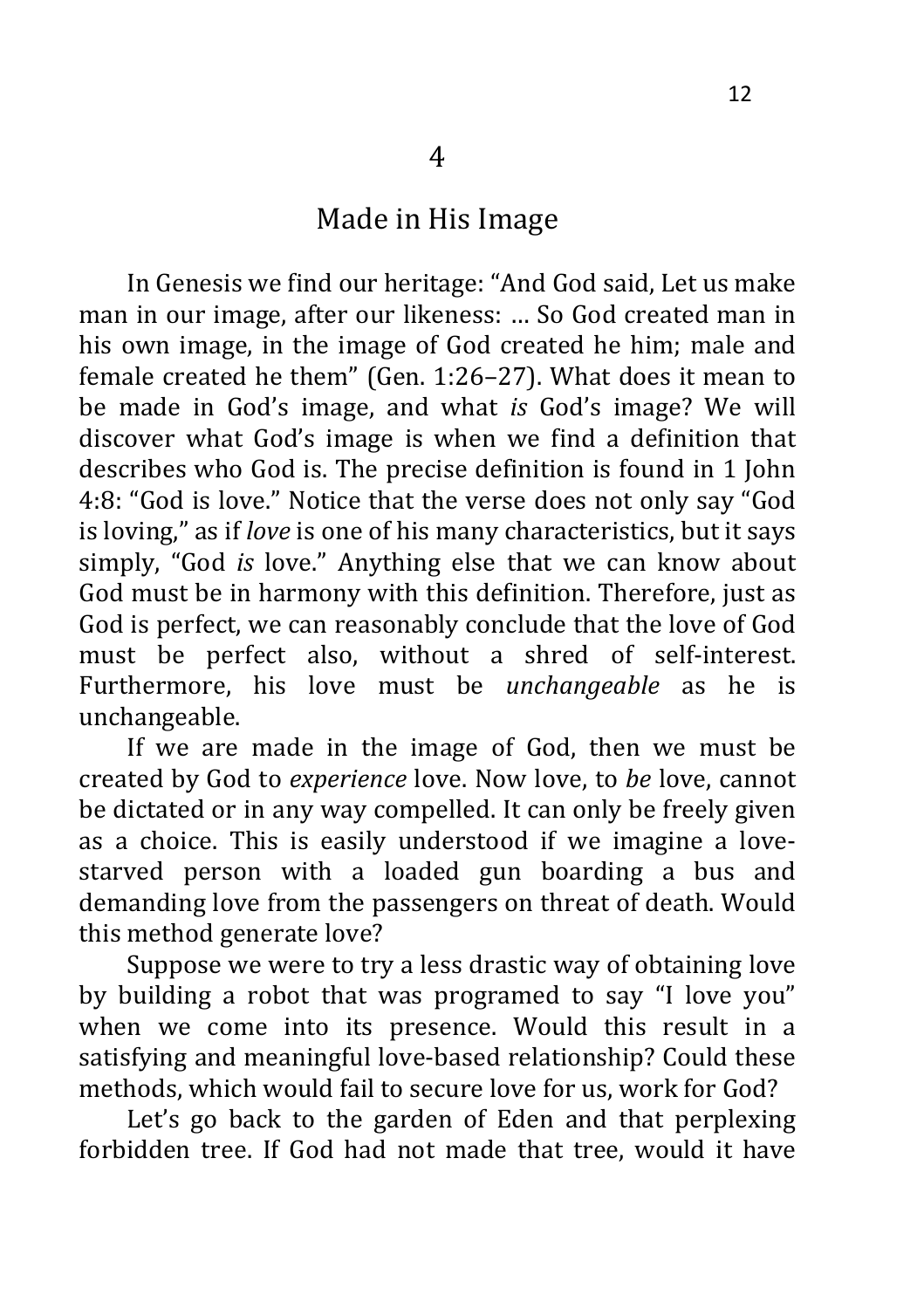# 4

## Made in His Image

In Genesis we find our heritage: “And God said, Let us make man in our image, after our likeness: … So God created man in his own image, in the image of God created he him; male and female created he them” (Gen. 1:26–27). What does it mean to be made in God’s image, and what *is* God’s image? We will discover what God’s image is when we find a definition that describes who God is. The precise definition is found in 1 John 4:8: “God is love.” Notice that the verse does not only say “God is loving,” as if *love* is one of his many characteristics, but it says simply, “God *is* love.” Anything else that we can know about God must be in harmony with this definition. Therefore, just as God is perfect, we can reasonably conclude that the love of God must be perfect also, without a shred of self-interest. Furthermore, his love must be *unchangeable* as he is unchangeable.

If we are made in the image of God, then we must be created by God to *experience* love. Now love, to *be* love, cannot be dictated or in any way compelled. It can only be freely given as a choice. This is easily understood if we imagine a love-starved person with a loaded gun boarding a bus and demanding love from the passengers on threat of death. Would this method generate love?

Suppose we were to try a less drastic way of obtaining love by building a robot that was programed to say “I love you” when we come into its presence. Would this result in a satisfying and meaningful love-based relationship? Could these methods, which would fail to secure love for us, work for God?

Let’s go back to the garden of Eden and that perplexing forbidden tree. If God had not made that tree, would it have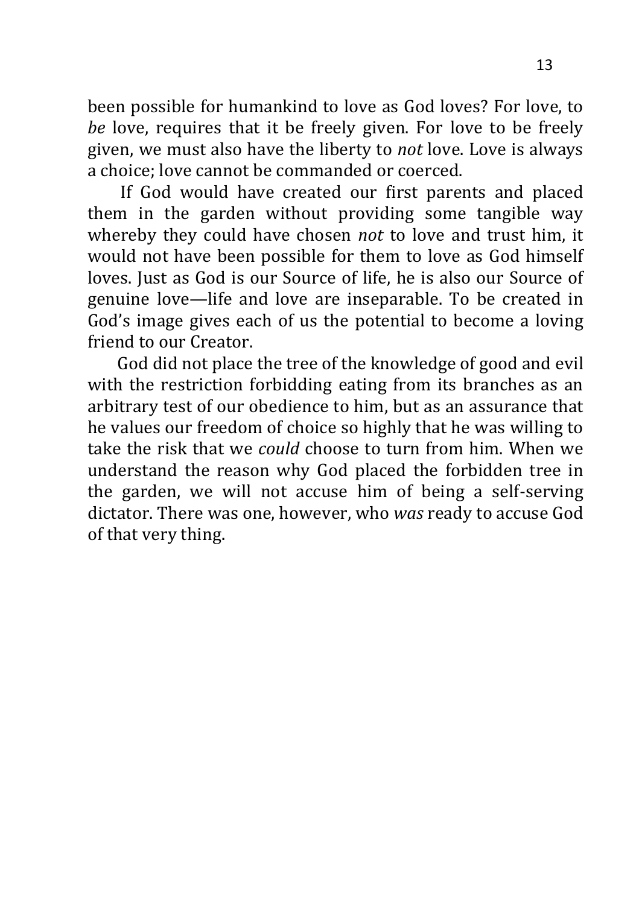been possible for humankind to love as God loves? For love, to *be* love, requires that it be freely given. For love to be freely given, we must also have the liberty to *not* love. Love is always a choice; love cannot be commanded or coerced.

If God would have created our first parents and placed them in the garden without providing some tangible way whereby they could have chosen *not* to love and trust him, it would not have been possible for them to love as God himself loves. Just as God is our Source of life, he is also our Source of genuine love—life and love are inseparable. To be created in God's image gives each of us the potential to become a loving friend to our Creator.

God did not place the tree of the knowledge of good and evil with the restriction forbidding eating from its branches as an arbitrary test of our obedience to him, but as an assurance that he values our freedom of choice so highly that he was willing to take the risk that we *could* choose to turn from him. When we understand the reason why God placed the forbidden tree in the garden, we will not accuse him of being a self-serving dictator. There was one, however, who *was* ready to accuse God of that very thing.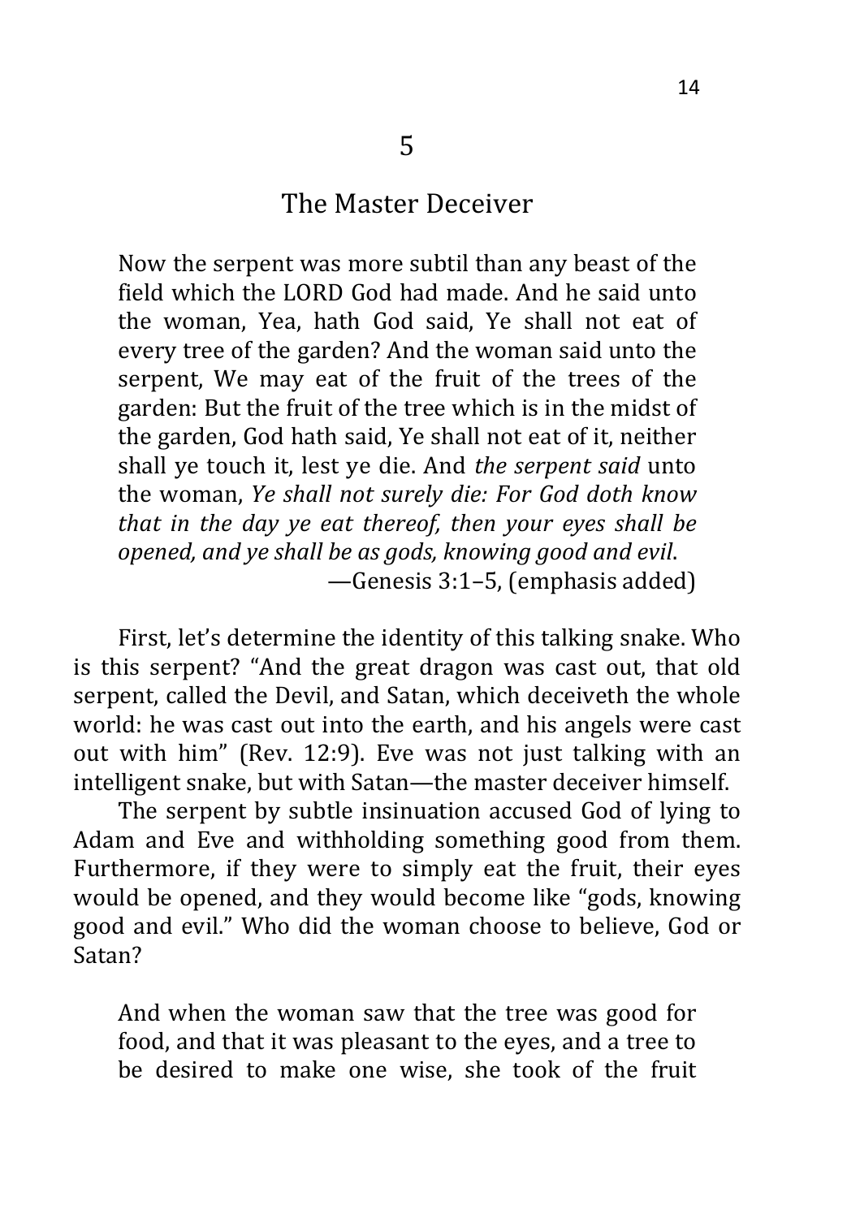## 5

## The Master Deceiver

> Now the serpent was more subtil than any beast of the field which the LORD God had made. And he said unto the woman, Yea, hath God said, Ye shall not eat of every tree of the garden? And the woman said unto the serpent, We may eat of the fruit of the trees of the garden: But the fruit of the tree which is in the midst of the garden, God hath said, Ye shall not eat of it, neither shall ye touch it, lest ye die. And *the serpent said* unto the woman, *Ye shall not surely die: For God doth know that in the day ye eat thereof, then your eyes shall be opened, and ye shall be as gods, knowing good and evil*.
>
> —Genesis 3:1–5, (emphasis added)

First, let's determine the identity of this talking snake. Who is this serpent? "And the great dragon was cast out, that old serpent, called the Devil, and Satan, which deceiveth the whole world: he was cast out into the earth, and his angels were cast out with him" (Rev. 12:9). Eve was not just talking with an intelligent snake, but with Satan—the master deceiver himself.

The serpent by subtle insinuation accused God of lying to Adam and Eve and withholding something good from them. Furthermore, if they were to simply eat the fruit, their eyes would be opened, and they would become like "gods, knowing good and evil." Who did the woman choose to believe, God or Satan?

> And when the woman saw that the tree was good for food, and that it was pleasant to the eyes, and a tree to be desired to make one wise, she took of the fruit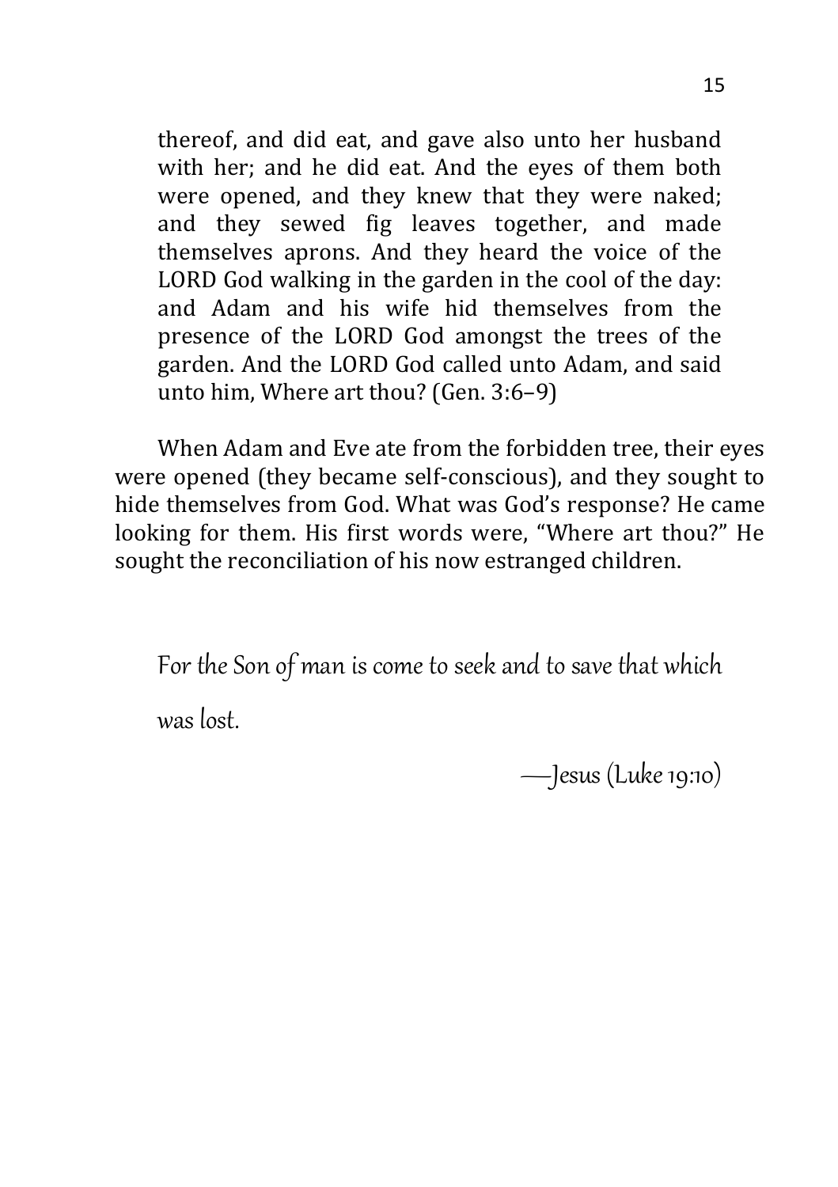> thereof, and did eat, and gave also unto her husband with her; and he did eat. And the eyes of them both were opened, and they knew that they were naked; and they sewed fig leaves together, and made themselves aprons. And they heard the voice of the LORD God walking in the garden in the cool of the day: and Adam and his wife hid themselves from the presence of the LORD God amongst the trees of the garden. And the LORD God called unto Adam, and said unto him, Where art thou? (Gen. 3:6–9)

When Adam and Eve ate from the forbidden tree, their eyes were opened (they became self-conscious), and they sought to hide themselves from God. What was God's response? He came looking for them. His first words were, "Where art thou?" He sought the reconciliation of his now estranged children.

> *For the Son of man is come to seek and to save that which was lost.*
>
> *—Jesus (Luke 19:10)*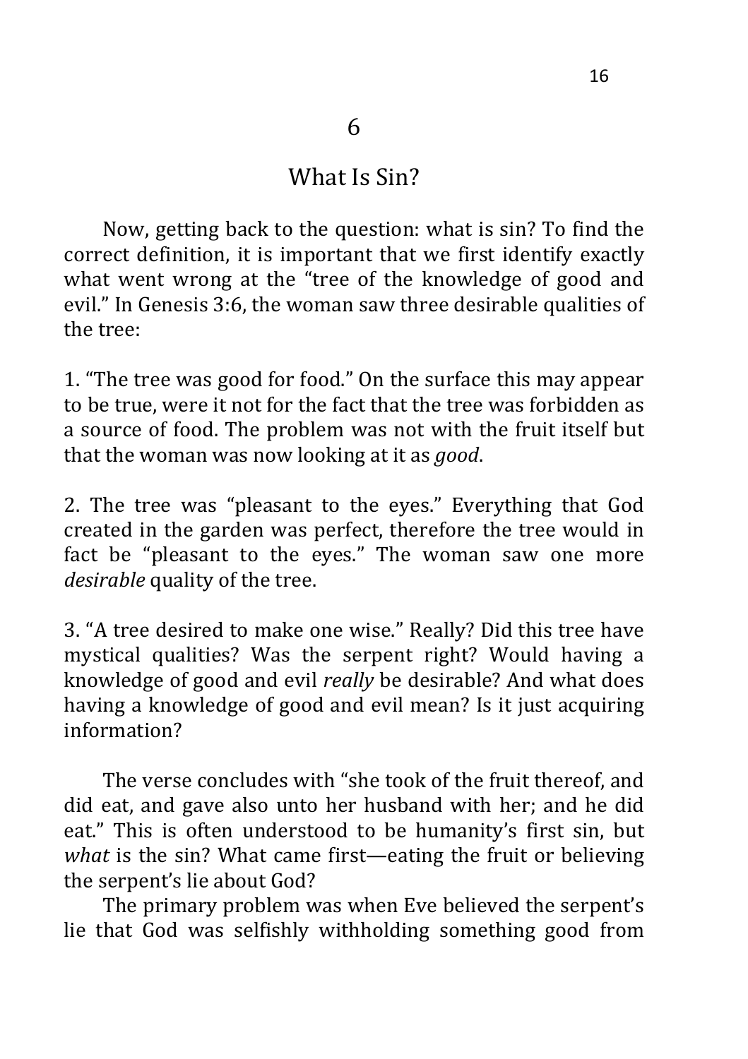# 6

## What Is Sin?

Now, getting back to the question: what is sin? To find the correct definition, it is important that we first identify exactly what went wrong at the "tree of the knowledge of good and evil." In Genesis 3:6, the woman saw three desirable qualities of the tree:

1. "The tree was good for food." On the surface this may appear to be true, were it not for the fact that the tree was forbidden as a source of food. The problem was not with the fruit itself but that the woman was now looking at it as *good*.

2. The tree was "pleasant to the eyes." Everything that God created in the garden was perfect, therefore the tree would in fact be "pleasant to the eyes." The woman saw one more *desirable* quality of the tree.

3. "A tree desired to make one wise." Really? Did this tree have mystical qualities? Was the serpent right? Would having a knowledge of good and evil *really* be desirable? And what does having a knowledge of good and evil mean? Is it just acquiring information?

The verse concludes with "she took of the fruit thereof, and did eat, and gave also unto her husband with her; and he did eat." This is often understood to be humanity's first sin, but *what* is the sin? What came first—eating the fruit or believing the serpent's lie about God?

The primary problem was when Eve believed the serpent's lie that God was selfishly withholding something good from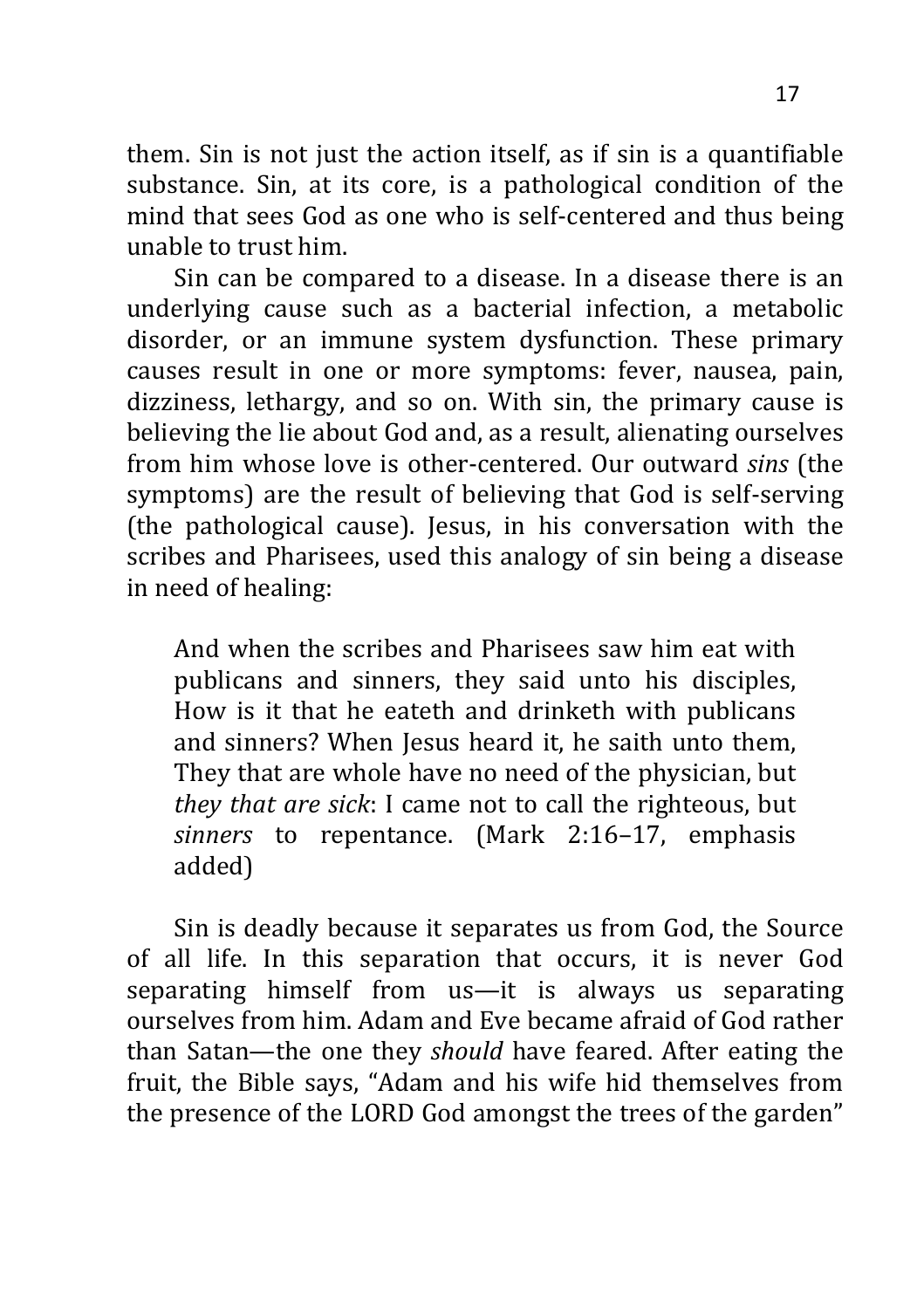them. Sin is not just the action itself, as if sin is a quantifiable substance. Sin, at its core, is a pathological condition of the mind that sees God as one who is self-centered and thus being unable to trust him.

Sin can be compared to a disease. In a disease there is an underlying cause such as a bacterial infection, a metabolic disorder, or an immune system dysfunction. These primary causes result in one or more symptoms: fever, nausea, pain, dizziness, lethargy, and so on. With sin, the primary cause is believing the lie about God and, as a result, alienating ourselves from him whose love is other-centered. Our outward *sins* (the symptoms) are the result of believing that God is self-serving (the pathological cause). Jesus, in his conversation with the scribes and Pharisees, used this analogy of sin being a disease in need of healing:

> And when the scribes and Pharisees saw him eat with publicans and sinners, they said unto his disciples, How is it that he eateth and drinketh with publicans and sinners? When Jesus heard it, he saith unto them, They that are whole have no need of the physician, but *they that are sick*: I came not to call the righteous, but *sinners* to repentance. (Mark 2:16–17, emphasis added)

Sin is deadly because it separates us from God, the Source of all life. In this separation that occurs, it is never God separating himself from us—it is always us separating ourselves from him. Adam and Eve became afraid of God rather than Satan—the one they *should* have feared. After eating the fruit, the Bible says, "Adam and his wife hid themselves from the presence of the LORD God amongst the trees of the garden"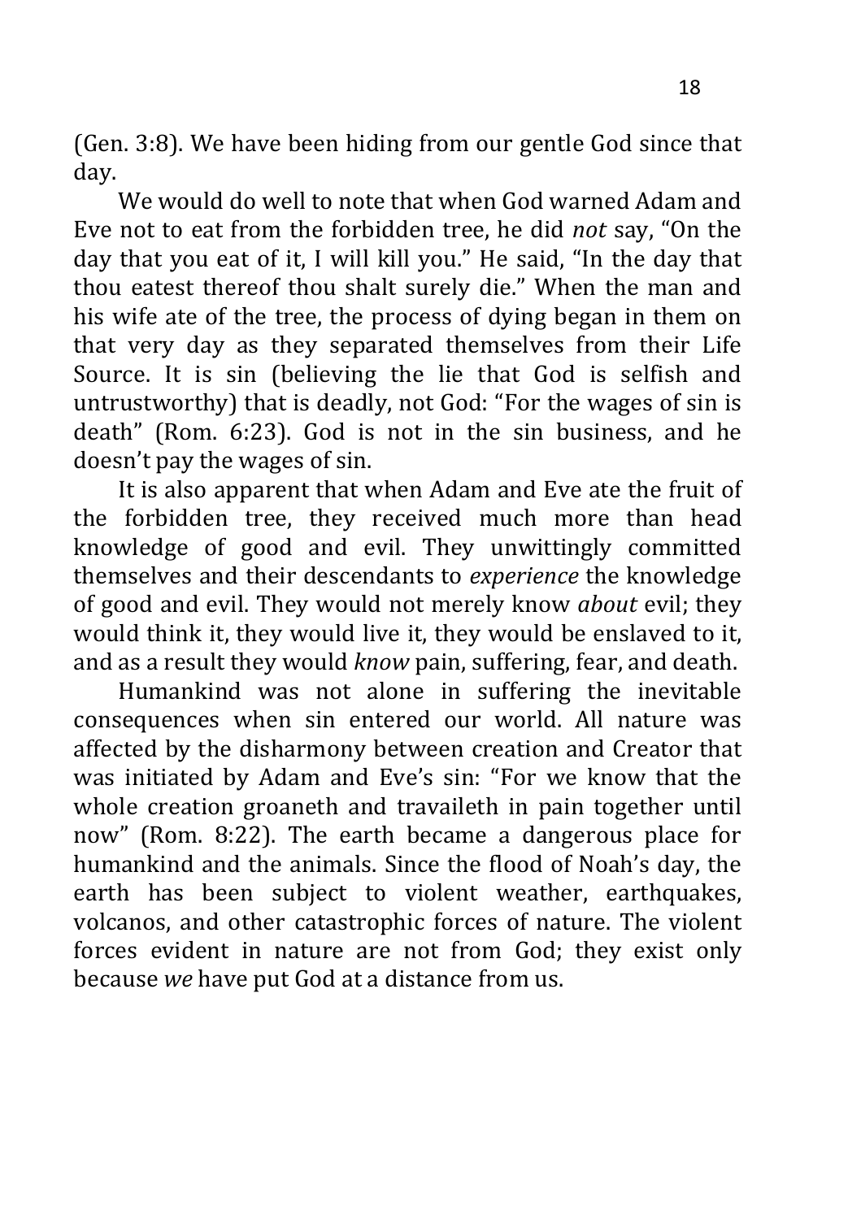(Gen. 3:8). We have been hiding from our gentle God since that day.

We would do well to note that when God warned Adam and Eve not to eat from the forbidden tree, he did *not* say, “On the day that you eat of it, I will kill you.” He said, “In the day that thou eatest thereof thou shalt surely die.” When the man and his wife ate of the tree, the process of dying began in them on that very day as they separated themselves from their Life Source. It is sin (believing the lie that God is selfish and untrustworthy) that is deadly, not God: “For the wages of sin is death” (Rom. 6:23). God is not in the sin business, and he doesn’t pay the wages of sin.

It is also apparent that when Adam and Eve ate the fruit of the forbidden tree, they received much more than head knowledge of good and evil. They unwittingly committed themselves and their descendants to *experience* the knowledge of good and evil. They would not merely know *about* evil; they would think it, they would live it, they would be enslaved to it, and as a result they would *know* pain, suffering, fear, and death.

Humankind was not alone in suffering the inevitable consequences when sin entered our world. All nature was affected by the disharmony between creation and Creator that was initiated by Adam and Eve’s sin: “For we know that the whole creation groaneth and travaileth in pain together until now” (Rom. 8:22). The earth became a dangerous place for humankind and the animals. Since the flood of Noah’s day, the earth has been subject to violent weather, earthquakes, volcanos, and other catastrophic forces of nature. The violent forces evident in nature are not from God; they exist only because *we* have put God at a distance from us.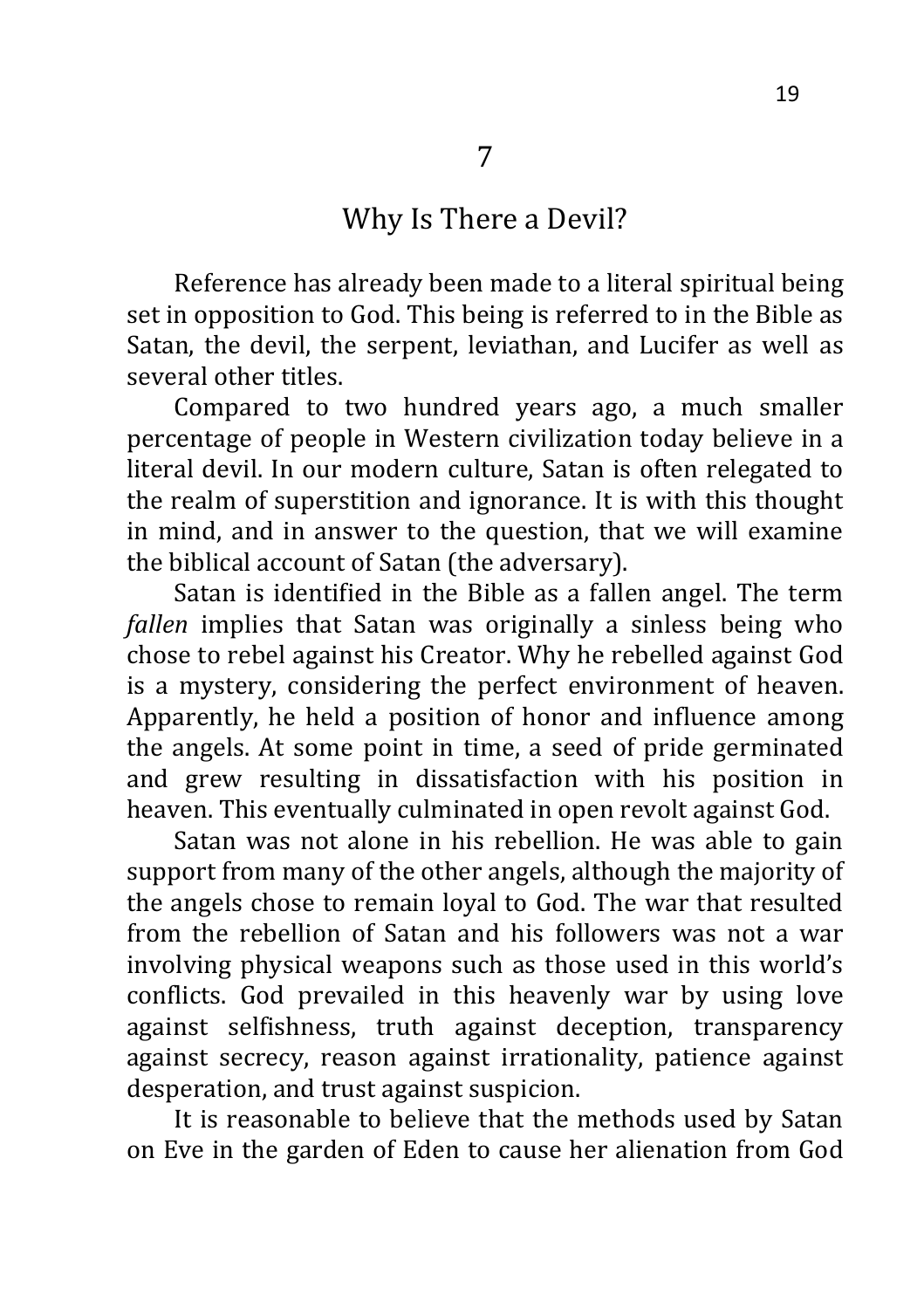# 7

## Why Is There a Devil?

Reference has already been made to a literal spiritual being set in opposition to God. This being is referred to in the Bible as Satan, the devil, the serpent, leviathan, and Lucifer as well as several other titles.

Compared to two hundred years ago, a much smaller percentage of people in Western civilization today believe in a literal devil. In our modern culture, Satan is often relegated to the realm of superstition and ignorance. It is with this thought in mind, and in answer to the question, that we will examine the biblical account of Satan (the adversary).

Satan is identified in the Bible as a fallen angel. The term *fallen* implies that Satan was originally a sinless being who chose to rebel against his Creator. Why he rebelled against God is a mystery, considering the perfect environment of heaven. Apparently, he held a position of honor and influence among the angels. At some point in time, a seed of pride germinated and grew resulting in dissatisfaction with his position in heaven. This eventually culminated in open revolt against God.

Satan was not alone in his rebellion. He was able to gain support from many of the other angels, although the majority of the angels chose to remain loyal to God. The war that resulted from the rebellion of Satan and his followers was not a war involving physical weapons such as those used in this world's conflicts. God prevailed in this heavenly war by using love against selfishness, truth against deception, transparency against secrecy, reason against irrationality, patience against desperation, and trust against suspicion.

It is reasonable to believe that the methods used by Satan on Eve in the garden of Eden to cause her alienation from God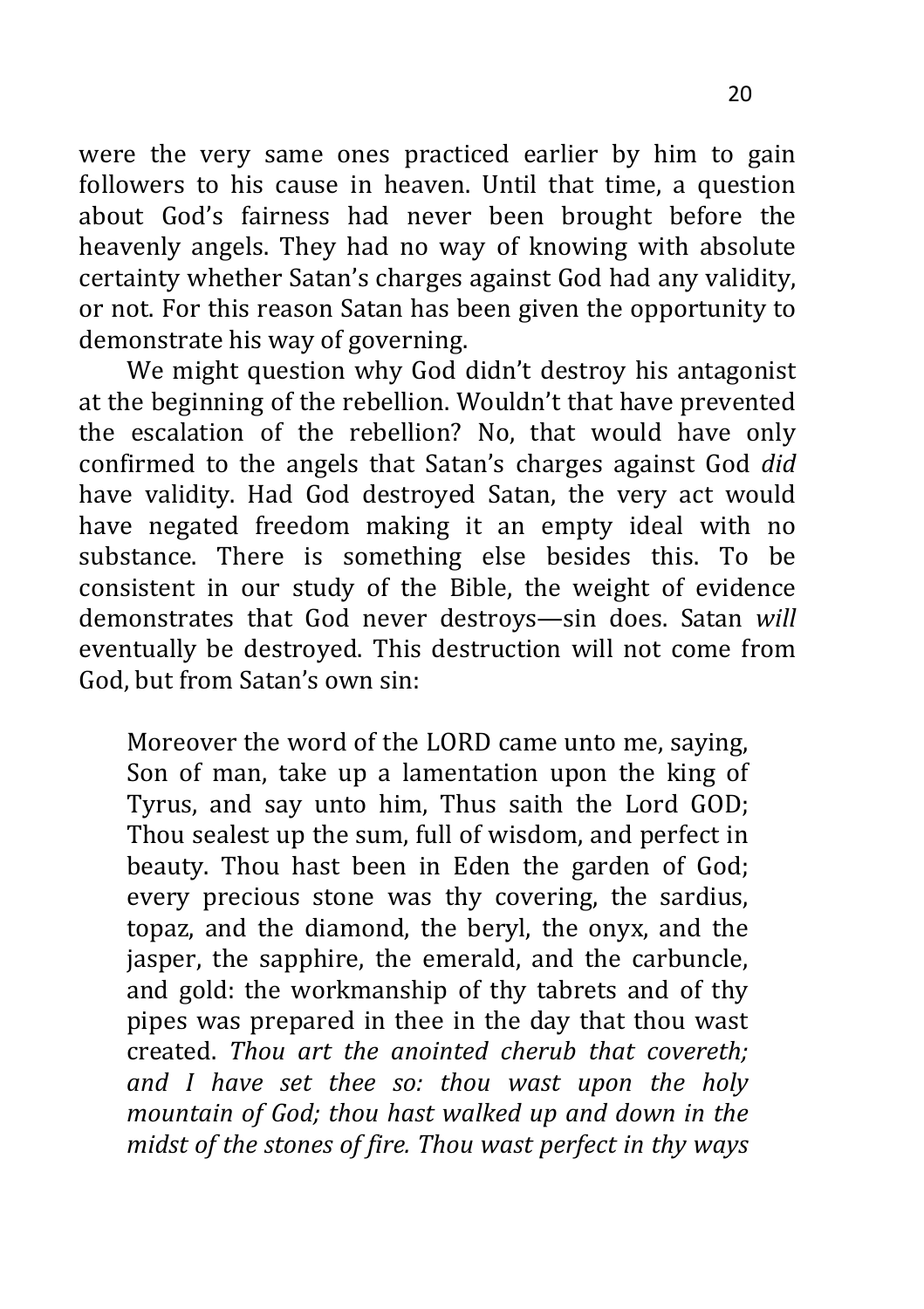were the very same ones practiced earlier by him to gain followers to his cause in heaven. Until that time, a question about God's fairness had never been brought before the heavenly angels. They had no way of knowing with absolute certainty whether Satan's charges against God had any validity, or not. For this reason Satan has been given the opportunity to demonstrate his way of governing.

We might question why God didn't destroy his antagonist at the beginning of the rebellion. Wouldn't that have prevented the escalation of the rebellion? No, that would have only confirmed to the angels that Satan's charges against God *did* have validity. Had God destroyed Satan, the very act would have negated freedom making it an empty ideal with no substance. There is something else besides this. To be consistent in our study of the Bible, the weight of evidence demonstrates that God never destroys—sin does. Satan *will* eventually be destroyed. This destruction will not come from God, but from Satan's own sin:

> Moreover the word of the LORD came unto me, saying, Son of man, take up a lamentation upon the king of Tyrus, and say unto him, Thus saith the Lord GOD; Thou sealest up the sum, full of wisdom, and perfect in beauty. Thou hast been in Eden the garden of God; every precious stone was thy covering, the sardius, topaz, and the diamond, the beryl, the onyx, and the jasper, the sapphire, the emerald, and the carbuncle, and gold: the workmanship of thy tabrets and of thy pipes was prepared in thee in the day that thou wast created. *Thou art the anointed cherub that covereth; and I have set thee so: thou wast upon the holy mountain of God; thou hast walked up and down in the midst of the stones of fire. Thou wast perfect in thy ways*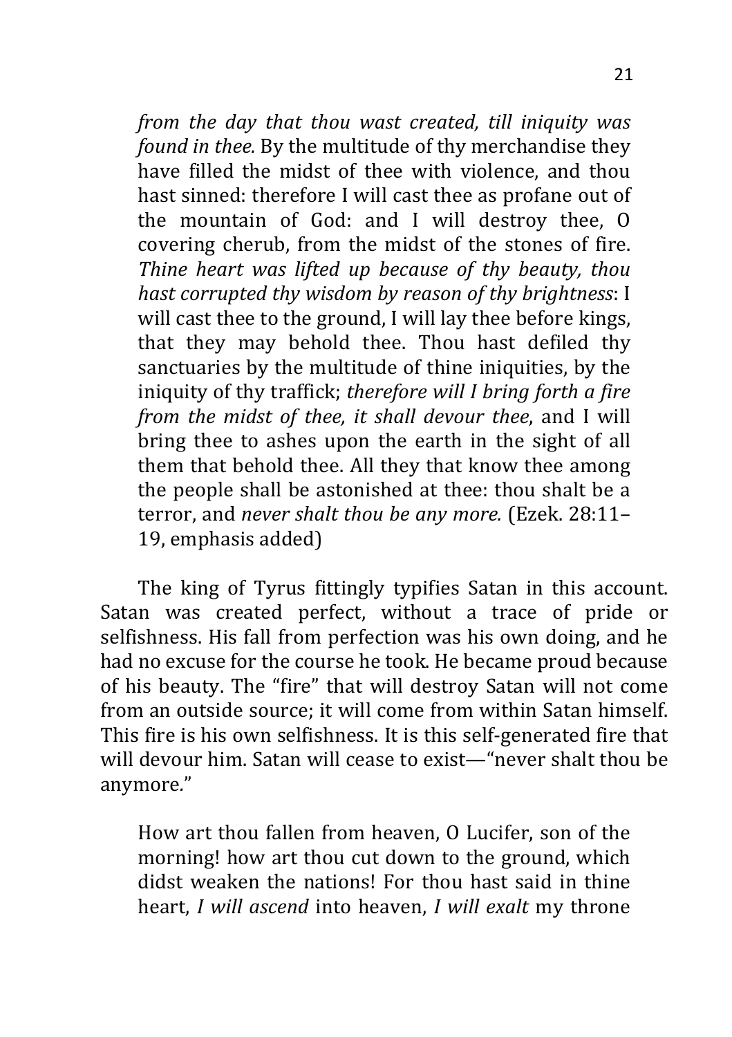> *from the day that thou wast created, till iniquity was found in thee.* By the multitude of thy merchandise they have filled the midst of thee with violence, and thou hast sinned: therefore I will cast thee as profane out of the mountain of God: and I will destroy thee, O covering cherub, from the midst of the stones of fire. *Thine heart was lifted up because of thy beauty, thou hast corrupted thy wisdom by reason of thy brightness*: I will cast thee to the ground, I will lay thee before kings, that they may behold thee. Thou hast defiled thy sanctuaries by the multitude of thine iniquities, by the iniquity of thy traffick; *therefore will I bring forth a fire from the midst of thee, it shall devour thee*, and I will bring thee to ashes upon the earth in the sight of all them that behold thee. All they that know thee among the people shall be astonished at thee: thou shalt be a terror, and *never shalt thou be any more.* (Ezek. 28:11–19, emphasis added)

The king of Tyrus fittingly typifies Satan in this account. Satan was created perfect, without a trace of pride or selfishness. His fall from perfection was his own doing, and he had no excuse for the course he took. He became proud because of his beauty. The "fire" that will destroy Satan will not come from an outside source; it will come from within Satan himself. This fire is his own selfishness. It is this self-generated fire that will devour him. Satan will cease to exist—"never shalt thou be anymore."

> How art thou fallen from heaven, O Lucifer, son of the morning! how art thou cut down to the ground, which didst weaken the nations! For thou hast said in thine heart, *I will ascend* into heaven, *I will exalt* my throne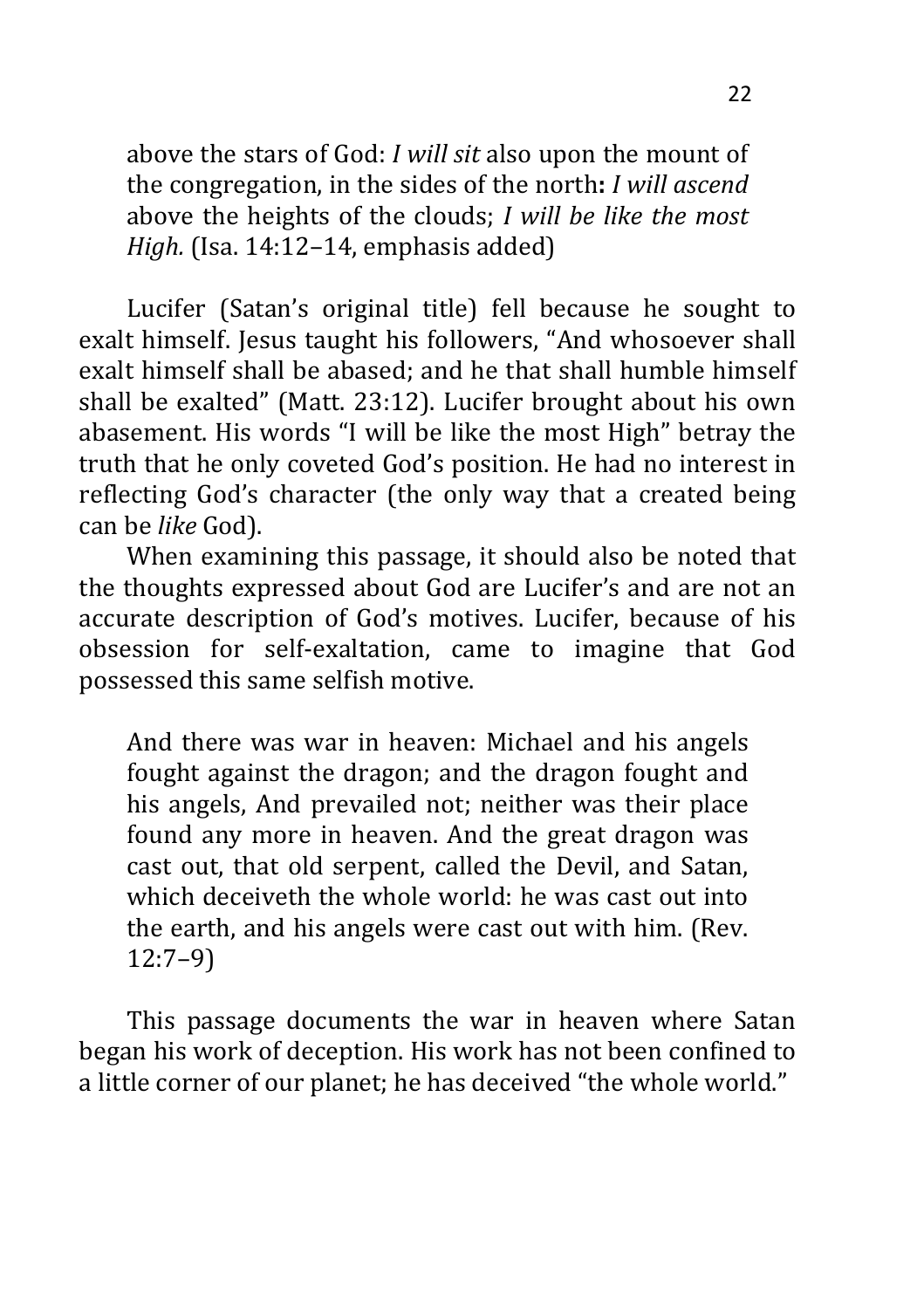> above the stars of God: *I will sit* also upon the mount of the congregation, in the sides of the north**:** *I will ascend* above the heights of the clouds; *I will be like the most High.* (Isa. 14:12–14, emphasis added)

Lucifer (Satan's original title) fell because he sought to exalt himself. Jesus taught his followers, "And whosoever shall exalt himself shall be abased; and he that shall humble himself shall be exalted" (Matt. 23:12). Lucifer brought about his own abasement. His words "I will be like the most High" betray the truth that he only coveted God's position. He had no interest in reflecting God's character (the only way that a created being can be *like* God).

When examining this passage, it should also be noted that the thoughts expressed about God are Lucifer's and are not an accurate description of God's motives. Lucifer, because of his obsession for self-exaltation, came to imagine that God possessed this same selfish motive.

> And there was war in heaven: Michael and his angels fought against the dragon; and the dragon fought and his angels, And prevailed not; neither was their place found any more in heaven. And the great dragon was cast out, that old serpent, called the Devil, and Satan, which deceiveth the whole world: he was cast out into the earth, and his angels were cast out with him. (Rev. 12:7–9)

This passage documents the war in heaven where Satan began his work of deception. His work has not been confined to a little corner of our planet; he has deceived "the whole world."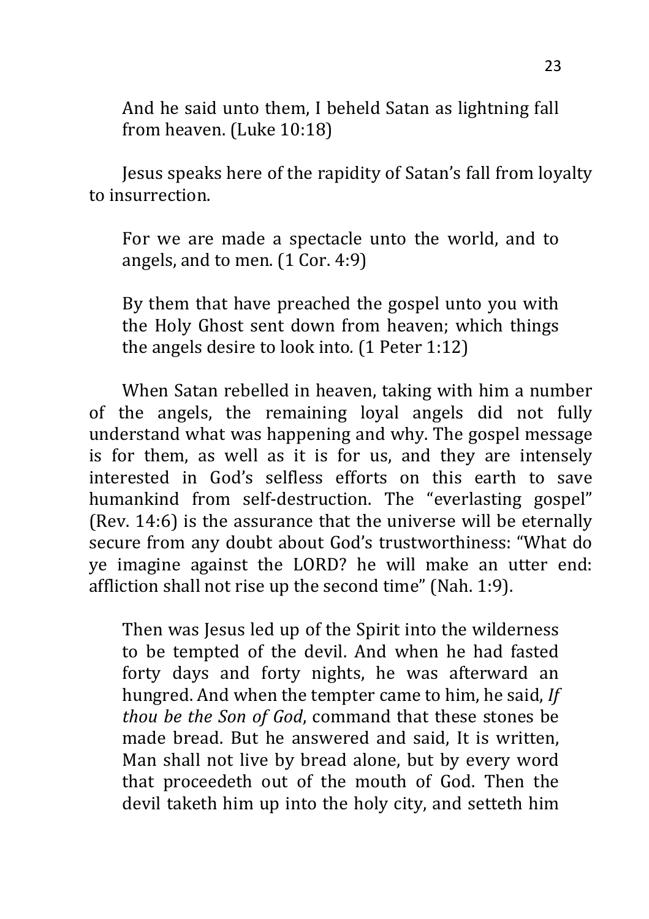> And he said unto them, I beheld Satan as lightning fall from heaven. (Luke 10:18)

Jesus speaks here of the rapidity of Satan's fall from loyalty to insurrection.

> For we are made a spectacle unto the world, and to angels, and to men. (1 Cor. 4:9)

> By them that have preached the gospel unto you with the Holy Ghost sent down from heaven; which things the angels desire to look into. (1 Peter 1:12)

When Satan rebelled in heaven, taking with him a number of the angels, the remaining loyal angels did not fully understand what was happening and why. The gospel message is for them, as well as it is for us, and they are intensely interested in God's selfless efforts on this earth to save humankind from self-destruction. The "everlasting gospel" (Rev. 14:6) is the assurance that the universe will be eternally secure from any doubt about God's trustworthiness: "What do ye imagine against the LORD? he will make an utter end: affliction shall not rise up the second time" (Nah. 1:9).

> Then was Jesus led up of the Spirit into the wilderness to be tempted of the devil. And when he had fasted forty days and forty nights, he was afterward an hungred. And when the tempter came to him, he said, *If thou be the Son of God*, command that these stones be made bread. But he answered and said, It is written, Man shall not live by bread alone, but by every word that proceedeth out of the mouth of God. Then the devil taketh him up into the holy city, and setteth him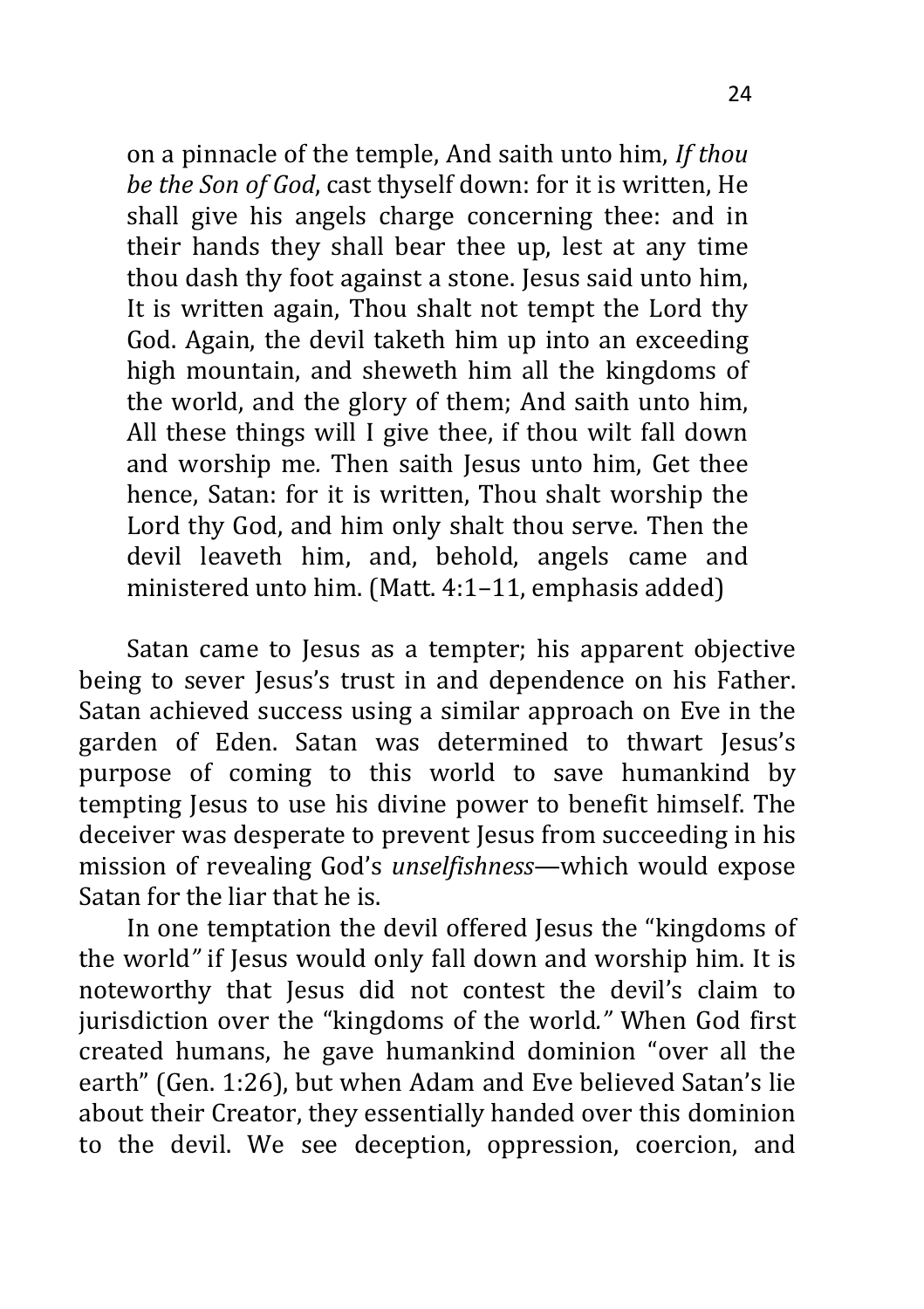> on a pinnacle of the temple, And saith unto him, *If thou be the Son of God*, cast thyself down: for it is written, He shall give his angels charge concerning thee: and in their hands they shall bear thee up, lest at any time thou dash thy foot against a stone. Jesus said unto him, It is written again, Thou shalt not tempt the Lord thy God. Again, the devil taketh him up into an exceeding high mountain, and sheweth him all the kingdoms of the world, and the glory of them; And saith unto him, All these things will I give thee, if thou wilt fall down and worship me. Then saith Jesus unto him, Get thee hence, Satan: for it is written, Thou shalt worship the Lord thy God, and him only shalt thou serve. Then the devil leaveth him, and, behold, angels came and ministered unto him. (Matt. 4:1–11, emphasis added)

Satan came to Jesus as a tempter; his apparent objective being to sever Jesus's trust in and dependence on his Father. Satan achieved success using a similar approach on Eve in the garden of Eden. Satan was determined to thwart Jesus's purpose of coming to this world to save humankind by tempting Jesus to use his divine power to benefit himself. The deceiver was desperate to prevent Jesus from succeeding in his mission of revealing God's *unselfishness*—which would expose Satan for the liar that he is.

In one temptation the devil offered Jesus the "kingdoms of the world" if Jesus would only fall down and worship him. It is noteworthy that Jesus did not contest the devil's claim to jurisdiction over the "kingdoms of the world." When God first created humans, he gave humankind dominion "over all the earth" (Gen. 1:26), but when Adam and Eve believed Satan's lie about their Creator, they essentially handed over this dominion to the devil. We see deception, oppression, coercion, and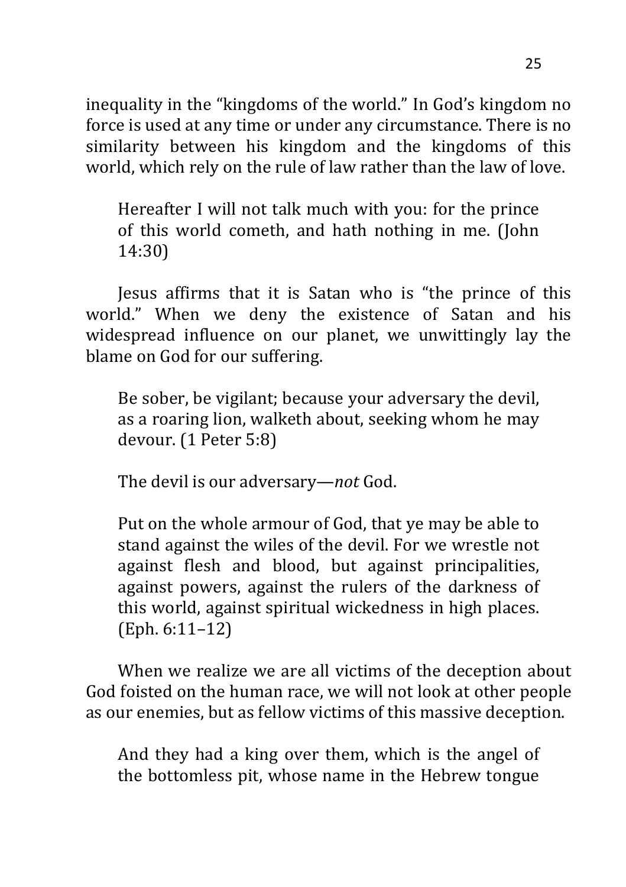inequality in the "kingdoms of the world." In God's kingdom no force is used at any time or under any circumstance. There is no similarity between his kingdom and the kingdoms of this world, which rely on the rule of law rather than the law of love.

> Hereafter I will not talk much with you: for the prince of this world cometh, and hath nothing in me. (John 14:30)

Jesus affirms that it is Satan who is "the prince of this world." When we deny the existence of Satan and his widespread influence on our planet, we unwittingly lay the blame on God for our suffering.

> Be sober, be vigilant; because your adversary the devil, as a roaring lion, walketh about, seeking whom he may devour. (1 Peter 5:8)

The devil is our adversary—*not* God.

> Put on the whole armour of God, that ye may be able to stand against the wiles of the devil. For we wrestle not against flesh and blood, but against principalities, against powers, against the rulers of the darkness of this world, against spiritual wickedness in high places. (Eph. 6:11–12)

When we realize we are all victims of the deception about God foisted on the human race, we will not look at other people as our enemies, but as fellow victims of this massive deception.

> And they had a king over them, which is the angel of the bottomless pit, whose name in the Hebrew tongue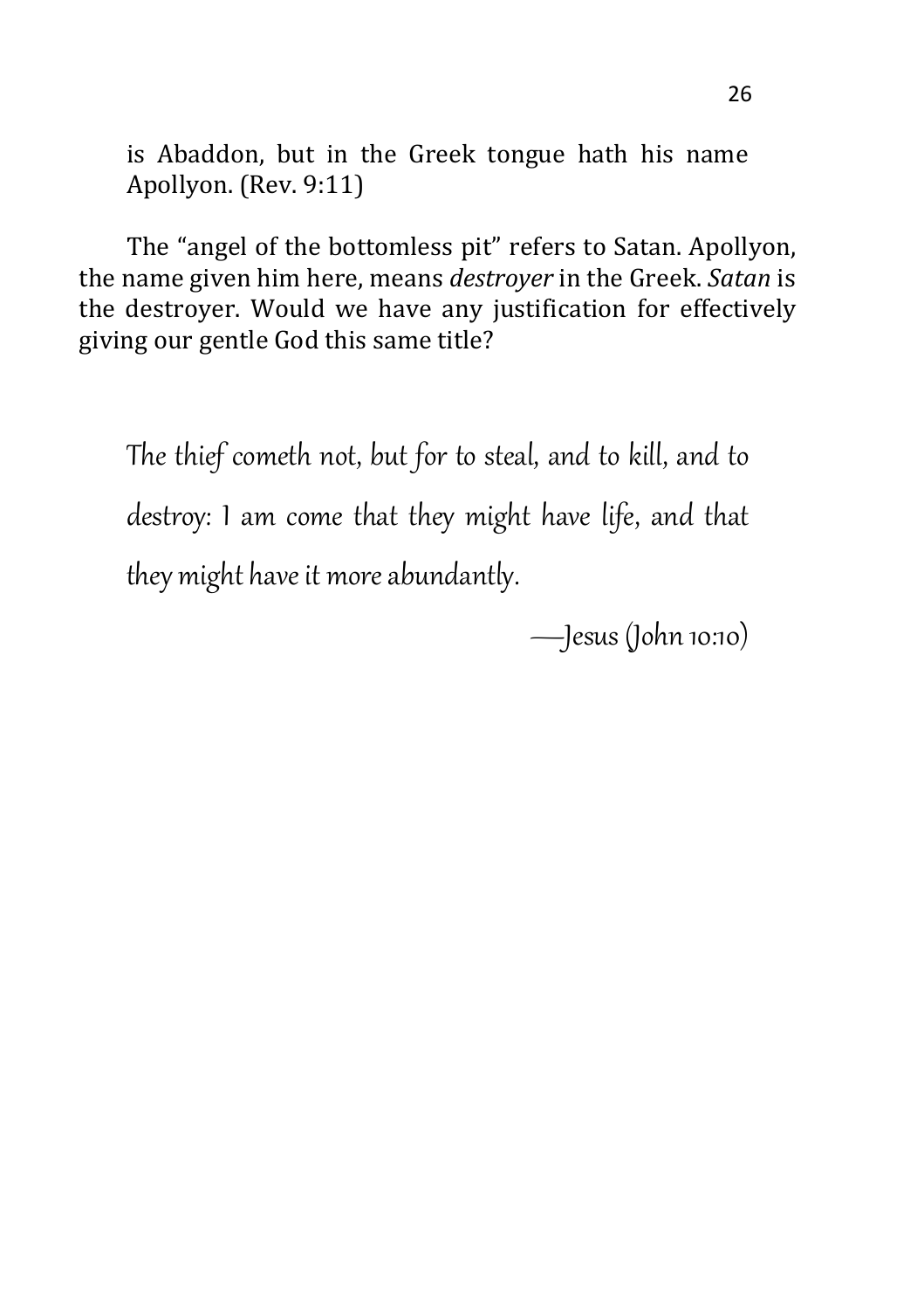> is Abaddon, but in the Greek tongue hath his name Apollyon. (Rev. 9:11)

The “angel of the bottomless pit” refers to Satan. Apollyon, the name given him here, means *destroyer* in the Greek. *Satan* is the destroyer. Would we have any justification for effectively giving our gentle God this same title?

> *The thief cometh not, but for to steal, and to kill, and to destroy: I am come that they might have life, and that they might have it more abundantly.*
>
> *—Jesus (John 10:10)*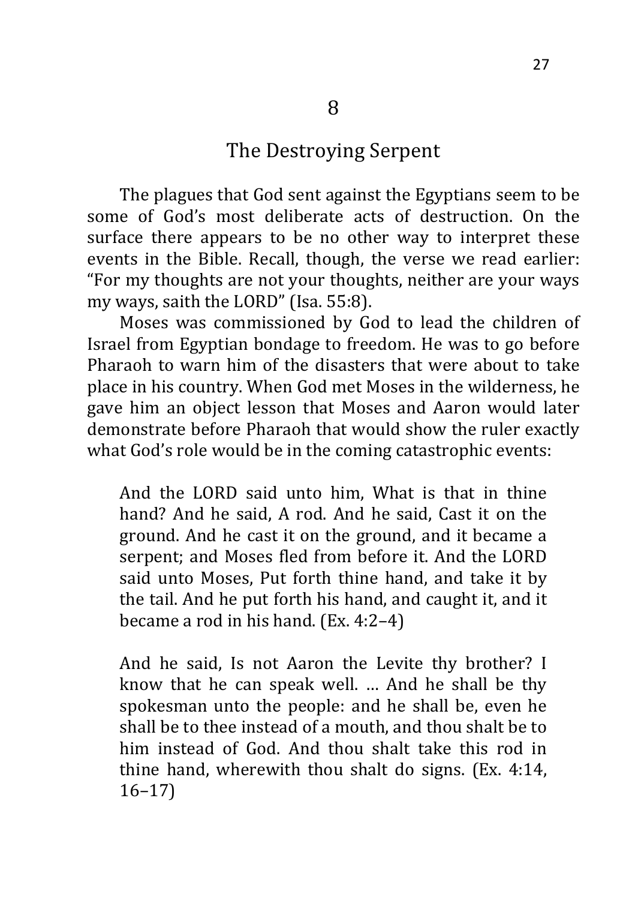# 8

## The Destroying Serpent

The plagues that God sent against the Egyptians seem to be some of God's most deliberate acts of destruction. On the surface there appears to be no other way to interpret these events in the Bible. Recall, though, the verse we read earlier: "For my thoughts are not your thoughts, neither are your ways my ways, saith the LORD" (Isa. 55:8).

Moses was commissioned by God to lead the children of Israel from Egyptian bondage to freedom. He was to go before Pharaoh to warn him of the disasters that were about to take place in his country. When God met Moses in the wilderness, he gave him an object lesson that Moses and Aaron would later demonstrate before Pharaoh that would show the ruler exactly what God's role would be in the coming catastrophic events:

> And the LORD said unto him, What is that in thine hand? And he said, A rod. And he said, Cast it on the ground. And he cast it on the ground, and it became a serpent; and Moses fled from before it. And the LORD said unto Moses, Put forth thine hand, and take it by the tail. And he put forth his hand, and caught it, and it became a rod in his hand. (Ex. 4:2–4)

> And he said, Is not Aaron the Levite thy brother? I know that he can speak well. … And he shall be thy spokesman unto the people: and he shall be, even he shall be to thee instead of a mouth, and thou shalt be to him instead of God. And thou shalt take this rod in thine hand, wherewith thou shalt do signs. (Ex. 4:14, 16–17)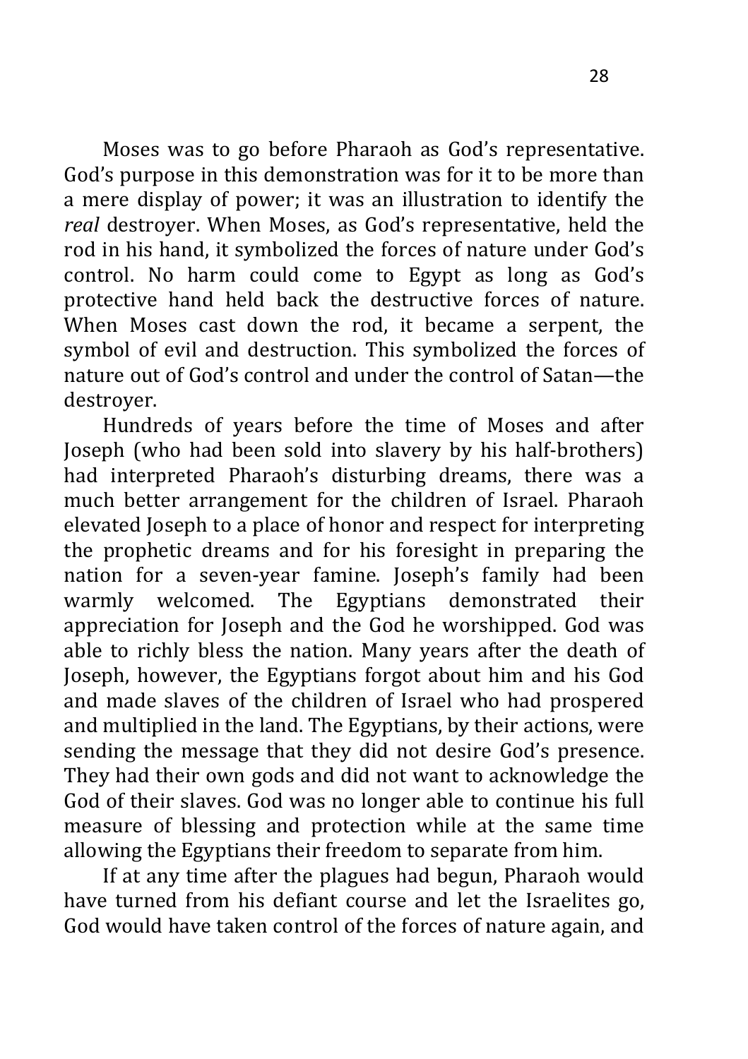Moses was to go before Pharaoh as God's representative. God's purpose in this demonstration was for it to be more than a mere display of power; it was an illustration to identify the *real* destroyer. When Moses, as God's representative, held the rod in his hand, it symbolized the forces of nature under God's control. No harm could come to Egypt as long as God's protective hand held back the destructive forces of nature. When Moses cast down the rod, it became a serpent, the symbol of evil and destruction. This symbolized the forces of nature out of God's control and under the control of Satan—the destroyer.

Hundreds of years before the time of Moses and after Joseph (who had been sold into slavery by his half-brothers) had interpreted Pharaoh's disturbing dreams, there was a much better arrangement for the children of Israel. Pharaoh elevated Joseph to a place of honor and respect for interpreting the prophetic dreams and for his foresight in preparing the nation for a seven-year famine. Joseph's family had been warmly welcomed. The Egyptians demonstrated their appreciation for Joseph and the God he worshipped. God was able to richly bless the nation. Many years after the death of Joseph, however, the Egyptians forgot about him and his God and made slaves of the children of Israel who had prospered and multiplied in the land. The Egyptians, by their actions, were sending the message that they did not desire God's presence. They had their own gods and did not want to acknowledge the God of their slaves. God was no longer able to continue his full measure of blessing and protection while at the same time allowing the Egyptians their freedom to separate from him.

If at any time after the plagues had begun, Pharaoh would have turned from his defiant course and let the Israelites go, God would have taken control of the forces of nature again, and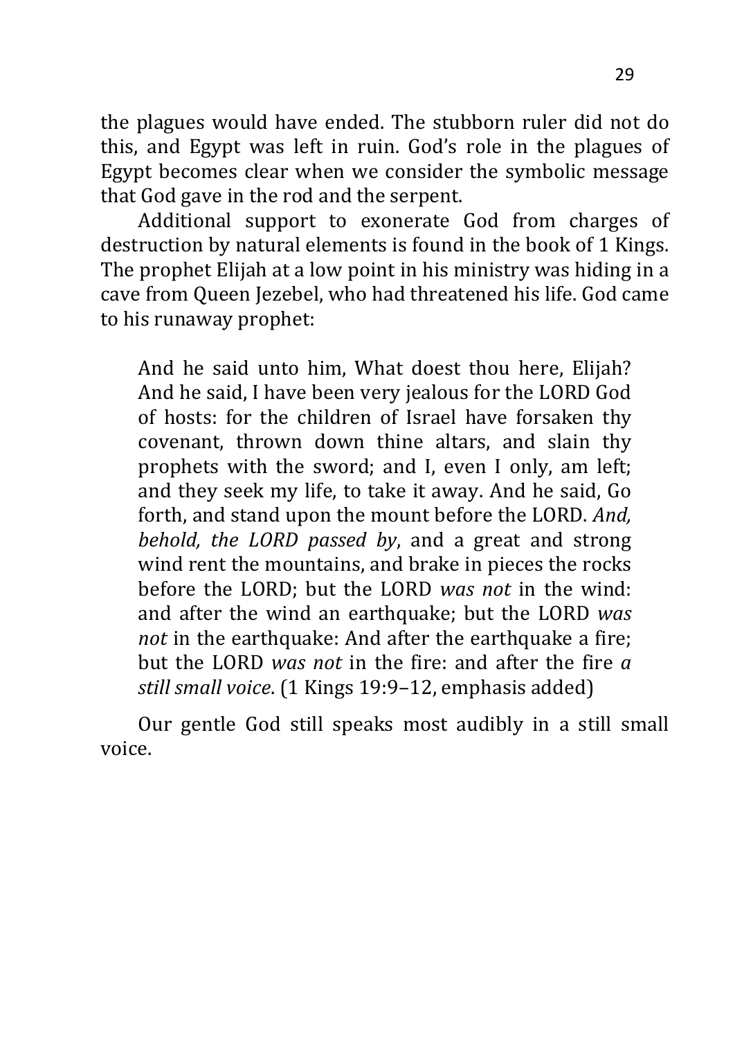the plagues would have ended. The stubborn ruler did not do this, and Egypt was left in ruin. God's role in the plagues of Egypt becomes clear when we consider the symbolic message that God gave in the rod and the serpent.

Additional support to exonerate God from charges of destruction by natural elements is found in the book of 1 Kings. The prophet Elijah at a low point in his ministry was hiding in a cave from Queen Jezebel, who had threatened his life. God came to his runaway prophet:

> And he said unto him, What doest thou here, Elijah? And he said, I have been very jealous for the LORD God of hosts: for the children of Israel have forsaken thy covenant, thrown down thine altars, and slain thy prophets with the sword; and I, even I only, am left; and they seek my life, to take it away. And he said, Go forth, and stand upon the mount before the LORD. *And, behold, the LORD passed by*, and a great and strong wind rent the mountains, and brake in pieces the rocks before the LORD; but the LORD *was not* in the wind: and after the wind an earthquake; but the LORD *was not* in the earthquake: And after the earthquake a fire; but the LORD *was not* in the fire: and after the fire *a still small voice*. (1 Kings 19:9–12, emphasis added)

Our gentle God still speaks most audibly in a still small voice.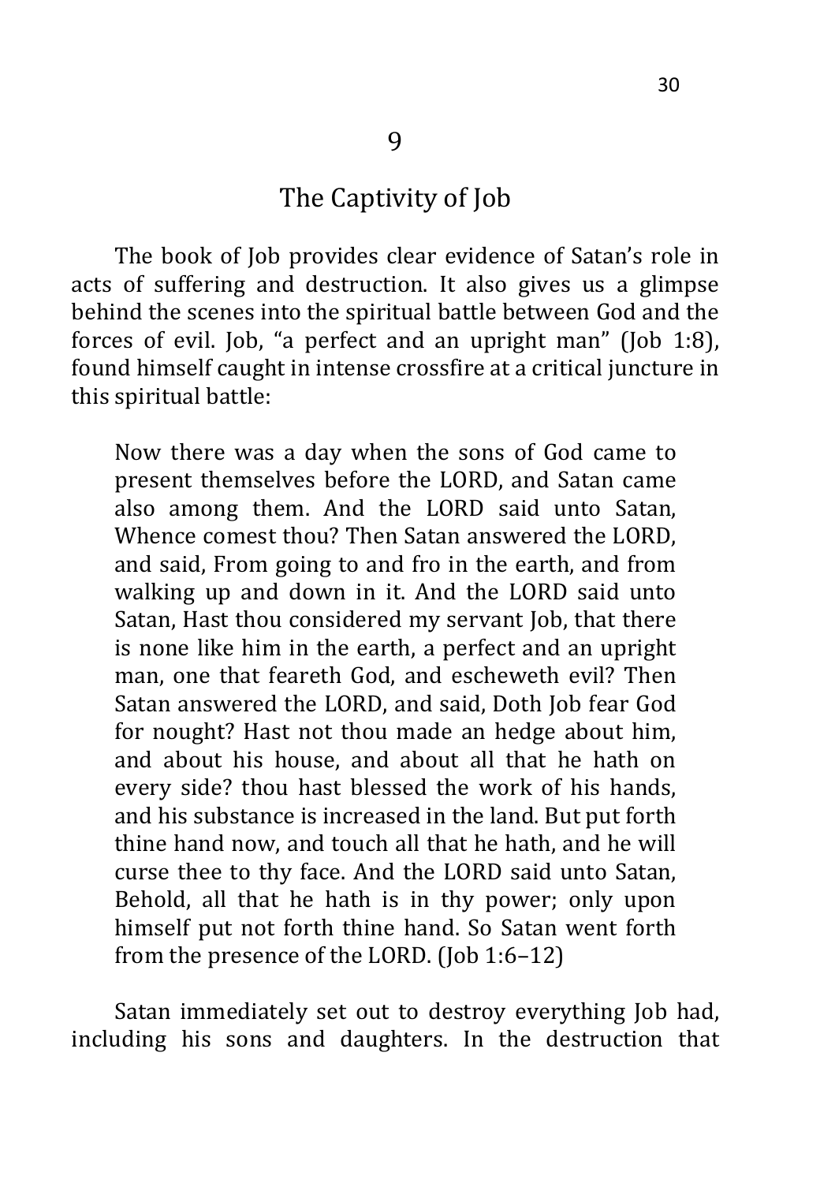## 9

## The Captivity of Job

The book of Job provides clear evidence of Satan's role in acts of suffering and destruction. It also gives us a glimpse behind the scenes into the spiritual battle between God and the forces of evil. Job, "a perfect and an upright man" (Job 1:8), found himself caught in intense crossfire at a critical juncture in this spiritual battle:

> Now there was a day when the sons of God came to present themselves before the LORD, and Satan came also among them. And the LORD said unto Satan, Whence comest thou? Then Satan answered the LORD, and said, From going to and fro in the earth, and from walking up and down in it. And the LORD said unto Satan, Hast thou considered my servant Job, that there is none like him in the earth, a perfect and an upright man, one that feareth God, and escheweth evil? Then Satan answered the LORD, and said, Doth Job fear God for nought? Hast not thou made an hedge about him, and about his house, and about all that he hath on every side? thou hast blessed the work of his hands, and his substance is increased in the land. But put forth thine hand now, and touch all that he hath, and he will curse thee to thy face. And the LORD said unto Satan, Behold, all that he hath is in thy power; only upon himself put not forth thine hand. So Satan went forth from the presence of the LORD. (Job 1:6–12)

Satan immediately set out to destroy everything Job had, including his sons and daughters. In the destruction that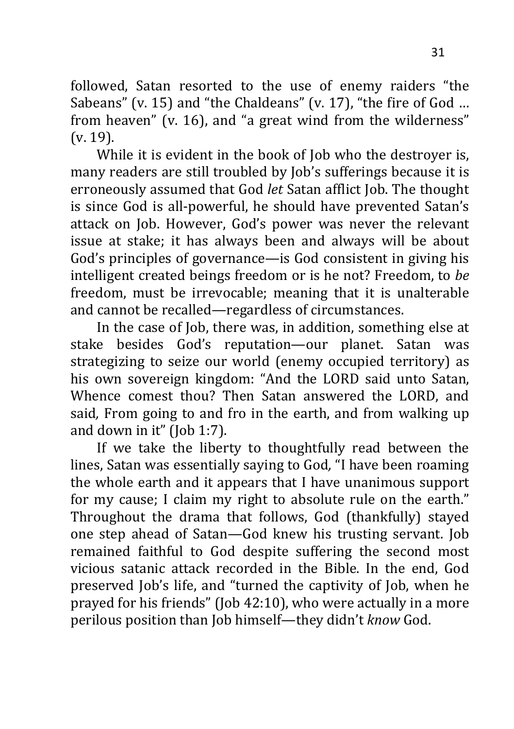followed, Satan resorted to the use of enemy raiders "the Sabeans" (v. 15) and "the Chaldeans" (v. 17), "the fire of God … from heaven" (v. 16), and "a great wind from the wilderness" (v. 19).

While it is evident in the book of Job who the destroyer is, many readers are still troubled by Job's sufferings because it is erroneously assumed that God *let* Satan afflict Job. The thought is since God is all-powerful, he should have prevented Satan's attack on Job. However, God's power was never the relevant issue at stake; it has always been and always will be about God's principles of governance—is God consistent in giving his intelligent created beings freedom or is he not? Freedom, to *be* freedom, must be irrevocable; meaning that it is unalterable and cannot be recalled—regardless of circumstances.

In the case of Job, there was, in addition, something else at stake besides God's reputation—our planet. Satan was strategizing to seize our world (enemy occupied territory) as his own sovereign kingdom: "And the LORD said unto Satan, Whence comest thou? Then Satan answered the LORD, and said, From going to and fro in the earth, and from walking up and down in it" (Job 1:7).

If we take the liberty to thoughtfully read between the lines, Satan was essentially saying to God, "I have been roaming the whole earth and it appears that I have unanimous support for my cause; I claim my right to absolute rule on the earth." Throughout the drama that follows, God (thankfully) stayed one step ahead of Satan—God knew his trusting servant. Job remained faithful to God despite suffering the second most vicious satanic attack recorded in the Bible. In the end, God preserved Job's life, and "turned the captivity of Job, when he prayed for his friends" (Job 42:10), who were actually in a more perilous position than Job himself—they didn't *know* God.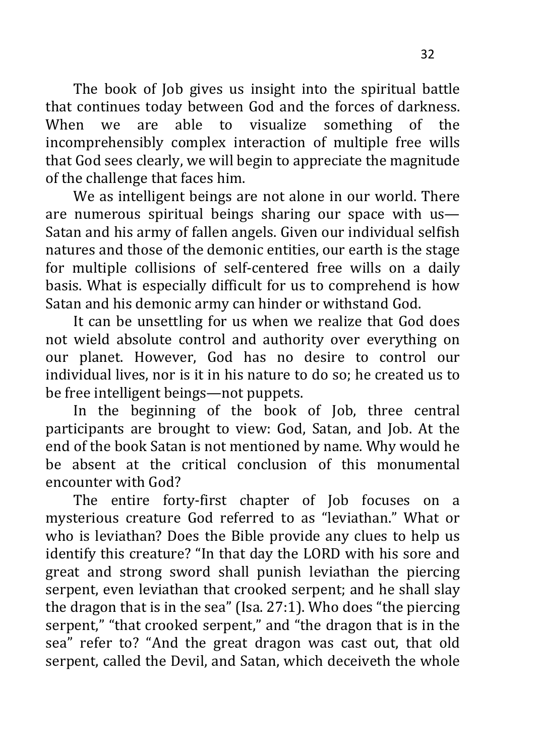The book of Job gives us insight into the spiritual battle that continues today between God and the forces of darkness. When we are able to visualize something of the incomprehensibly complex interaction of multiple free wills that God sees clearly, we will begin to appreciate the magnitude of the challenge that faces him.

We as intelligent beings are not alone in our world. There are numerous spiritual beings sharing our space with us—Satan and his army of fallen angels. Given our individual selfish natures and those of the demonic entities, our earth is the stage for multiple collisions of self-centered free wills on a daily basis. What is especially difficult for us to comprehend is how Satan and his demonic army can hinder or withstand God.

It can be unsettling for us when we realize that God does not wield absolute control and authority over everything on our planet. However, God has no desire to control our individual lives, nor is it in his nature to do so; he created us to be free intelligent beings—not puppets.

In the beginning of the book of Job, three central participants are brought to view: God, Satan, and Job. At the end of the book Satan is not mentioned by name. Why would he be absent at the critical conclusion of this monumental encounter with God?

The entire forty-first chapter of Job focuses on a mysterious creature God referred to as "leviathan." What or who is leviathan? Does the Bible provide any clues to help us identify this creature? "In that day the LORD with his sore and great and strong sword shall punish leviathan the piercing serpent, even leviathan that crooked serpent; and he shall slay the dragon that is in the sea" (Isa. 27:1). Who does "the piercing serpent," "that crooked serpent," and "the dragon that is in the sea" refer to? "And the great dragon was cast out, that old serpent, called the Devil, and Satan, which deceiveth the whole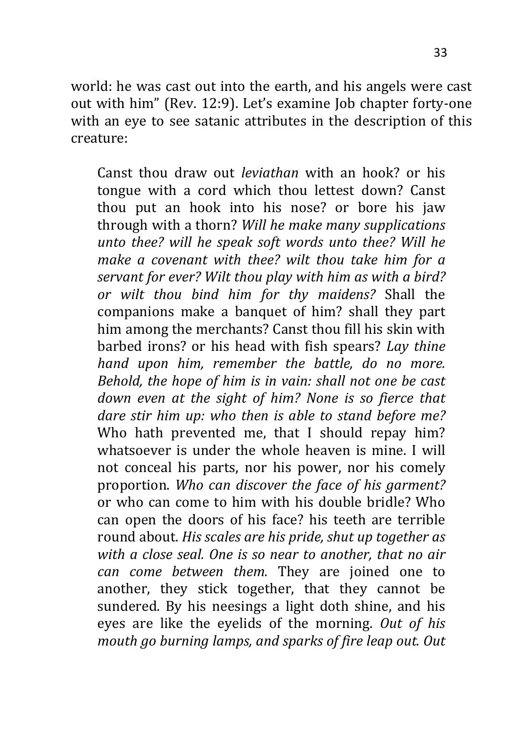world: he was cast out into the earth, and his angels were cast out with him" (Rev. 12:9). Let's examine Job chapter forty-one with an eye to see satanic attributes in the description of this creature:

> Canst thou draw out *leviathan* with an hook? or his tongue with a cord which thou lettest down? Canst thou put an hook into his nose? or bore his jaw through with a thorn? *Will he make many supplications unto thee? will he speak soft words unto thee? Will he make a covenant with thee? wilt thou take him for a servant for ever? Wilt thou play with him as with a bird? or wilt thou bind him for thy maidens?* Shall the companions make a banquet of him? shall they part him among the merchants? Canst thou fill his skin with barbed irons? or his head with fish spears? *Lay thine hand upon him, remember the battle, do no more. Behold, the hope of him is in vain: shall not one be cast down even at the sight of him? None is so fierce that dare stir him up: who then is able to stand before me?* Who hath prevented me, that I should repay him? whatsoever is under the whole heaven is mine. I will not conceal his parts, nor his power, nor his comely proportion. *Who can discover the face of his garment?* or who can come to him with his double bridle? Who can open the doors of his face? his teeth are terrible round about. *His scales are his pride, shut up together as with a close seal. One is so near to another, that no air can come between them.* They are joined one to another, they stick together, that they cannot be sundered. By his neesings a light doth shine, and his eyes are like the eyelids of the morning. *Out of his mouth go burning lamps, and sparks of fire leap out. Out*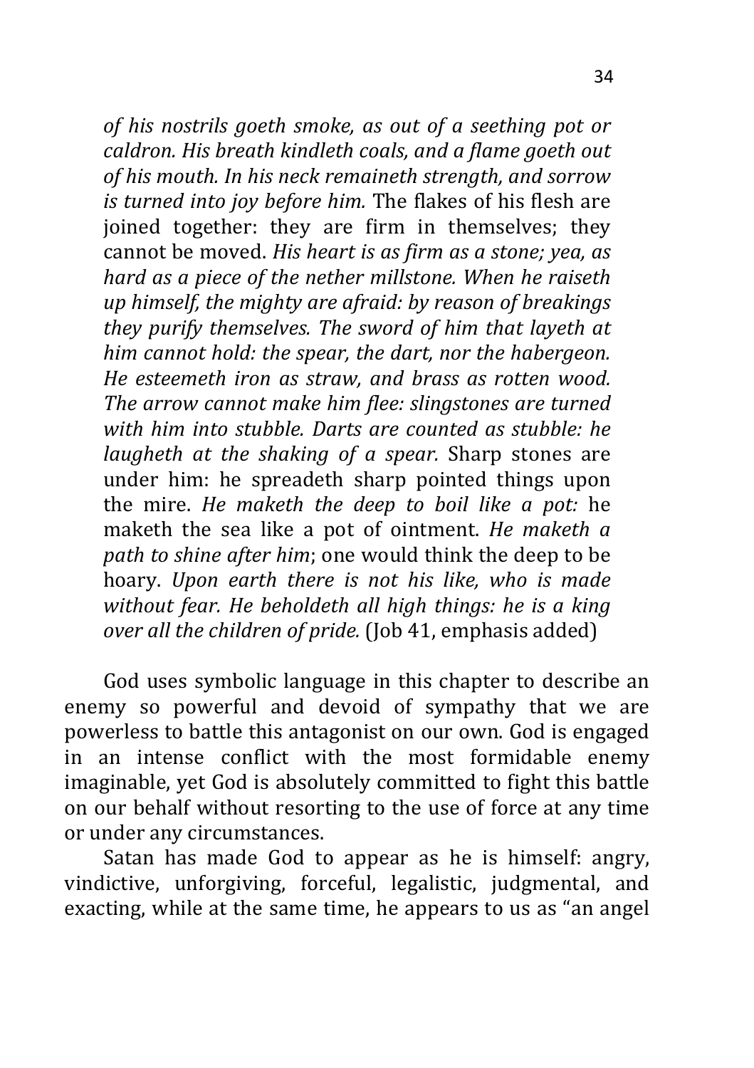*of his nostrils goeth smoke, as out of a seething pot or caldron. His breath kindleth coals, and a flame goeth out of his mouth. In his neck remaineth strength, and sorrow is turned into joy before him.* The flakes of his flesh are joined together: they are firm in themselves; they cannot be moved. *His heart is as firm as a stone; yea, as hard as a piece of the nether millstone. When he raiseth up himself, the mighty are afraid: by reason of breakings they purify themselves. The sword of him that layeth at him cannot hold: the spear, the dart, nor the habergeon. He esteemeth iron as straw, and brass as rotten wood. The arrow cannot make him flee: slingstones are turned with him into stubble. Darts are counted as stubble: he laugheth at the shaking of a spear.* Sharp stones are under him: he spreadeth sharp pointed things upon the mire. *He maketh the deep to boil like a pot:* he maketh the sea like a pot of ointment. *He maketh a path to shine after him*; one would think the deep to be hoary. *Upon earth there is not his like, who is made without fear. He beholdeth all high things: he is a king over all the children of pride.* (Job 41, emphasis added)

God uses symbolic language in this chapter to describe an enemy so powerful and devoid of sympathy that we are powerless to battle this antagonist on our own. God is engaged in an intense conflict with the most formidable enemy imaginable, yet God is absolutely committed to fight this battle on our behalf without resorting to the use of force at any time or under any circumstances.

Satan has made God to appear as he is himself: angry, vindictive, unforgiving, forceful, legalistic, judgmental, and exacting, while at the same time, he appears to us as "an angel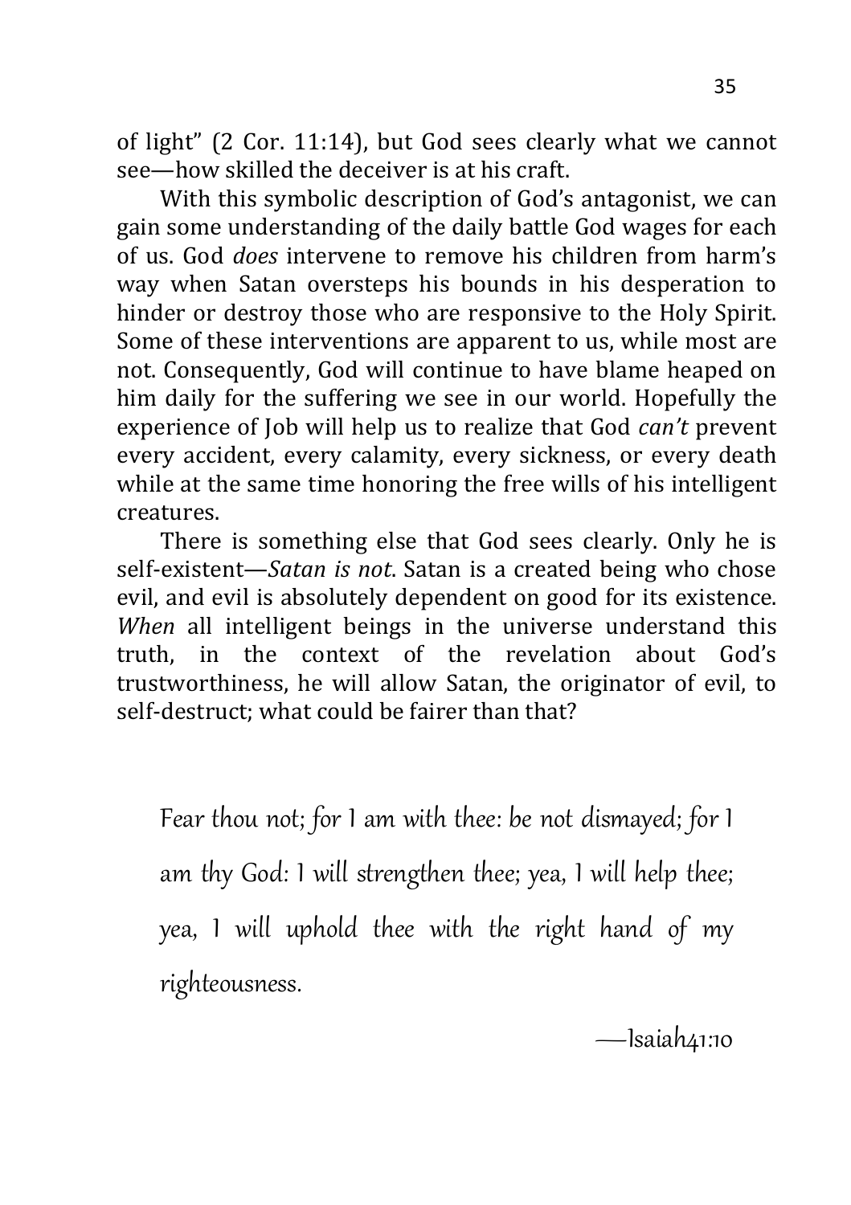of light" (2 Cor. 11:14), but God sees clearly what we cannot see—how skilled the deceiver is at his craft.

With this symbolic description of God's antagonist, we can gain some understanding of the daily battle God wages for each of us. God *does* intervene to remove his children from harm's way when Satan oversteps his bounds in his desperation to hinder or destroy those who are responsive to the Holy Spirit. Some of these interventions are apparent to us, while most are not. Consequently, God will continue to have blame heaped on him daily for the suffering we see in our world. Hopefully the experience of Job will help us to realize that God *can't* prevent every accident, every calamity, every sickness, or every death while at the same time honoring the free wills of his intelligent creatures.

There is something else that God sees clearly. Only he is self-existent—*Satan is not*. Satan is a created being who chose evil, and evil is absolutely dependent on good for its existence. *When* all intelligent beings in the universe understand this truth, in the context of the revelation about God's trustworthiness, he will allow Satan, the originator of evil, to self-destruct; what could be fairer than that?

> Fear thou not; for I am with thee: be not dismayed; for I am thy God: I will strengthen thee; yea, I will help thee; yea, I will uphold thee with the right hand of my righteousness.
>
> —Isaiah41:10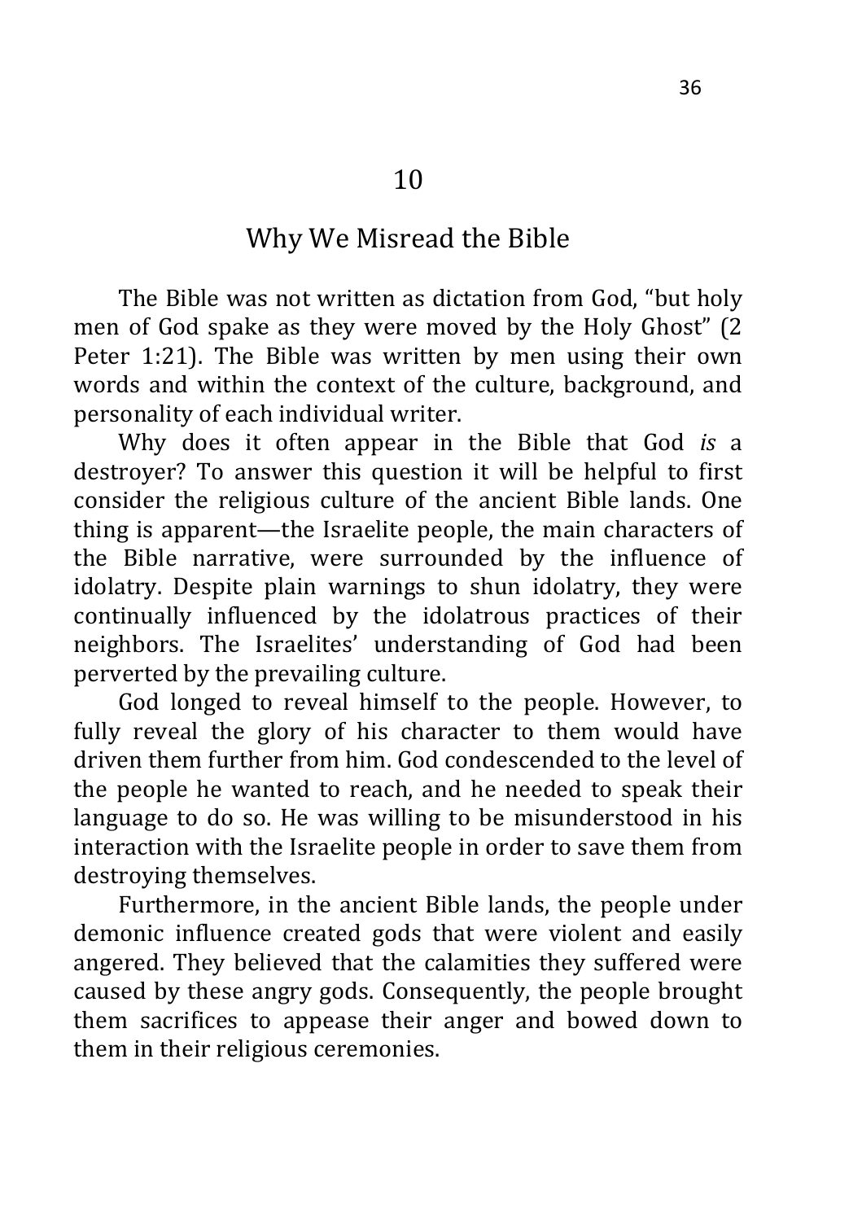# 10

## Why We Misread the Bible

The Bible was not written as dictation from God, "but holy men of God spake as they were moved by the Holy Ghost" (2 Peter 1:21). The Bible was written by men using their own words and within the context of the culture, background, and personality of each individual writer.

Why does it often appear in the Bible that God *is* a destroyer? To answer this question it will be helpful to first consider the religious culture of the ancient Bible lands. One thing is apparent—the Israelite people, the main characters of the Bible narrative, were surrounded by the influence of idolatry. Despite plain warnings to shun idolatry, they were continually influenced by the idolatrous practices of their neighbors. The Israelites' understanding of God had been perverted by the prevailing culture.

God longed to reveal himself to the people. However, to fully reveal the glory of his character to them would have driven them further from him. God condescended to the level of the people he wanted to reach, and he needed to speak their language to do so. He was willing to be misunderstood in his interaction with the Israelite people in order to save them from destroying themselves.

Furthermore, in the ancient Bible lands, the people under demonic influence created gods that were violent and easily angered. They believed that the calamities they suffered were caused by these angry gods. Consequently, the people brought them sacrifices to appease their anger and bowed down to them in their religious ceremonies.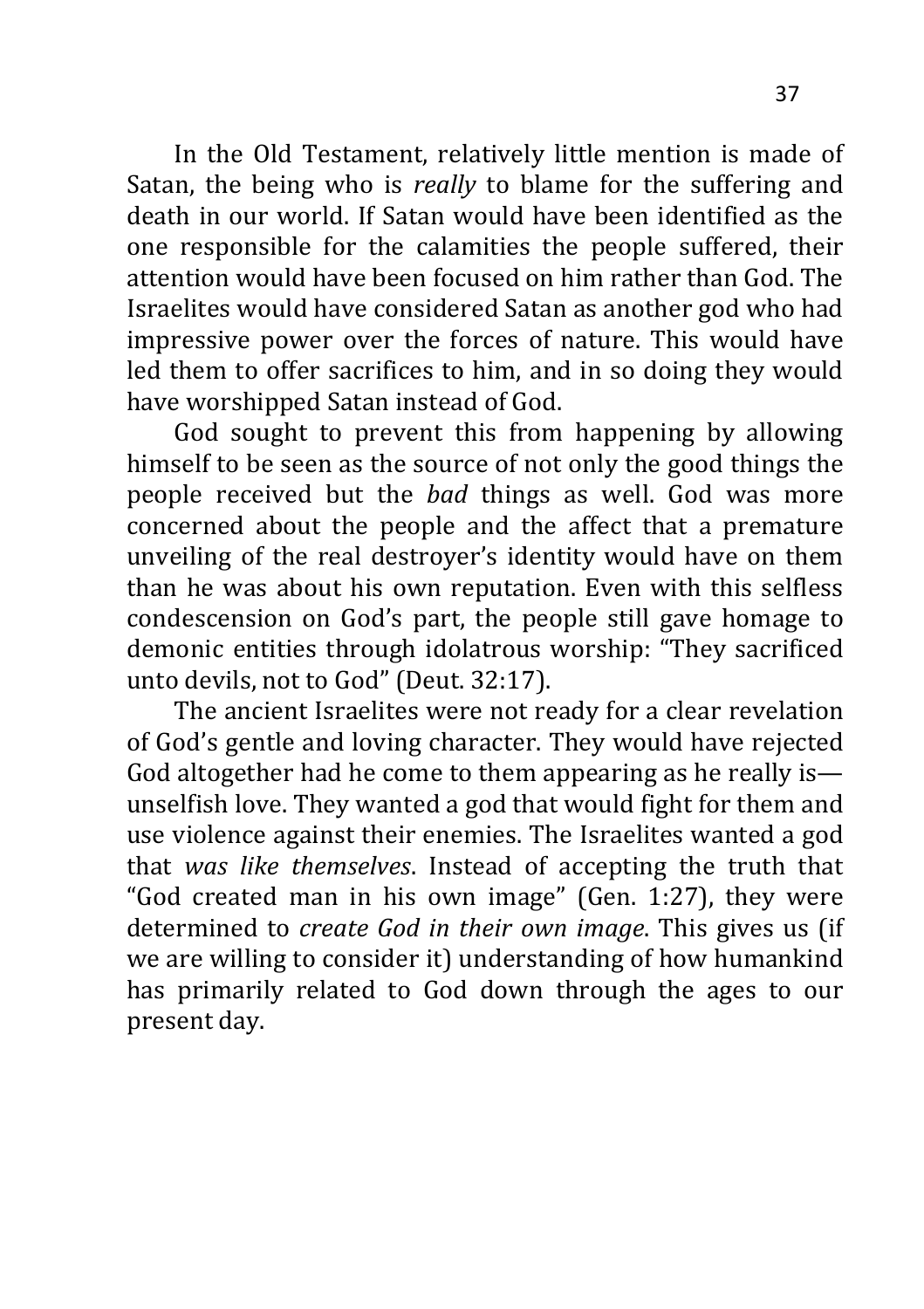In the Old Testament, relatively little mention is made of Satan, the being who is *really* to blame for the suffering and death in our world. If Satan would have been identified as the one responsible for the calamities the people suffered, their attention would have been focused on him rather than God. The Israelites would have considered Satan as another god who had impressive power over the forces of nature. This would have led them to offer sacrifices to him, and in so doing they would have worshipped Satan instead of God.

God sought to prevent this from happening by allowing himself to be seen as the source of not only the good things the people received but the *bad* things as well. God was more concerned about the people and the affect that a premature unveiling of the real destroyer's identity would have on them than he was about his own reputation. Even with this selfless condescension on God's part, the people still gave homage to demonic entities through idolatrous worship: "They sacrificed unto devils, not to God" (Deut. 32:17).

The ancient Israelites were not ready for a clear revelation of God's gentle and loving character. They would have rejected God altogether had he come to them appearing as he really is—unselfish love. They wanted a god that would fight for them and use violence against their enemies. The Israelites wanted a god that *was like themselves*. Instead of accepting the truth that "God created man in his own image" (Gen. 1:27), they were determined to *create God in their own image*. This gives us (if we are willing to consider it) understanding of how humankind has primarily related to God down through the ages to our present day.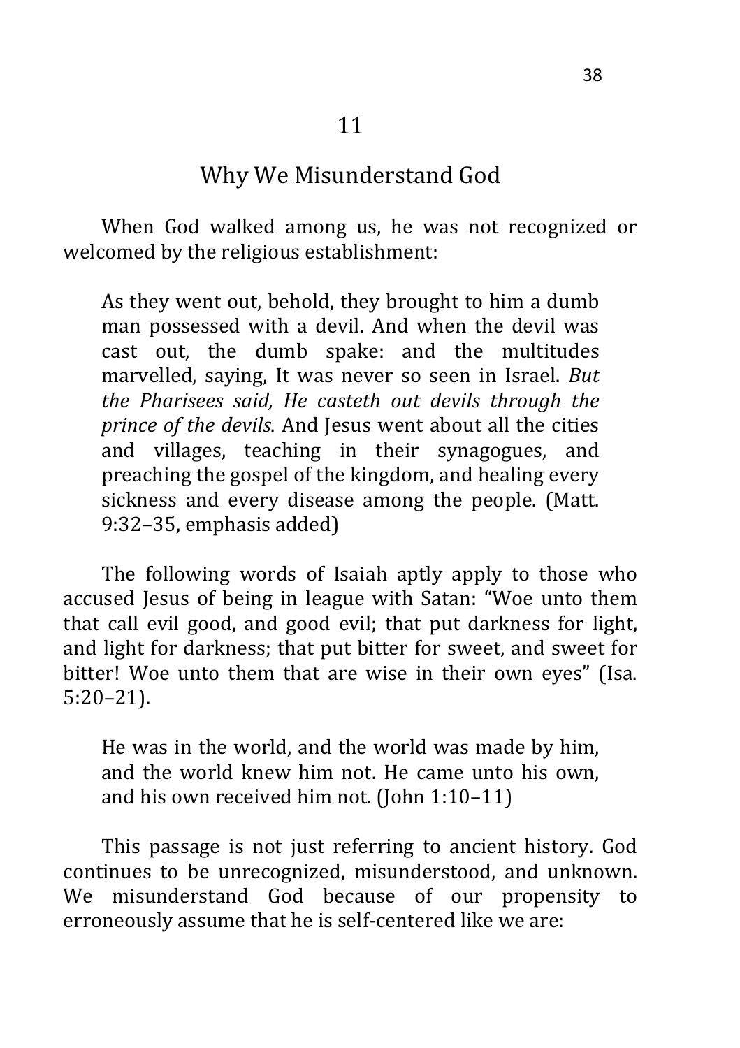## 11

## Why We Misunderstand God

When God walked among us, he was not recognized or welcomed by the religious establishment:

> As they went out, behold, they brought to him a dumb man possessed with a devil. And when the devil was cast out, the dumb spake: and the multitudes marvelled, saying, It was never so seen in Israel. *But the Pharisees said, He casteth out devils through the prince of the devils*. And Jesus went about all the cities and villages, teaching in their synagogues, and preaching the gospel of the kingdom, and healing every sickness and every disease among the people. (Matt. 9:32–35, emphasis added)

The following words of Isaiah aptly apply to those who accused Jesus of being in league with Satan: "Woe unto them that call evil good, and good evil; that put darkness for light, and light for darkness; that put bitter for sweet, and sweet for bitter! Woe unto them that are wise in their own eyes" (Isa. 5:20–21).

> He was in the world, and the world was made by him, and the world knew him not. He came unto his own, and his own received him not. (John 1:10–11)

This passage is not just referring to ancient history. God continues to be unrecognized, misunderstood, and unknown. We misunderstand God because of our propensity to erroneously assume that he is self-centered like we are: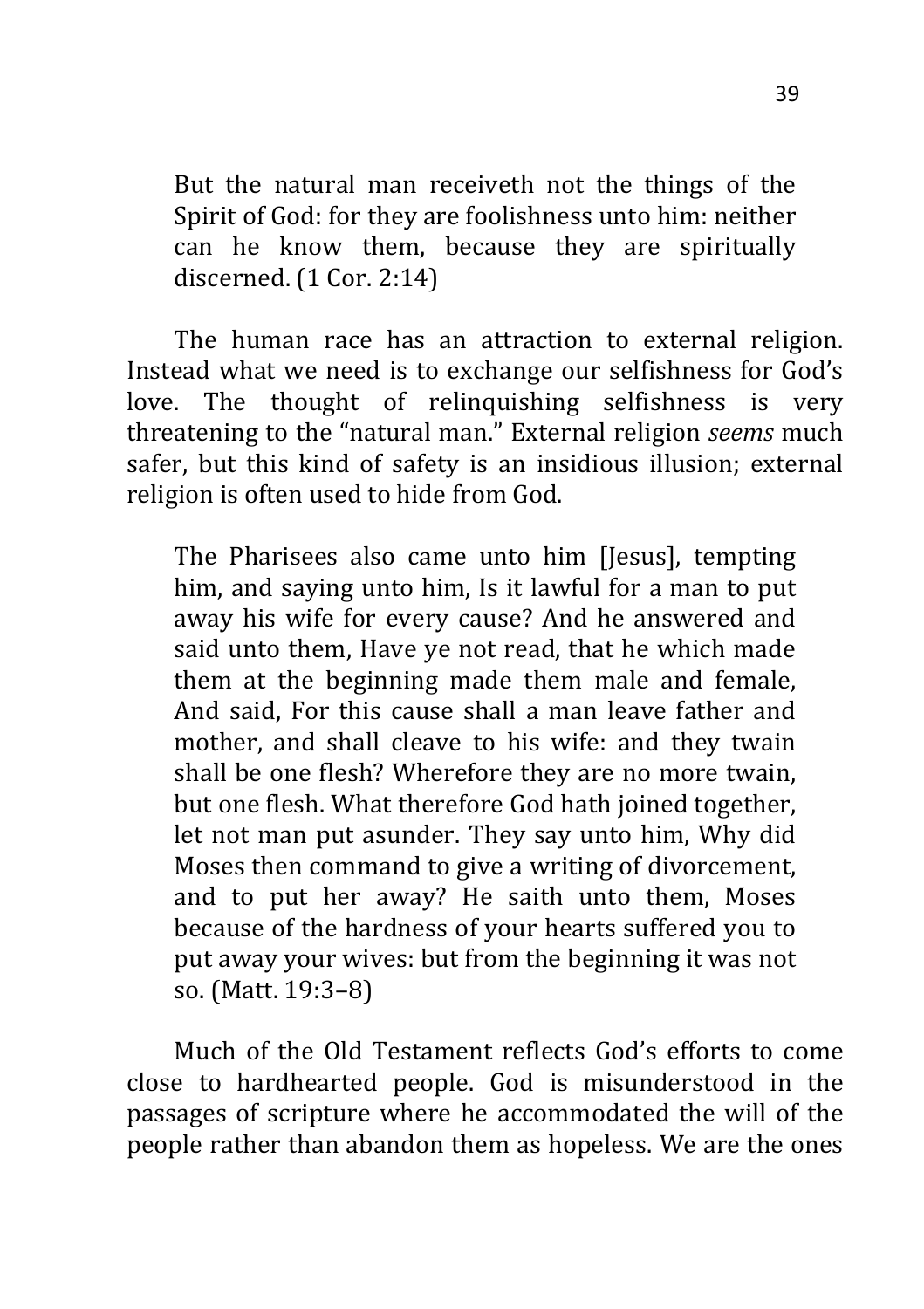> But the natural man receiveth not the things of the Spirit of God: for they are foolishness unto him: neither can he know them, because they are spiritually discerned. (1 Cor. 2:14)

The human race has an attraction to external religion. Instead what we need is to exchange our selfishness for God's love. The thought of relinquishing selfishness is very threatening to the "natural man." External religion *seems* much safer, but this kind of safety is an insidious illusion; external religion is often used to hide from God.

> The Pharisees also came unto him [Jesus], tempting him, and saying unto him, Is it lawful for a man to put away his wife for every cause? And he answered and said unto them, Have ye not read, that he which made them at the beginning made them male and female, And said, For this cause shall a man leave father and mother, and shall cleave to his wife: and they twain shall be one flesh? Wherefore they are no more twain, but one flesh. What therefore God hath joined together, let not man put asunder. They say unto him, Why did Moses then command to give a writing of divorcement, and to put her away? He saith unto them, Moses because of the hardness of your hearts suffered you to put away your wives: but from the beginning it was not so. (Matt. 19:3–8)

Much of the Old Testament reflects God's efforts to come close to hardhearted people. God is misunderstood in the passages of scripture where he accommodated the will of the people rather than abandon them as hopeless. We are the ones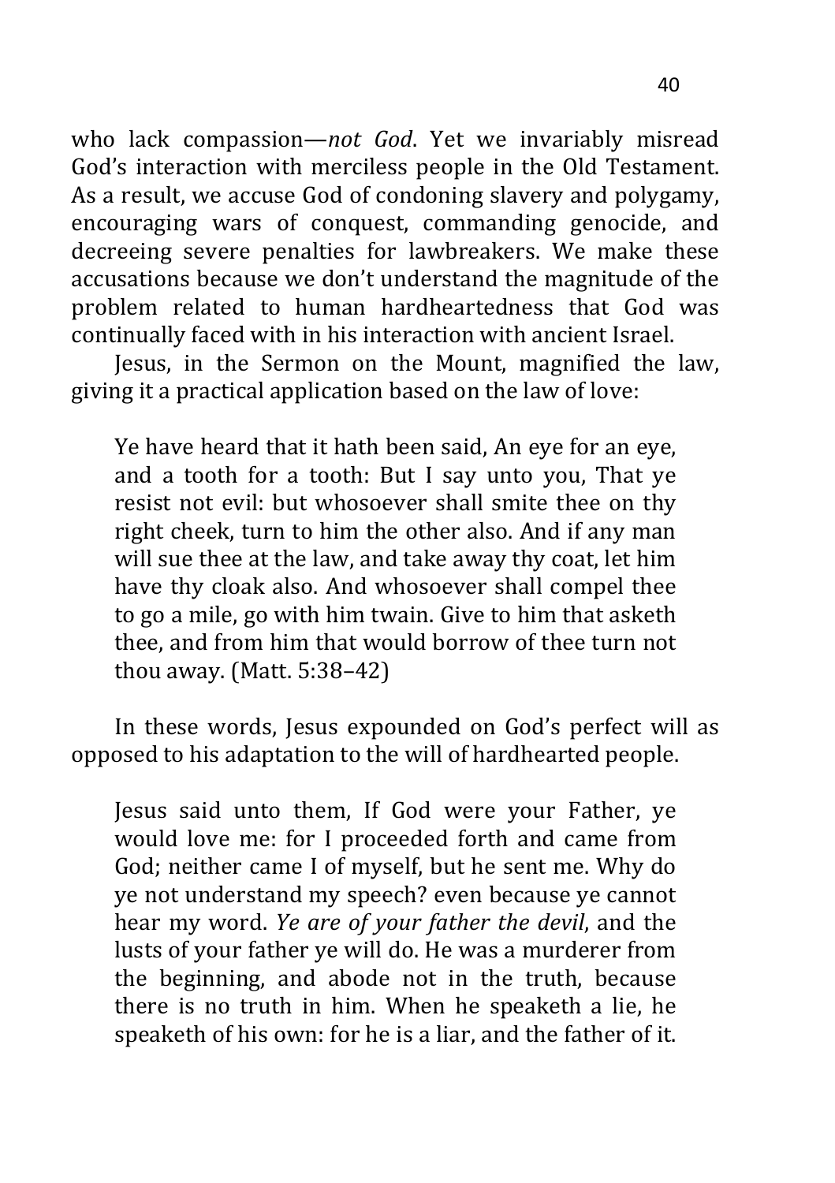who lack compassion—*not God*. Yet we invariably misread God's interaction with merciless people in the Old Testament. As a result, we accuse God of condoning slavery and polygamy, encouraging wars of conquest, commanding genocide, and decreeing severe penalties for lawbreakers. We make these accusations because we don't understand the magnitude of the problem related to human hardheartedness that God was continually faced with in his interaction with ancient Israel.

Jesus, in the Sermon on the Mount, magnified the law, giving it a practical application based on the law of love:

> Ye have heard that it hath been said, An eye for an eye, and a tooth for a tooth: But I say unto you, That ye resist not evil: but whosoever shall smite thee on thy right cheek, turn to him the other also. And if any man will sue thee at the law, and take away thy coat, let him have thy cloak also. And whosoever shall compel thee to go a mile, go with him twain. Give to him that asketh thee, and from him that would borrow of thee turn not thou away. (Matt. 5:38–42)

In these words, Jesus expounded on God's perfect will as opposed to his adaptation to the will of hardhearted people.

> Jesus said unto them, If God were your Father, ye would love me: for I proceeded forth and came from God; neither came I of myself, but he sent me. Why do ye not understand my speech? even because ye cannot hear my word. *Ye are of your father the devil*, and the lusts of your father ye will do. He was a murderer from the beginning, and abode not in the truth, because there is no truth in him. When he speaketh a lie, he speaketh of his own: for he is a liar, and the father of it.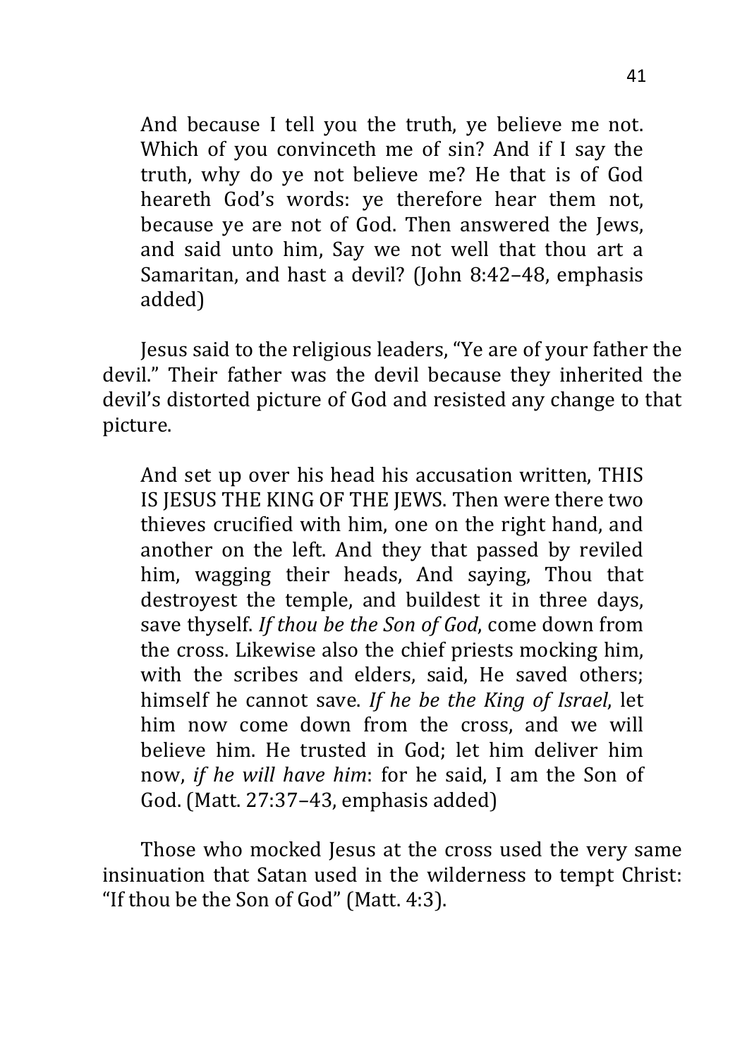> And because I tell you the truth, ye believe me not. Which of you convinceth me of sin? And if I say the truth, why do ye not believe me? He that is of God heareth God's words: ye therefore hear them not, because ye are not of God. Then answered the Jews, and said unto him, Say we not well that thou art a Samaritan, and hast a devil? (John 8:42–48, emphasis added)

Jesus said to the religious leaders, "Ye are of your father the devil." Their father was the devil because they inherited the devil's distorted picture of God and resisted any change to that picture.

> And set up over his head his accusation written, THIS IS JESUS THE KING OF THE JEWS. Then were there two thieves crucified with him, one on the right hand, and another on the left. And they that passed by reviled him, wagging their heads, And saying, Thou that destroyest the temple, and buildest it in three days, save thyself. *If thou be the Son of God*, come down from the cross. Likewise also the chief priests mocking him, with the scribes and elders, said, He saved others; himself he cannot save. *If he be the King of Israel*, let him now come down from the cross, and we will believe him. He trusted in God; let him deliver him now, *if he will have him*: for he said, I am the Son of God. (Matt. 27:37–43, emphasis added)

Those who mocked Jesus at the cross used the very same insinuation that Satan used in the wilderness to tempt Christ: "If thou be the Son of God" (Matt. 4:3).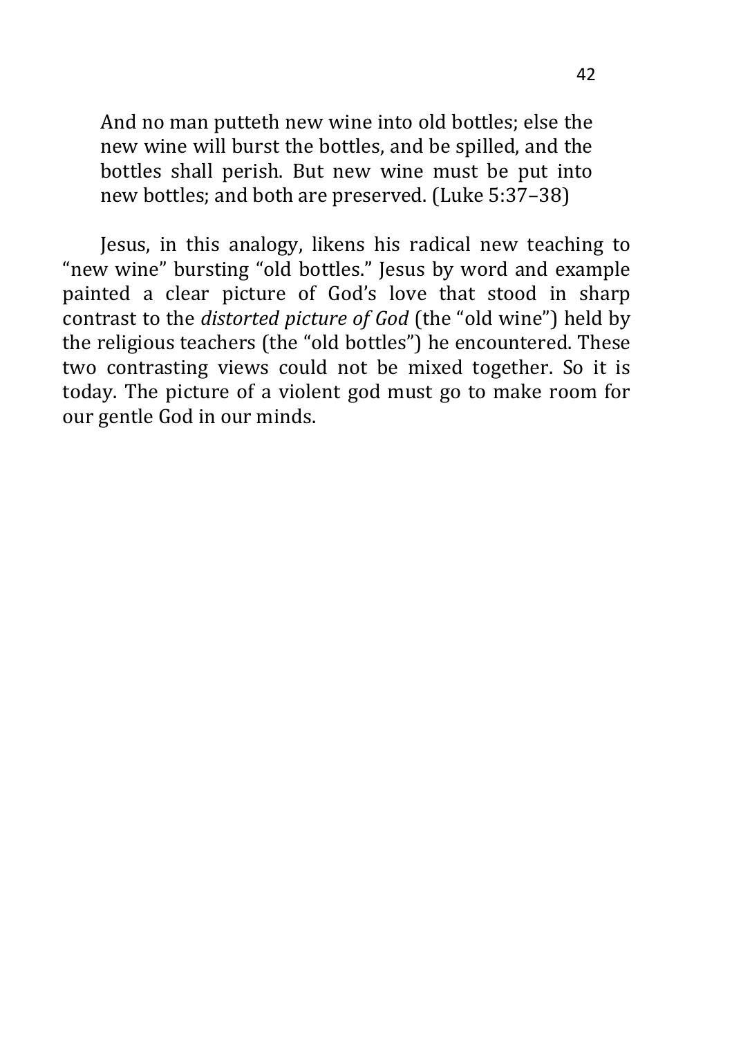> And no man putteth new wine into old bottles; else the new wine will burst the bottles, and be spilled, and the bottles shall perish. But new wine must be put into new bottles; and both are preserved. (Luke 5:37–38)

Jesus, in this analogy, likens his radical new teaching to “new wine” bursting “old bottles.” Jesus by word and example painted a clear picture of God’s love that stood in sharp contrast to the *distorted picture of God* (the “old wine”) held by the religious teachers (the “old bottles”) he encountered. These two contrasting views could not be mixed together. So it is today. The picture of a violent god must go to make room for our gentle God in our minds.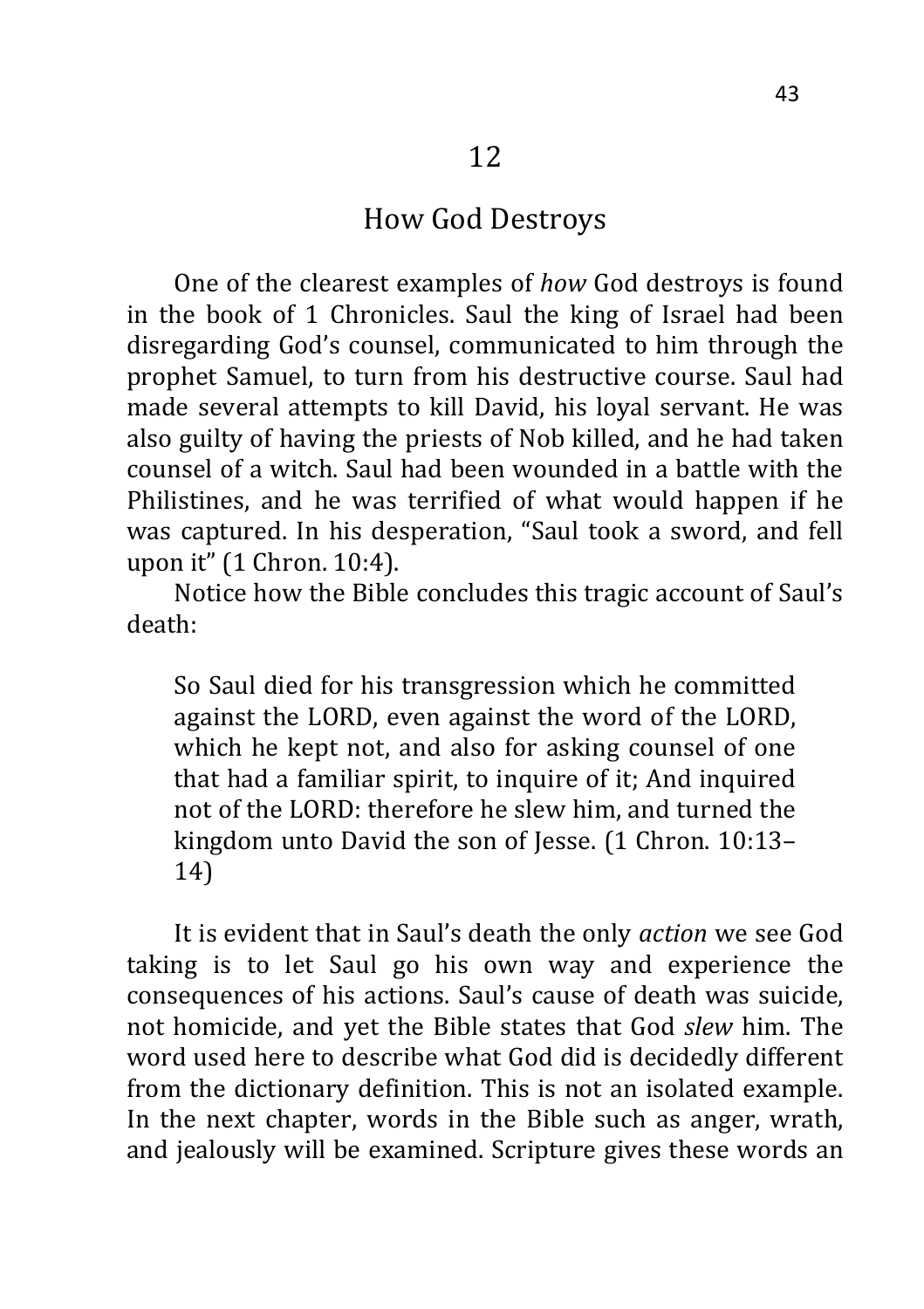# 12

## How God Destroys

One of the clearest examples of *how* God destroys is found in the book of 1 Chronicles. Saul the king of Israel had been disregarding God's counsel, communicated to him through the prophet Samuel, to turn from his destructive course. Saul had made several attempts to kill David, his loyal servant. He was also guilty of having the priests of Nob killed, and he had taken counsel of a witch. Saul had been wounded in a battle with the Philistines, and he was terrified of what would happen if he was captured. In his desperation, "Saul took a sword, and fell upon it" (1 Chron. 10:4).

Notice how the Bible concludes this tragic account of Saul's death:

> So Saul died for his transgression which he committed against the LORD, even against the word of the LORD, which he kept not, and also for asking counsel of one that had a familiar spirit, to inquire of it; And inquired not of the LORD: therefore he slew him, and turned the kingdom unto David the son of Jesse. (1 Chron. 10:13–14)

It is evident that in Saul's death the only *action* we see God taking is to let Saul go his own way and experience the consequences of his actions. Saul's cause of death was suicide, not homicide, and yet the Bible states that God *slew* him. The word used here to describe what God did is decidedly different from the dictionary definition. This is not an isolated example. In the next chapter, words in the Bible such as anger, wrath, and jealously will be examined. Scripture gives these words an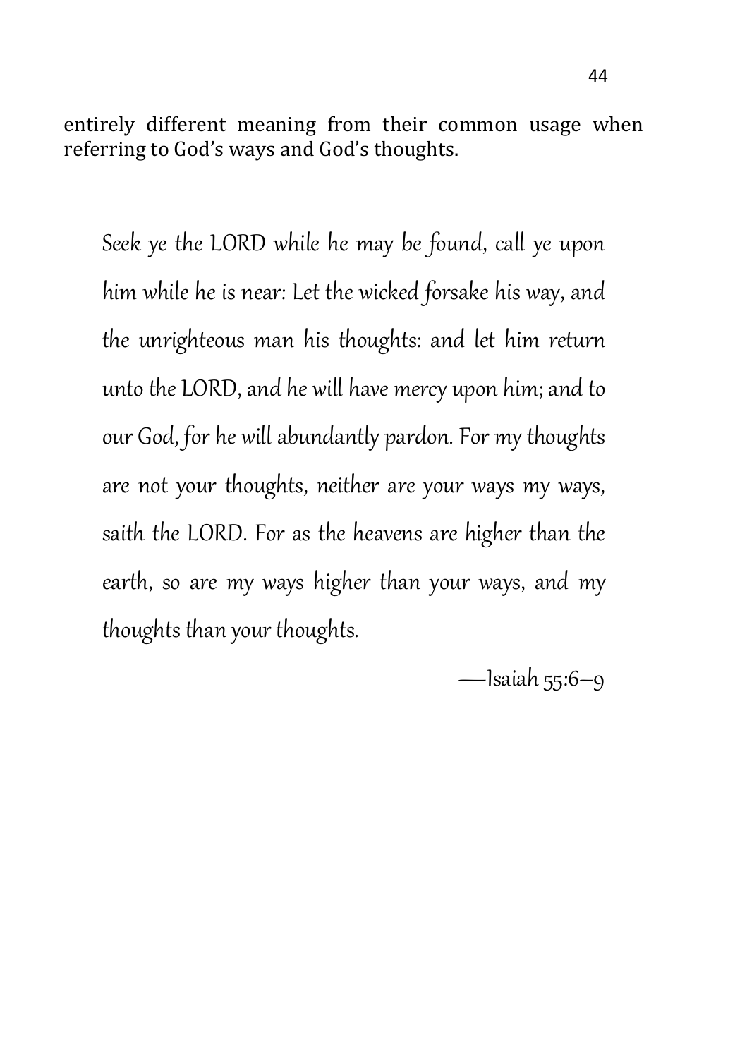entirely different meaning from their common usage when referring to God's ways and God's thoughts.

> *Seek ye the LORD while he may be found, call ye upon him while he is near: Let the wicked forsake his way, and the unrighteous man his thoughts: and let him return unto the LORD, and he will have mercy upon him; and to our God, for he will abundantly pardon. For my thoughts are not your thoughts, neither are your ways my ways, saith the LORD. For as the heavens are higher than the earth, so are my ways higher than your ways, and my thoughts than your thoughts.*
>
> —Isaiah 55:6–9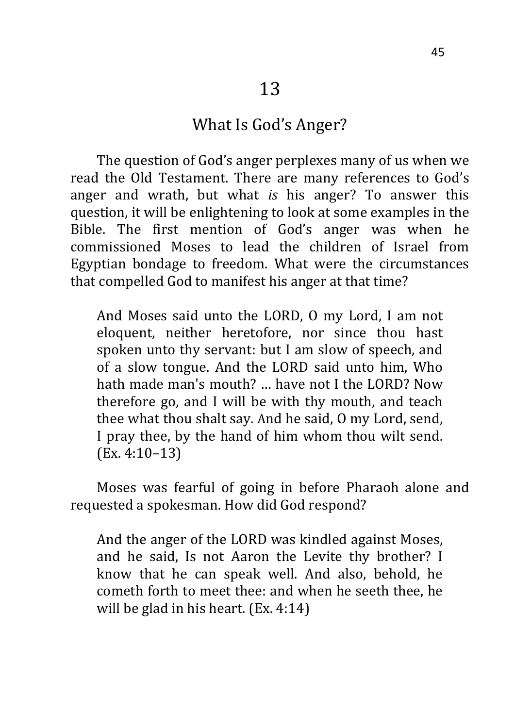# 13

## What Is God's Anger?

The question of God's anger perplexes many of us when we read the Old Testament. There are many references to God's anger and wrath, but what *is* his anger? To answer this question, it will be enlightening to look at some examples in the Bible. The first mention of God's anger was when he commissioned Moses to lead the children of Israel from Egyptian bondage to freedom. What were the circumstances that compelled God to manifest his anger at that time?

> And Moses said unto the LORD, O my Lord, I am not eloquent, neither heretofore, nor since thou hast spoken unto thy servant: but I am slow of speech, and of a slow tongue. And the LORD said unto him, Who hath made man's mouth? … have not I the LORD? Now therefore go, and I will be with thy mouth, and teach thee what thou shalt say. And he said, O my Lord, send, I pray thee, by the hand of him whom thou wilt send. (Ex. 4:10–13)

Moses was fearful of going in before Pharaoh alone and requested a spokesman. How did God respond?

> And the anger of the LORD was kindled against Moses, and he said, Is not Aaron the Levite thy brother? I know that he can speak well. And also, behold, he cometh forth to meet thee: and when he seeth thee, he will be glad in his heart. (Ex. 4:14)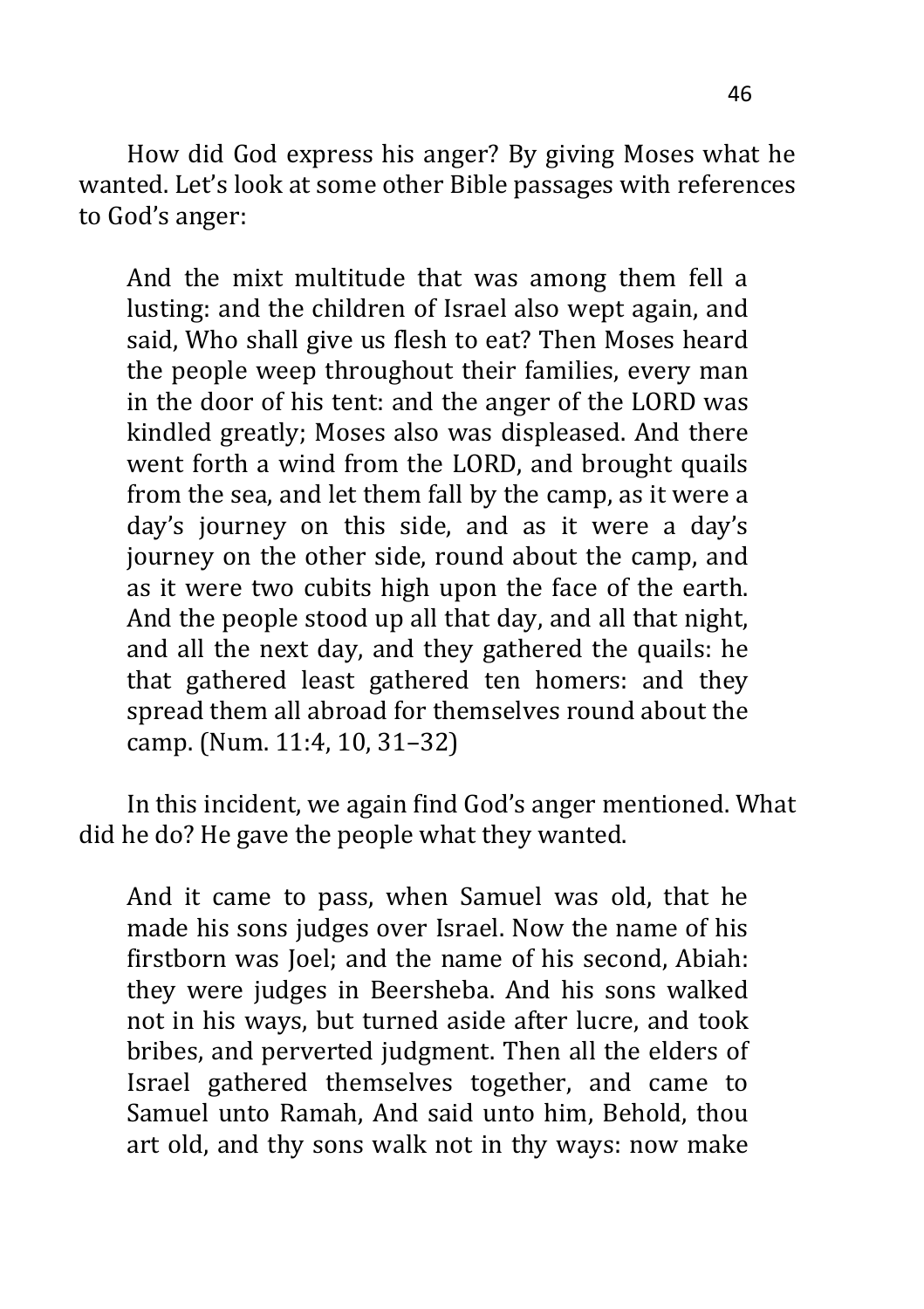How did God express his anger? By giving Moses what he wanted. Let's look at some other Bible passages with references to God's anger:

> And the mixt multitude that was among them fell a lusting: and the children of Israel also wept again, and said, Who shall give us flesh to eat? Then Moses heard the people weep throughout their families, every man in the door of his tent: and the anger of the LORD was kindled greatly; Moses also was displeased. And there went forth a wind from the LORD, and brought quails from the sea, and let them fall by the camp, as it were a day's journey on this side, and as it were a day's journey on the other side, round about the camp, and as it were two cubits high upon the face of the earth. And the people stood up all that day, and all that night, and all the next day, and they gathered the quails: he that gathered least gathered ten homers: and they spread them all abroad for themselves round about the camp. (Num. 11:4, 10, 31–32)

In this incident, we again find God's anger mentioned. What did he do? He gave the people what they wanted.

> And it came to pass, when Samuel was old, that he made his sons judges over Israel. Now the name of his firstborn was Joel; and the name of his second, Abiah: they were judges in Beersheba. And his sons walked not in his ways, but turned aside after lucre, and took bribes, and perverted judgment. Then all the elders of Israel gathered themselves together, and came to Samuel unto Ramah, And said unto him, Behold, thou art old, and thy sons walk not in thy ways: now make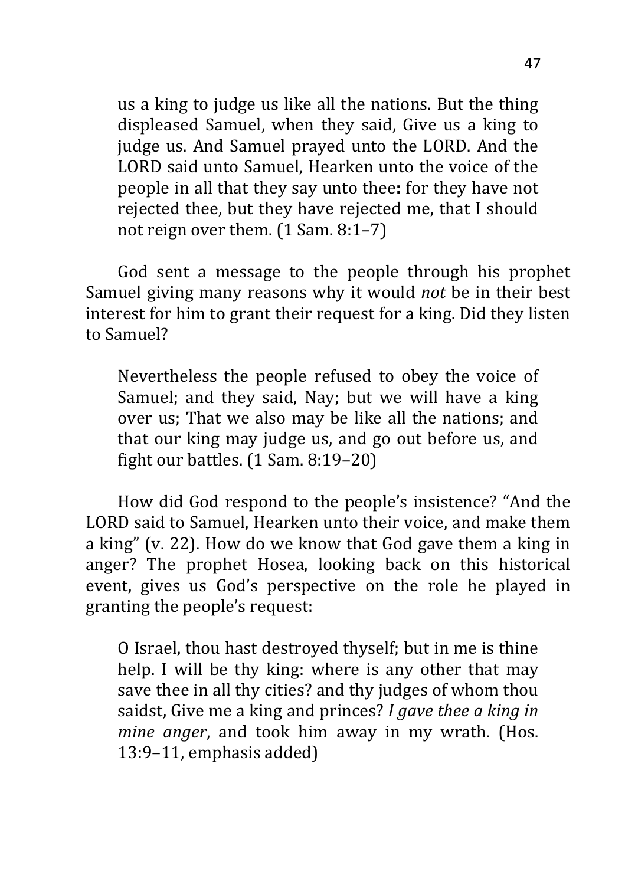> us a king to judge us like all the nations. But the thing displeased Samuel, when they said, Give us a king to judge us. And Samuel prayed unto the LORD. And the LORD said unto Samuel, Hearken unto the voice of the people in all that they say unto thee**:** for they have not rejected thee, but they have rejected me, that I should not reign over them. (1 Sam. 8:1–7)

God sent a message to the people through his prophet Samuel giving many reasons why it would *not* be in their best interest for him to grant their request for a king. Did they listen to Samuel?

> Nevertheless the people refused to obey the voice of Samuel; and they said, Nay; but we will have a king over us; That we also may be like all the nations; and that our king may judge us, and go out before us, and fight our battles. (1 Sam. 8:19–20)

How did God respond to the people's insistence? "And the LORD said to Samuel, Hearken unto their voice, and make them a king" (v. 22). How do we know that God gave them a king in anger? The prophet Hosea, looking back on this historical event, gives us God's perspective on the role he played in granting the people's request:

> O Israel, thou hast destroyed thyself; but in me is thine help. I will be thy king: where is any other that may save thee in all thy cities? and thy judges of whom thou saidst, Give me a king and princes? *I gave thee a king in mine anger*, and took him away in my wrath. (Hos. 13:9–11, emphasis added)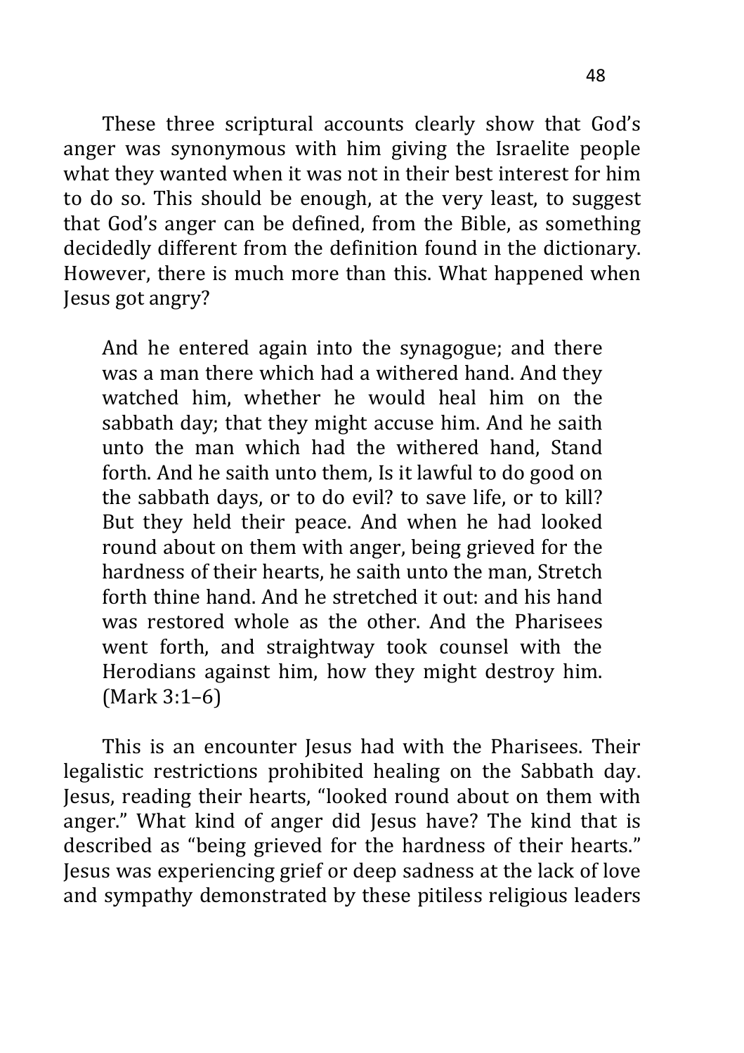These three scriptural accounts clearly show that God's anger was synonymous with him giving the Israelite people what they wanted when it was not in their best interest for him to do so. This should be enough, at the very least, to suggest that God's anger can be defined, from the Bible, as something decidedly different from the definition found in the dictionary. However, there is much more than this. What happened when Jesus got angry?

> And he entered again into the synagogue; and there was a man there which had a withered hand. And they watched him, whether he would heal him on the sabbath day; that they might accuse him. And he saith unto the man which had the withered hand, Stand forth. And he saith unto them, Is it lawful to do good on the sabbath days, or to do evil? to save life, or to kill? But they held their peace. And when he had looked round about on them with anger, being grieved for the hardness of their hearts, he saith unto the man, Stretch forth thine hand. And he stretched it out: and his hand was restored whole as the other. And the Pharisees went forth, and straightway took counsel with the Herodians against him, how they might destroy him. (Mark 3:1–6)

This is an encounter Jesus had with the Pharisees. Their legalistic restrictions prohibited healing on the Sabbath day. Jesus, reading their hearts, "looked round about on them with anger." What kind of anger did Jesus have? The kind that is described as "being grieved for the hardness of their hearts." Jesus was experiencing grief or deep sadness at the lack of love and sympathy demonstrated by these pitiless religious leaders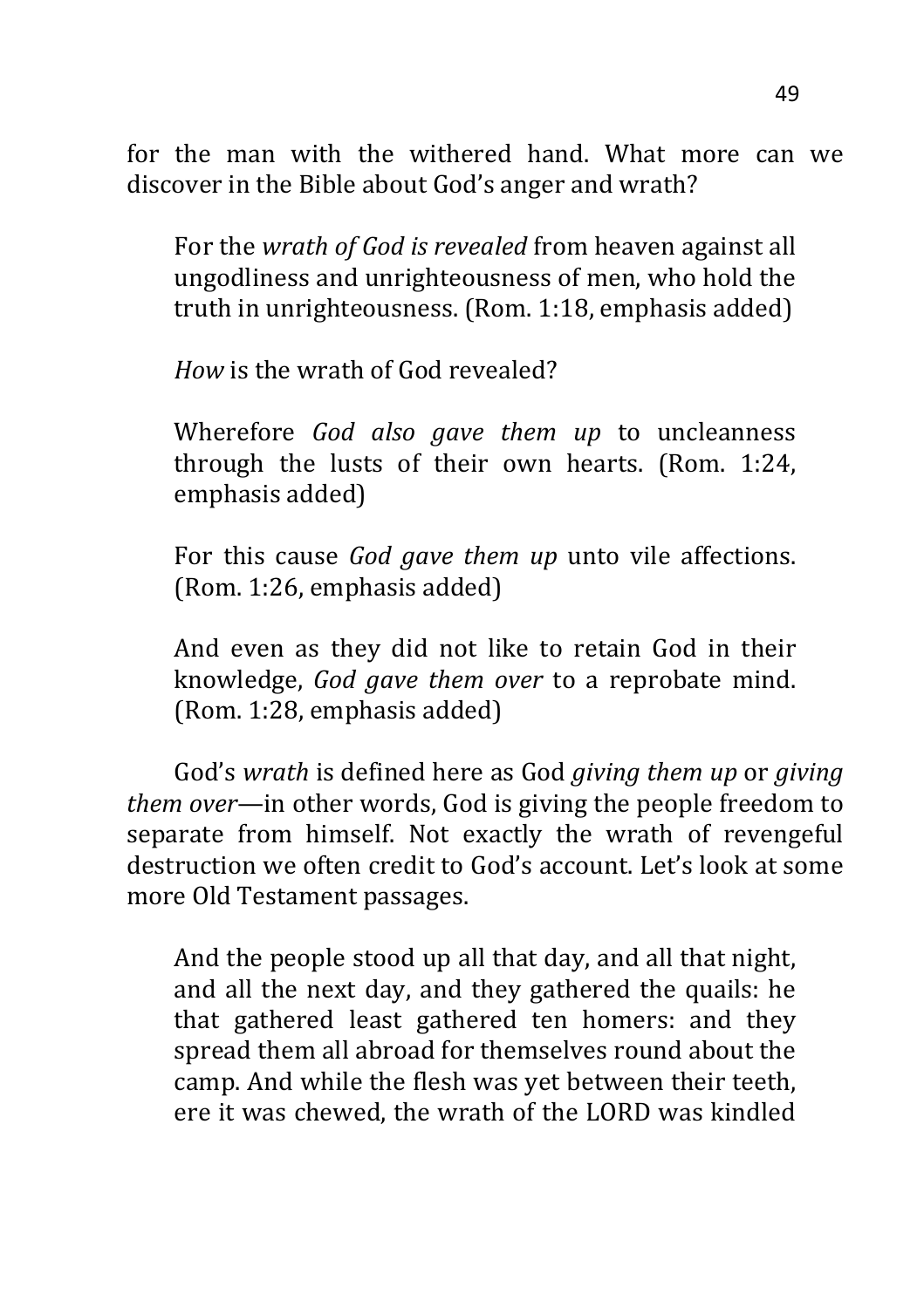for the man with the withered hand. What more can we discover in the Bible about God's anger and wrath?

> For the *wrath of God is revealed* from heaven against all ungodliness and unrighteousness of men, who hold the truth in unrighteousness. (Rom. 1:18, emphasis added)
>
> *How* is the wrath of God revealed?
>
> Wherefore *God also gave them up* to uncleanness through the lusts of their own hearts. (Rom. 1:24, emphasis added)
>
> For this cause *God gave them up* unto vile affections. (Rom. 1:26, emphasis added)
>
> And even as they did not like to retain God in their knowledge, *God gave them over* to a reprobate mind. (Rom. 1:28, emphasis added)

God's *wrath* is defined here as God *giving them up* or *giving them over*—in other words, God is giving the people freedom to separate from himself. Not exactly the wrath of revengeful destruction we often credit to God's account. Let's look at some more Old Testament passages.

> And the people stood up all that day, and all that night, and all the next day, and they gathered the quails: he that gathered least gathered ten homers: and they spread them all abroad for themselves round about the camp. And while the flesh was yet between their teeth, ere it was chewed, the wrath of the LORD was kindled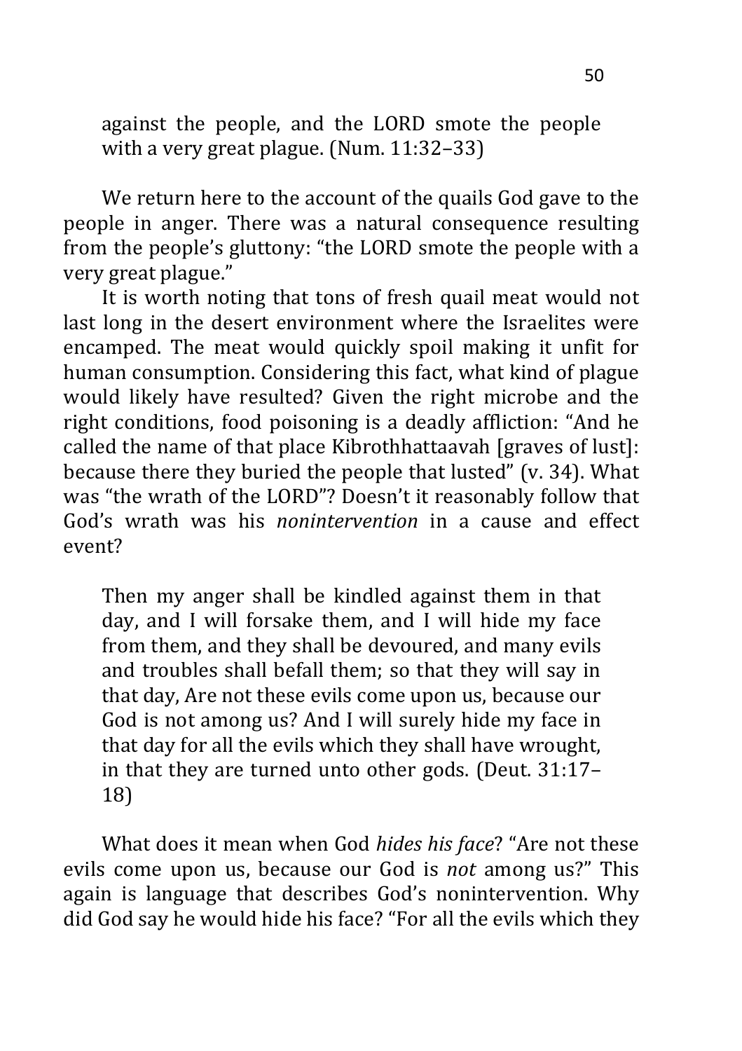> against the people, and the LORD smote the people with a very great plague. (Num. 11:32–33)

We return here to the account of the quails God gave to the people in anger. There was a natural consequence resulting from the people's gluttony: "the LORD smote the people with a very great plague."

It is worth noting that tons of fresh quail meat would not last long in the desert environment where the Israelites were encamped. The meat would quickly spoil making it unfit for human consumption. Considering this fact, what kind of plague would likely have resulted? Given the right microbe and the right conditions, food poisoning is a deadly affliction: "And he called the name of that place Kibrothhattaavah [graves of lust]: because there they buried the people that lusted" (v. 34). What was "the wrath of the LORD"? Doesn't it reasonably follow that God's wrath was his *nonintervention* in a cause and effect event?

> Then my anger shall be kindled against them in that day, and I will forsake them, and I will hide my face from them, and they shall be devoured, and many evils and troubles shall befall them; so that they will say in that day, Are not these evils come upon us, because our God is not among us? And I will surely hide my face in that day for all the evils which they shall have wrought, in that they are turned unto other gods. (Deut. 31:17–18)

What does it mean when God *hides his face*? "Are not these evils come upon us, because our God is *not* among us?" This again is language that describes God's nonintervention. Why did God say he would hide his face? "For all the evils which they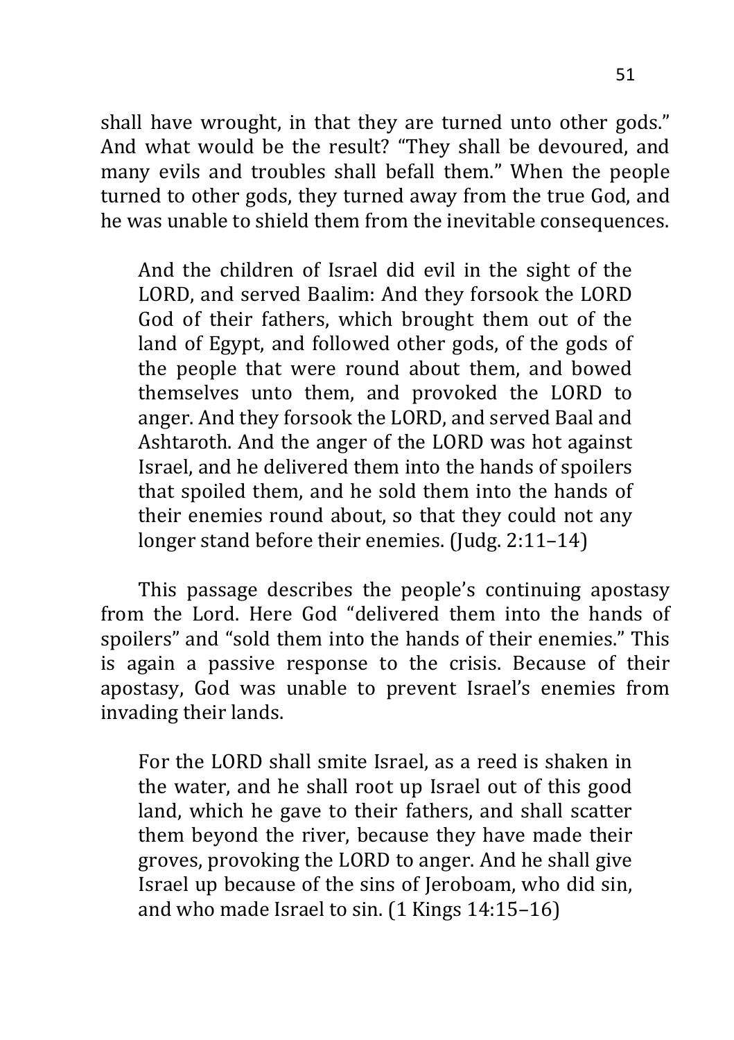shall have wrought, in that they are turned unto other gods." And what would be the result? "They shall be devoured, and many evils and troubles shall befall them." When the people turned to other gods, they turned away from the true God, and he was unable to shield them from the inevitable consequences.

> And the children of Israel did evil in the sight of the LORD, and served Baalim: And they forsook the LORD God of their fathers, which brought them out of the land of Egypt, and followed other gods, of the gods of the people that were round about them, and bowed themselves unto them, and provoked the LORD to anger. And they forsook the LORD, and served Baal and Ashtaroth. And the anger of the LORD was hot against Israel, and he delivered them into the hands of spoilers that spoiled them, and he sold them into the hands of their enemies round about, so that they could not any longer stand before their enemies. (Judg. 2:11–14)

This passage describes the people's continuing apostasy from the Lord. Here God "delivered them into the hands of spoilers" and "sold them into the hands of their enemies." This is again a passive response to the crisis. Because of their apostasy, God was unable to prevent Israel's enemies from invading their lands.

> For the LORD shall smite Israel, as a reed is shaken in the water, and he shall root up Israel out of this good land, which he gave to their fathers, and shall scatter them beyond the river, because they have made their groves, provoking the LORD to anger. And he shall give Israel up because of the sins of Jeroboam, who did sin, and who made Israel to sin. (1 Kings 14:15–16)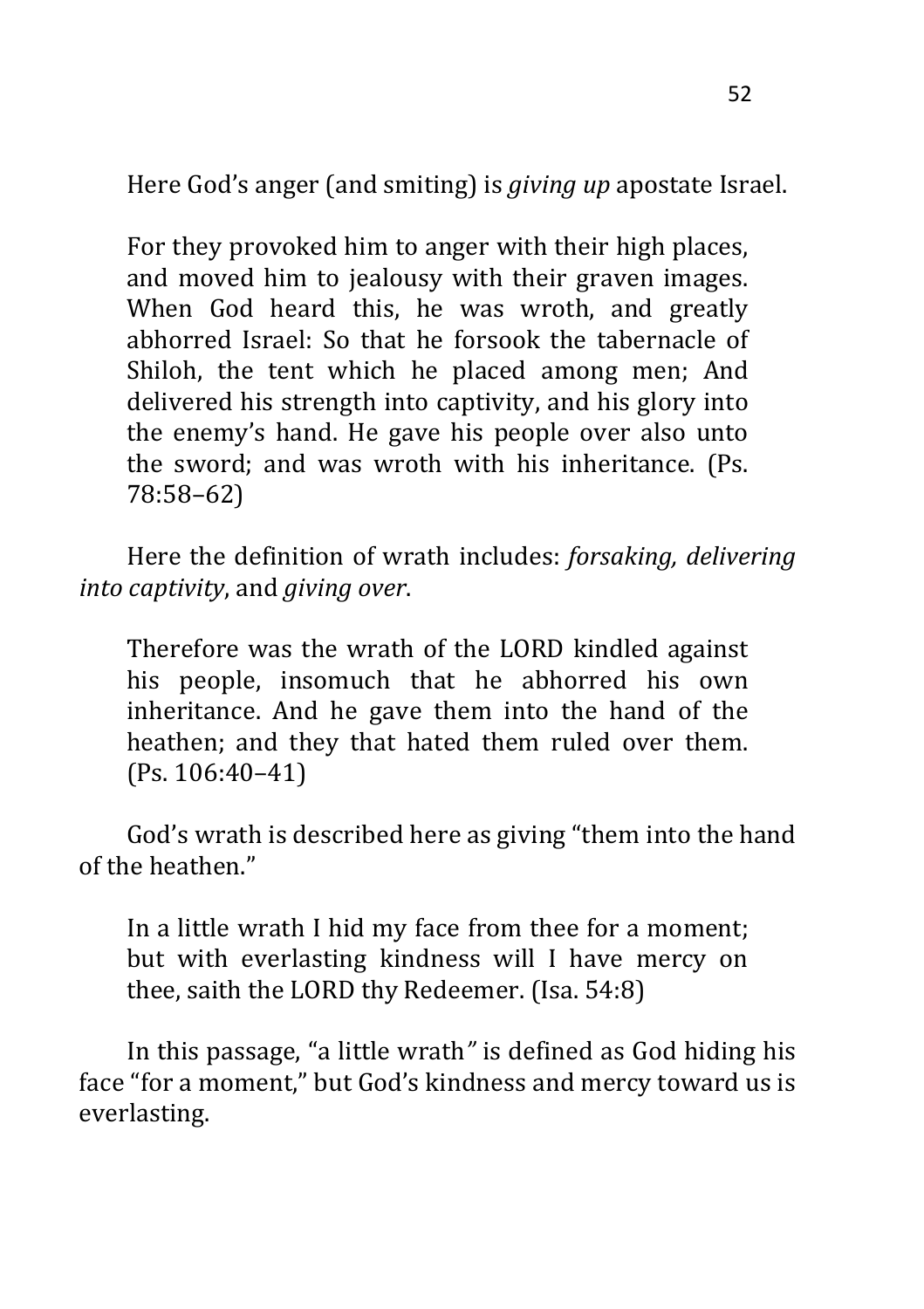Here God's anger (and smiting) is *giving up* apostate Israel.

> For they provoked him to anger with their high places, and moved him to jealousy with their graven images. When God heard this, he was wroth, and greatly abhorred Israel: So that he forsook the tabernacle of Shiloh, the tent which he placed among men; And delivered his strength into captivity, and his glory into the enemy's hand. He gave his people over also unto the sword; and was wroth with his inheritance. (Ps. 78:58–62)

Here the definition of wrath includes: *forsaking, delivering into captivity*, and *giving over*.

> Therefore was the wrath of the LORD kindled against his people, insomuch that he abhorred his own inheritance. And he gave them into the hand of the heathen; and they that hated them ruled over them. (Ps. 106:40–41)

God's wrath is described here as giving "them into the hand of the heathen."

> In a little wrath I hid my face from thee for a moment; but with everlasting kindness will I have mercy on thee, saith the LORD thy Redeemer. (Isa. 54:8)

In this passage, "a little wrath" is defined as God hiding his face "for a moment," but God's kindness and mercy toward us is everlasting.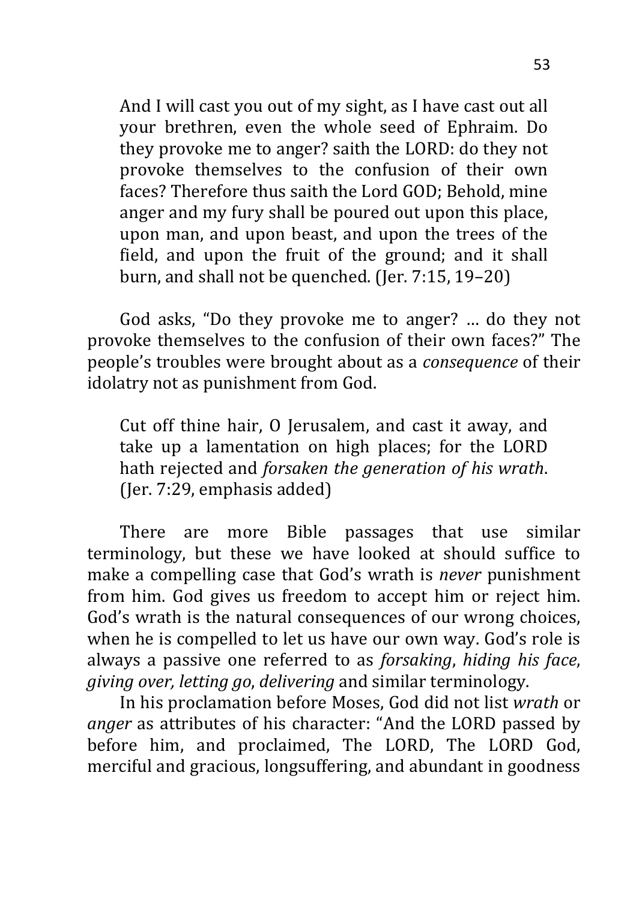> And I will cast you out of my sight, as I have cast out all your brethren, even the whole seed of Ephraim. Do they provoke me to anger? saith the LORD: do they not provoke themselves to the confusion of their own faces? Therefore thus saith the Lord GOD; Behold, mine anger and my fury shall be poured out upon this place, upon man, and upon beast, and upon the trees of the field, and upon the fruit of the ground; and it shall burn, and shall not be quenched. (Jer. 7:15, 19–20)

God asks, "Do they provoke me to anger? … do they not provoke themselves to the confusion of their own faces?" The people's troubles were brought about as a *consequence* of their idolatry not as punishment from God.

> Cut off thine hair, O Jerusalem, and cast it away, and take up a lamentation on high places; for the LORD hath rejected and *forsaken the generation of his wrath*. (Jer. 7:29, emphasis added)

There are more Bible passages that use similar terminology, but these we have looked at should suffice to make a compelling case that God's wrath is *never* punishment from him. God gives us freedom to accept him or reject him. God's wrath is the natural consequences of our wrong choices, when he is compelled to let us have our own way. God's role is always a passive one referred to as *forsaking*, *hiding his face*, *giving over, letting go*, *delivering* and similar terminology.

In his proclamation before Moses, God did not list *wrath* or *anger* as attributes of his character: "And the LORD passed by before him, and proclaimed, The LORD, The LORD God, merciful and gracious, longsuffering, and abundant in goodness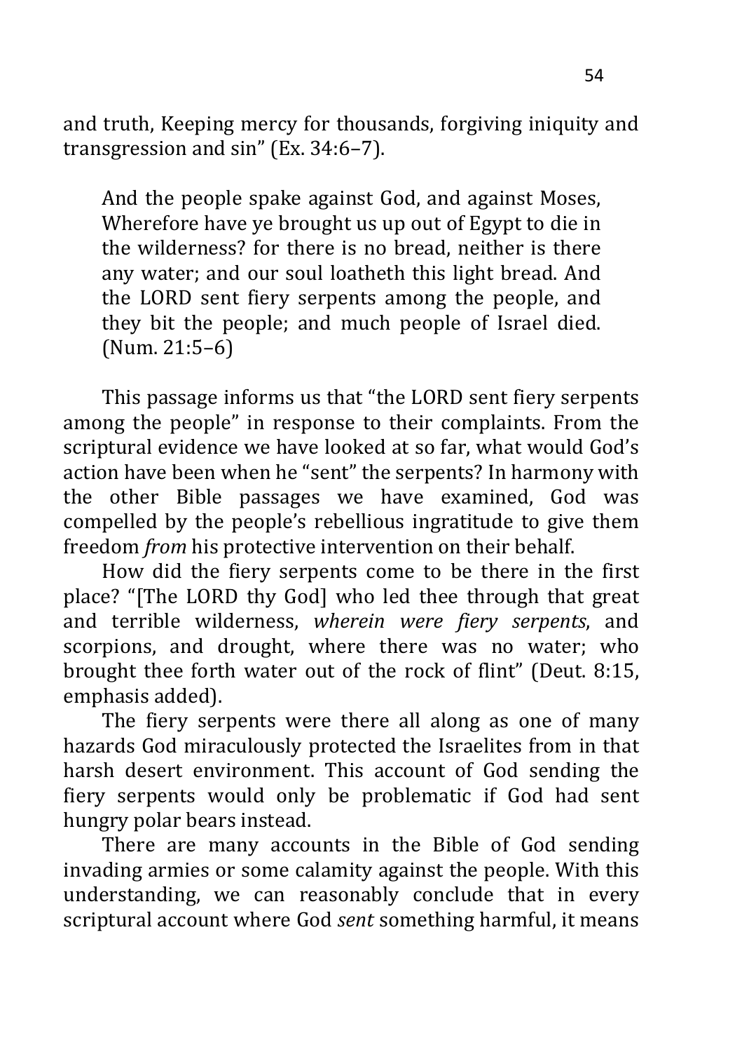and truth, Keeping mercy for thousands, forgiving iniquity and transgression and sin" (Ex. 34:6–7).

> And the people spake against God, and against Moses, Wherefore have ye brought us up out of Egypt to die in the wilderness? for there is no bread, neither is there any water; and our soul loatheth this light bread. And the LORD sent fiery serpents among the people, and they bit the people; and much people of Israel died. (Num. 21:5–6)

This passage informs us that "the LORD sent fiery serpents among the people" in response to their complaints. From the scriptural evidence we have looked at so far, what would God's action have been when he "sent" the serpents? In harmony with the other Bible passages we have examined, God was compelled by the people's rebellious ingratitude to give them freedom *from* his protective intervention on their behalf.

How did the fiery serpents come to be there in the first place? "[The LORD thy God] who led thee through that great and terrible wilderness, *wherein were fiery serpents*, and scorpions, and drought, where there was no water; who brought thee forth water out of the rock of flint" (Deut. 8:15, emphasis added).

The fiery serpents were there all along as one of many hazards God miraculously protected the Israelites from in that harsh desert environment. This account of God sending the fiery serpents would only be problematic if God had sent hungry polar bears instead.

There are many accounts in the Bible of God sending invading armies or some calamity against the people. With this understanding, we can reasonably conclude that in every scriptural account where God *sent* something harmful, it means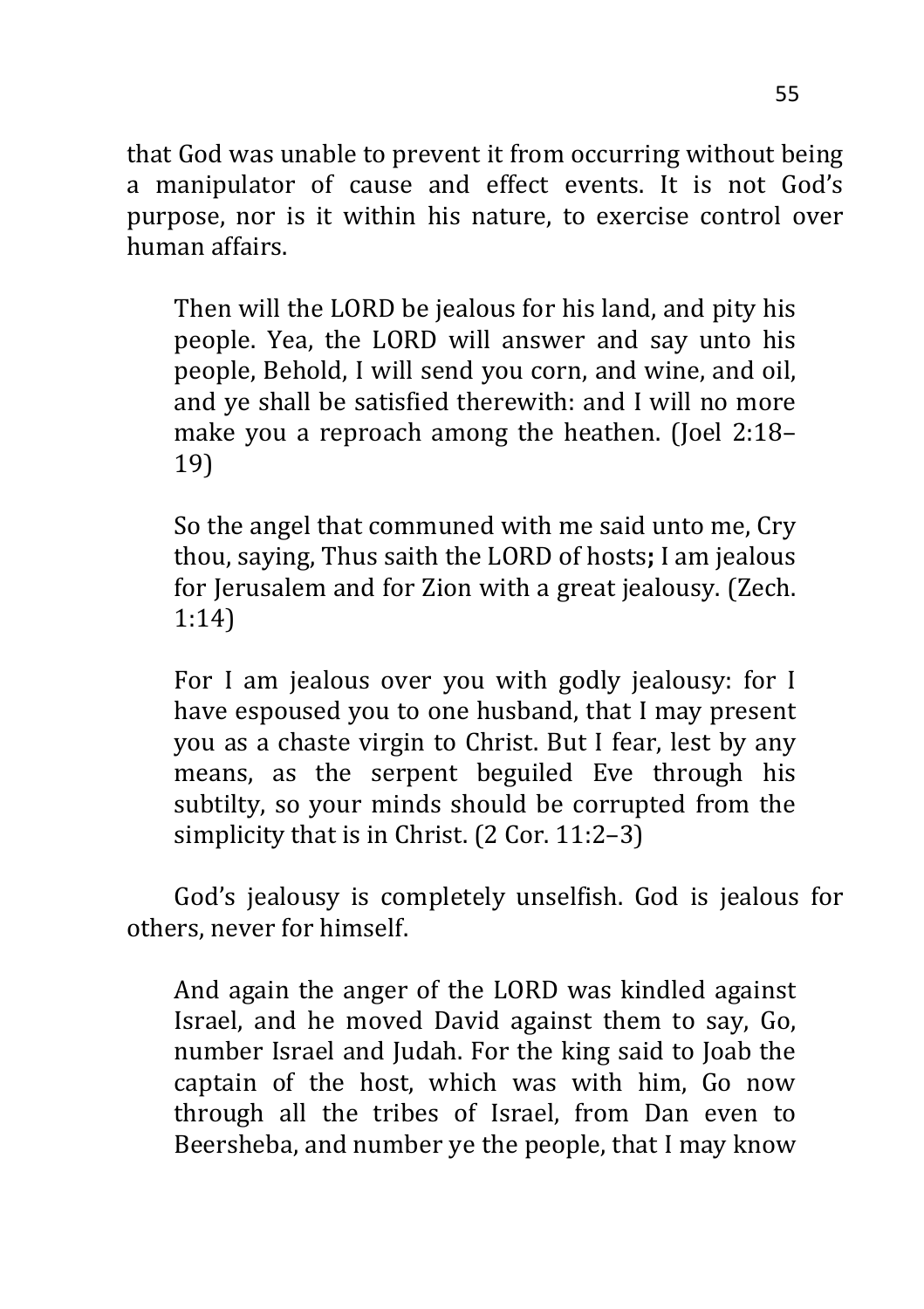that God was unable to prevent it from occurring without being a manipulator of cause and effect events. It is not God's purpose, nor is it within his nature, to exercise control over human affairs.

> Then will the LORD be jealous for his land, and pity his people. Yea, the LORD will answer and say unto his people, Behold, I will send you corn, and wine, and oil, and ye shall be satisfied therewith: and I will no more make you a reproach among the heathen. (Joel 2:18–19)

> So the angel that communed with me said unto me, Cry thou, saying, Thus saith the LORD of hosts**;** I am jealous for Jerusalem and for Zion with a great jealousy. (Zech. 1:14)

> For I am jealous over you with godly jealousy: for I have espoused you to one husband, that I may present you as a chaste virgin to Christ. But I fear, lest by any means, as the serpent beguiled Eve through his subtilty, so your minds should be corrupted from the simplicity that is in Christ. (2 Cor. 11:2–3)

God's jealousy is completely unselfish. God is jealous for others, never for himself.

> And again the anger of the LORD was kindled against Israel, and he moved David against them to say, Go, number Israel and Judah. For the king said to Joab the captain of the host, which was with him, Go now through all the tribes of Israel, from Dan even to Beersheba, and number ye the people, that I may know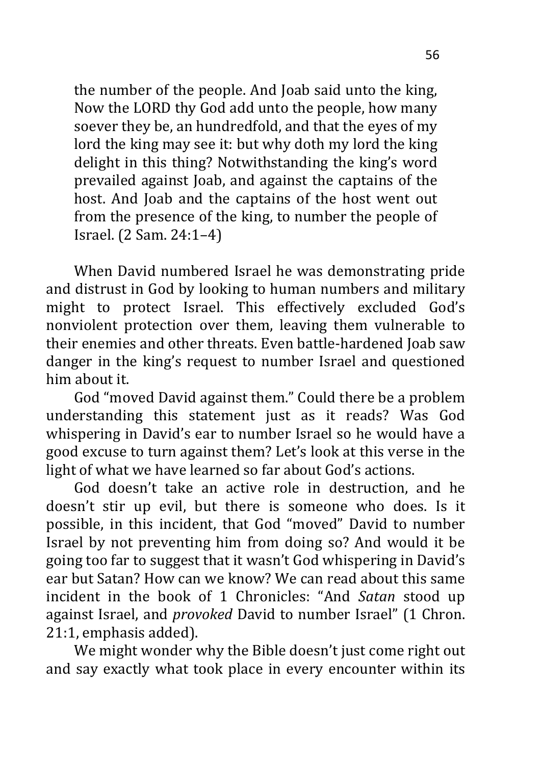> the number of the people. And Joab said unto the king, Now the LORD thy God add unto the people, how many soever they be, an hundredfold, and that the eyes of my lord the king may see it: but why doth my lord the king delight in this thing? Notwithstanding the king's word prevailed against Joab, and against the captains of the host. And Joab and the captains of the host went out from the presence of the king, to number the people of Israel. (2 Sam. 24:1–4)

When David numbered Israel he was demonstrating pride and distrust in God by looking to human numbers and military might to protect Israel. This effectively excluded God's nonviolent protection over them, leaving them vulnerable to their enemies and other threats. Even battle-hardened Joab saw danger in the king's request to number Israel and questioned him about it.

God "moved David against them." Could there be a problem understanding this statement just as it reads? Was God whispering in David's ear to number Israel so he would have a good excuse to turn against them? Let's look at this verse in the light of what we have learned so far about God's actions.

God doesn't take an active role in destruction, and he doesn't stir up evil, but there is someone who does. Is it possible, in this incident, that God "moved" David to number Israel by not preventing him from doing so? And would it be going too far to suggest that it wasn't God whispering in David's ear but Satan? How can we know? We can read about this same incident in the book of 1 Chronicles: "And *Satan* stood up against Israel, and *provoked* David to number Israel" (1 Chron. 21:1, emphasis added).

We might wonder why the Bible doesn't just come right out and say exactly what took place in every encounter within its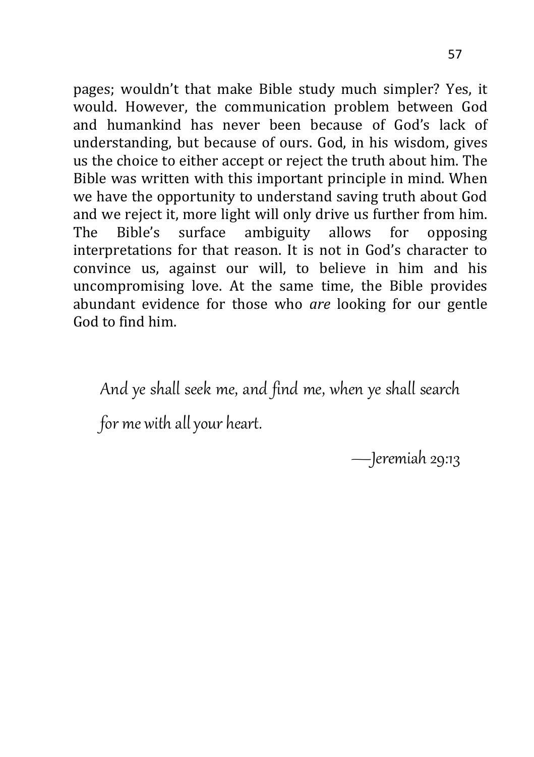pages; wouldn't that make Bible study much simpler? Yes, it would. However, the communication problem between God and humankind has never been because of God's lack of understanding, but because of ours. God, in his wisdom, gives us the choice to either accept or reject the truth about him. The Bible was written with this important principle in mind. When we have the opportunity to understand saving truth about God and we reject it, more light will only drive us further from him. The Bible's surface ambiguity allows for opposing interpretations for that reason. It is not in God's character to convince us, against our will, to believe in him and his uncompromising love. At the same time, the Bible provides abundant evidence for those who *are* looking for our gentle God to find him.

*And ye shall seek me, and find me, when ye shall search for me with all your heart.*

—Jeremiah 29:13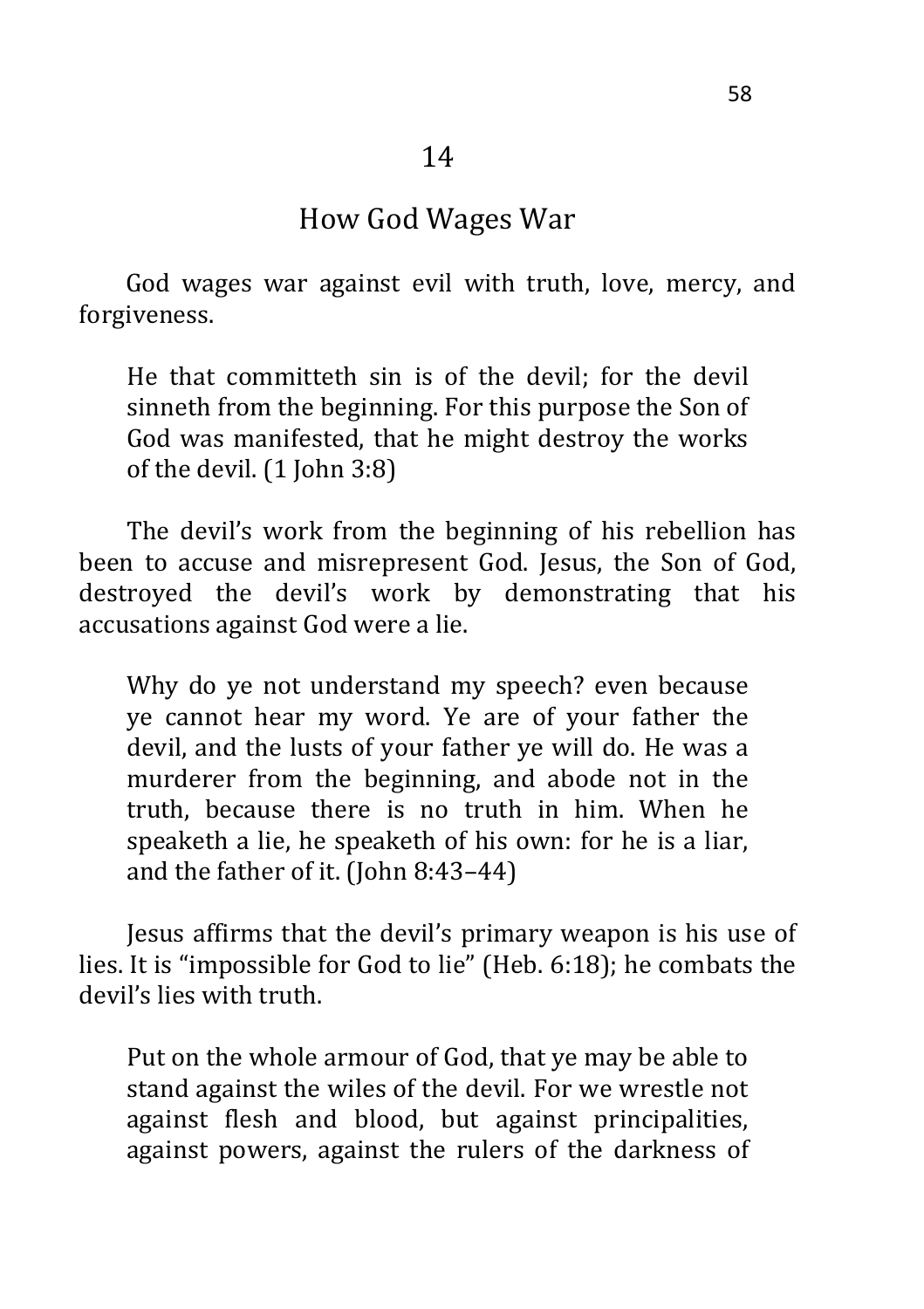## 14

## How God Wages War

God wages war against evil with truth, love, mercy, and forgiveness.

> He that committeth sin is of the devil; for the devil sinneth from the beginning. For this purpose the Son of God was manifested, that he might destroy the works of the devil. (1 John 3:8)

The devil's work from the beginning of his rebellion has been to accuse and misrepresent God. Jesus, the Son of God, destroyed the devil's work by demonstrating that his accusations against God were a lie.

> Why do ye not understand my speech? even because ye cannot hear my word. Ye are of your father the devil, and the lusts of your father ye will do. He was a murderer from the beginning, and abode not in the truth, because there is no truth in him. When he speaketh a lie, he speaketh of his own: for he is a liar, and the father of it. (John 8:43–44)

Jesus affirms that the devil's primary weapon is his use of lies. It is "impossible for God to lie" (Heb. 6:18); he combats the devil's lies with truth.

> Put on the whole armour of God, that ye may be able to stand against the wiles of the devil. For we wrestle not against flesh and blood, but against principalities, against powers, against the rulers of the darkness of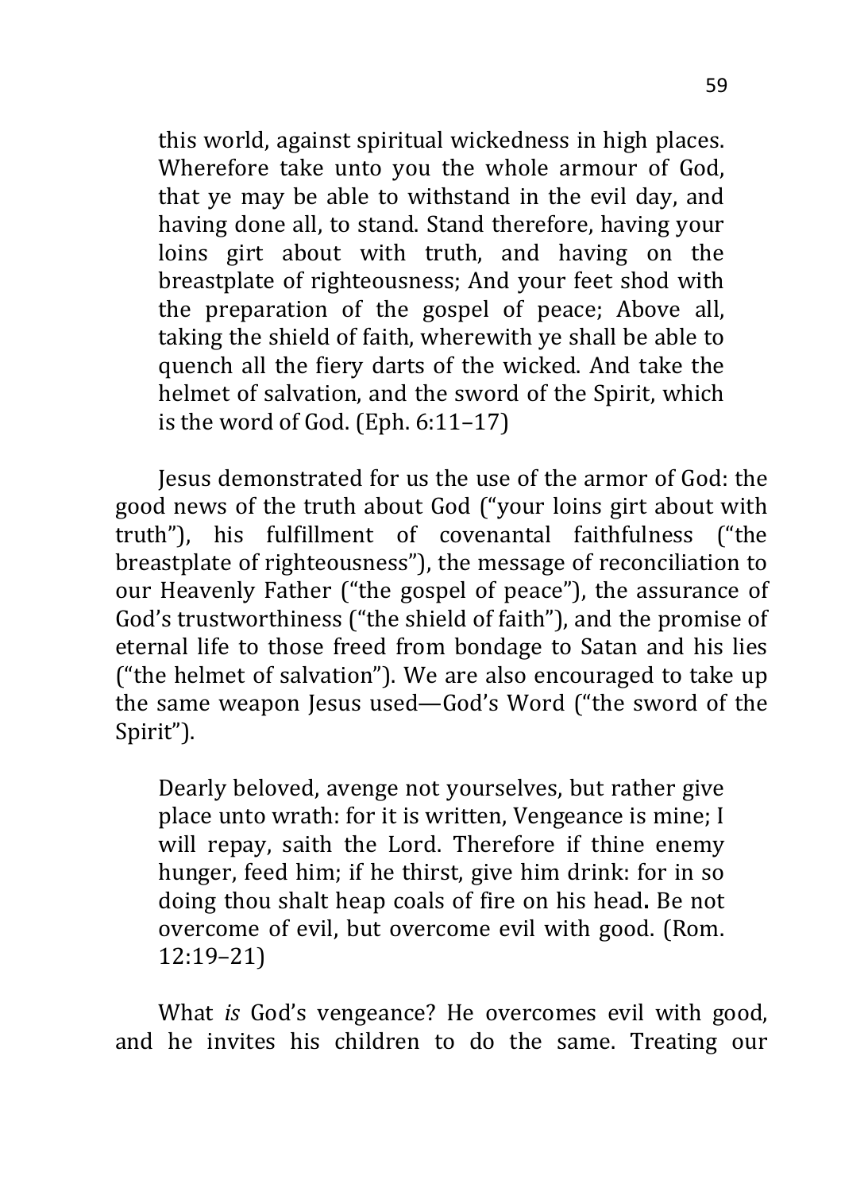> this world, against spiritual wickedness in high places. Wherefore take unto you the whole armour of God, that ye may be able to withstand in the evil day, and having done all, to stand. Stand therefore, having your loins girt about with truth, and having on the breastplate of righteousness; And your feet shod with the preparation of the gospel of peace; Above all, taking the shield of faith, wherewith ye shall be able to quench all the fiery darts of the wicked. And take the helmet of salvation, and the sword of the Spirit, which is the word of God. (Eph. 6:11–17)

Jesus demonstrated for us the use of the armor of God: the good news of the truth about God ("your loins girt about with truth"), his fulfillment of covenantal faithfulness ("the breastplate of righteousness"), the message of reconciliation to our Heavenly Father ("the gospel of peace"), the assurance of God's trustworthiness ("the shield of faith"), and the promise of eternal life to those freed from bondage to Satan and his lies ("the helmet of salvation"). We are also encouraged to take up the same weapon Jesus used—God's Word ("the sword of the Spirit").

> Dearly beloved, avenge not yourselves, but rather give place unto wrath: for it is written, Vengeance is mine; I will repay, saith the Lord. Therefore if thine enemy hunger, feed him; if he thirst, give him drink: for in so doing thou shalt heap coals of fire on his head**.** Be not overcome of evil, but overcome evil with good. (Rom. 12:19–21)

What *is* God's vengeance? He overcomes evil with good, and he invites his children to do the same. Treating our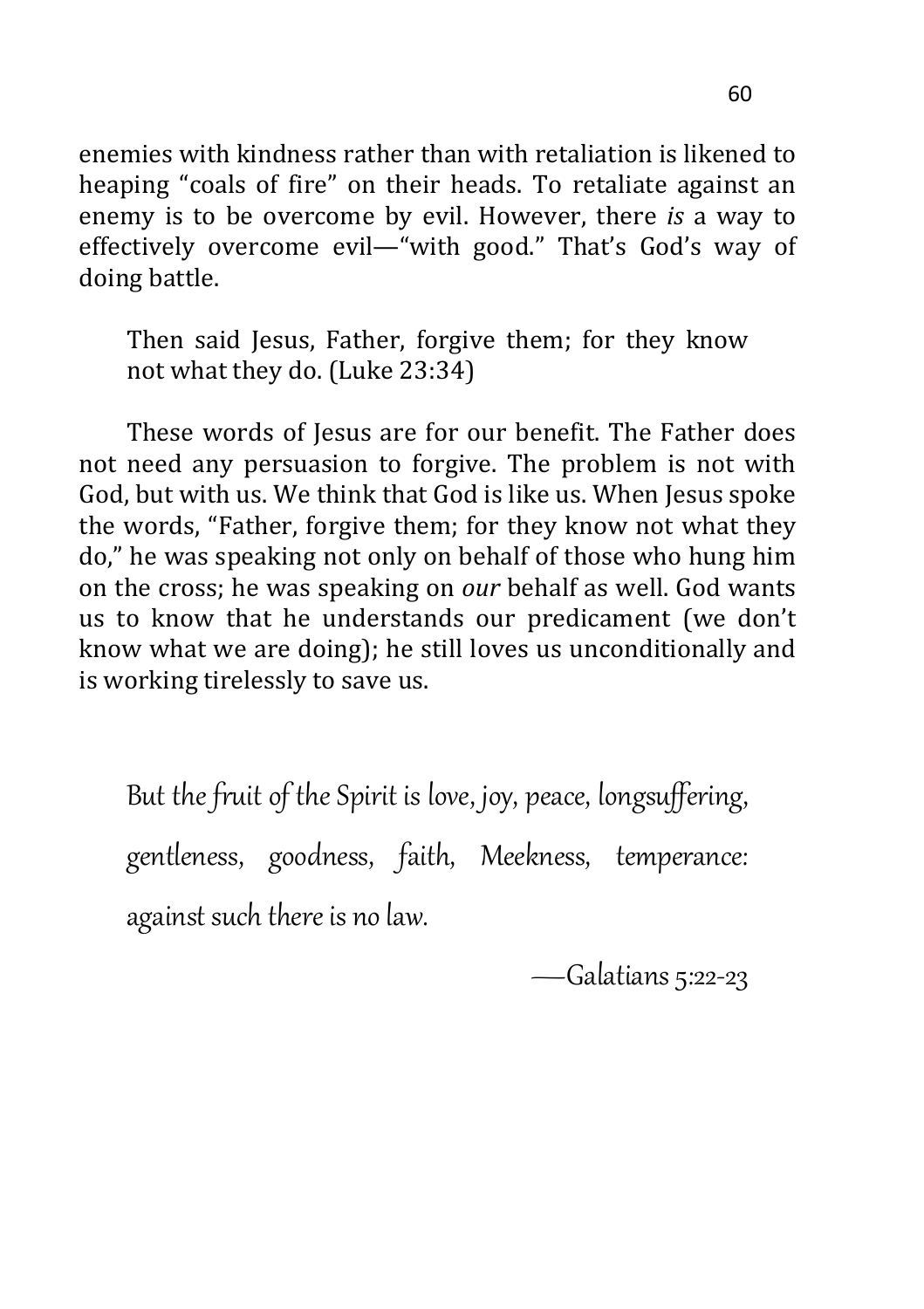enemies with kindness rather than with retaliation is likened to heaping "coals of fire" on their heads. To retaliate against an enemy is to be overcome by evil. However, there *is* a way to effectively overcome evil—"with good." That's God's way of doing battle.

> Then said Jesus, Father, forgive them; for they know not what they do. (Luke 23:34)

These words of Jesus are for our benefit. The Father does not need any persuasion to forgive. The problem is not with God, but with us. We think that God is like us. When Jesus spoke the words, "Father, forgive them; for they know not what they do," he was speaking not only on behalf of those who hung him on the cross; he was speaking on *our* behalf as well. God wants us to know that he understands our predicament (we don't know what we are doing); he still loves us unconditionally and is working tirelessly to save us.

> *But the fruit of the Spirit is love, joy, peace, longsuffering, gentleness, goodness, faith, Meekness, temperance: against such there is no law.*
>
> —Galatians 5:22-23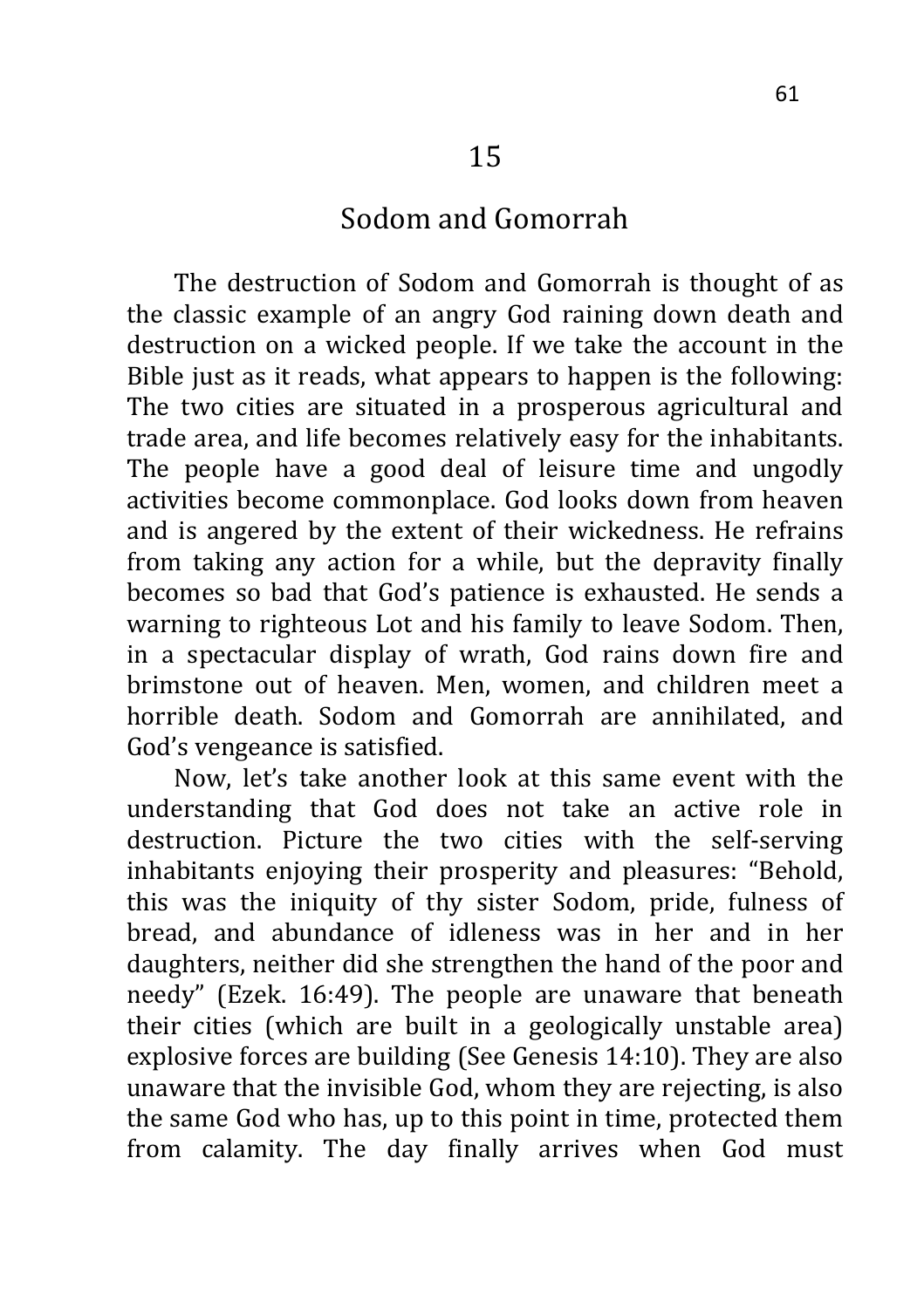# 15

## Sodom and Gomorrah

The destruction of Sodom and Gomorrah is thought of as the classic example of an angry God raining down death and destruction on a wicked people. If we take the account in the Bible just as it reads, what appears to happen is the following: The two cities are situated in a prosperous agricultural and trade area, and life becomes relatively easy for the inhabitants. The people have a good deal of leisure time and ungodly activities become commonplace. God looks down from heaven and is angered by the extent of their wickedness. He refrains from taking any action for a while, but the depravity finally becomes so bad that God's patience is exhausted. He sends a warning to righteous Lot and his family to leave Sodom. Then, in a spectacular display of wrath, God rains down fire and brimstone out of heaven. Men, women, and children meet a horrible death. Sodom and Gomorrah are annihilated, and God's vengeance is satisfied.

Now, let's take another look at this same event with the understanding that God does not take an active role in destruction. Picture the two cities with the self-serving inhabitants enjoying their prosperity and pleasures: "Behold, this was the iniquity of thy sister Sodom, pride, fulness of bread, and abundance of idleness was in her and in her daughters, neither did she strengthen the hand of the poor and needy" (Ezek. 16:49). The people are unaware that beneath their cities (which are built in a geologically unstable area) explosive forces are building (See Genesis 14:10). They are also unaware that the invisible God, whom they are rejecting, is also the same God who has, up to this point in time, protected them from calamity. The day finally arrives when God must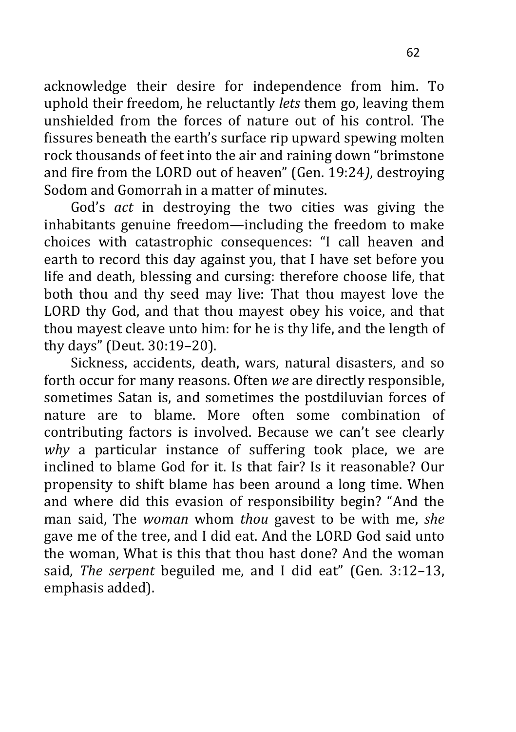acknowledge their desire for independence from him. To uphold their freedom, he reluctantly *lets* them go, leaving them unshielded from the forces of nature out of his control. The fissures beneath the earth's surface rip upward spewing molten rock thousands of feet into the air and raining down "brimstone and fire from the LORD out of heaven" (Gen. 19:24*)*, destroying Sodom and Gomorrah in a matter of minutes.

God's *act* in destroying the two cities was giving the inhabitants genuine freedom—including the freedom to make choices with catastrophic consequences: "I call heaven and earth to record this day against you, that I have set before you life and death, blessing and cursing: therefore choose life, that both thou and thy seed may live: That thou mayest love the LORD thy God, and that thou mayest obey his voice, and that thou mayest cleave unto him: for he is thy life, and the length of thy days" (Deut. 30:19–20).

Sickness, accidents, death, wars, natural disasters, and so forth occur for many reasons. Often *we* are directly responsible, sometimes Satan is, and sometimes the postdiluvian forces of nature are to blame. More often some combination of contributing factors is involved. Because we can't see clearly *why* a particular instance of suffering took place, we are inclined to blame God for it. Is that fair? Is it reasonable? Our propensity to shift blame has been around a long time. When and where did this evasion of responsibility begin? "And the man said, The *woman* whom *thou* gavest to be with me, *she* gave me of the tree, and I did eat. And the LORD God said unto the woman, What is this that thou hast done? And the woman said, *The serpent* beguiled me, and I did eat" (Gen. 3:12–13, emphasis added).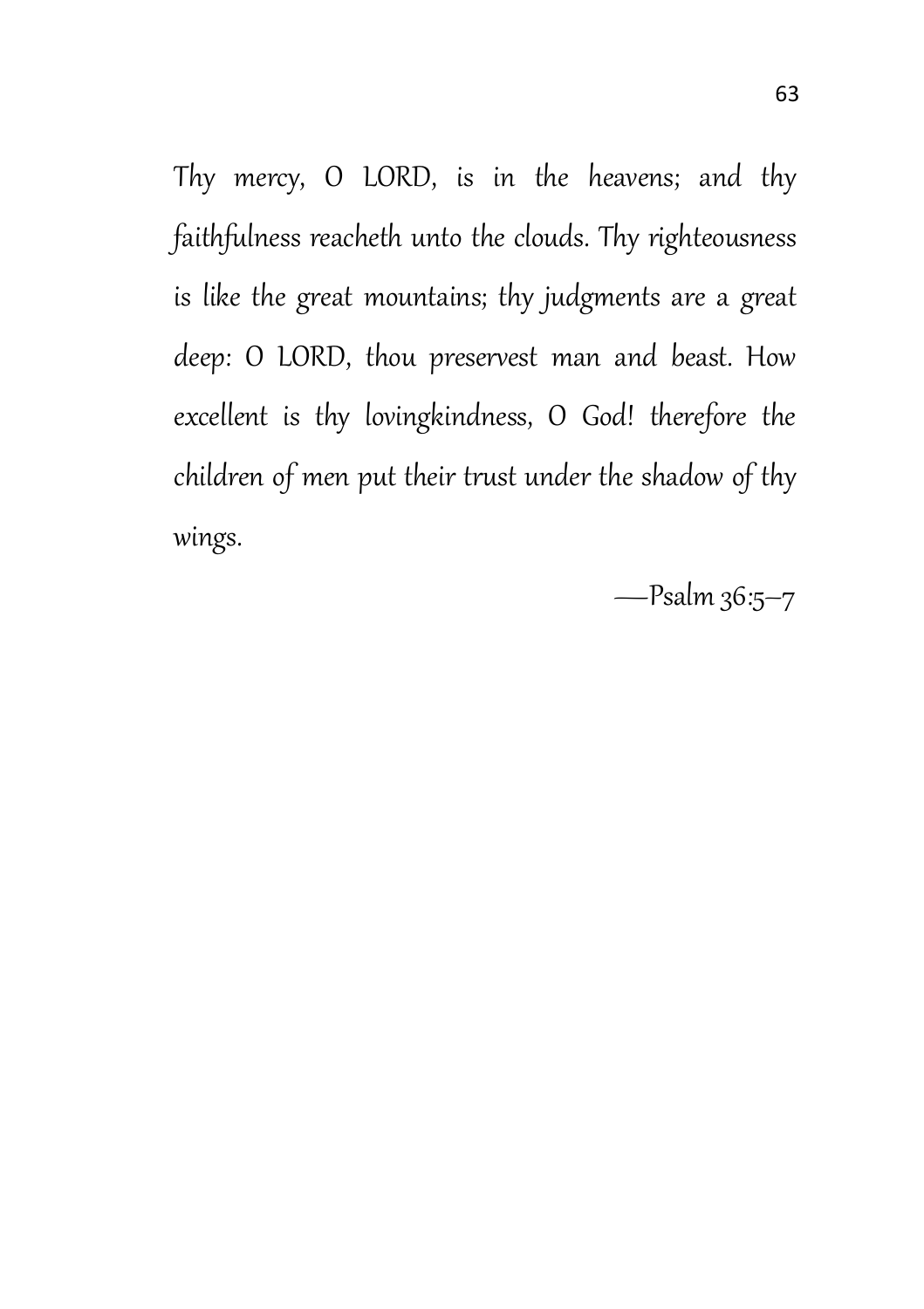Thy mercy, O LORD, is in the heavens; and thy faithfulness reacheth unto the clouds. Thy righteousness is like the great mountains; thy judgments are a great deep: O LORD, thou preservest man and beast. How excellent is thy lovingkindness, O God! therefore the children of men put their trust under the shadow of thy wings.

—Psalm 36:5–7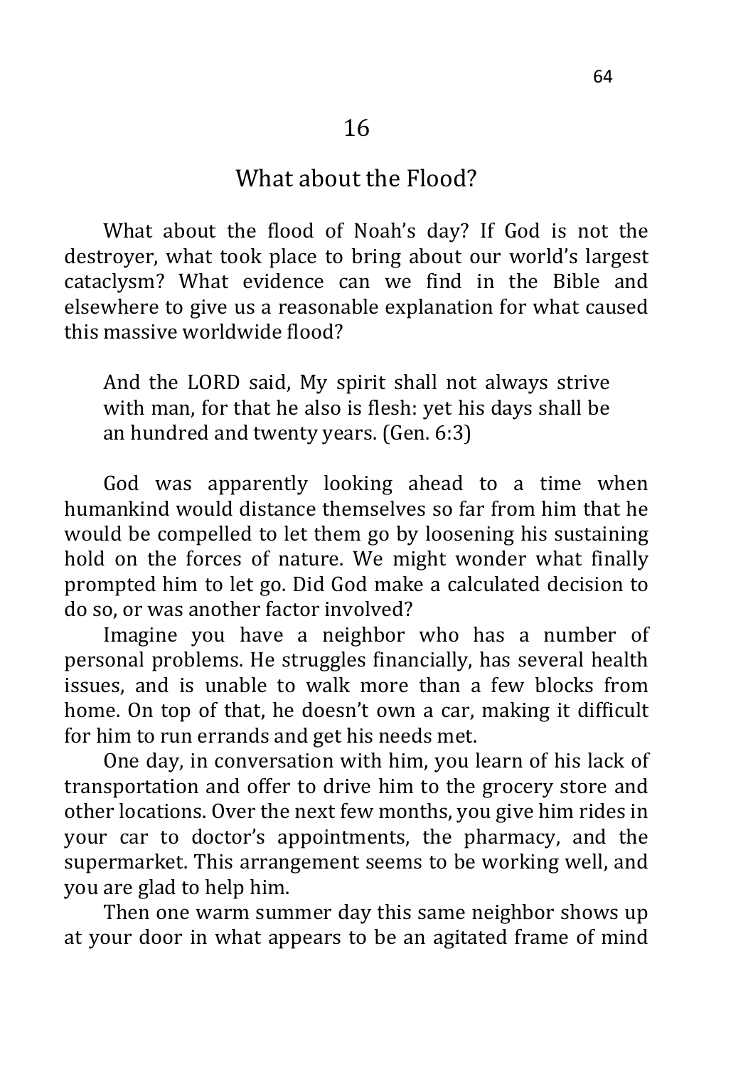## 16

## What about the Flood?

What about the flood of Noah's day? If God is not the destroyer, what took place to bring about our world's largest cataclysm? What evidence can we find in the Bible and elsewhere to give us a reasonable explanation for what caused this massive worldwide flood?

> And the LORD said, My spirit shall not always strive with man, for that he also is flesh: yet his days shall be an hundred and twenty years. (Gen. 6:3)

God was apparently looking ahead to a time when humankind would distance themselves so far from him that he would be compelled to let them go by loosening his sustaining hold on the forces of nature. We might wonder what finally prompted him to let go. Did God make a calculated decision to do so, or was another factor involved?

Imagine you have a neighbor who has a number of personal problems. He struggles financially, has several health issues, and is unable to walk more than a few blocks from home. On top of that, he doesn't own a car, making it difficult for him to run errands and get his needs met.

One day, in conversation with him, you learn of his lack of transportation and offer to drive him to the grocery store and other locations. Over the next few months, you give him rides in your car to doctor's appointments, the pharmacy, and the supermarket. This arrangement seems to be working well, and you are glad to help him.

Then one warm summer day this same neighbor shows up at your door in what appears to be an agitated frame of mind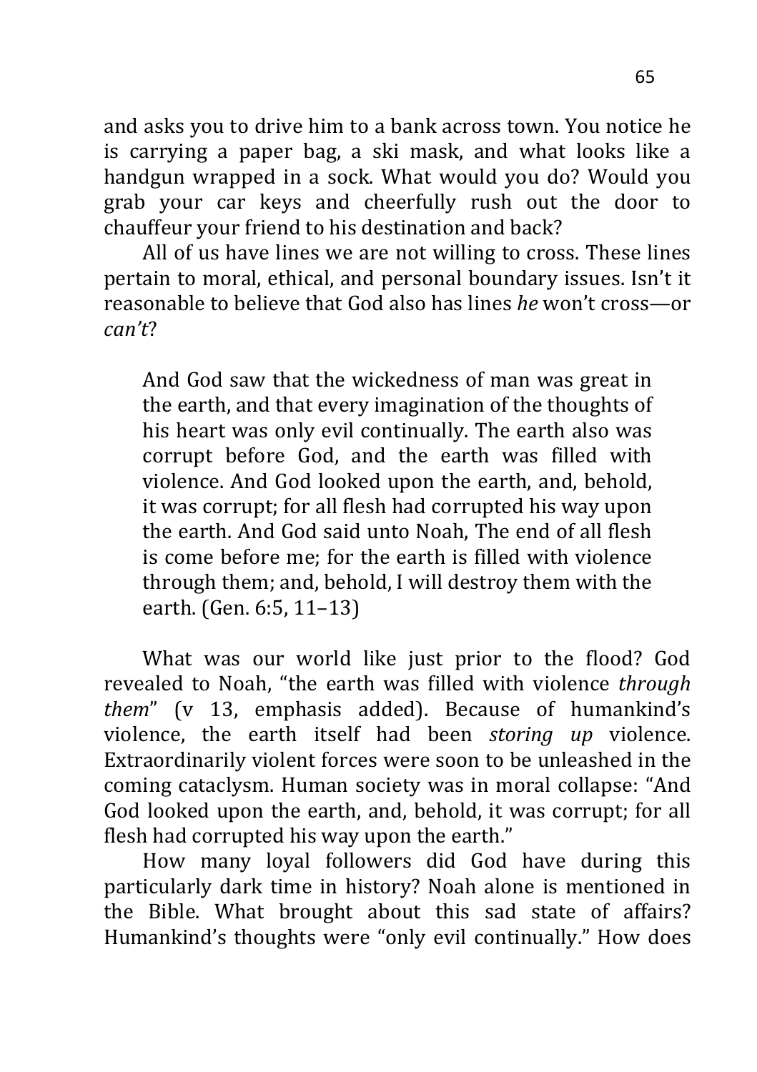and asks you to drive him to a bank across town. You notice he is carrying a paper bag, a ski mask, and what looks like a handgun wrapped in a sock. What would you do? Would you grab your car keys and cheerfully rush out the door to chauffeur your friend to his destination and back?

All of us have lines we are not willing to cross. These lines pertain to moral, ethical, and personal boundary issues. Isn't it reasonable to believe that God also has lines *he* won't cross—or *can't*?

> And God saw that the wickedness of man was great in the earth, and that every imagination of the thoughts of his heart was only evil continually. The earth also was corrupt before God, and the earth was filled with violence. And God looked upon the earth, and, behold, it was corrupt; for all flesh had corrupted his way upon the earth. And God said unto Noah, The end of all flesh is come before me; for the earth is filled with violence through them; and, behold, I will destroy them with the earth. (Gen. 6:5, 11–13)

What was our world like just prior to the flood? God revealed to Noah, "the earth was filled with violence *through them*" (v 13, emphasis added). Because of humankind's violence, the earth itself had been *storing up* violence. Extraordinarily violent forces were soon to be unleashed in the coming cataclysm. Human society was in moral collapse: "And God looked upon the earth, and, behold, it was corrupt; for all flesh had corrupted his way upon the earth."

How many loyal followers did God have during this particularly dark time in history? Noah alone is mentioned in the Bible. What brought about this sad state of affairs? Humankind's thoughts were "only evil continually." How does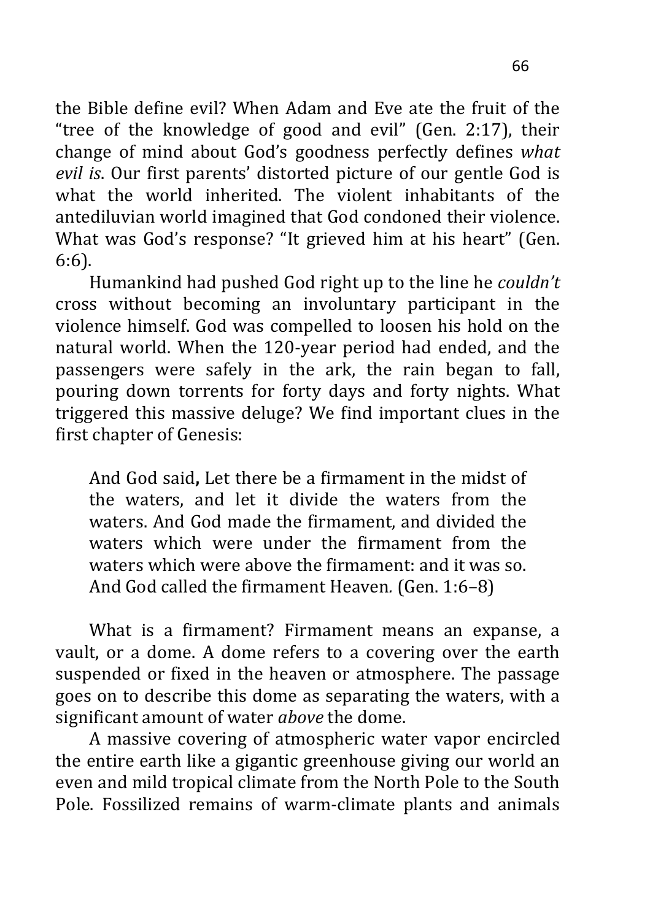the Bible define evil? When Adam and Eve ate the fruit of the "tree of the knowledge of good and evil" (Gen. 2:17), their change of mind about God's goodness perfectly defines *what evil is*. Our first parents' distorted picture of our gentle God is what the world inherited. The violent inhabitants of the antediluvian world imagined that God condoned their violence. What was God's response? "It grieved him at his heart" (Gen. 6:6).

Humankind had pushed God right up to the line he *couldn't* cross without becoming an involuntary participant in the violence himself. God was compelled to loosen his hold on the natural world. When the 120-year period had ended, and the passengers were safely in the ark, the rain began to fall, pouring down torrents for forty days and forty nights. What triggered this massive deluge? We find important clues in the first chapter of Genesis:

> And God said**,** Let there be a firmament in the midst of the waters, and let it divide the waters from the waters. And God made the firmament, and divided the waters which were under the firmament from the waters which were above the firmament: and it was so. And God called the firmament Heaven*.* (Gen. 1:6–8)

What is a firmament? Firmament means an expanse, a vault, or a dome. A dome refers to a covering over the earth suspended or fixed in the heaven or atmosphere. The passage goes on to describe this dome as separating the waters, with a significant amount of water *above* the dome.

A massive covering of atmospheric water vapor encircled the entire earth like a gigantic greenhouse giving our world an even and mild tropical climate from the North Pole to the South Pole. Fossilized remains of warm-climate plants and animals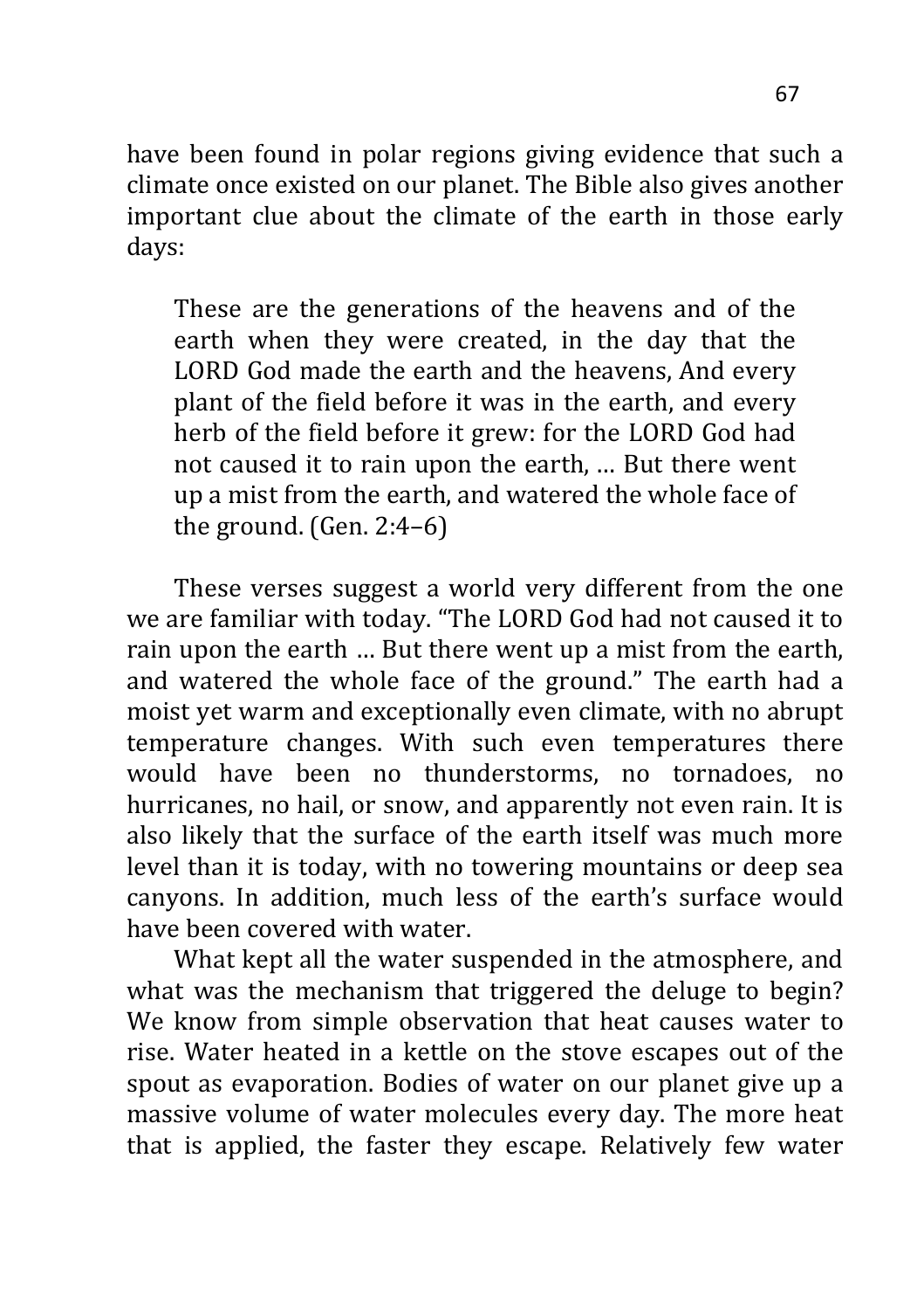have been found in polar regions giving evidence that such a climate once existed on our planet. The Bible also gives another important clue about the climate of the earth in those early days:

> These are the generations of the heavens and of the earth when they were created, in the day that the LORD God made the earth and the heavens, And every plant of the field before it was in the earth, and every herb of the field before it grew: for the LORD God had not caused it to rain upon the earth, … But there went up a mist from the earth, and watered the whole face of the ground. (Gen. 2:4–6)

These verses suggest a world very different from the one we are familiar with today. "The LORD God had not caused it to rain upon the earth … But there went up a mist from the earth, and watered the whole face of the ground." The earth had a moist yet warm and exceptionally even climate, with no abrupt temperature changes. With such even temperatures there would have been no thunderstorms, no tornadoes, no hurricanes, no hail, or snow, and apparently not even rain. It is also likely that the surface of the earth itself was much more level than it is today, with no towering mountains or deep sea canyons. In addition, much less of the earth's surface would have been covered with water.

What kept all the water suspended in the atmosphere, and what was the mechanism that triggered the deluge to begin? We know from simple observation that heat causes water to rise. Water heated in a kettle on the stove escapes out of the spout as evaporation. Bodies of water on our planet give up a massive volume of water molecules every day. The more heat that is applied, the faster they escape. Relatively few water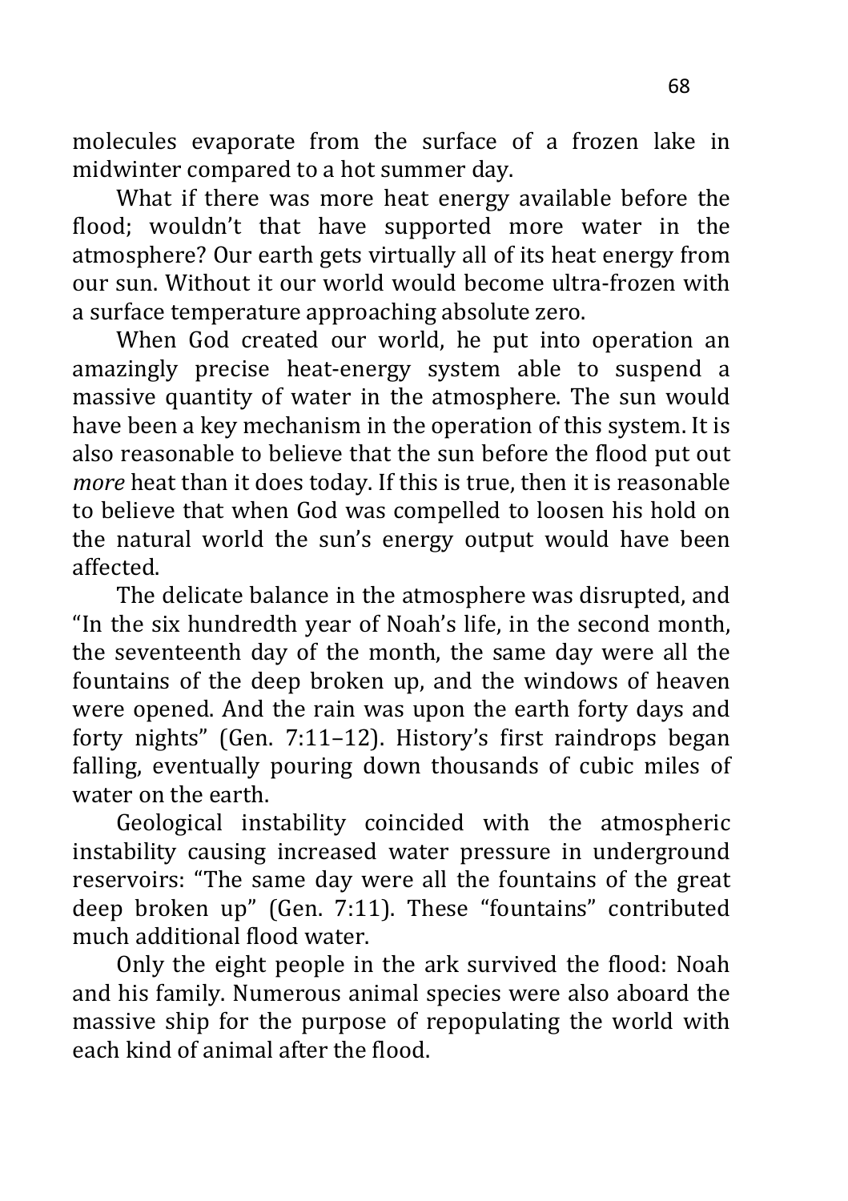molecules evaporate from the surface of a frozen lake in midwinter compared to a hot summer day.

What if there was more heat energy available before the flood; wouldn't that have supported more water in the atmosphere? Our earth gets virtually all of its heat energy from our sun. Without it our world would become ultra-frozen with a surface temperature approaching absolute zero.

When God created our world, he put into operation an amazingly precise heat-energy system able to suspend a massive quantity of water in the atmosphere. The sun would have been a key mechanism in the operation of this system. It is also reasonable to believe that the sun before the flood put out *more* heat than it does today. If this is true, then it is reasonable to believe that when God was compelled to loosen his hold on the natural world the sun's energy output would have been affected.

The delicate balance in the atmosphere was disrupted, and "In the six hundredth year of Noah's life, in the second month, the seventeenth day of the month, the same day were all the fountains of the deep broken up, and the windows of heaven were opened. And the rain was upon the earth forty days and forty nights" (Gen. 7:11–12). History's first raindrops began falling, eventually pouring down thousands of cubic miles of water on the earth.

Geological instability coincided with the atmospheric instability causing increased water pressure in underground reservoirs: "The same day were all the fountains of the great deep broken up" (Gen. 7:11). These "fountains" contributed much additional flood water.

Only the eight people in the ark survived the flood: Noah and his family. Numerous animal species were also aboard the massive ship for the purpose of repopulating the world with each kind of animal after the flood.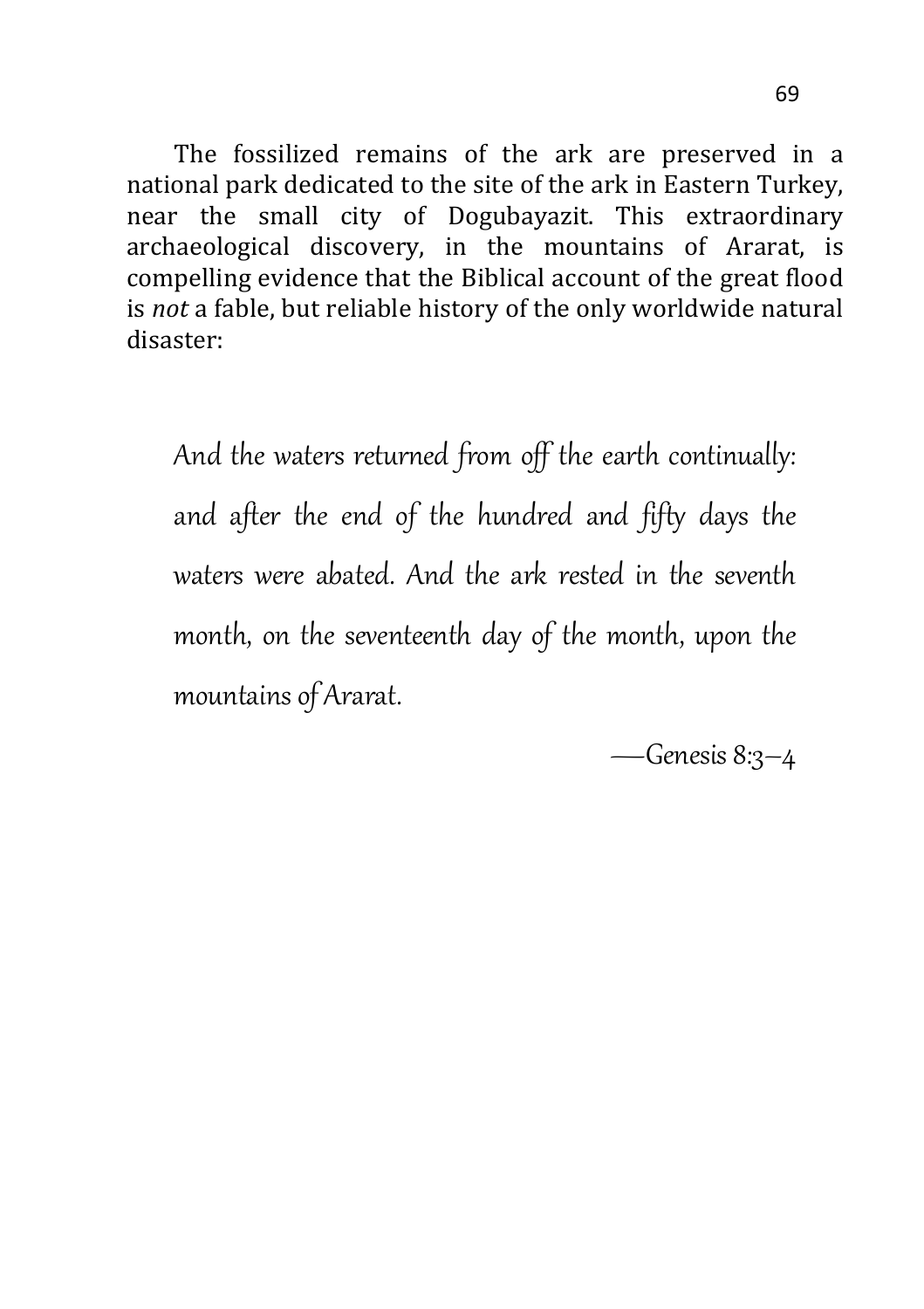The fossilized remains of the ark are preserved in a national park dedicated to the site of the ark in Eastern Turkey, near the small city of Dogubayazit. This extraordinary archaeological discovery, in the mountains of Ararat, is compelling evidence that the Biblical account of the great flood is *not* a fable, but reliable history of the only worldwide natural disaster:

> *And the waters returned from off the earth continually: and after the end of the hundred and fifty days the waters were abated. And the ark rested in the seventh month, on the seventeenth day of the month, upon the mountains of Ararat.*
>
> —Genesis 8:3–4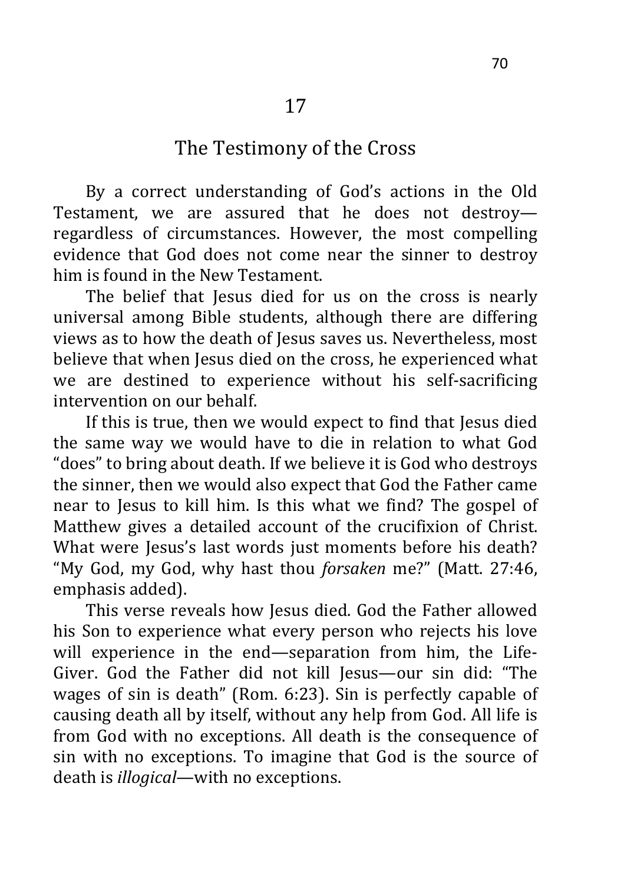## 17

## The Testimony of the Cross

By a correct understanding of God's actions in the Old Testament, we are assured that he does not destroy—regardless of circumstances. However, the most compelling evidence that God does not come near the sinner to destroy him is found in the New Testament.

The belief that Jesus died for us on the cross is nearly universal among Bible students, although there are differing views as to how the death of Jesus saves us. Nevertheless, most believe that when Jesus died on the cross, he experienced what we are destined to experience without his self-sacrificing intervention on our behalf.

If this is true, then we would expect to find that Jesus died the same way we would have to die in relation to what God "does" to bring about death. If we believe it is God who destroys the sinner, then we would also expect that God the Father came near to Jesus to kill him. Is this what we find? The gospel of Matthew gives a detailed account of the crucifixion of Christ. What were Jesus's last words just moments before his death? "My God, my God, why hast thou *forsaken* me?" (Matt. 27:46, emphasis added).

This verse reveals how Jesus died. God the Father allowed his Son to experience what every person who rejects his love will experience in the end—separation from him, the Life-Giver. God the Father did not kill Jesus—our sin did: "The wages of sin is death" (Rom. 6:23). Sin is perfectly capable of causing death all by itself, without any help from God. All life is from God with no exceptions. All death is the consequence of sin with no exceptions. To imagine that God is the source of death is *illogical*—with no exceptions.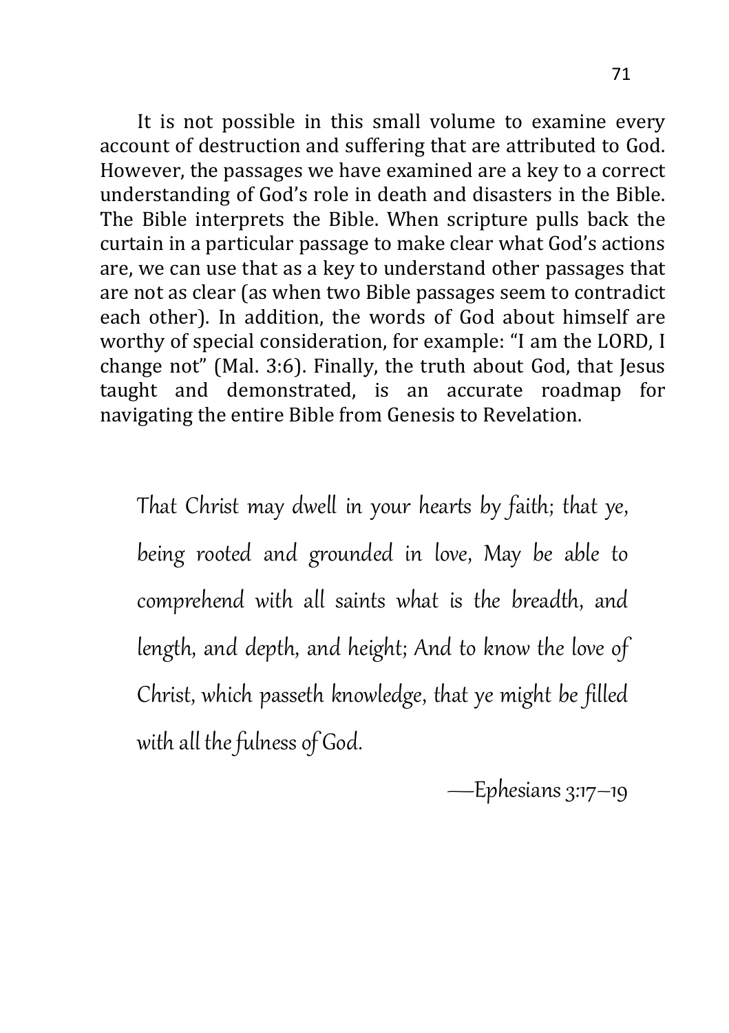It is not possible in this small volume to examine every account of destruction and suffering that are attributed to God. However, the passages we have examined are a key to a correct understanding of God's role in death and disasters in the Bible. The Bible interprets the Bible. When scripture pulls back the curtain in a particular passage to make clear what God's actions are, we can use that as a key to understand other passages that are not as clear (as when two Bible passages seem to contradict each other). In addition, the words of God about himself are worthy of special consideration, for example: "I am the LORD, I change not" (Mal. 3:6). Finally, the truth about God, that Jesus taught and demonstrated, is an accurate roadmap for navigating the entire Bible from Genesis to Revelation.

> *That Christ may dwell in your hearts by faith; that ye, being rooted and grounded in love, May be able to comprehend with all saints what is the breadth, and length, and depth, and height; And to know the love of Christ, which passeth knowledge, that ye might be filled with all the fulness of God.*
>
> —Ephesians 3:17–19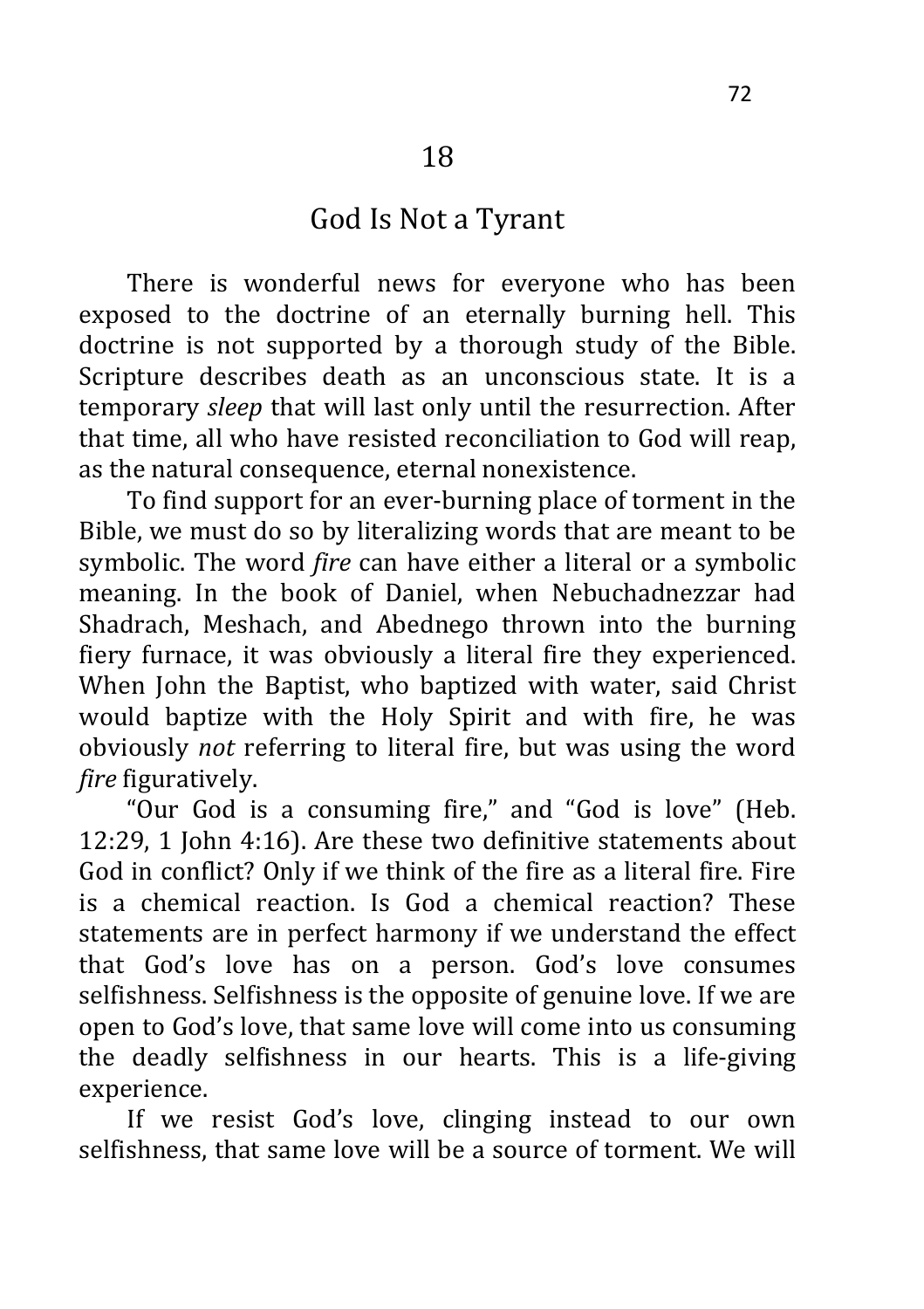# 18

## God Is Not a Tyrant

There is wonderful news for everyone who has been exposed to the doctrine of an eternally burning hell. This doctrine is not supported by a thorough study of the Bible. Scripture describes death as an unconscious state. It is a temporary *sleep* that will last only until the resurrection. After that time, all who have resisted reconciliation to God will reap, as the natural consequence, eternal nonexistence.

To find support for an ever-burning place of torment in the Bible, we must do so by literalizing words that are meant to be symbolic. The word *fire* can have either a literal or a symbolic meaning. In the book of Daniel, when Nebuchadnezzar had Shadrach, Meshach, and Abednego thrown into the burning fiery furnace, it was obviously a literal fire they experienced. When John the Baptist, who baptized with water, said Christ would baptize with the Holy Spirit and with fire, he was obviously *not* referring to literal fire, but was using the word *fire* figuratively.

"Our God is a consuming fire," and "God is love" (Heb. 12:29, 1 John 4:16). Are these two definitive statements about God in conflict? Only if we think of the fire as a literal fire. Fire is a chemical reaction. Is God a chemical reaction? These statements are in perfect harmony if we understand the effect that God's love has on a person. God's love consumes selfishness. Selfishness is the opposite of genuine love. If we are open to God's love, that same love will come into us consuming the deadly selfishness in our hearts. This is a life-giving experience.

If we resist God's love, clinging instead to our own selfishness, that same love will be a source of torment. We will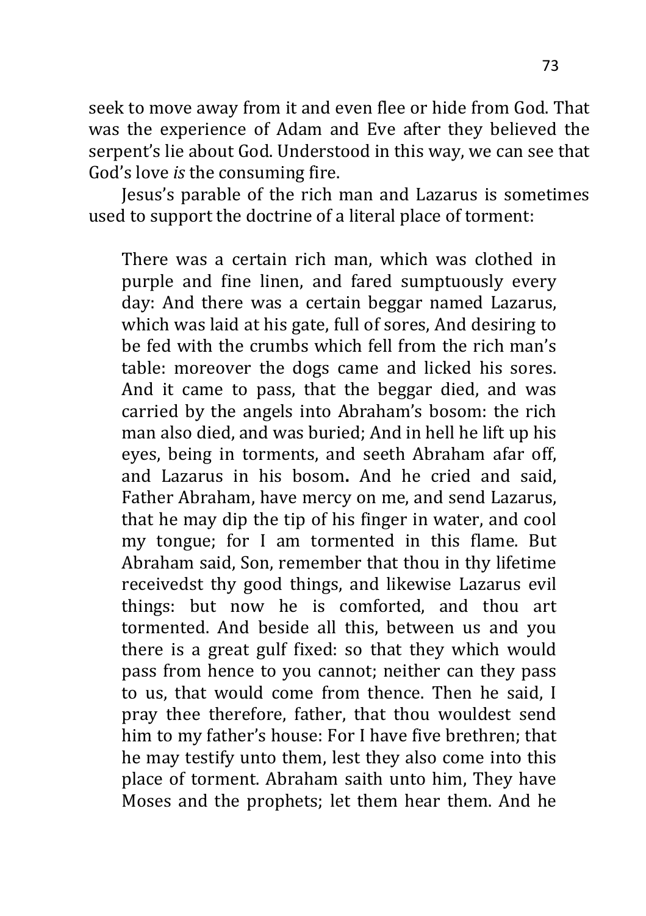seek to move away from it and even flee or hide from God. That was the experience of Adam and Eve after they believed the serpent's lie about God. Understood in this way, we can see that God's love *is* the consuming fire.

Jesus's parable of the rich man and Lazarus is sometimes used to support the doctrine of a literal place of torment:

> There was a certain rich man, which was clothed in purple and fine linen, and fared sumptuously every day: And there was a certain beggar named Lazarus, which was laid at his gate, full of sores, And desiring to be fed with the crumbs which fell from the rich man's table: moreover the dogs came and licked his sores. And it came to pass, that the beggar died, and was carried by the angels into Abraham's bosom: the rich man also died, and was buried; And in hell he lift up his eyes, being in torments, and seeth Abraham afar off, and Lazarus in his bosom**.** And he cried and said, Father Abraham, have mercy on me, and send Lazarus, that he may dip the tip of his finger in water, and cool my tongue; for I am tormented in this flame. But Abraham said, Son, remember that thou in thy lifetime receivedst thy good things, and likewise Lazarus evil things: but now he is comforted, and thou art tormented. And beside all this, between us and you there is a great gulf fixed: so that they which would pass from hence to you cannot; neither can they pass to us, that would come from thence. Then he said, I pray thee therefore, father, that thou wouldest send him to my father's house: For I have five brethren; that he may testify unto them, lest they also come into this place of torment. Abraham saith unto him, They have Moses and the prophets; let them hear them. And he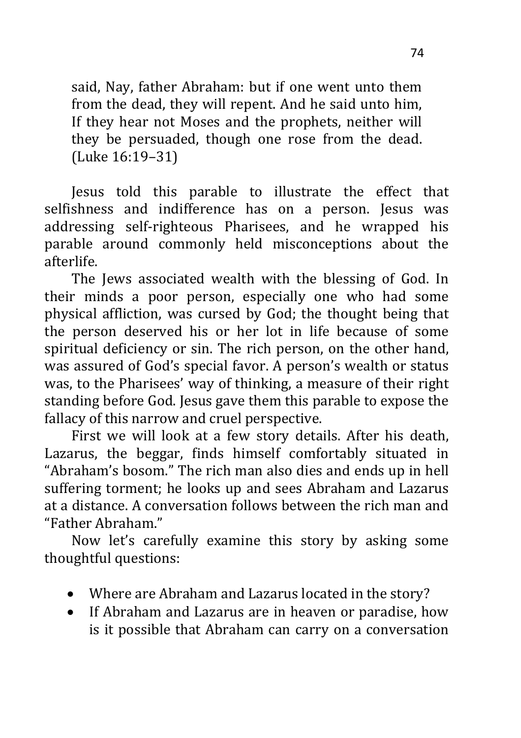> said, Nay, father Abraham: but if one went unto them from the dead, they will repent. And he said unto him, If they hear not Moses and the prophets, neither will they be persuaded, though one rose from the dead. (Luke 16:19–31)

Jesus told this parable to illustrate the effect that selfishness and indifference has on a person. Jesus was addressing self-righteous Pharisees, and he wrapped his parable around commonly held misconceptions about the afterlife.

The Jews associated wealth with the blessing of God. In their minds a poor person, especially one who had some physical affliction, was cursed by God; the thought being that the person deserved his or her lot in life because of some spiritual deficiency or sin. The rich person, on the other hand, was assured of God's special favor. A person's wealth or status was, to the Pharisees' way of thinking, a measure of their right standing before God. Jesus gave them this parable to expose the fallacy of this narrow and cruel perspective.

First we will look at a few story details. After his death, Lazarus, the beggar, finds himself comfortably situated in "Abraham's bosom." The rich man also dies and ends up in hell suffering torment; he looks up and sees Abraham and Lazarus at a distance. A conversation follows between the rich man and "Father Abraham."

Now let's carefully examine this story by asking some thoughtful questions:

- Where are Abraham and Lazarus located in the story?
- If Abraham and Lazarus are in heaven or paradise, how is it possible that Abraham can carry on a conversation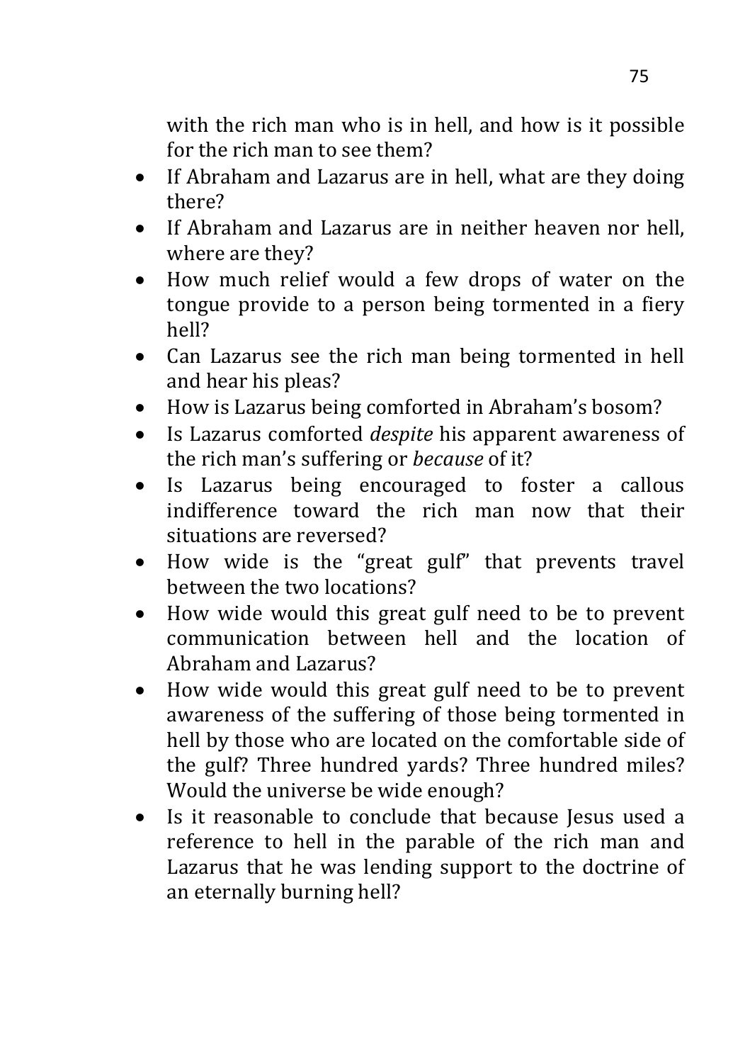with the rich man who is in hell, and how is it possible for the rich man to see them?

- If Abraham and Lazarus are in hell, what are they doing there?
- If Abraham and Lazarus are in neither heaven nor hell, where are they?
- How much relief would a few drops of water on the tongue provide to a person being tormented in a fiery hell?
- Can Lazarus see the rich man being tormented in hell and hear his pleas?
- How is Lazarus being comforted in Abraham's bosom?
- Is Lazarus comforted *despite* his apparent awareness of the rich man's suffering or *because* of it?
- Is Lazarus being encouraged to foster a callous indifference toward the rich man now that their situations are reversed?
- How wide is the "great gulf" that prevents travel between the two locations?
- How wide would this great gulf need to be to prevent communication between hell and the location of Abraham and Lazarus?
- How wide would this great gulf need to be to prevent awareness of the suffering of those being tormented in hell by those who are located on the comfortable side of the gulf? Three hundred yards? Three hundred miles? Would the universe be wide enough?
- Is it reasonable to conclude that because Jesus used a reference to hell in the parable of the rich man and Lazarus that he was lending support to the doctrine of an eternally burning hell?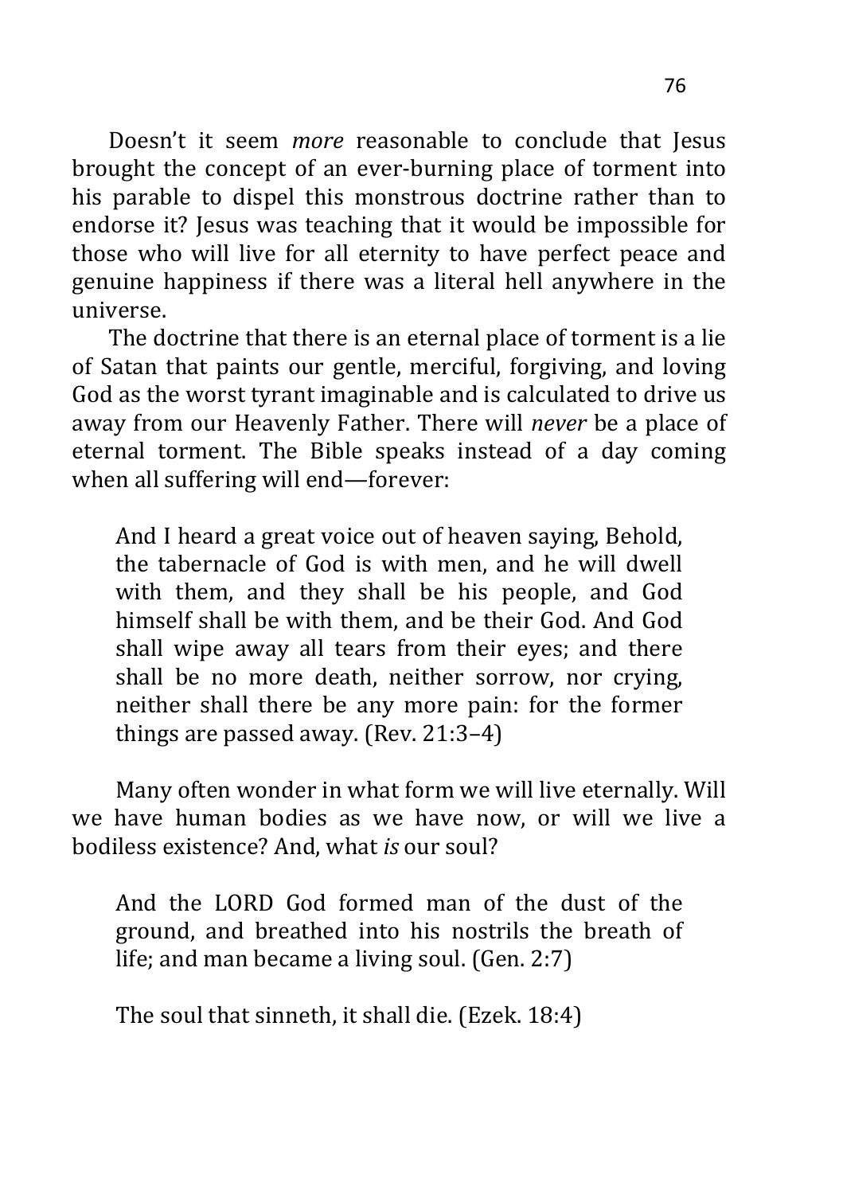Doesn't it seem *more* reasonable to conclude that Jesus brought the concept of an ever-burning place of torment into his parable to dispel this monstrous doctrine rather than to endorse it? Jesus was teaching that it would be impossible for those who will live for all eternity to have perfect peace and genuine happiness if there was a literal hell anywhere in the universe.

The doctrine that there is an eternal place of torment is a lie of Satan that paints our gentle, merciful, forgiving, and loving God as the worst tyrant imaginable and is calculated to drive us away from our Heavenly Father. There will *never* be a place of eternal torment. The Bible speaks instead of a day coming when all suffering will end—forever:

> And I heard a great voice out of heaven saying, Behold, the tabernacle of God is with men, and he will dwell with them, and they shall be his people, and God himself shall be with them, and be their God. And God shall wipe away all tears from their eyes; and there shall be no more death, neither sorrow, nor crying, neither shall there be any more pain: for the former things are passed away. (Rev. 21:3–4)

Many often wonder in what form we will live eternally. Will we have human bodies as we have now, or will we live a bodiless existence? And, what *is* our soul?

> And the LORD God formed man of the dust of the ground, and breathed into his nostrils the breath of life; and man became a living soul. (Gen. 2:7)

> The soul that sinneth, it shall die. (Ezek. 18:4)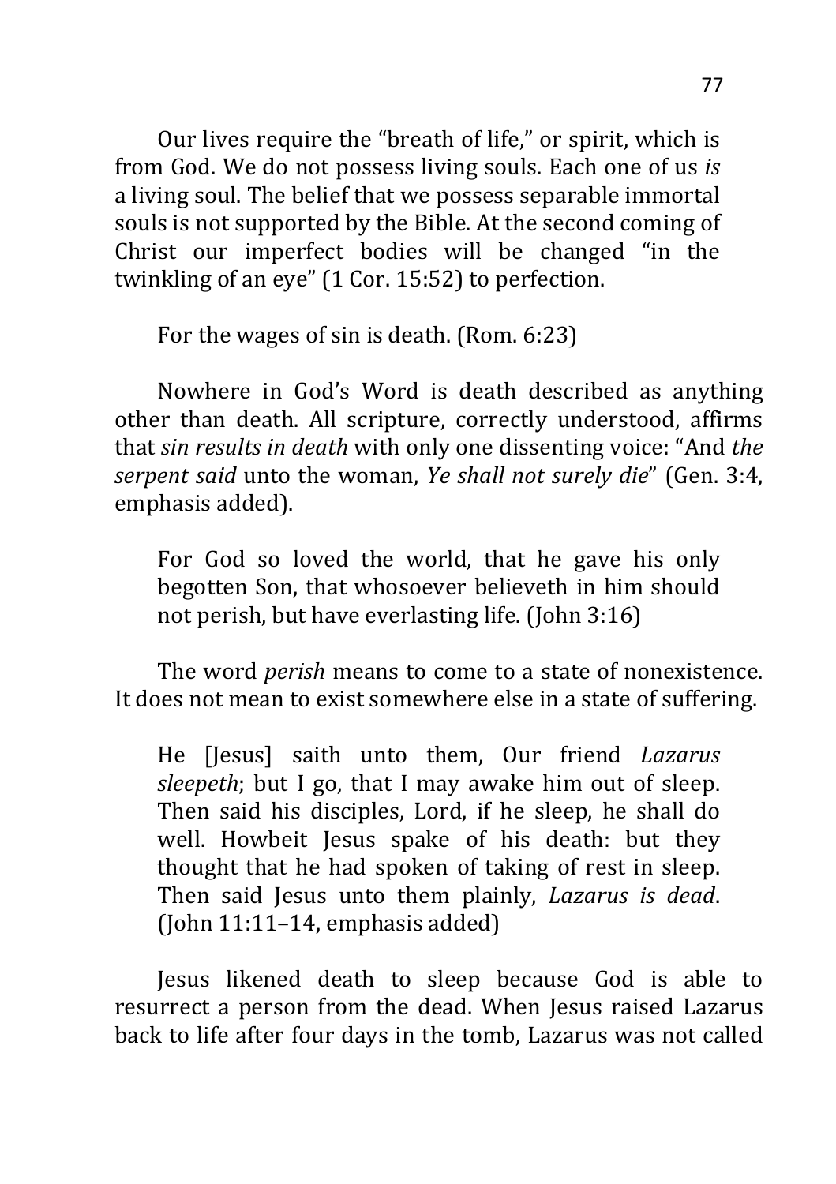Our lives require the "breath of life," or spirit, which is from God. We do not possess living souls. Each one of us *is* a living soul. The belief that we possess separable immortal souls is not supported by the Bible. At the second coming of Christ our imperfect bodies will be changed "in the twinkling of an eye" (1 Cor. 15:52) to perfection.

> For the wages of sin is death. (Rom. 6:23)

Nowhere in God's Word is death described as anything other than death. All scripture, correctly understood, affirms that *sin results in death* with only one dissenting voice: "And *the serpent said* unto the woman, *Ye shall not surely die*" (Gen. 3:4, emphasis added).

> For God so loved the world, that he gave his only begotten Son, that whosoever believeth in him should not perish, but have everlasting life. (John 3:16)

The word *perish* means to come to a state of nonexistence. It does not mean to exist somewhere else in a state of suffering.

> He [Jesus] saith unto them, Our friend *Lazarus sleepeth*; but I go, that I may awake him out of sleep. Then said his disciples, Lord, if he sleep, he shall do well. Howbeit Jesus spake of his death: but they thought that he had spoken of taking of rest in sleep. Then said Jesus unto them plainly, *Lazarus is dead*. (John 11:11–14, emphasis added)

Jesus likened death to sleep because God is able to resurrect a person from the dead. When Jesus raised Lazarus back to life after four days in the tomb, Lazarus was not called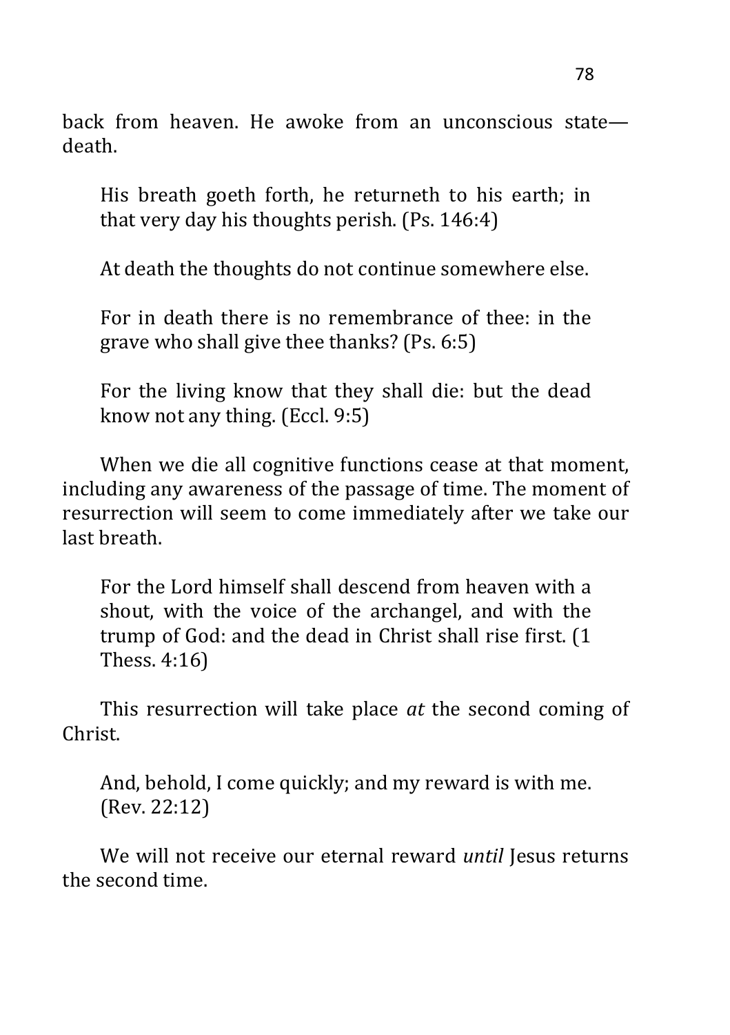back from heaven. He awoke from an unconscious state—death.

> His breath goeth forth, he returneth to his earth; in that very day his thoughts perish. (Ps. 146:4)
>
> At death the thoughts do not continue somewhere else.
>
> For in death there is no remembrance of thee: in the grave who shall give thee thanks? (Ps. 6:5)
>
> For the living know that they shall die: but the dead know not any thing. (Eccl. 9:5)

When we die all cognitive functions cease at that moment, including any awareness of the passage of time. The moment of resurrection will seem to come immediately after we take our last breath.

> For the Lord himself shall descend from heaven with a shout, with the voice of the archangel, and with the trump of God: and the dead in Christ shall rise first. (1 Thess. 4:16)

This resurrection will take place *at* the second coming of Christ.

> And, behold, I come quickly; and my reward is with me. (Rev. 22:12)

We will not receive our eternal reward *until* Jesus returns the second time.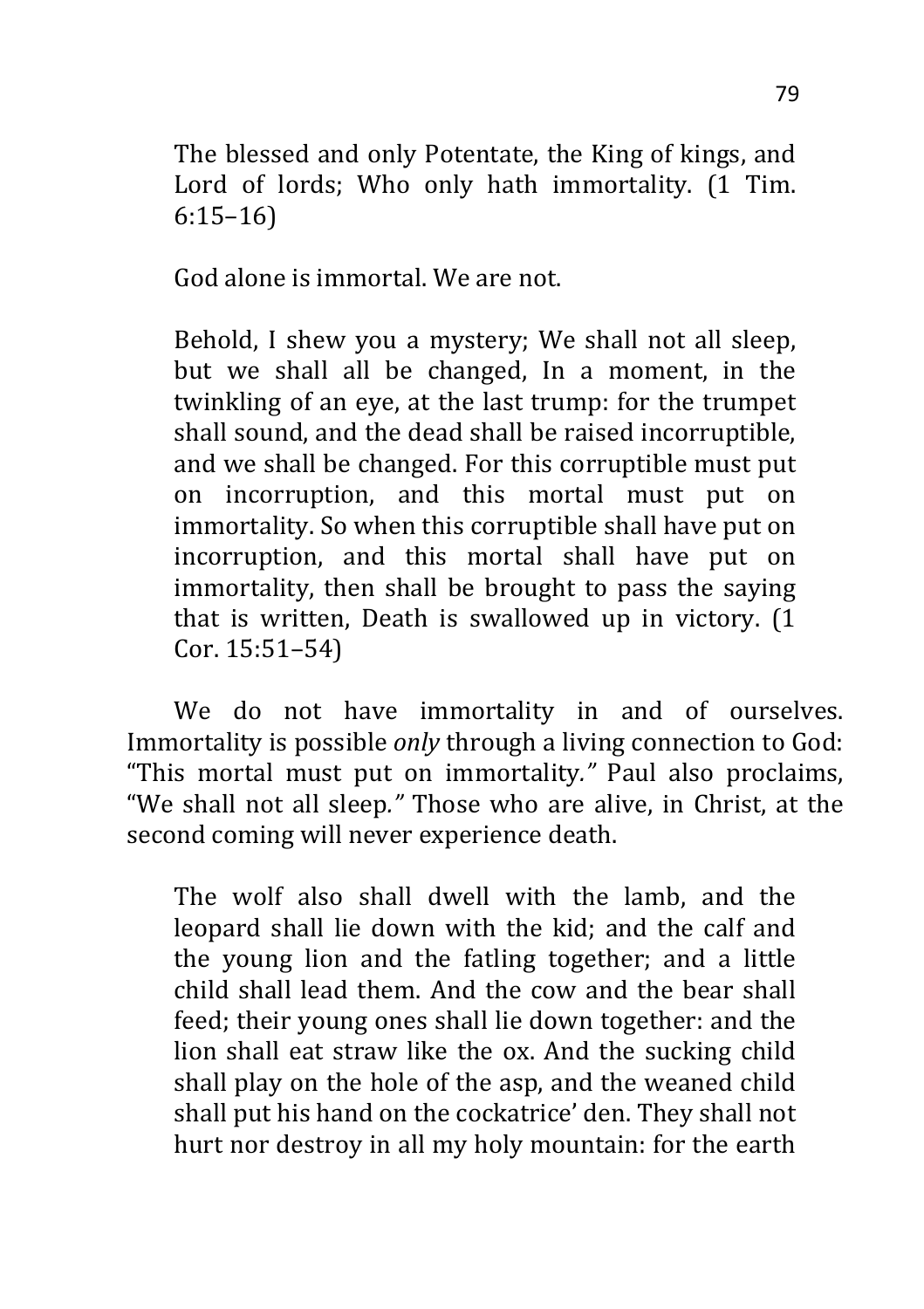> The blessed and only Potentate, the King of kings, and Lord of lords; Who only hath immortality. (1 Tim. 6:15–16)
>
> God alone is immortal. We are not.
>
> Behold, I shew you a mystery; We shall not all sleep, but we shall all be changed, In a moment, in the twinkling of an eye, at the last trump: for the trumpet shall sound, and the dead shall be raised incorruptible, and we shall be changed. For this corruptible must put on incorruption, and this mortal must put on immortality. So when this corruptible shall have put on incorruption, and this mortal shall have put on immortality, then shall be brought to pass the saying that is written, Death is swallowed up in victory. (1 Cor. 15:51–54)

We do not have immortality in and of ourselves. Immortality is possible *only* through a living connection to God: "This mortal must put on immortality*."* Paul also proclaims, "We shall not all sleep*."* Those who are alive, in Christ, at the second coming will never experience death.

> The wolf also shall dwell with the lamb, and the leopard shall lie down with the kid; and the calf and the young lion and the fatling together; and a little child shall lead them. And the cow and the bear shall feed; their young ones shall lie down together: and the lion shall eat straw like the ox. And the sucking child shall play on the hole of the asp, and the weaned child shall put his hand on the cockatrice' den. They shall not hurt nor destroy in all my holy mountain: for the earth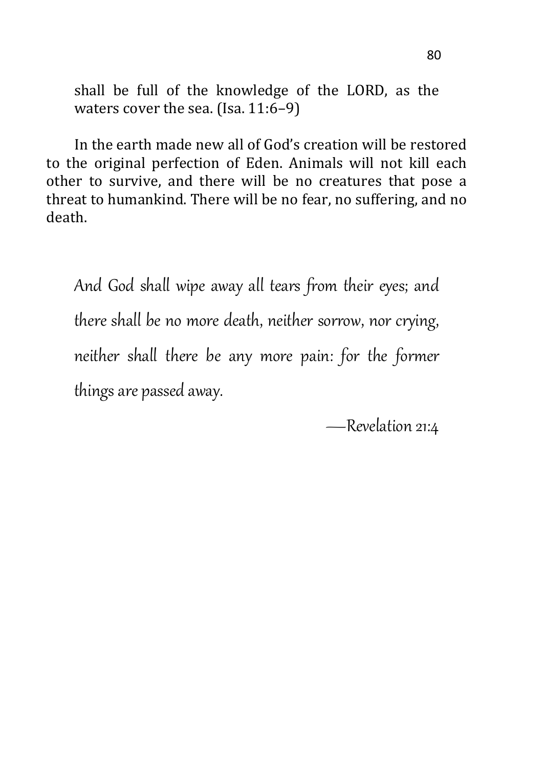> shall be full of the knowledge of the LORD, as the waters cover the sea. (Isa. 11:6–9)

In the earth made new all of God's creation will be restored to the original perfection of Eden. Animals will not kill each other to survive, and there will be no creatures that pose a threat to humankind. There will be no fear, no suffering, and no death.

> *And God shall wipe away all tears from their eyes; and there shall be no more death, neither sorrow, nor crying, neither shall there be any more pain: for the former things are passed away.*
>
> *—Revelation 21:4*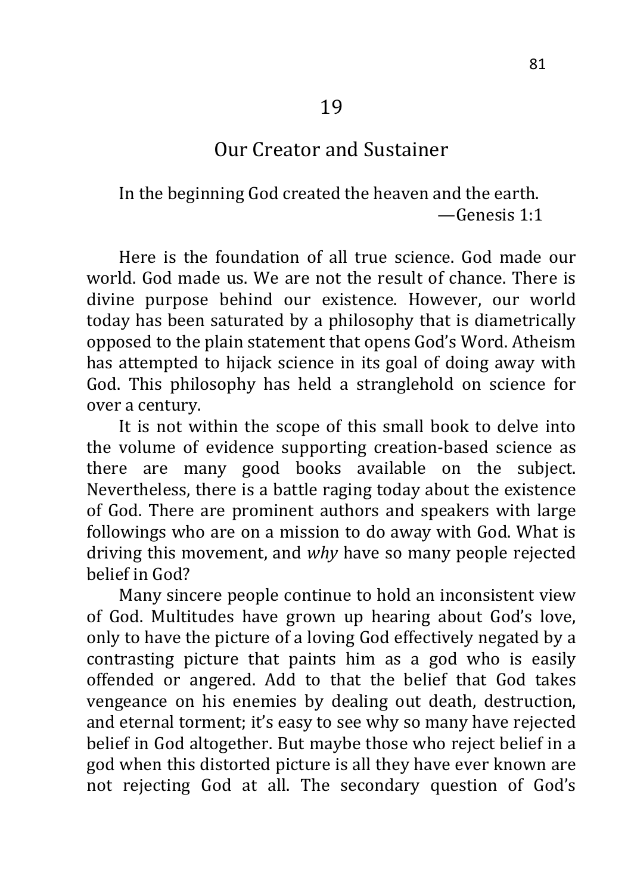# 19

## Our Creator and Sustainer

> In the beginning God created the heaven and the earth.
> —Genesis 1:1

Here is the foundation of all true science. God made our world. God made us. We are not the result of chance. There is divine purpose behind our existence. However, our world today has been saturated by a philosophy that is diametrically opposed to the plain statement that opens God's Word. Atheism has attempted to hijack science in its goal of doing away with God. This philosophy has held a stranglehold on science for over a century.

It is not within the scope of this small book to delve into the volume of evidence supporting creation-based science as there are many good books available on the subject. Nevertheless, there is a battle raging today about the existence of God. There are prominent authors and speakers with large followings who are on a mission to do away with God. What is driving this movement, and *why* have so many people rejected belief in God?

Many sincere people continue to hold an inconsistent view of God. Multitudes have grown up hearing about God's love, only to have the picture of a loving God effectively negated by a contrasting picture that paints him as a god who is easily offended or angered. Add to that the belief that God takes vengeance on his enemies by dealing out death, destruction, and eternal torment; it's easy to see why so many have rejected belief in God altogether. But maybe those who reject belief in a god when this distorted picture is all they have ever known are not rejecting God at all. The secondary question of God's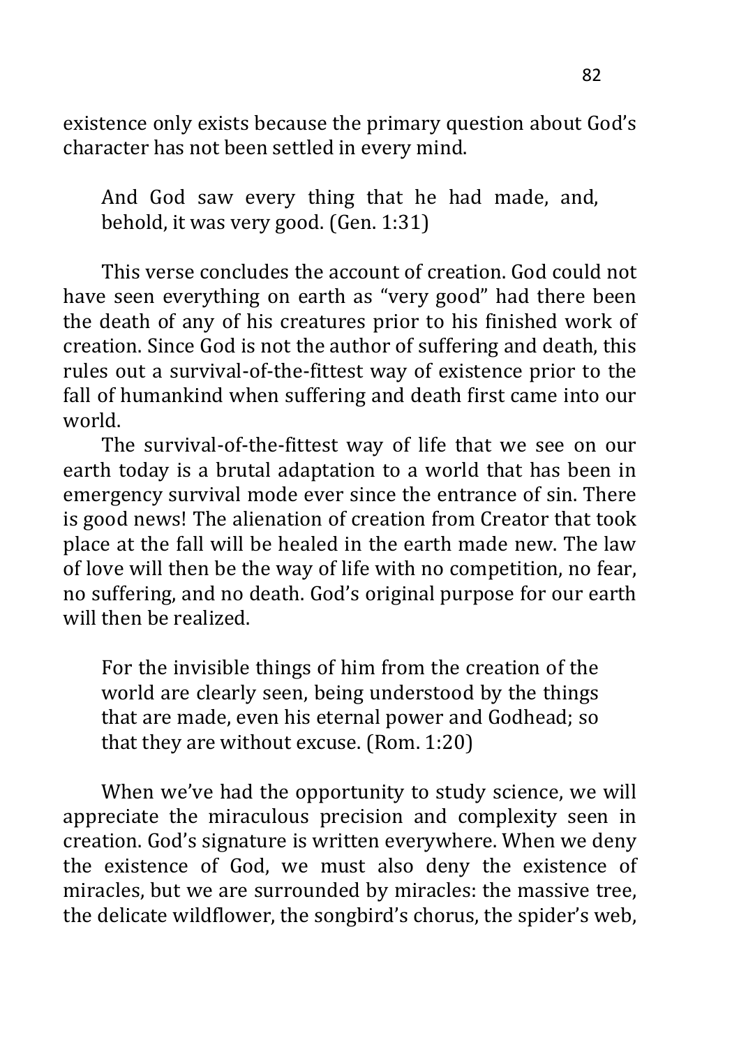existence only exists because the primary question about God's character has not been settled in every mind.

> And God saw every thing that he had made, and, behold, it was very good. (Gen. 1:31)

This verse concludes the account of creation. God could not have seen everything on earth as "very good" had there been the death of any of his creatures prior to his finished work of creation. Since God is not the author of suffering and death, this rules out a survival-of-the-fittest way of existence prior to the fall of humankind when suffering and death first came into our world.

The survival-of-the-fittest way of life that we see on our earth today is a brutal adaptation to a world that has been in emergency survival mode ever since the entrance of sin. There is good news! The alienation of creation from Creator that took place at the fall will be healed in the earth made new. The law of love will then be the way of life with no competition, no fear, no suffering, and no death. God's original purpose for our earth will then be realized.

> For the invisible things of him from the creation of the world are clearly seen, being understood by the things that are made, even his eternal power and Godhead; so that they are without excuse. (Rom. 1:20)

When we've had the opportunity to study science, we will appreciate the miraculous precision and complexity seen in creation. God's signature is written everywhere. When we deny the existence of God, we must also deny the existence of miracles, but we are surrounded by miracles: the massive tree, the delicate wildflower, the songbird's chorus, the spider's web,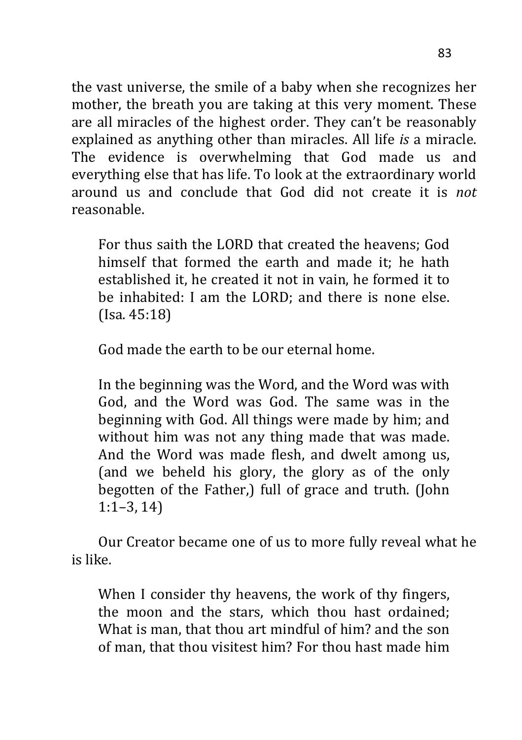the vast universe, the smile of a baby when she recognizes her mother, the breath you are taking at this very moment. These are all miracles of the highest order. They can't be reasonably explained as anything other than miracles. All life *is* a miracle. The evidence is overwhelming that God made us and everything else that has life. To look at the extraordinary world around us and conclude that God did not create it is *not* reasonable.

> For thus saith the LORD that created the heavens; God himself that formed the earth and made it; he hath established it, he created it not in vain, he formed it to be inhabited: I am the LORD; and there is none else. (Isa. 45:18)

God made the earth to be our eternal home.

> In the beginning was the Word, and the Word was with God, and the Word was God. The same was in the beginning with God. All things were made by him; and without him was not any thing made that was made. And the Word was made flesh, and dwelt among us, (and we beheld his glory, the glory as of the only begotten of the Father,) full of grace and truth. (John 1:1–3, 14)

Our Creator became one of us to more fully reveal what he is like.

> When I consider thy heavens, the work of thy fingers, the moon and the stars, which thou hast ordained; What is man, that thou art mindful of him? and the son of man, that thou visitest him? For thou hast made him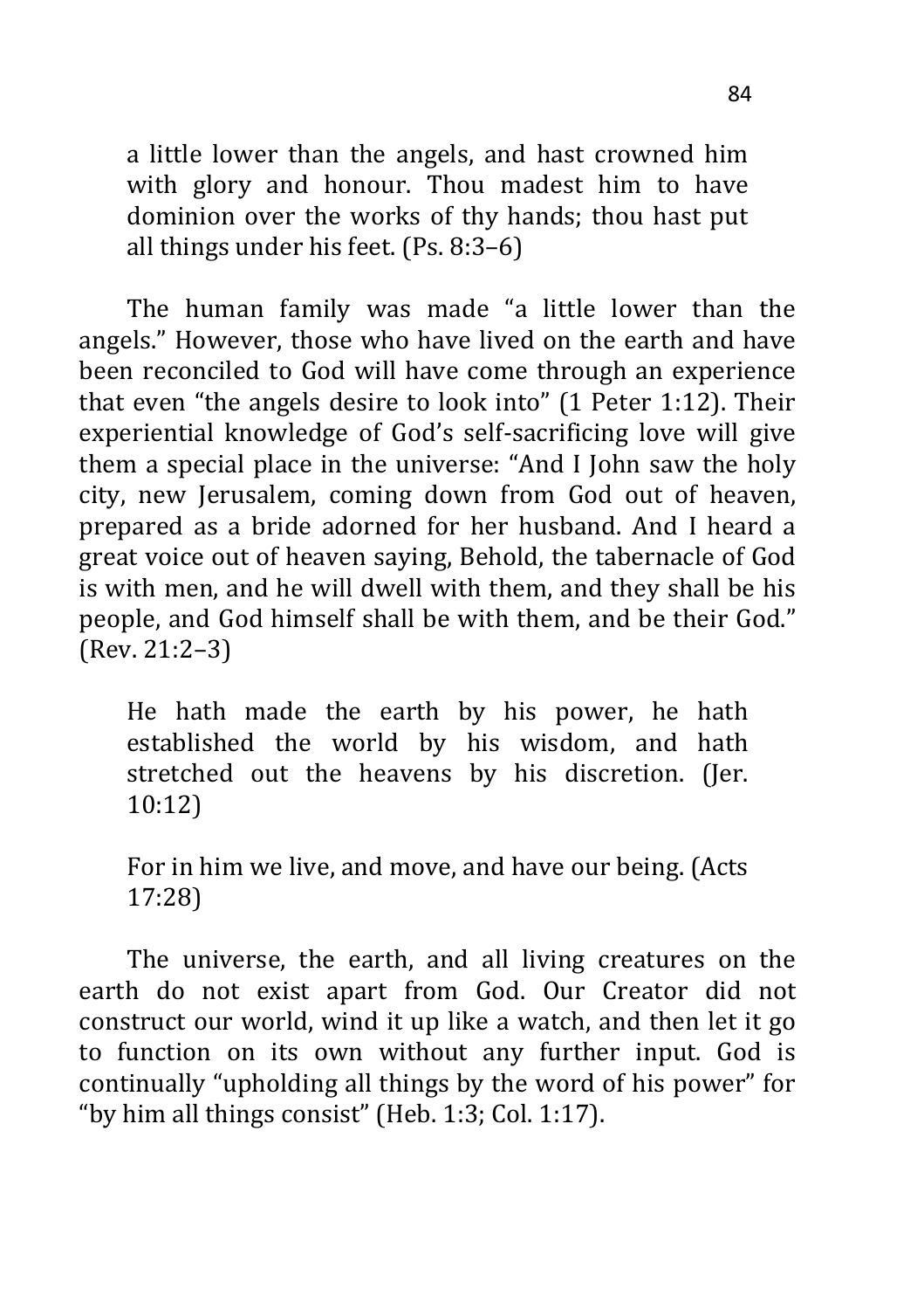> a little lower than the angels, and hast crowned him with glory and honour. Thou madest him to have dominion over the works of thy hands; thou hast put all things under his feet. (Ps. 8:3–6)

The human family was made "a little lower than the angels." However, those who have lived on the earth and have been reconciled to God will have come through an experience that even "the angels desire to look into" (1 Peter 1:12). Their experiential knowledge of God's self-sacrificing love will give them a special place in the universe: "And I John saw the holy city, new Jerusalem, coming down from God out of heaven, prepared as a bride adorned for her husband. And I heard a great voice out of heaven saying, Behold, the tabernacle of God is with men, and he will dwell with them, and they shall be his people, and God himself shall be with them, and be their God." (Rev. 21:2–3)

> He hath made the earth by his power, he hath established the world by his wisdom, and hath stretched out the heavens by his discretion. (Jer. 10:12)

> For in him we live, and move, and have our being. (Acts 17:28)

The universe, the earth, and all living creatures on the earth do not exist apart from God. Our Creator did not construct our world, wind it up like a watch, and then let it go to function on its own without any further input. God is continually "upholding all things by the word of his power" for "by him all things consist" (Heb. 1:3; Col. 1:17).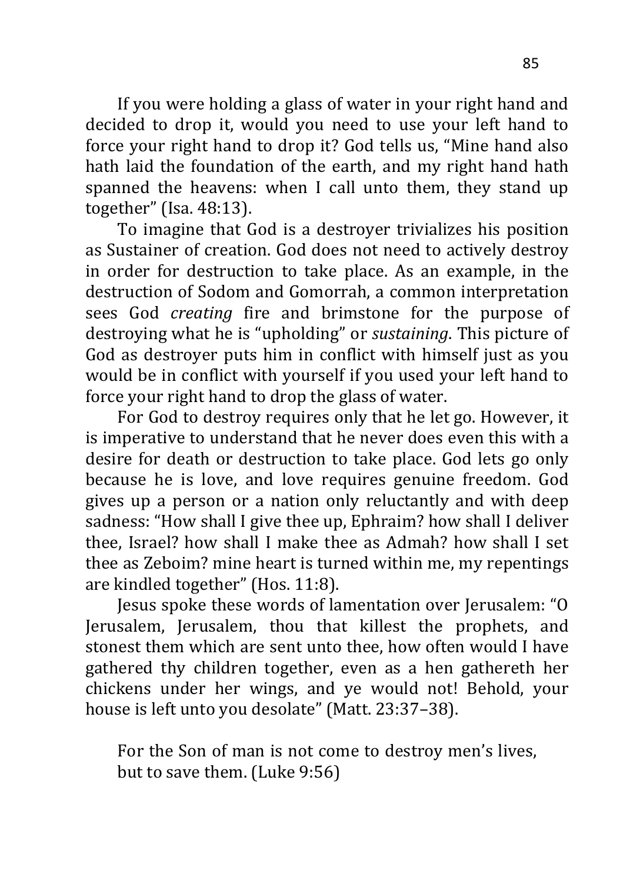If you were holding a glass of water in your right hand and decided to drop it, would you need to use your left hand to force your right hand to drop it? God tells us, "Mine hand also hath laid the foundation of the earth, and my right hand hath spanned the heavens: when I call unto them, they stand up together" (Isa. 48:13).

To imagine that God is a destroyer trivializes his position as Sustainer of creation. God does not need to actively destroy in order for destruction to take place. As an example, in the destruction of Sodom and Gomorrah, a common interpretation sees God *creating* fire and brimstone for the purpose of destroying what he is "upholding" or *sustaining*. This picture of God as destroyer puts him in conflict with himself just as you would be in conflict with yourself if you used your left hand to force your right hand to drop the glass of water.

For God to destroy requires only that he let go. However, it is imperative to understand that he never does even this with a desire for death or destruction to take place. God lets go only because he is love, and love requires genuine freedom. God gives up a person or a nation only reluctantly and with deep sadness: "How shall I give thee up, Ephraim? how shall I deliver thee, Israel? how shall I make thee as Admah? how shall I set thee as Zeboim? mine heart is turned within me, my repentings are kindled together" (Hos. 11:8).

Jesus spoke these words of lamentation over Jerusalem: "O Jerusalem, Jerusalem, thou that killest the prophets, and stonest them which are sent unto thee, how often would I have gathered thy children together, even as a hen gathereth her chickens under her wings, and ye would not! Behold, your house is left unto you desolate" (Matt. 23:37–38).

> For the Son of man is not come to destroy men's lives, but to save them. (Luke 9:56)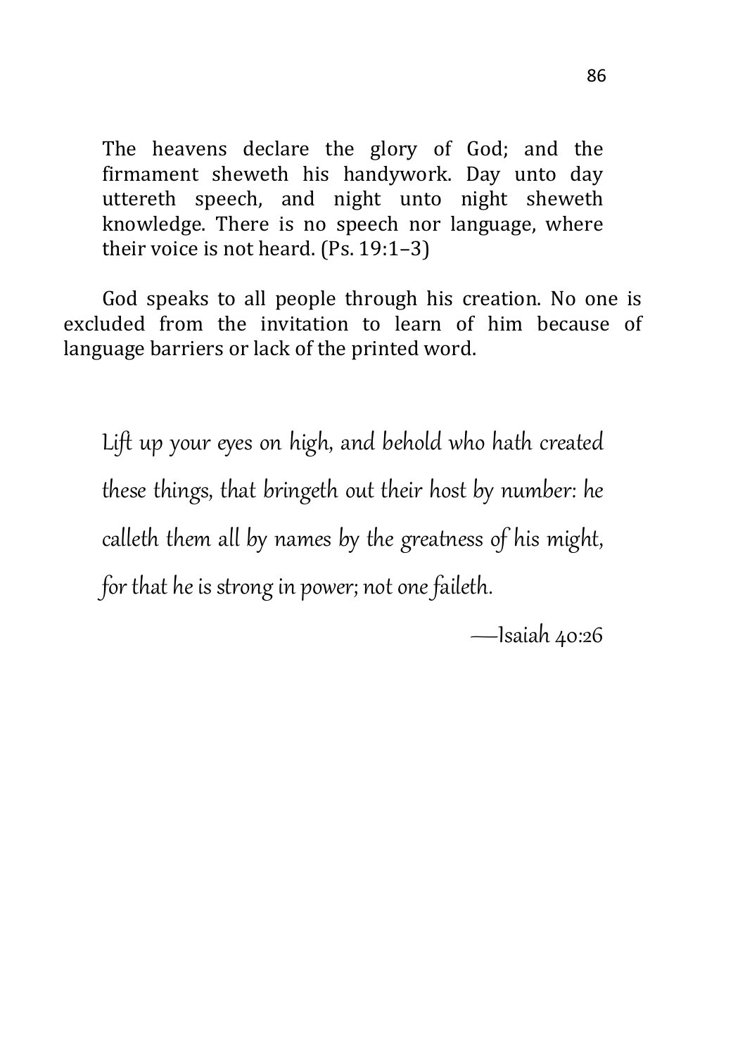> The heavens declare the glory of God; and the firmament sheweth his handywork. Day unto day uttereth speech, and night unto night sheweth knowledge. There is no speech nor language, where their voice is not heard. (Ps. 19:1–3)

God speaks to all people through his creation. No one is excluded from the invitation to learn of him because of language barriers or lack of the printed word.

> *Lift up your eyes on high, and behold who hath created these things, that bringeth out their host by number: he calleth them all by names by the greatness of his might, for that he is strong in power; not one faileth.*
>
> —Isaiah 40:26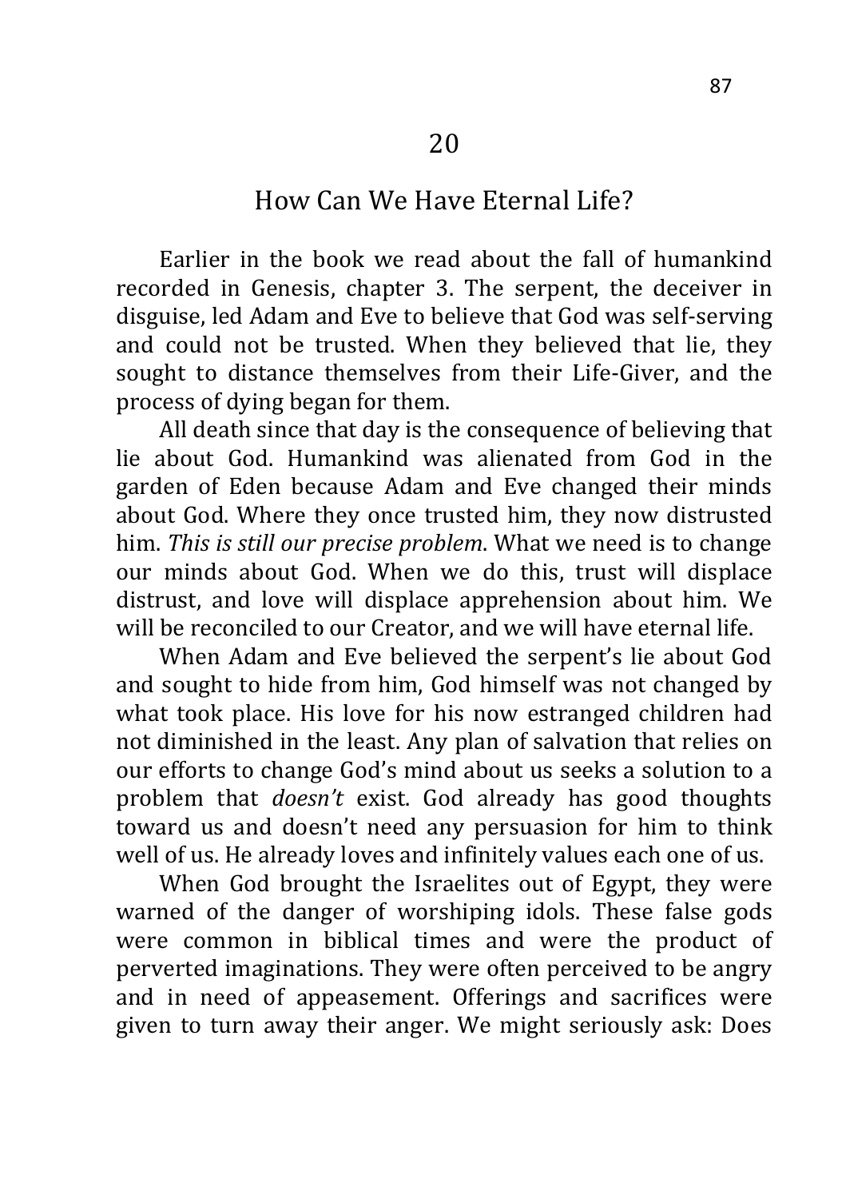# 20

## How Can We Have Eternal Life?

Earlier in the book we read about the fall of humankind recorded in Genesis, chapter 3. The serpent, the deceiver in disguise, led Adam and Eve to believe that God was self-serving and could not be trusted. When they believed that lie, they sought to distance themselves from their Life-Giver, and the process of dying began for them.

All death since that day is the consequence of believing that lie about God. Humankind was alienated from God in the garden of Eden because Adam and Eve changed their minds about God. Where they once trusted him, they now distrusted him. *This is still our precise problem*. What we need is to change our minds about God. When we do this, trust will displace distrust, and love will displace apprehension about him. We will be reconciled to our Creator, and we will have eternal life.

When Adam and Eve believed the serpent's lie about God and sought to hide from him, God himself was not changed by what took place. His love for his now estranged children had not diminished in the least. Any plan of salvation that relies on our efforts to change God's mind about us seeks a solution to a problem that *doesn't* exist. God already has good thoughts toward us and doesn't need any persuasion for him to think well of us. He already loves and infinitely values each one of us.

When God brought the Israelites out of Egypt, they were warned of the danger of worshiping idols. These false gods were common in biblical times and were the product of perverted imaginations. They were often perceived to be angry and in need of appeasement. Offerings and sacrifices were given to turn away their anger. We might seriously ask: Does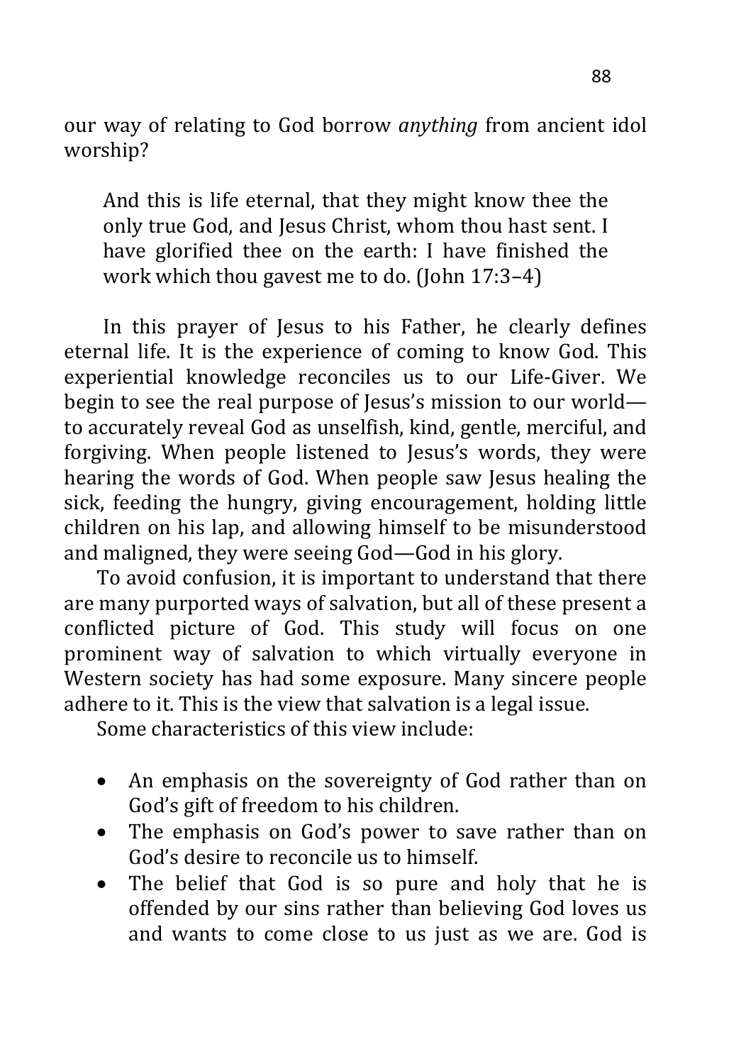our way of relating to God borrow *anything* from ancient idol worship?

> And this is life eternal, that they might know thee the only true God, and Jesus Christ, whom thou hast sent. I have glorified thee on the earth: I have finished the work which thou gavest me to do. (John 17:3–4)

In this prayer of Jesus to his Father, he clearly defines eternal life. It is the experience of coming to know God. This experiential knowledge reconciles us to our Life-Giver. We begin to see the real purpose of Jesus's mission to our world—to accurately reveal God as unselfish, kind, gentle, merciful, and forgiving. When people listened to Jesus's words, they were hearing the words of God. When people saw Jesus healing the sick, feeding the hungry, giving encouragement, holding little children on his lap, and allowing himself to be misunderstood and maligned, they were seeing God—God in his glory.

To avoid confusion, it is important to understand that there are many purported ways of salvation, but all of these present a conflicted picture of God. This study will focus on one prominent way of salvation to which virtually everyone in Western society has had some exposure. Many sincere people adhere to it. This is the view that salvation is a legal issue.

Some characteristics of this view include:

- An emphasis on the sovereignty of God rather than on God's gift of freedom to his children.
- The emphasis on God's power to save rather than on God's desire to reconcile us to himself.
- The belief that God is so pure and holy that he is offended by our sins rather than believing God loves us and wants to come close to us just as we are. God is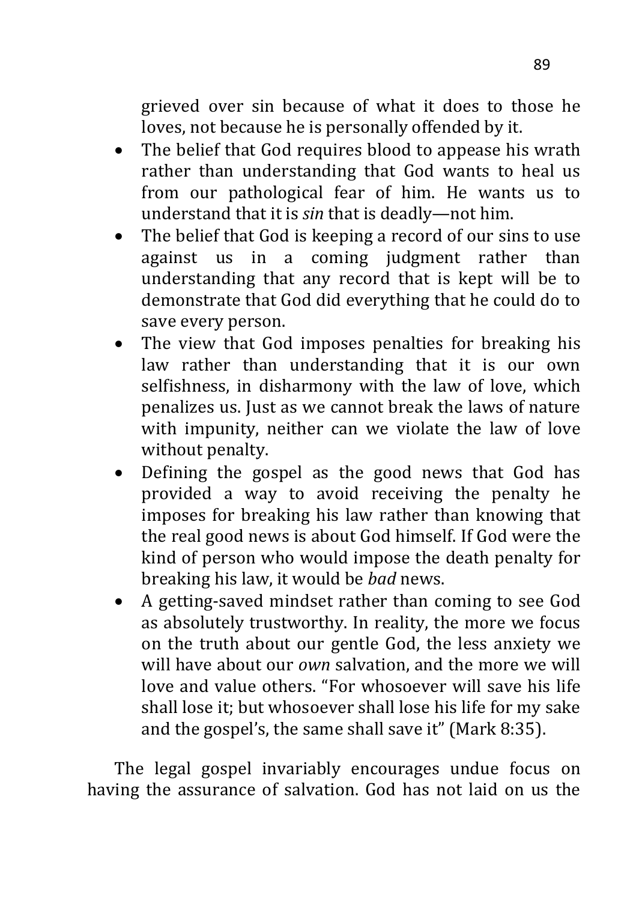grieved over sin because of what it does to those he loves, not because he is personally offended by it.

- The belief that God requires blood to appease his wrath rather than understanding that God wants to heal us from our pathological fear of him. He wants us to understand that it is *sin* that is deadly—not him.
- The belief that God is keeping a record of our sins to use against us in a coming judgment rather than understanding that any record that is kept will be to demonstrate that God did everything that he could do to save every person.
- The view that God imposes penalties for breaking his law rather than understanding that it is our own selfishness, in disharmony with the law of love, which penalizes us. Just as we cannot break the laws of nature with impunity, neither can we violate the law of love without penalty.
- Defining the gospel as the good news that God has provided a way to avoid receiving the penalty he imposes for breaking his law rather than knowing that the real good news is about God himself. If God were the kind of person who would impose the death penalty for breaking his law, it would be *bad* news.
- A getting-saved mindset rather than coming to see God as absolutely trustworthy. In reality, the more we focus on the truth about our gentle God, the less anxiety we will have about our *own* salvation, and the more we will love and value others. "For whosoever will save his life shall lose it; but whosoever shall lose his life for my sake and the gospel's, the same shall save it" (Mark 8:35).

The legal gospel invariably encourages undue focus on having the assurance of salvation. God has not laid on us the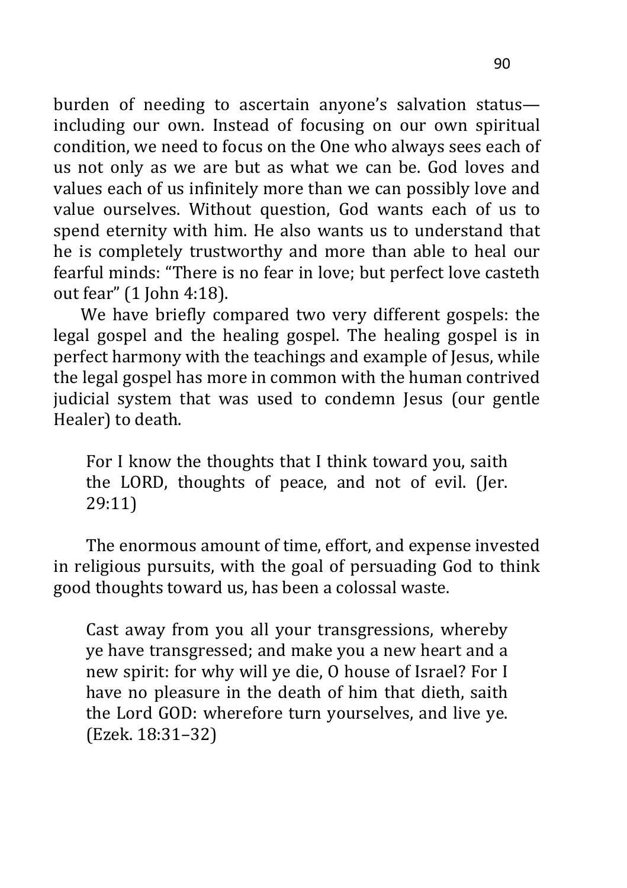burden of needing to ascertain anyone's salvation status—including our own. Instead of focusing on our own spiritual condition, we need to focus on the One who always sees each of us not only as we are but as what we can be. God loves and values each of us infinitely more than we can possibly love and value ourselves. Without question, God wants each of us to spend eternity with him. He also wants us to understand that he is completely trustworthy and more than able to heal our fearful minds: "There is no fear in love; but perfect love casteth out fear" (1 John 4:18).

We have briefly compared two very different gospels: the legal gospel and the healing gospel. The healing gospel is in perfect harmony with the teachings and example of Jesus, while the legal gospel has more in common with the human contrived judicial system that was used to condemn Jesus (our gentle Healer) to death.

> For I know the thoughts that I think toward you, saith the LORD, thoughts of peace, and not of evil. (Jer. 29:11)

The enormous amount of time, effort, and expense invested in religious pursuits, with the goal of persuading God to think good thoughts toward us, has been a colossal waste.

> Cast away from you all your transgressions, whereby ye have transgressed; and make you a new heart and a new spirit: for why will ye die, O house of Israel? For I have no pleasure in the death of him that dieth, saith the Lord GOD: wherefore turn yourselves, and live ye. (Ezek. 18:31–32)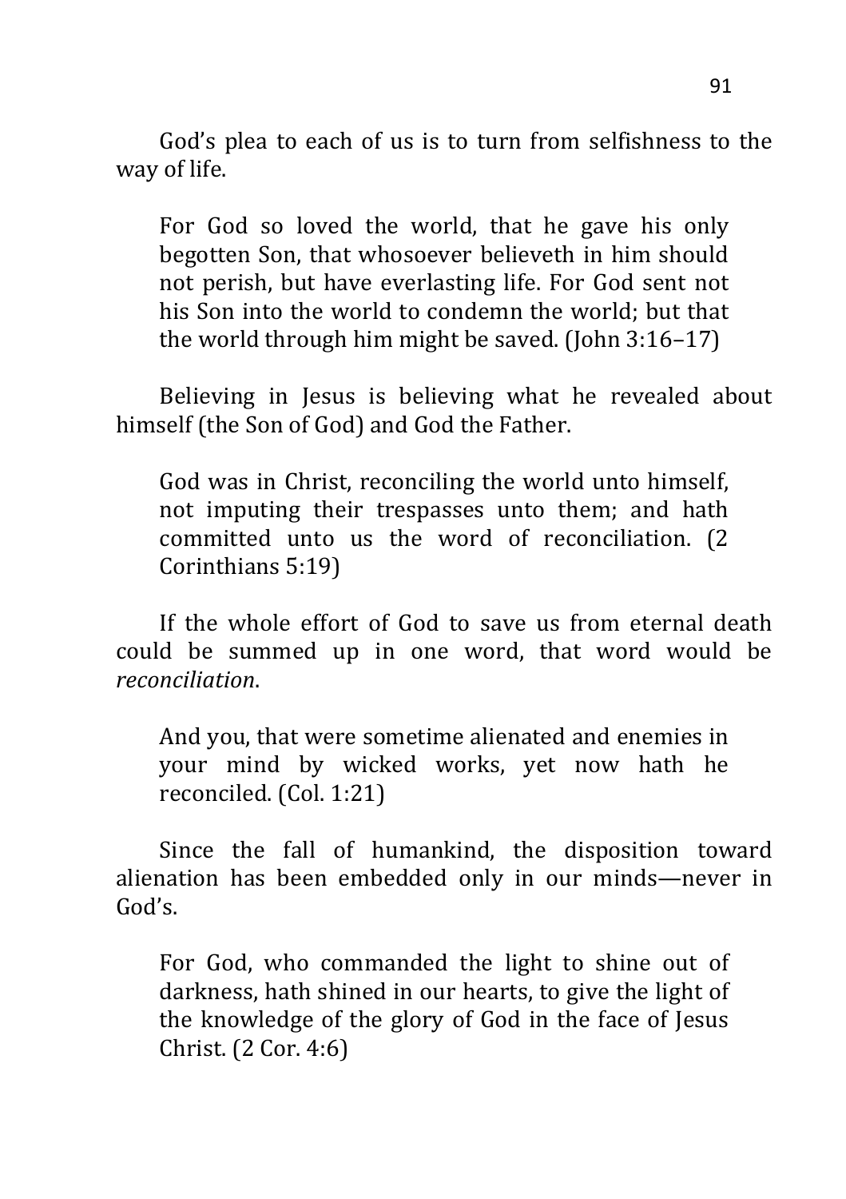God's plea to each of us is to turn from selfishness to the way of life.

> For God so loved the world, that he gave his only begotten Son, that whosoever believeth in him should not perish, but have everlasting life. For God sent not his Son into the world to condemn the world; but that the world through him might be saved. (John 3:16–17)

Believing in Jesus is believing what he revealed about himself (the Son of God) and God the Father.

> God was in Christ, reconciling the world unto himself, not imputing their trespasses unto them; and hath committed unto us the word of reconciliation. (2 Corinthians 5:19)

If the whole effort of God to save us from eternal death could be summed up in one word, that word would be *reconciliation*.

> And you, that were sometime alienated and enemies in your mind by wicked works, yet now hath he reconciled. (Col. 1:21)

Since the fall of humankind, the disposition toward alienation has been embedded only in our minds—never in God's.

> For God, who commanded the light to shine out of darkness, hath shined in our hearts, to give the light of the knowledge of the glory of God in the face of Jesus Christ. (2 Cor. 4:6)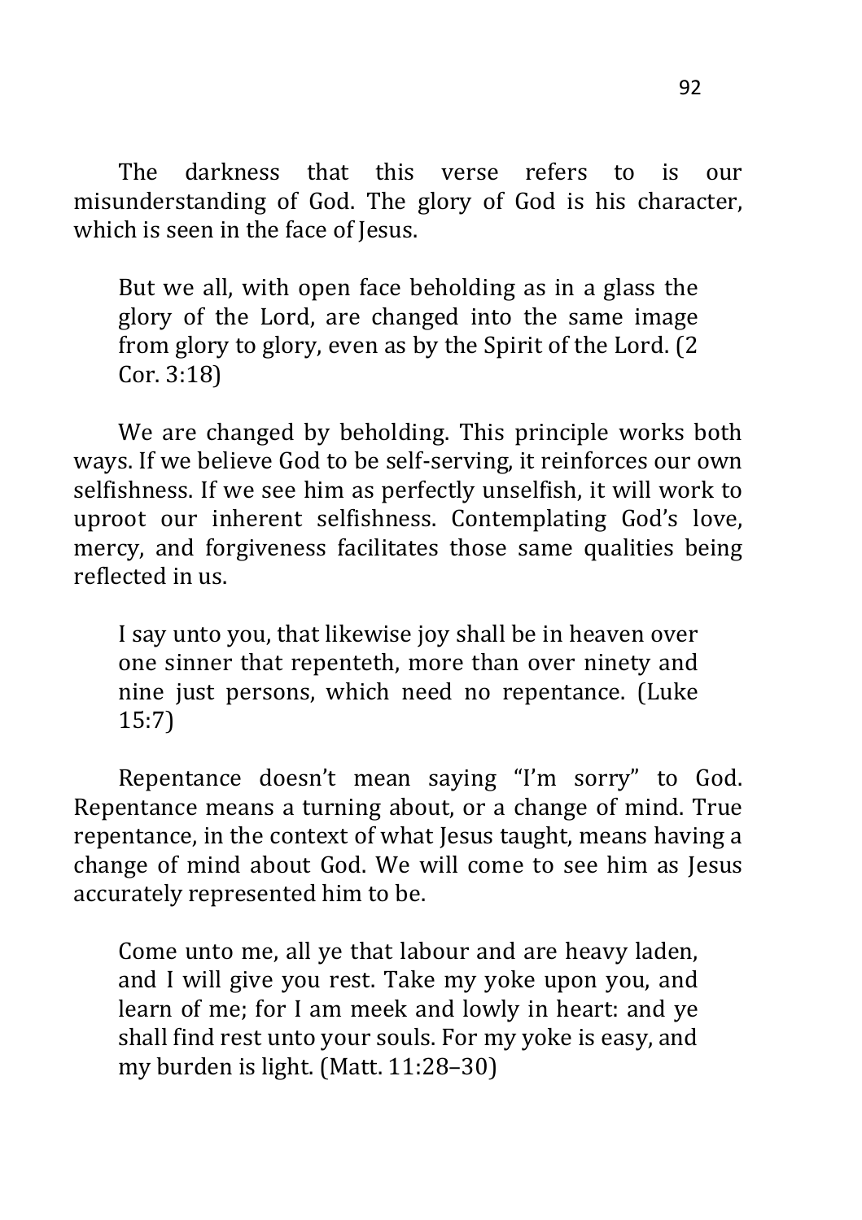The darkness that this verse refers to is our misunderstanding of God. The glory of God is his character, which is seen in the face of Jesus.

> But we all, with open face beholding as in a glass the glory of the Lord, are changed into the same image from glory to glory, even as by the Spirit of the Lord. (2 Cor. 3:18)

We are changed by beholding. This principle works both ways. If we believe God to be self-serving, it reinforces our own selfishness. If we see him as perfectly unselfish, it will work to uproot our inherent selfishness. Contemplating God's love, mercy, and forgiveness facilitates those same qualities being reflected in us.

> I say unto you, that likewise joy shall be in heaven over one sinner that repenteth, more than over ninety and nine just persons, which need no repentance. (Luke 15:7)

Repentance doesn't mean saying "I'm sorry" to God. Repentance means a turning about, or a change of mind. True repentance, in the context of what Jesus taught, means having a change of mind about God. We will come to see him as Jesus accurately represented him to be.

> Come unto me, all ye that labour and are heavy laden, and I will give you rest. Take my yoke upon you, and learn of me; for I am meek and lowly in heart: and ye shall find rest unto your souls. For my yoke is easy, and my burden is light. (Matt. 11:28–30)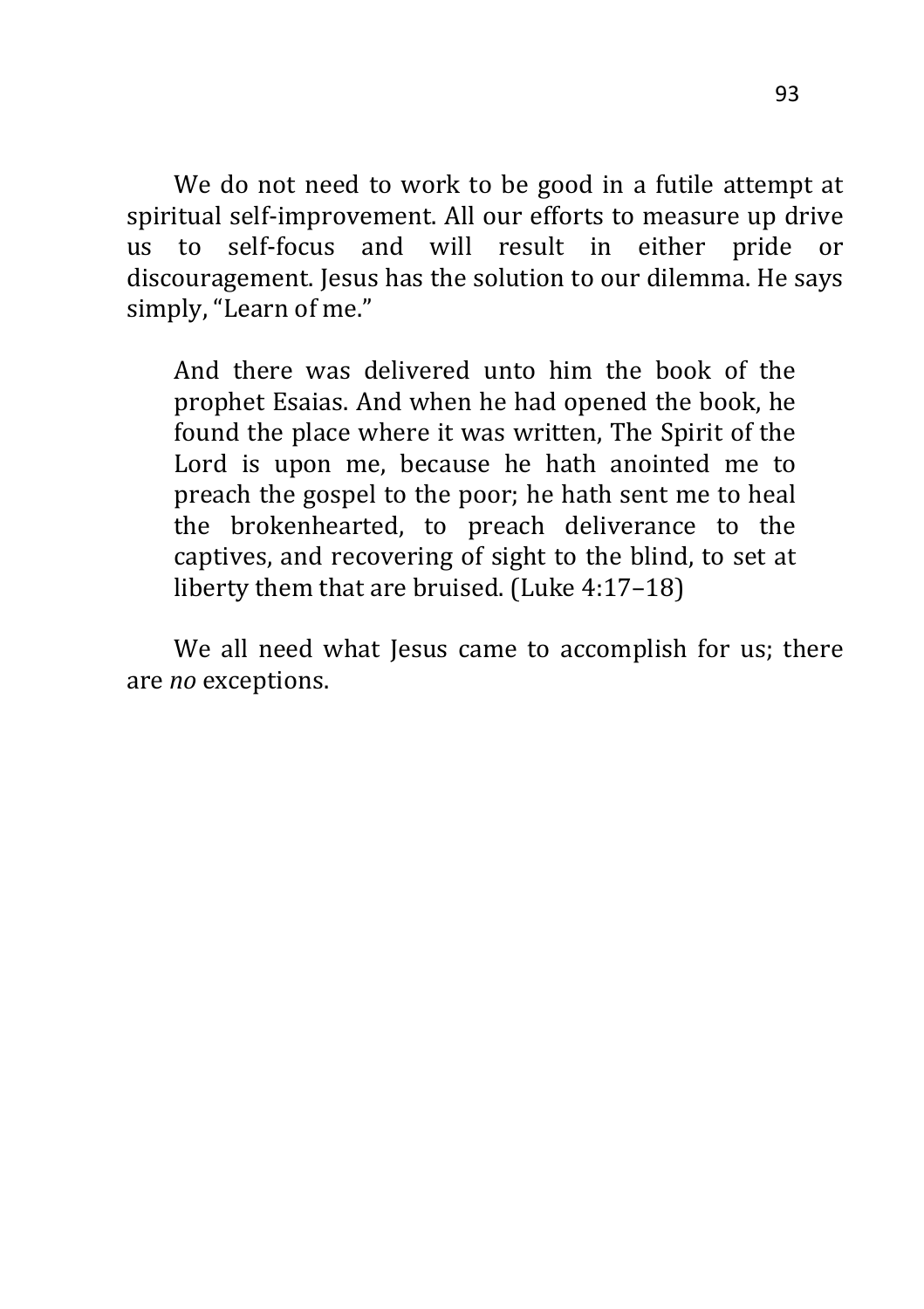We do not need to work to be good in a futile attempt at spiritual self-improvement. All our efforts to measure up drive us to self-focus and will result in either pride or discouragement. Jesus has the solution to our dilemma. He says simply, "Learn of me."

> And there was delivered unto him the book of the prophet Esaias. And when he had opened the book, he found the place where it was written, The Spirit of the Lord is upon me, because he hath anointed me to preach the gospel to the poor; he hath sent me to heal the brokenhearted, to preach deliverance to the captives, and recovering of sight to the blind, to set at liberty them that are bruised. (Luke 4:17–18)

We all need what Jesus came to accomplish for us; there are *no* exceptions.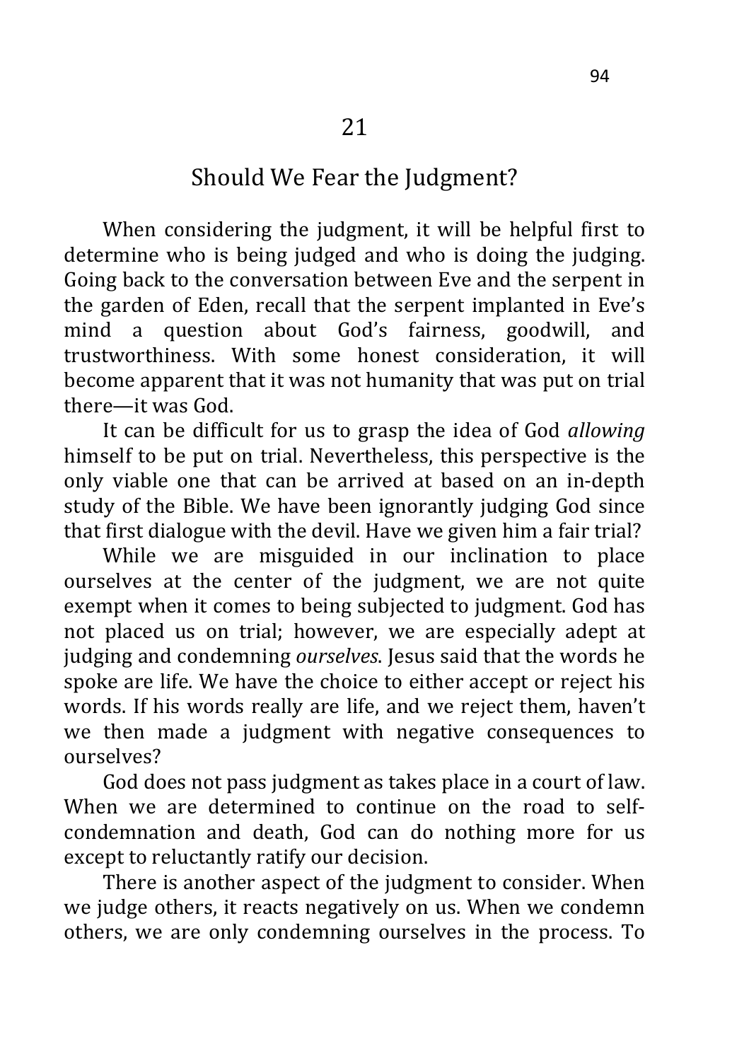# 21

## Should We Fear the Judgment?

When considering the judgment, it will be helpful first to determine who is being judged and who is doing the judging. Going back to the conversation between Eve and the serpent in the garden of Eden, recall that the serpent implanted in Eve's mind a question about God's fairness, goodwill, and trustworthiness. With some honest consideration, it will become apparent that it was not humanity that was put on trial there—it was God.

It can be difficult for us to grasp the idea of God *allowing* himself to be put on trial. Nevertheless, this perspective is the only viable one that can be arrived at based on an in-depth study of the Bible. We have been ignorantly judging God since that first dialogue with the devil. Have we given him a fair trial?

While we are misguided in our inclination to place ourselves at the center of the judgment, we are not quite exempt when it comes to being subjected to judgment. God has not placed us on trial; however, we are especially adept at judging and condemning *ourselves*. Jesus said that the words he spoke are life. We have the choice to either accept or reject his words. If his words really are life, and we reject them, haven't we then made a judgment with negative consequences to ourselves?

God does not pass judgment as takes place in a court of law. When we are determined to continue on the road to self-condemnation and death, God can do nothing more for us except to reluctantly ratify our decision.

There is another aspect of the judgment to consider. When we judge others, it reacts negatively on us. When we condemn others, we are only condemning ourselves in the process. To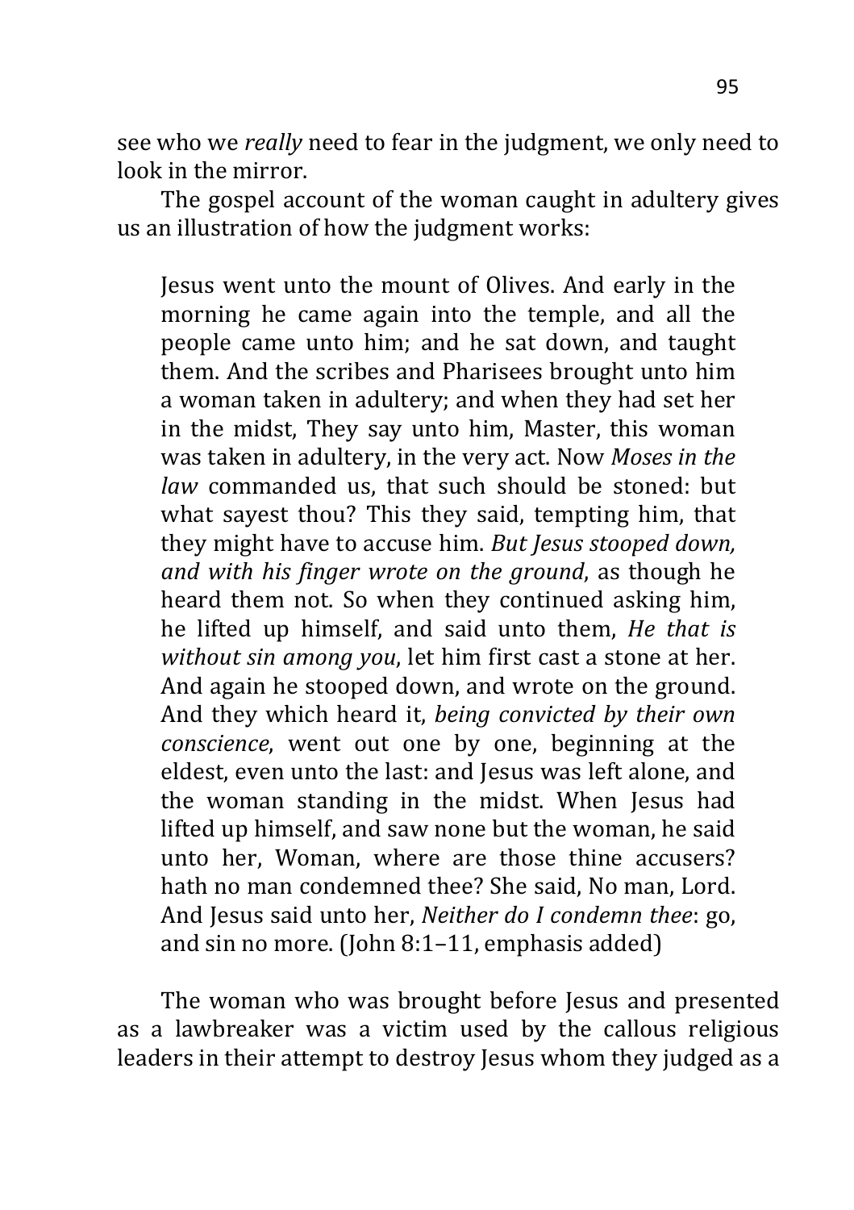see who we *really* need to fear in the judgment, we only need to look in the mirror.

The gospel account of the woman caught in adultery gives us an illustration of how the judgment works:

> Jesus went unto the mount of Olives. And early in the morning he came again into the temple, and all the people came unto him; and he sat down, and taught them. And the scribes and Pharisees brought unto him a woman taken in adultery; and when they had set her in the midst, They say unto him, Master, this woman was taken in adultery, in the very act. Now *Moses in the law* commanded us, that such should be stoned: but what sayest thou? This they said, tempting him, that they might have to accuse him. *But Jesus stooped down, and with his finger wrote on the ground*, as though he heard them not. So when they continued asking him, he lifted up himself, and said unto them, *He that is without sin among you*, let him first cast a stone at her. And again he stooped down, and wrote on the ground. And they which heard it, *being convicted by their own conscience*, went out one by one, beginning at the eldest, even unto the last: and Jesus was left alone, and the woman standing in the midst. When Jesus had lifted up himself, and saw none but the woman, he said unto her, Woman, where are those thine accusers? hath no man condemned thee? She said, No man, Lord. And Jesus said unto her, *Neither do I condemn thee*: go, and sin no more. (John 8:1–11, emphasis added)

The woman who was brought before Jesus and presented as a lawbreaker was a victim used by the callous religious leaders in their attempt to destroy Jesus whom they judged as a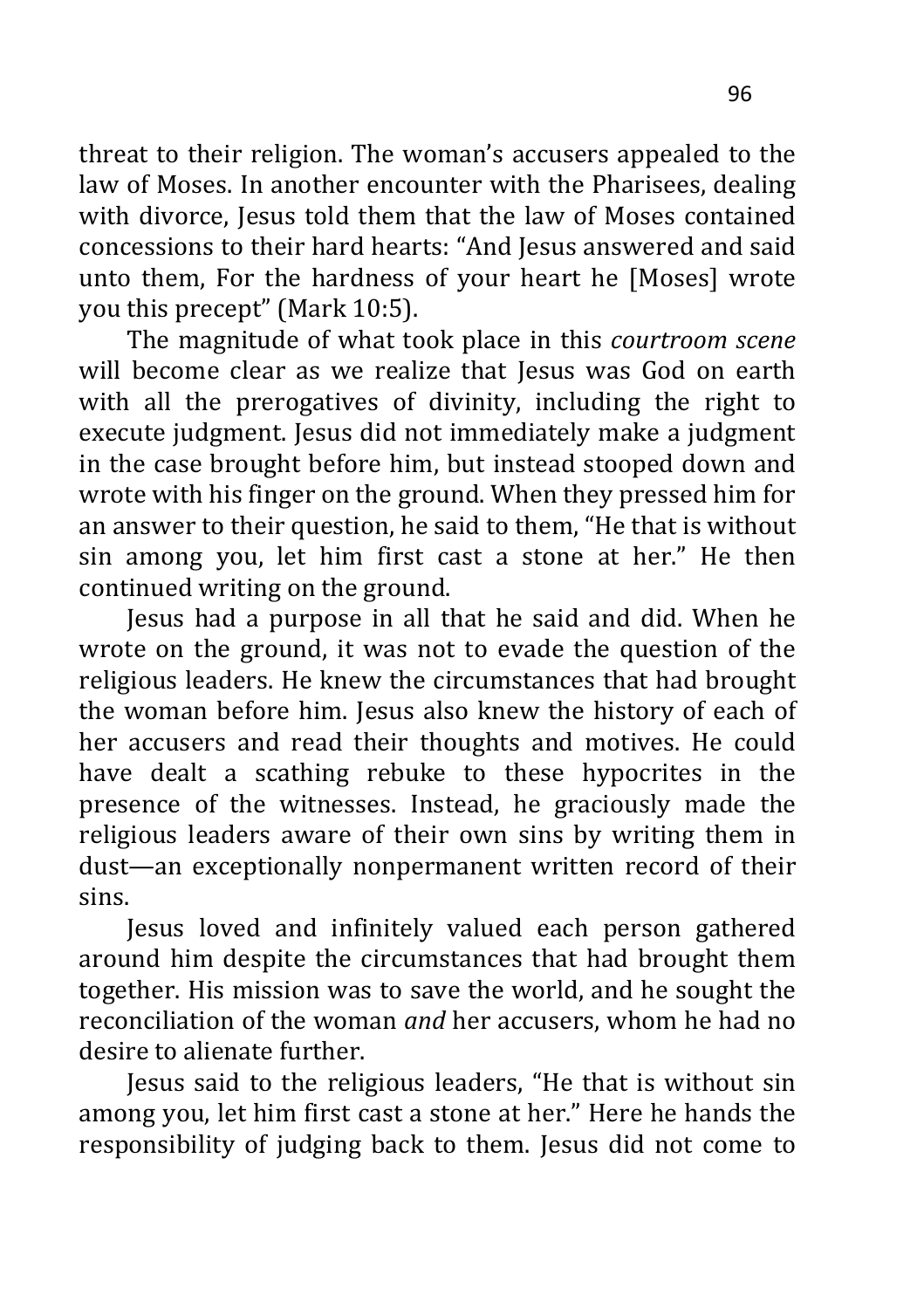threat to their religion. The woman's accusers appealed to the law of Moses. In another encounter with the Pharisees, dealing with divorce, Jesus told them that the law of Moses contained concessions to their hard hearts: "And Jesus answered and said unto them, For the hardness of your heart he [Moses] wrote you this precept" (Mark 10:5).

The magnitude of what took place in this *courtroom scene* will become clear as we realize that Jesus was God on earth with all the prerogatives of divinity, including the right to execute judgment. Jesus did not immediately make a judgment in the case brought before him, but instead stooped down and wrote with his finger on the ground. When they pressed him for an answer to their question, he said to them, "He that is without sin among you, let him first cast a stone at her." He then continued writing on the ground.

Jesus had a purpose in all that he said and did. When he wrote on the ground, it was not to evade the question of the religious leaders. He knew the circumstances that had brought the woman before him. Jesus also knew the history of each of her accusers and read their thoughts and motives. He could have dealt a scathing rebuke to these hypocrites in the presence of the witnesses. Instead, he graciously made the religious leaders aware of their own sins by writing them in dust—an exceptionally nonpermanent written record of their sins.

Jesus loved and infinitely valued each person gathered around him despite the circumstances that had brought them together. His mission was to save the world, and he sought the reconciliation of the woman *and* her accusers, whom he had no desire to alienate further.

Jesus said to the religious leaders, "He that is without sin among you, let him first cast a stone at her." Here he hands the responsibility of judging back to them. Jesus did not come to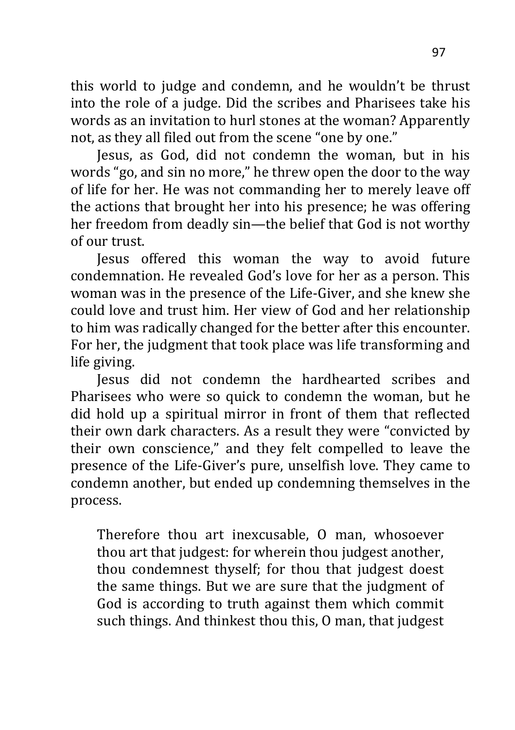this world to judge and condemn, and he wouldn't be thrust into the role of a judge. Did the scribes and Pharisees take his words as an invitation to hurl stones at the woman? Apparently not, as they all filed out from the scene "one by one."

Jesus, as God, did not condemn the woman, but in his words "go, and sin no more," he threw open the door to the way of life for her. He was not commanding her to merely leave off the actions that brought her into his presence; he was offering her freedom from deadly sin—the belief that God is not worthy of our trust.

Jesus offered this woman the way to avoid future condemnation. He revealed God's love for her as a person. This woman was in the presence of the Life-Giver, and she knew she could love and trust him. Her view of God and her relationship to him was radically changed for the better after this encounter. For her, the judgment that took place was life transforming and life giving.

Jesus did not condemn the hardhearted scribes and Pharisees who were so quick to condemn the woman, but he did hold up a spiritual mirror in front of them that reflected their own dark characters. As a result they were "convicted by their own conscience," and they felt compelled to leave the presence of the Life-Giver's pure, unselfish love. They came to condemn another, but ended up condemning themselves in the process.

> Therefore thou art inexcusable, O man, whosoever thou art that judgest: for wherein thou judgest another, thou condemnest thyself; for thou that judgest doest the same things. But we are sure that the judgment of God is according to truth against them which commit such things. And thinkest thou this, O man, that judgest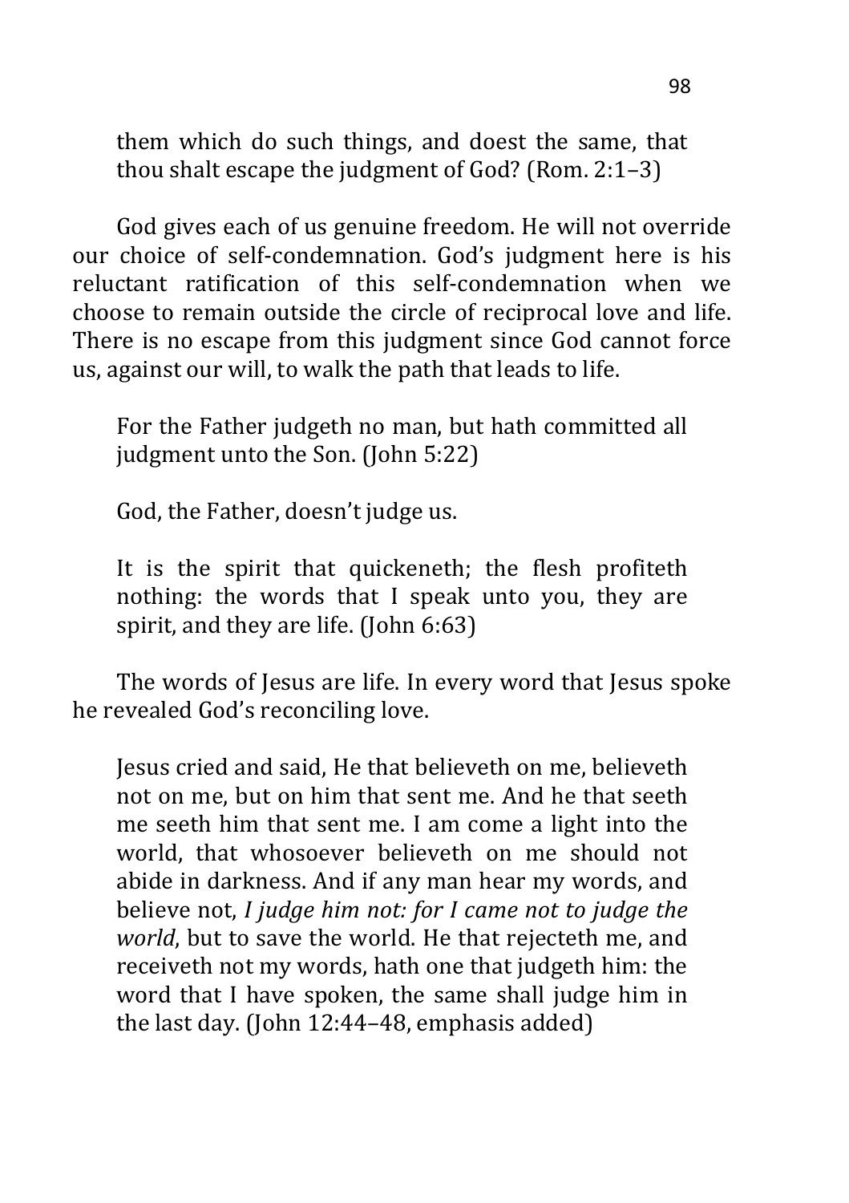> them which do such things, and doest the same, that thou shalt escape the judgment of God? (Rom. 2:1–3)

God gives each of us genuine freedom. He will not override our choice of self-condemnation. God's judgment here is his reluctant ratification of this self-condemnation when we choose to remain outside the circle of reciprocal love and life. There is no escape from this judgment since God cannot force us, against our will, to walk the path that leads to life.

> For the Father judgeth no man, but hath committed all judgment unto the Son. (John 5:22)

God, the Father, doesn't judge us.

> It is the spirit that quickeneth; the flesh profiteth nothing: the words that I speak unto you, they are spirit, and they are life. (John 6:63)

The words of Jesus are life. In every word that Jesus spoke he revealed God's reconciling love.

> Jesus cried and said, He that believeth on me, believeth not on me, but on him that sent me. And he that seeth me seeth him that sent me. I am come a light into the world, that whosoever believeth on me should not abide in darkness. And if any man hear my words, and believe not, *I judge him not: for I came not to judge the world*, but to save the world. He that rejecteth me, and receiveth not my words, hath one that judgeth him: the word that I have spoken, the same shall judge him in the last day. (John 12:44–48, emphasis added)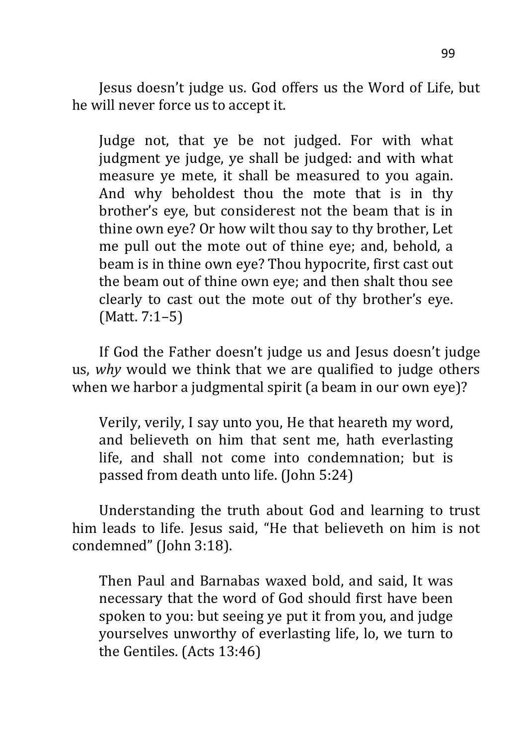Jesus doesn't judge us. God offers us the Word of Life, but he will never force us to accept it.

> Judge not, that ye be not judged. For with what judgment ye judge, ye shall be judged: and with what measure ye mete, it shall be measured to you again. And why beholdest thou the mote that is in thy brother's eye, but considerest not the beam that is in thine own eye? Or how wilt thou say to thy brother, Let me pull out the mote out of thine eye; and, behold, a beam is in thine own eye? Thou hypocrite, first cast out the beam out of thine own eye; and then shalt thou see clearly to cast out the mote out of thy brother's eye. (Matt. 7:1–5)

If God the Father doesn't judge us and Jesus doesn't judge us, *why* would we think that we are qualified to judge others when we harbor a judgmental spirit (a beam in our own eye)?

> Verily, verily, I say unto you, He that heareth my word, and believeth on him that sent me, hath everlasting life, and shall not come into condemnation; but is passed from death unto life. (John 5:24)

Understanding the truth about God and learning to trust him leads to life. Jesus said, "He that believeth on him is not condemned" (John 3:18).

> Then Paul and Barnabas waxed bold, and said, It was necessary that the word of God should first have been spoken to you: but seeing ye put it from you, and judge yourselves unworthy of everlasting life, lo, we turn to the Gentiles. (Acts 13:46)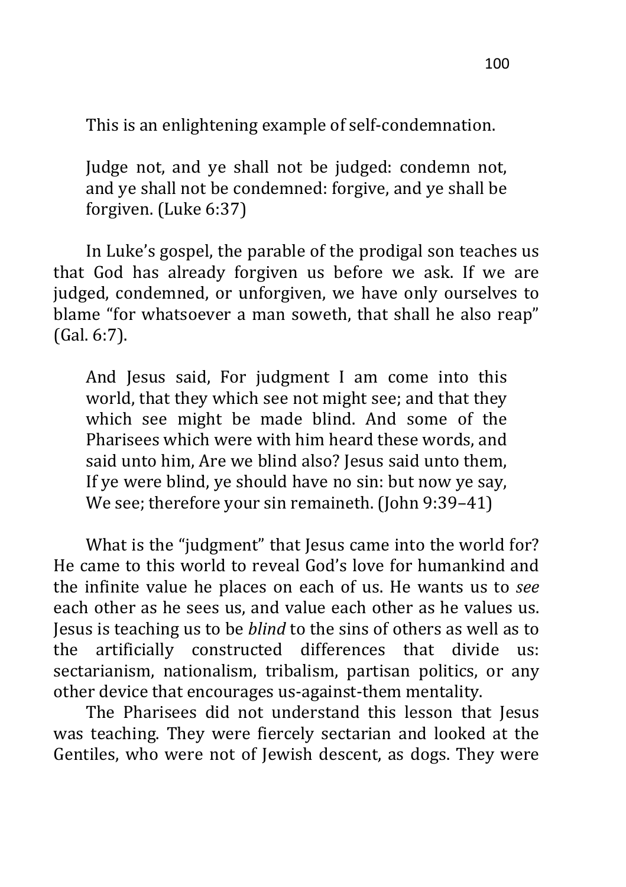This is an enlightening example of self-condemnation.

> Judge not, and ye shall not be judged: condemn not, and ye shall not be condemned: forgive, and ye shall be forgiven. (Luke 6:37)

In Luke's gospel, the parable of the prodigal son teaches us that God has already forgiven us before we ask. If we are judged, condemned, or unforgiven, we have only ourselves to blame "for whatsoever a man soweth, that shall he also reap" (Gal. 6:7).

> And Jesus said, For judgment I am come into this world, that they which see not might see; and that they which see might be made blind. And some of the Pharisees which were with him heard these words, and said unto him, Are we blind also? Jesus said unto them, If ye were blind, ye should have no sin: but now ye say, We see; therefore your sin remaineth. (John 9:39–41)

What is the "judgment" that Jesus came into the world for? He came to this world to reveal God's love for humankind and the infinite value he places on each of us. He wants us to *see* each other as he sees us, and value each other as he values us. Jesus is teaching us to be *blind* to the sins of others as well as to the artificially constructed differences that divide us: sectarianism, nationalism, tribalism, partisan politics, or any other device that encourages us-against-them mentality.

The Pharisees did not understand this lesson that Jesus was teaching. They were fiercely sectarian and looked at the Gentiles, who were not of Jewish descent, as dogs. They were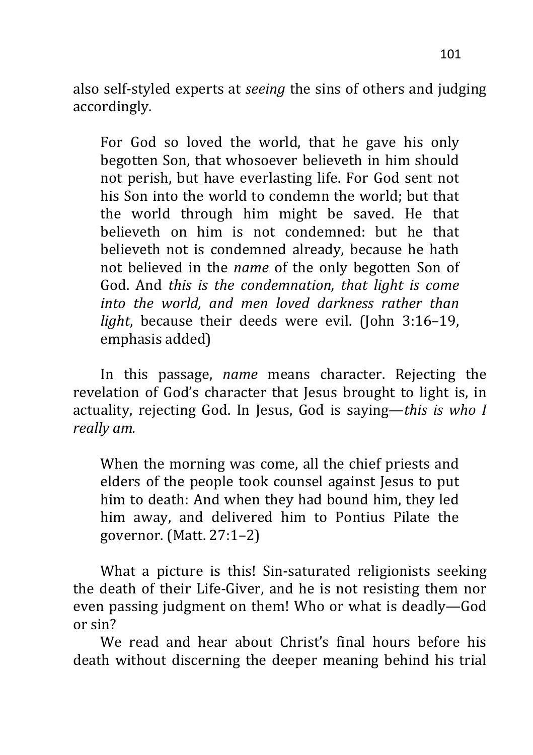also self-styled experts at *seeing* the sins of others and judging accordingly.

> For God so loved the world, that he gave his only begotten Son, that whosoever believeth in him should not perish, but have everlasting life. For God sent not his Son into the world to condemn the world; but that the world through him might be saved. He that believeth on him is not condemned: but he that believeth not is condemned already, because he hath not believed in the *name* of the only begotten Son of God. And *this is the condemnation, that light is come into the world, and men loved darkness rather than light*, because their deeds were evil. (John 3:16–19, emphasis added)

In this passage, *name* means character. Rejecting the revelation of God's character that Jesus brought to light is, in actuality, rejecting God. In Jesus, God is saying—*this is who I really am.*

> When the morning was come, all the chief priests and elders of the people took counsel against Jesus to put him to death: And when they had bound him, they led him away, and delivered him to Pontius Pilate the governor. (Matt. 27:1–2)

What a picture is this! Sin-saturated religionists seeking the death of their Life-Giver, and he is not resisting them nor even passing judgment on them! Who or what is deadly—God or sin?

We read and hear about Christ's final hours before his death without discerning the deeper meaning behind his trial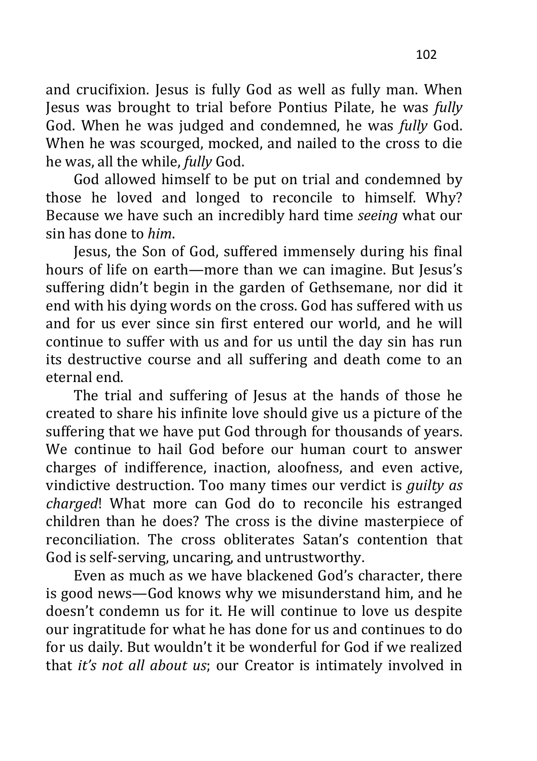and crucifixion. Jesus is fully God as well as fully man. When Jesus was brought to trial before Pontius Pilate, he was *fully* God. When he was judged and condemned, he was *fully* God. When he was scourged, mocked, and nailed to the cross to die he was, all the while, *fully* God.

God allowed himself to be put on trial and condemned by those he loved and longed to reconcile to himself. Why? Because we have such an incredibly hard time *seeing* what our sin has done to *him*.

Jesus, the Son of God, suffered immensely during his final hours of life on earth—more than we can imagine. But Jesus's suffering didn't begin in the garden of Gethsemane, nor did it end with his dying words on the cross. God has suffered with us and for us ever since sin first entered our world, and he will continue to suffer with us and for us until the day sin has run its destructive course and all suffering and death come to an eternal end.

The trial and suffering of Jesus at the hands of those he created to share his infinite love should give us a picture of the suffering that we have put God through for thousands of years. We continue to hail God before our human court to answer charges of indifference, inaction, aloofness, and even active, vindictive destruction. Too many times our verdict is *guilty as charged*! What more can God do to reconcile his estranged children than he does? The cross is the divine masterpiece of reconciliation. The cross obliterates Satan's contention that God is self-serving, uncaring, and untrustworthy.

Even as much as we have blackened God's character, there is good news—God knows why we misunderstand him, and he doesn't condemn us for it. He will continue to love us despite our ingratitude for what he has done for us and continues to do for us daily. But wouldn't it be wonderful for God if we realized that *it's not all about us*; our Creator is intimately involved in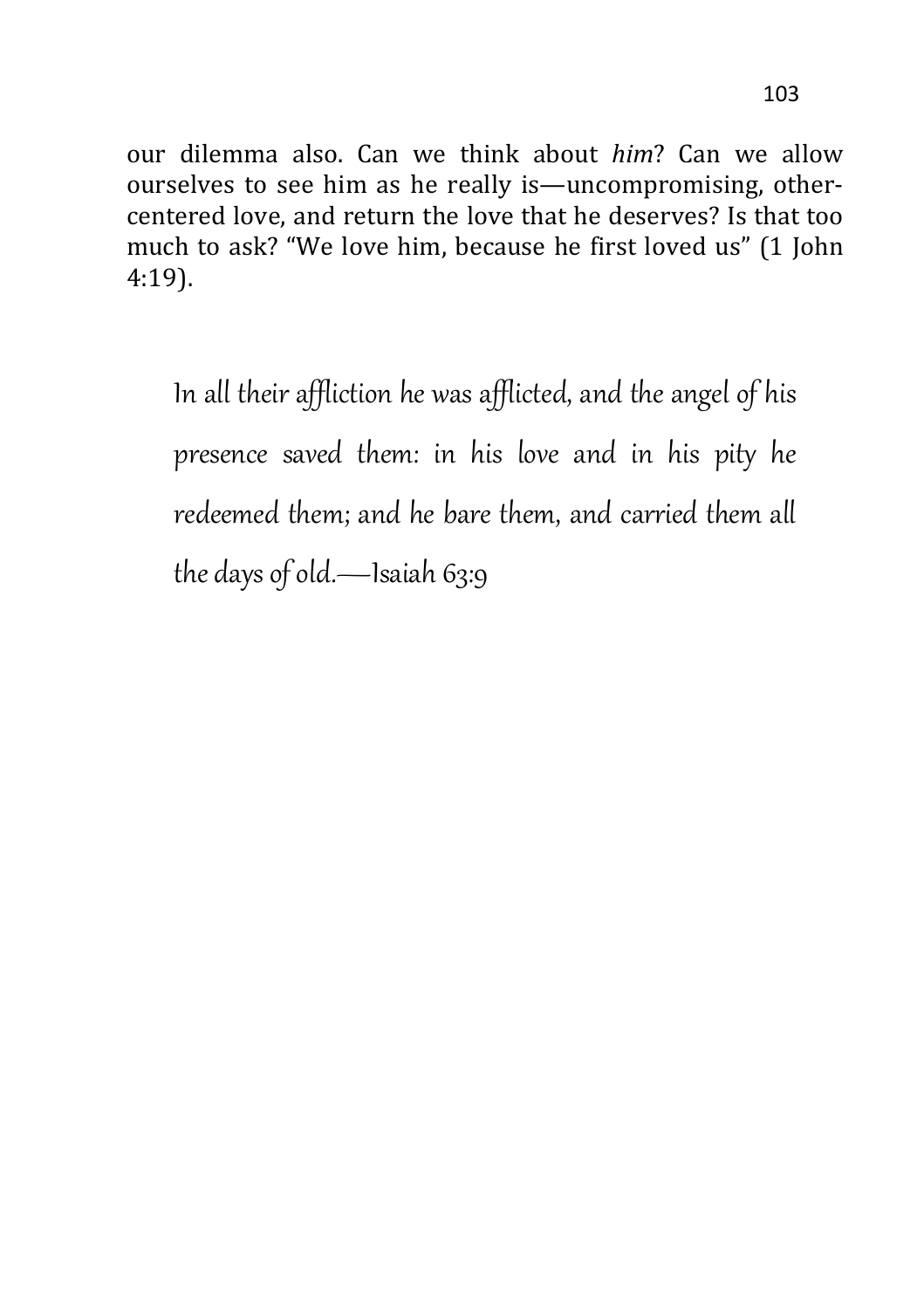our dilemma also. Can we think about *him*? Can we allow ourselves to see him as he really is—uncompromising, other-centered love, and return the love that he deserves? Is that too much to ask? "We love him, because he first loved us" (1 John 4:19).

> *In all their affliction he was afflicted, and the angel of his presence saved them: in his love and in his pity he redeemed them; and he bare them, and carried them all the days of old.*—Isaiah 63:9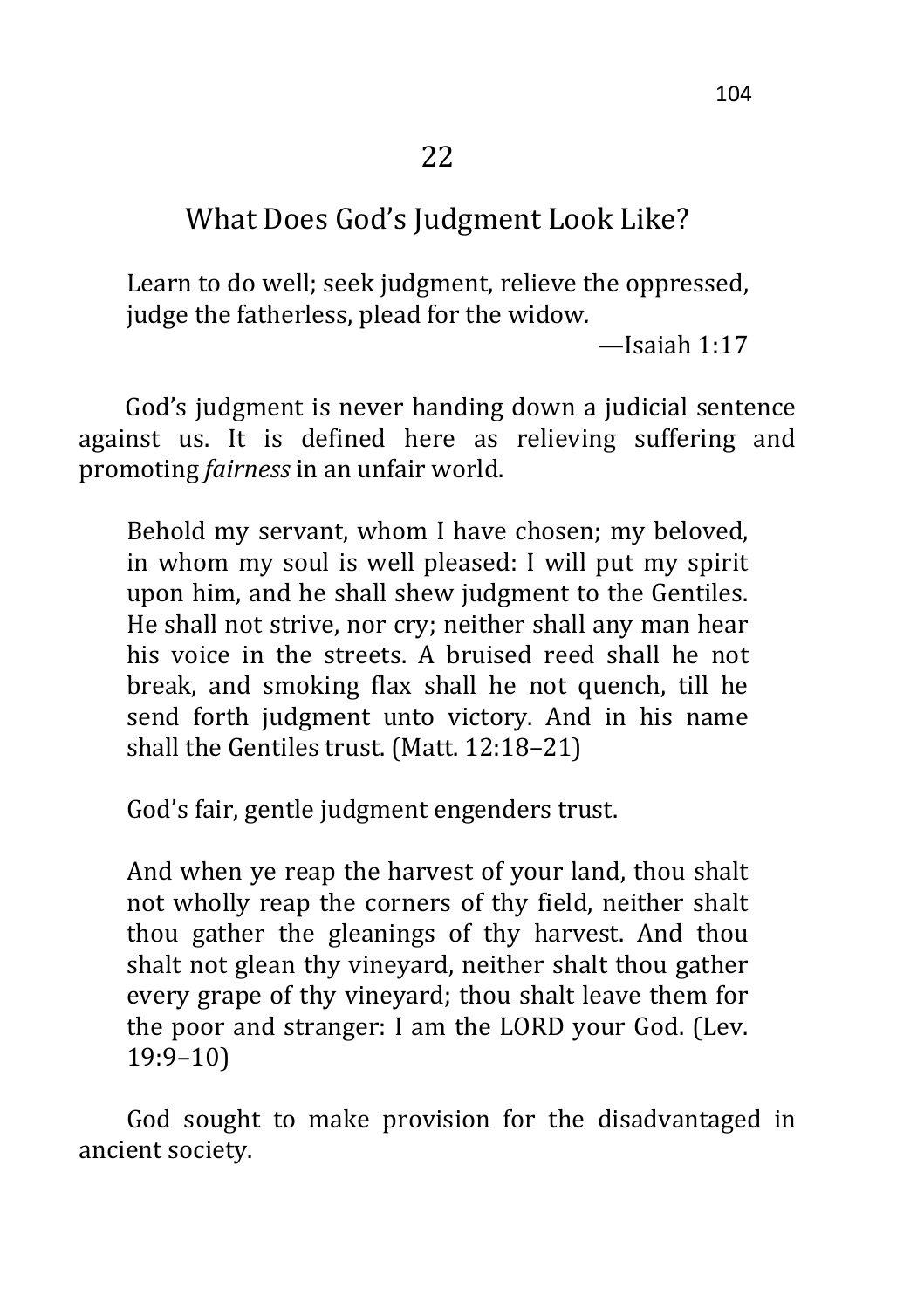## 22

## What Does God's Judgment Look Like?

> Learn to do well; seek judgment, relieve the oppressed, judge the fatherless, plead for the widow.
>
> —Isaiah 1:17

God's judgment is never handing down a judicial sentence against us. It is defined here as relieving suffering and promoting *fairness* in an unfair world.

> Behold my servant, whom I have chosen; my beloved, in whom my soul is well pleased: I will put my spirit upon him, and he shall shew judgment to the Gentiles. He shall not strive, nor cry; neither shall any man hear his voice in the streets. A bruised reed shall he not break, and smoking flax shall he not quench, till he send forth judgment unto victory. And in his name shall the Gentiles trust. (Matt. 12:18–21)

God's fair, gentle judgment engenders trust.

> And when ye reap the harvest of your land, thou shalt not wholly reap the corners of thy field, neither shalt thou gather the gleanings of thy harvest. And thou shalt not glean thy vineyard, neither shalt thou gather every grape of thy vineyard; thou shalt leave them for the poor and stranger: I am the LORD your God. (Lev. 19:9–10)

God sought to make provision for the disadvantaged in ancient society.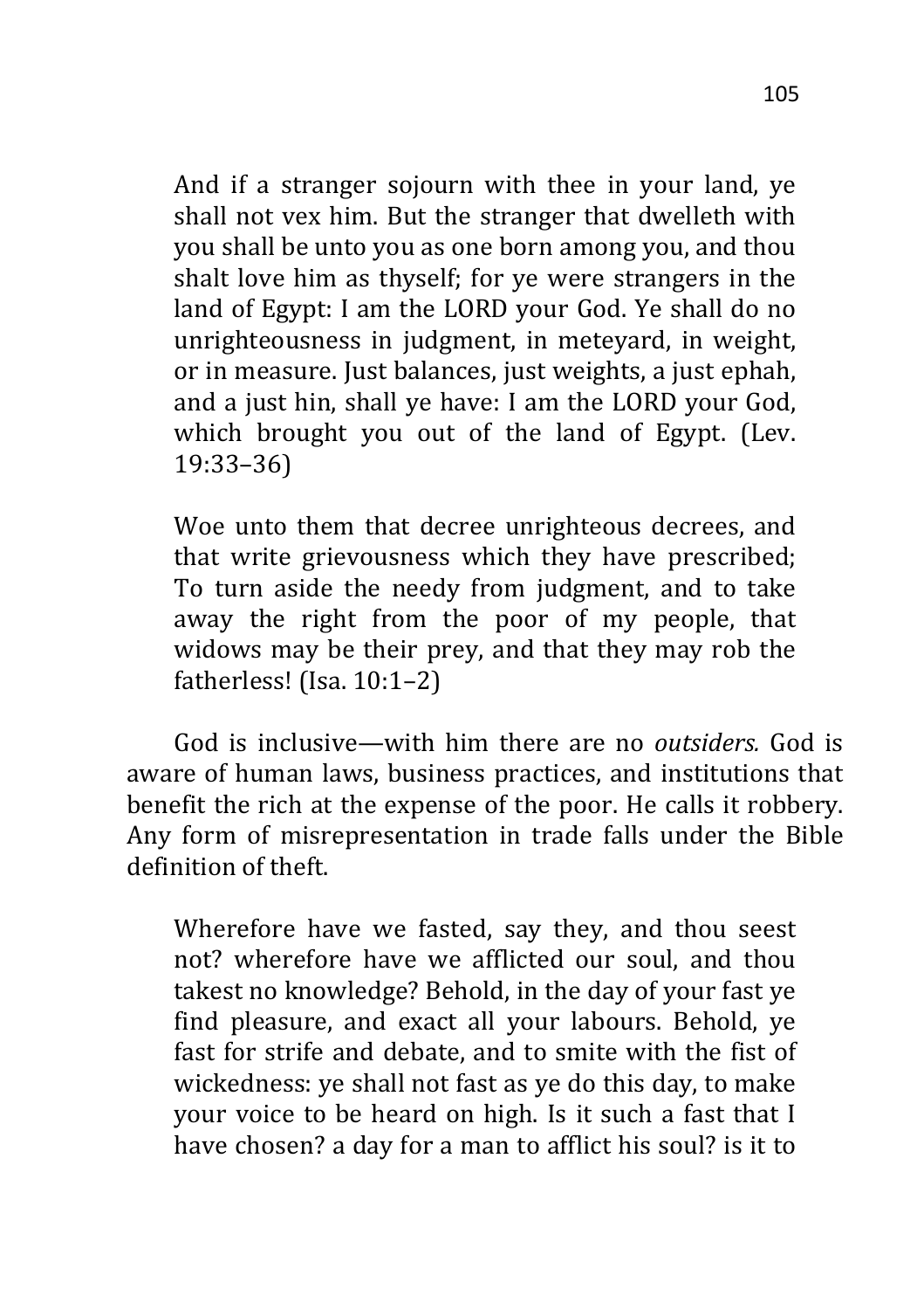> And if a stranger sojourn with thee in your land, ye shall not vex him. But the stranger that dwelleth with you shall be unto you as one born among you, and thou shalt love him as thyself; for ye were strangers in the land of Egypt: I am the LORD your God. Ye shall do no unrighteousness in judgment, in meteyard, in weight, or in measure. Just balances, just weights, a just ephah, and a just hin, shall ye have: I am the LORD your God, which brought you out of the land of Egypt. (Lev. 19:33–36)

> Woe unto them that decree unrighteous decrees, and that write grievousness which they have prescribed; To turn aside the needy from judgment, and to take away the right from the poor of my people, that widows may be their prey, and that they may rob the fatherless! (Isa. 10:1–2)

God is inclusive—with him there are no *outsiders.* God is aware of human laws, business practices, and institutions that benefit the rich at the expense of the poor. He calls it robbery. Any form of misrepresentation in trade falls under the Bible definition of theft.

> Wherefore have we fasted, say they, and thou seest not? wherefore have we afflicted our soul, and thou takest no knowledge? Behold, in the day of your fast ye find pleasure, and exact all your labours. Behold, ye fast for strife and debate, and to smite with the fist of wickedness: ye shall not fast as ye do this day, to make your voice to be heard on high. Is it such a fast that I have chosen? a day for a man to afflict his soul? is it to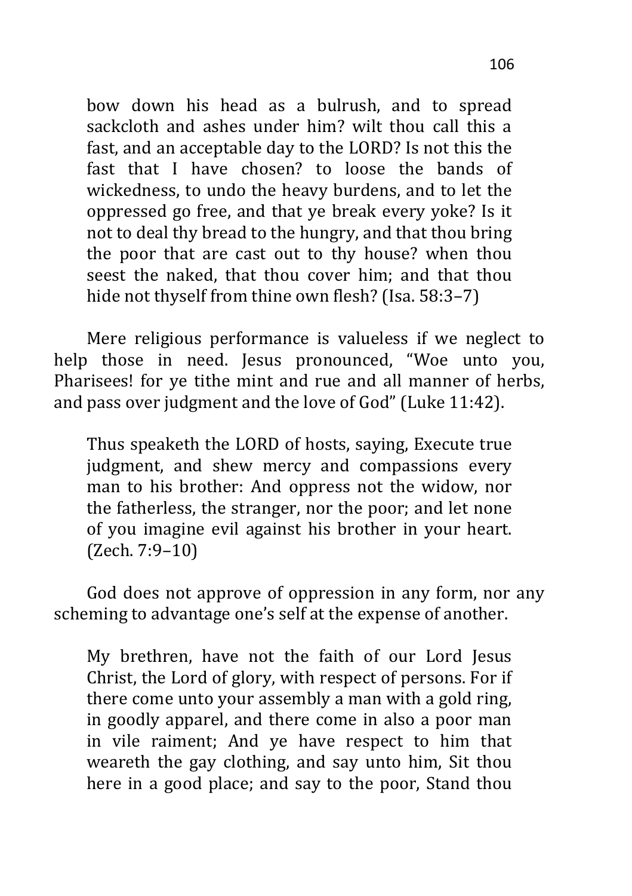> bow down his head as a bulrush, and to spread sackcloth and ashes under him? wilt thou call this a fast, and an acceptable day to the LORD? Is not this the fast that I have chosen? to loose the bands of wickedness, to undo the heavy burdens, and to let the oppressed go free, and that ye break every yoke? Is it not to deal thy bread to the hungry, and that thou bring the poor that are cast out to thy house? when thou seest the naked, that thou cover him; and that thou hide not thyself from thine own flesh? (Isa. 58:3–7)

Mere religious performance is valueless if we neglect to help those in need. Jesus pronounced, "Woe unto you, Pharisees! for ye tithe mint and rue and all manner of herbs, and pass over judgment and the love of God" (Luke 11:42).

> Thus speaketh the LORD of hosts, saying, Execute true judgment, and shew mercy and compassions every man to his brother: And oppress not the widow, nor the fatherless, the stranger, nor the poor; and let none of you imagine evil against his brother in your heart. (Zech. 7:9–10)

God does not approve of oppression in any form, nor any scheming to advantage one's self at the expense of another.

> My brethren, have not the faith of our Lord Jesus Christ, the Lord of glory, with respect of persons. For if there come unto your assembly a man with a gold ring, in goodly apparel, and there come in also a poor man in vile raiment; And ye have respect to him that weareth the gay clothing, and say unto him, Sit thou here in a good place; and say to the poor, Stand thou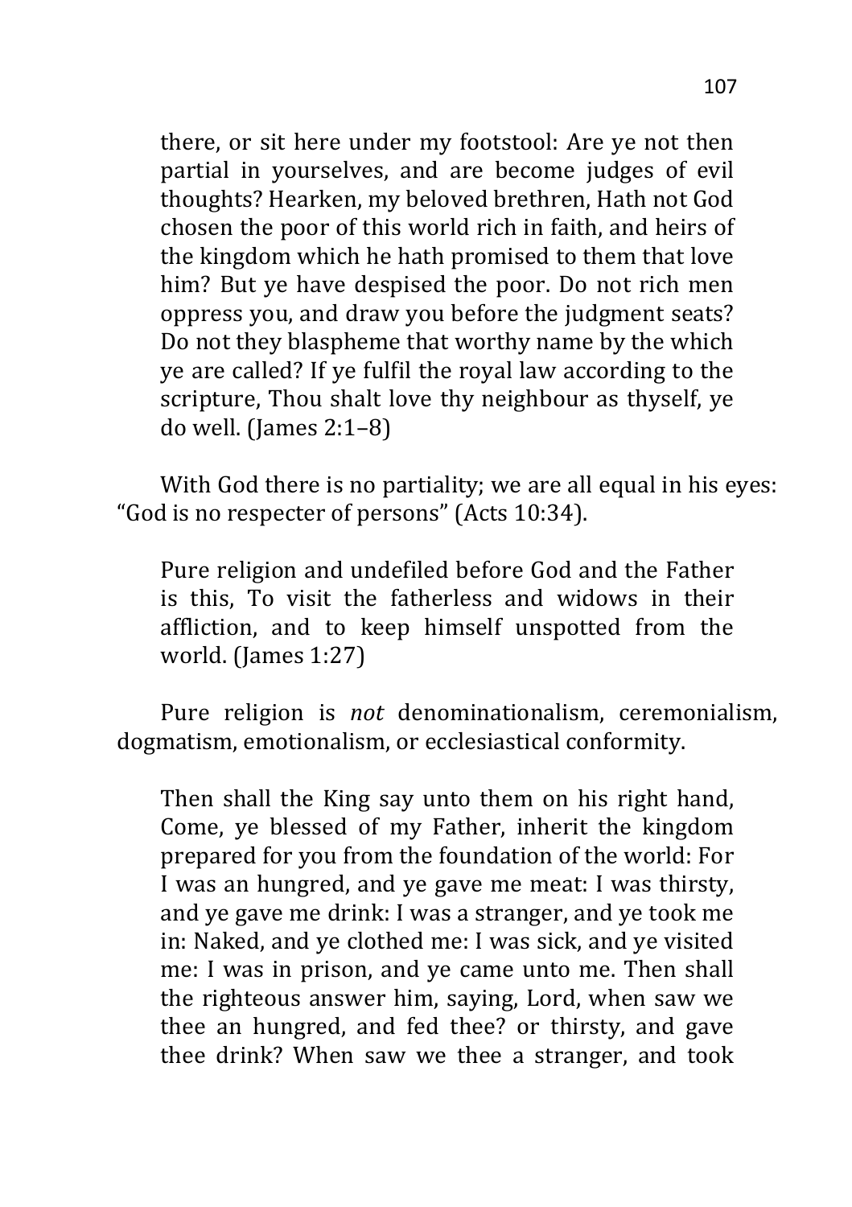> there, or sit here under my footstool: Are ye not then partial in yourselves, and are become judges of evil thoughts? Hearken, my beloved brethren, Hath not God chosen the poor of this world rich in faith, and heirs of the kingdom which he hath promised to them that love him? But ye have despised the poor. Do not rich men oppress you, and draw you before the judgment seats? Do not they blaspheme that worthy name by the which ye are called? If ye fulfil the royal law according to the scripture, Thou shalt love thy neighbour as thyself, ye do well. (James 2:1–8)

With God there is no partiality; we are all equal in his eyes: “God is no respecter of persons” (Acts 10:34).

> Pure religion and undefiled before God and the Father is this, To visit the fatherless and widows in their affliction, and to keep himself unspotted from the world. (James 1:27)

Pure religion is *not* denominationalism, ceremonialism, dogmatism, emotionalism, or ecclesiastical conformity.

> Then shall the King say unto them on his right hand, Come, ye blessed of my Father, inherit the kingdom prepared for you from the foundation of the world: For I was an hungred, and ye gave me meat: I was thirsty, and ye gave me drink: I was a stranger, and ye took me in: Naked, and ye clothed me: I was sick, and ye visited me: I was in prison, and ye came unto me. Then shall the righteous answer him, saying, Lord, when saw we thee an hungred, and fed thee? or thirsty, and gave thee drink? When saw we thee a stranger, and took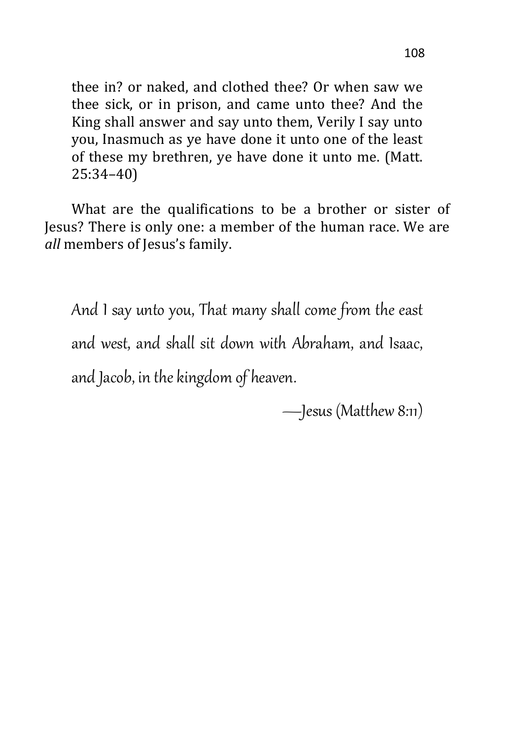> thee in? or naked, and clothed thee? Or when saw we thee sick, or in prison, and came unto thee? And the King shall answer and say unto them, Verily I say unto you, Inasmuch as ye have done it unto one of the least of these my brethren, ye have done it unto me. (Matt. 25:34–40)

What are the qualifications to be a brother or sister of Jesus? There is only one: a member of the human race. We are *all* members of Jesus's family.

*And I say unto you, That many shall come from the east and west, and shall sit down with Abraham, and Isaac, and Jacob, in the kingdom of heaven.*

*—Jesus (Matthew 8:11)*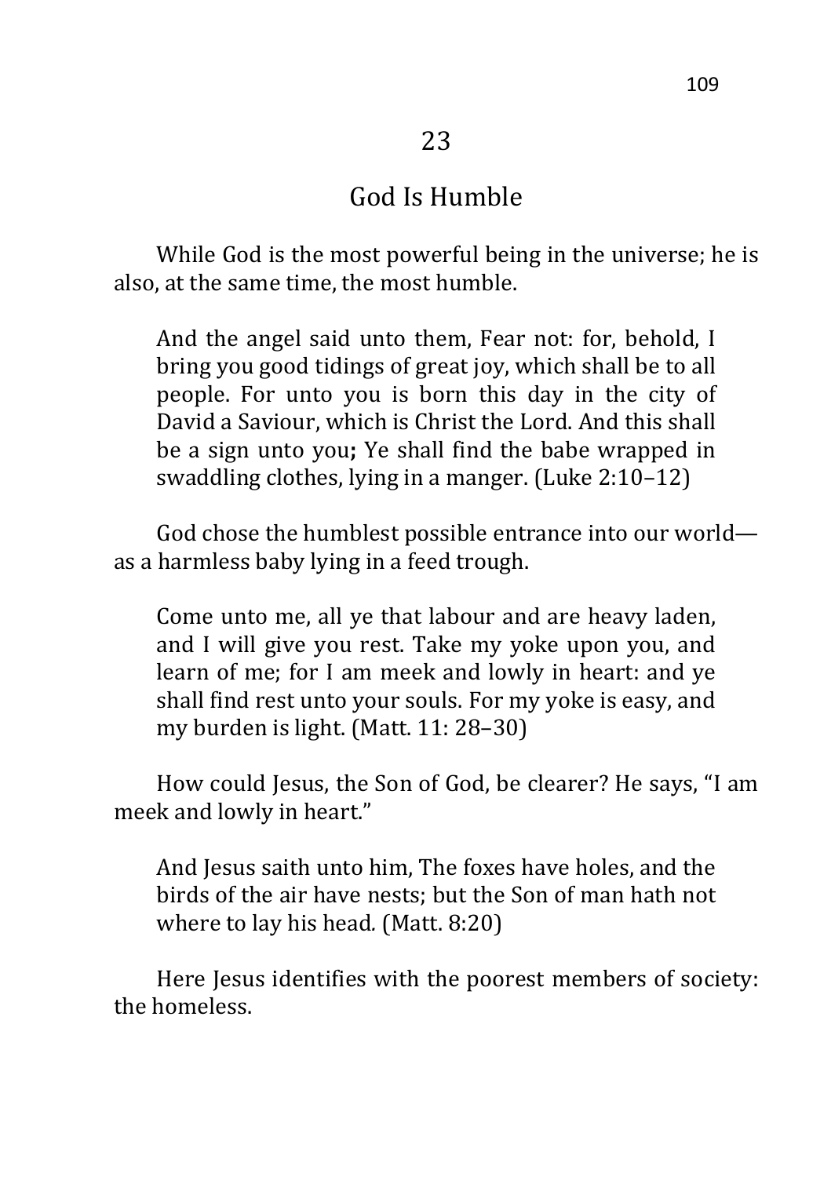# 23

## God Is Humble

While God is the most powerful being in the universe; he is also, at the same time, the most humble.

> And the angel said unto them, Fear not: for, behold, I bring you good tidings of great joy, which shall be to all people. For unto you is born this day in the city of David a Saviour, which is Christ the Lord. And this shall be a sign unto you**;** Ye shall find the babe wrapped in swaddling clothes, lying in a manger. (Luke 2:10–12)

God chose the humblest possible entrance into our world—as a harmless baby lying in a feed trough.

> Come unto me, all ye that labour and are heavy laden, and I will give you rest. Take my yoke upon you, and learn of me; for I am meek and lowly in heart: and ye shall find rest unto your souls. For my yoke is easy, and my burden is light. (Matt. 11: 28–30)

How could Jesus, the Son of God, be clearer? He says, "I am meek and lowly in heart."

> And Jesus saith unto him, The foxes have holes, and the birds of the air have nests; but the Son of man hath not where to lay his head. (Matt. 8:20)

Here Jesus identifies with the poorest members of society: the homeless.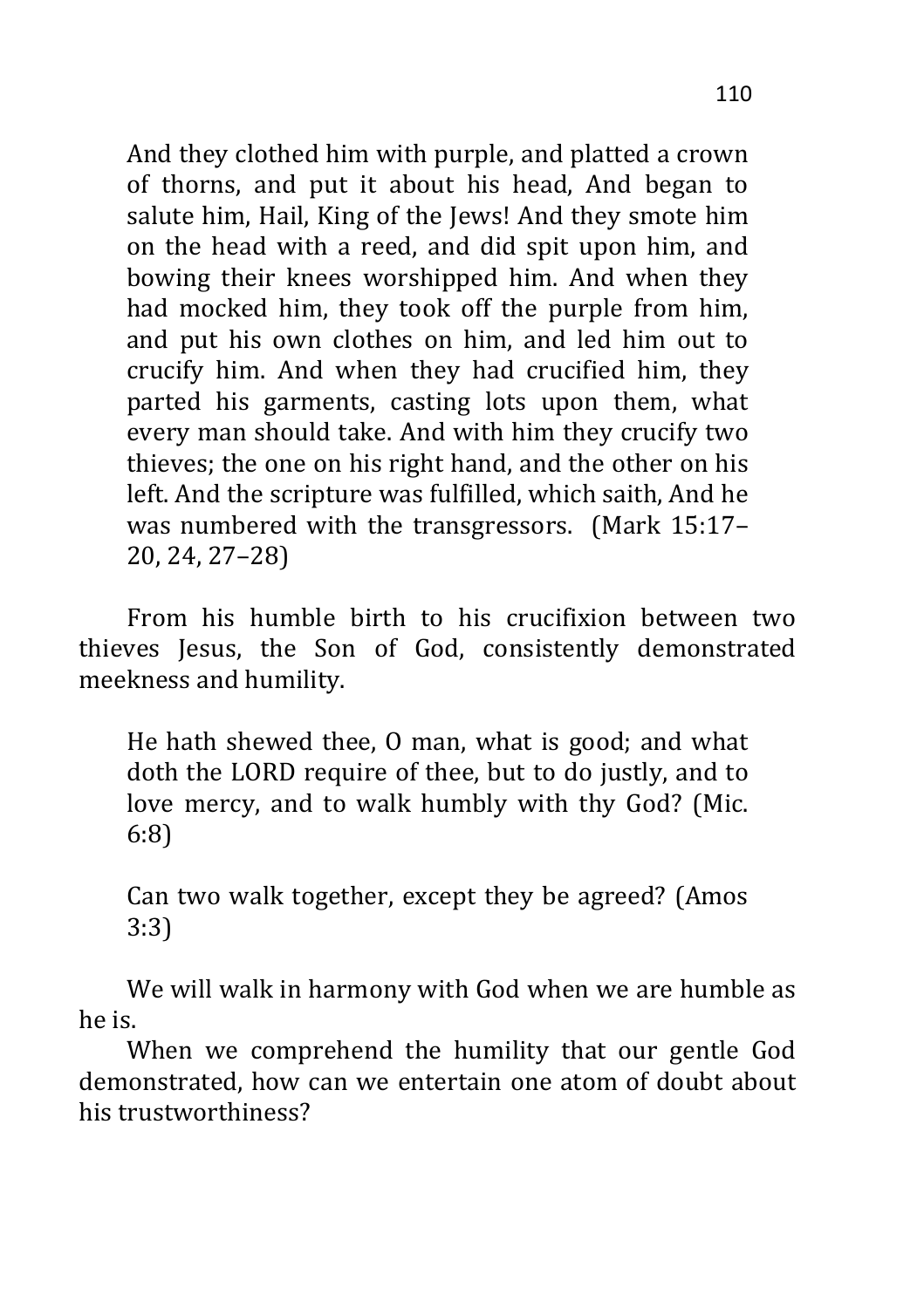> And they clothed him with purple, and platted a crown of thorns, and put it about his head, And began to salute him, Hail, King of the Jews! And they smote him on the head with a reed, and did spit upon him, and bowing their knees worshipped him. And when they had mocked him, they took off the purple from him, and put his own clothes on him, and led him out to crucify him. And when they had crucified him, they parted his garments, casting lots upon them, what every man should take. And with him they crucify two thieves; the one on his right hand, and the other on his left. And the scripture was fulfilled, which saith, And he was numbered with the transgressors. (Mark 15:17–20, 24, 27–28)

From his humble birth to his crucifixion between two thieves Jesus, the Son of God, consistently demonstrated meekness and humility.

> He hath shewed thee, O man, what is good; and what doth the LORD require of thee, but to do justly, and to love mercy, and to walk humbly with thy God? (Mic. 6:8)

> Can two walk together, except they be agreed? (Amos 3:3)

We will walk in harmony with God when we are humble as he is.

When we comprehend the humility that our gentle God demonstrated, how can we entertain one atom of doubt about his trustworthiness?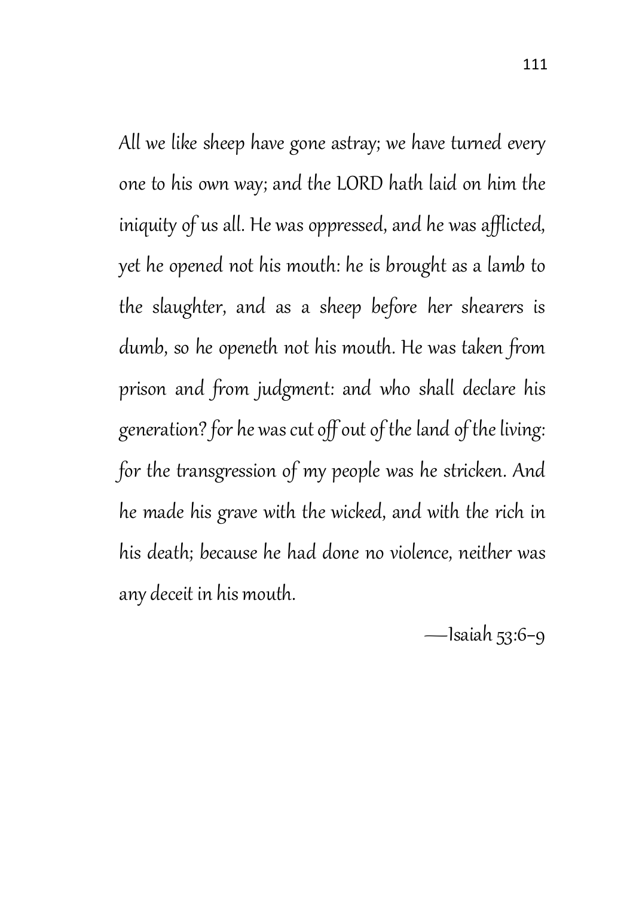*All we like sheep have gone astray; we have turned every one to his own way; and the LORD hath laid on him the iniquity of us all. He was oppressed, and he was afflicted, yet he opened not his mouth: he is brought as a lamb to the slaughter, and as a sheep before her shearers is dumb, so he openeth not his mouth. He was taken from prison and from judgment: and who shall declare his generation? for he was cut off out of the land of the living: for the transgression of my people was he stricken. And he made his grave with the wicked, and with the rich in his death; because he had done no violence, neither was any deceit in his mouth.*

—Isaiah 53:6–9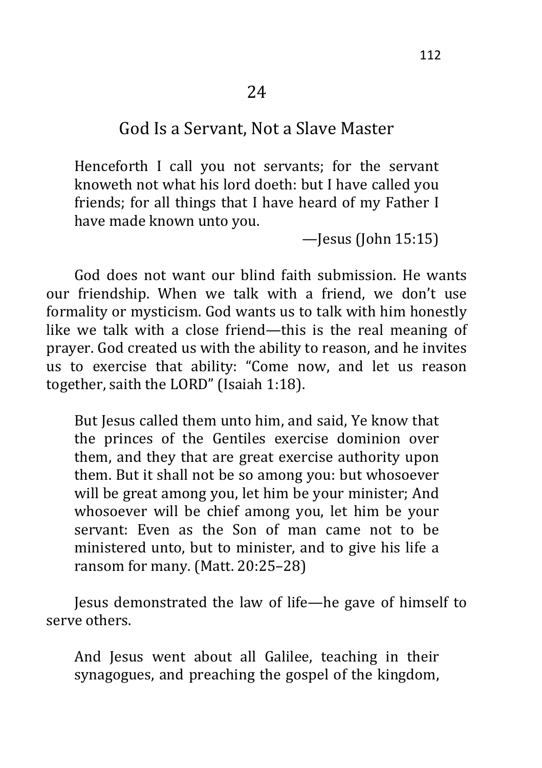## 24

## God Is a Servant, Not a Slave Master

> Henceforth I call you not servants; for the servant knoweth not what his lord doeth: but I have called you friends; for all things that I have heard of my Father I have made known unto you.
>
> —Jesus (John 15:15)

God does not want our blind faith submission. He wants our friendship. When we talk with a friend, we don't use formality or mysticism. God wants us to talk with him honestly like we talk with a close friend—this is the real meaning of prayer. God created us with the ability to reason, and he invites us to exercise that ability: "Come now, and let us reason together, saith the LORD" (Isaiah 1:18).

> But Jesus called them unto him, and said, Ye know that the princes of the Gentiles exercise dominion over them, and they that are great exercise authority upon them. But it shall not be so among you: but whosoever will be great among you, let him be your minister; And whosoever will be chief among you, let him be your servant: Even as the Son of man came not to be ministered unto, but to minister, and to give his life a ransom for many. (Matt. 20:25–28)

Jesus demonstrated the law of life—he gave of himself to serve others.

> And Jesus went about all Galilee, teaching in their synagogues, and preaching the gospel of the kingdom,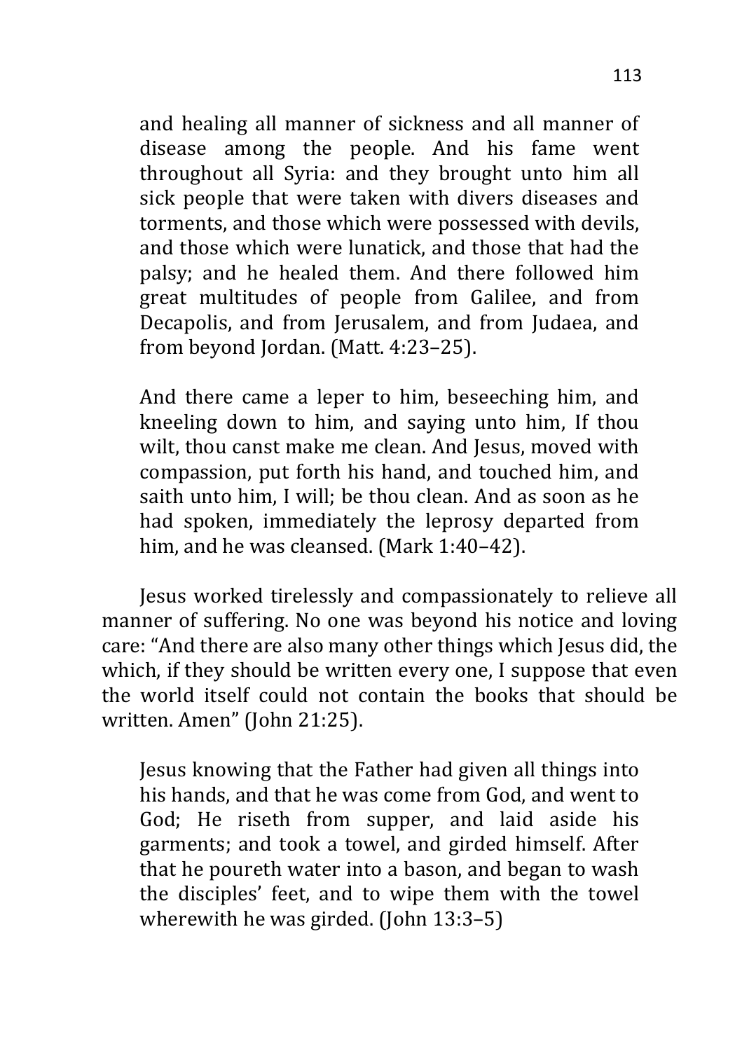> and healing all manner of sickness and all manner of disease among the people. And his fame went throughout all Syria: and they brought unto him all sick people that were taken with divers diseases and torments, and those which were possessed with devils, and those which were lunatick, and those that had the palsy; and he healed them. And there followed him great multitudes of people from Galilee, and from Decapolis, and from Jerusalem, and from Judaea, and from beyond Jordan. (Matt. 4:23–25).

> And there came a leper to him, beseeching him, and kneeling down to him, and saying unto him, If thou wilt, thou canst make me clean. And Jesus, moved with compassion, put forth his hand, and touched him, and saith unto him, I will; be thou clean. And as soon as he had spoken, immediately the leprosy departed from him, and he was cleansed. (Mark 1:40–42).

Jesus worked tirelessly and compassionately to relieve all manner of suffering. No one was beyond his notice and loving care: "And there are also many other things which Jesus did, the which, if they should be written every one, I suppose that even the world itself could not contain the books that should be written. Amen" (John 21:25).

> Jesus knowing that the Father had given all things into his hands, and that he was come from God, and went to God; He riseth from supper, and laid aside his garments; and took a towel, and girded himself. After that he poureth water into a bason, and began to wash the disciples' feet, and to wipe them with the towel wherewith he was girded. (John 13:3–5)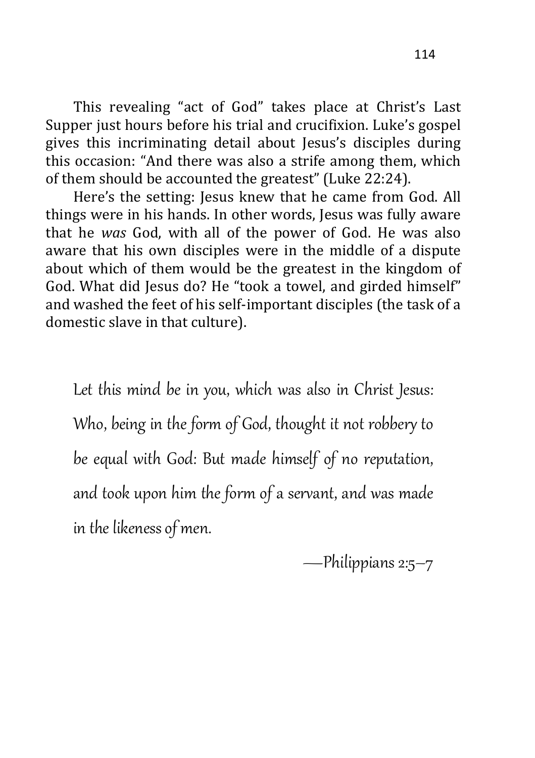This revealing "act of God" takes place at Christ's Last Supper just hours before his trial and crucifixion. Luke's gospel gives this incriminating detail about Jesus's disciples during this occasion: "And there was also a strife among them, which of them should be accounted the greatest" (Luke 22:24).

Here's the setting: Jesus knew that he came from God. All things were in his hands. In other words, Jesus was fully aware that he *was* God, with all of the power of God. He was also aware that his own disciples were in the middle of a dispute about which of them would be the greatest in the kingdom of God. What did Jesus do? He "took a towel, and girded himself" and washed the feet of his self-important disciples (the task of a domestic slave in that culture).

> *Let this mind be in you, which was also in Christ Jesus: Who, being in the form of God, thought it not robbery to be equal with God: But made himself of no reputation, and took upon him the form of a servant, and was made in the likeness of men.*
>
> —Philippians 2:5–7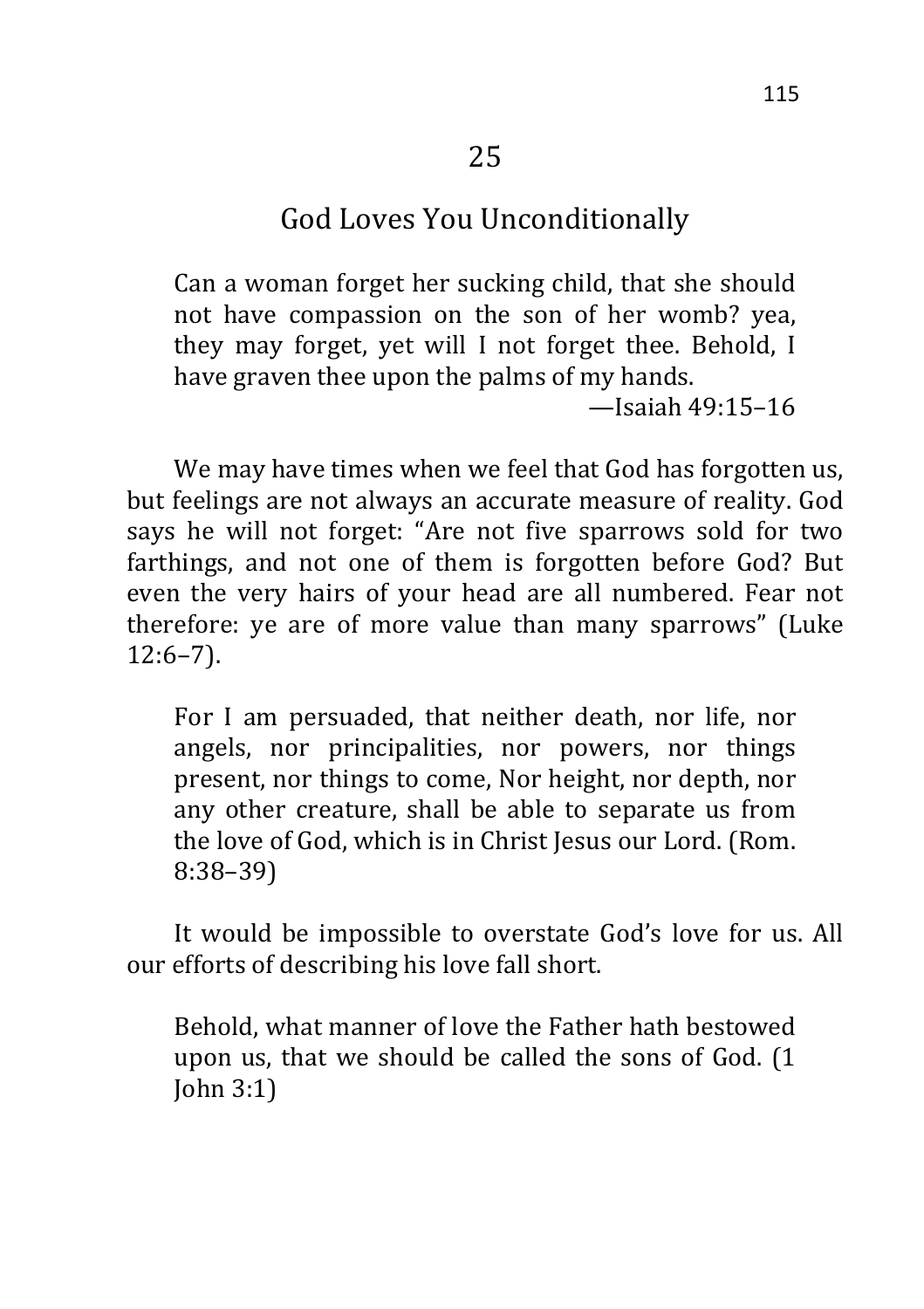# 25

## God Loves You Unconditionally

> Can a woman forget her sucking child, that she should not have compassion on the son of her womb? yea, they may forget, yet will I not forget thee. Behold, I have graven thee upon the palms of my hands.
>
> —Isaiah 49:15–16

We may have times when we feel that God has forgotten us, but feelings are not always an accurate measure of reality. God says he will not forget: “Are not five sparrows sold for two farthings, and not one of them is forgotten before God? But even the very hairs of your head are all numbered. Fear not therefore: ye are of more value than many sparrows” (Luke 12:6–7).

> For I am persuaded, that neither death, nor life, nor angels, nor principalities, nor powers, nor things present, nor things to come, Nor height, nor depth, nor any other creature, shall be able to separate us from the love of God, which is in Christ Jesus our Lord. (Rom. 8:38–39)

It would be impossible to overstate God’s love for us. All our efforts of describing his love fall short.

> Behold, what manner of love the Father hath bestowed upon us, that we should be called the sons of God. (1 John 3:1)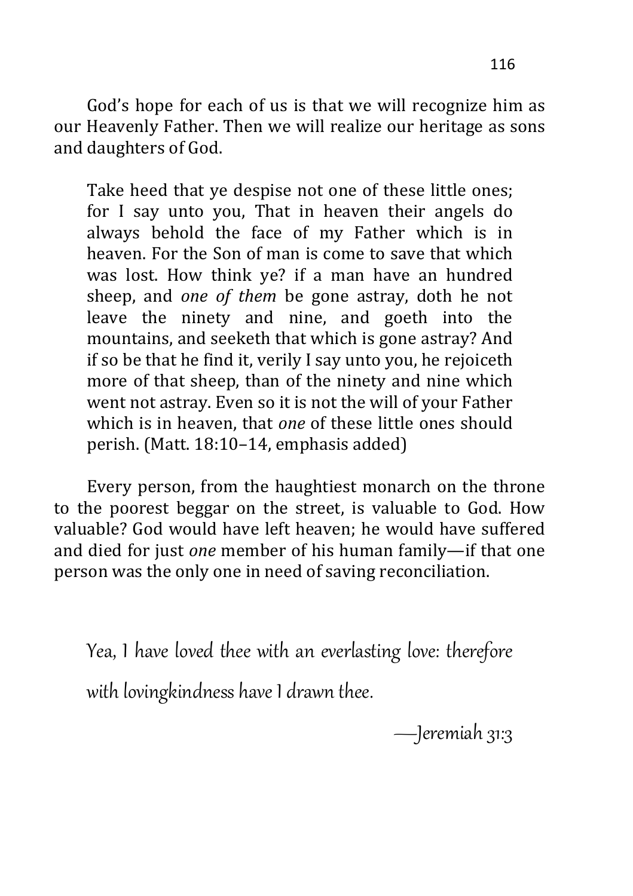God's hope for each of us is that we will recognize him as our Heavenly Father. Then we will realize our heritage as sons and daughters of God.

> Take heed that ye despise not one of these little ones; for I say unto you, That in heaven their angels do always behold the face of my Father which is in heaven. For the Son of man is come to save that which was lost. How think ye? if a man have an hundred sheep, and *one of them* be gone astray, doth he not leave the ninety and nine, and goeth into the mountains, and seeketh that which is gone astray? And if so be that he find it, verily I say unto you, he rejoiceth more of that sheep, than of the ninety and nine which went not astray. Even so it is not the will of your Father which is in heaven, that *one* of these little ones should perish. (Matt. 18:10–14, emphasis added)

Every person, from the haughtiest monarch on the throne to the poorest beggar on the street, is valuable to God. How valuable? God would have left heaven; he would have suffered and died for just *one* member of his human family—if that one person was the only one in need of saving reconciliation.

> *Yea, I have loved thee with an everlasting love: therefore with lovingkindness have I drawn thee.*
>
> *—Jeremiah 31:3*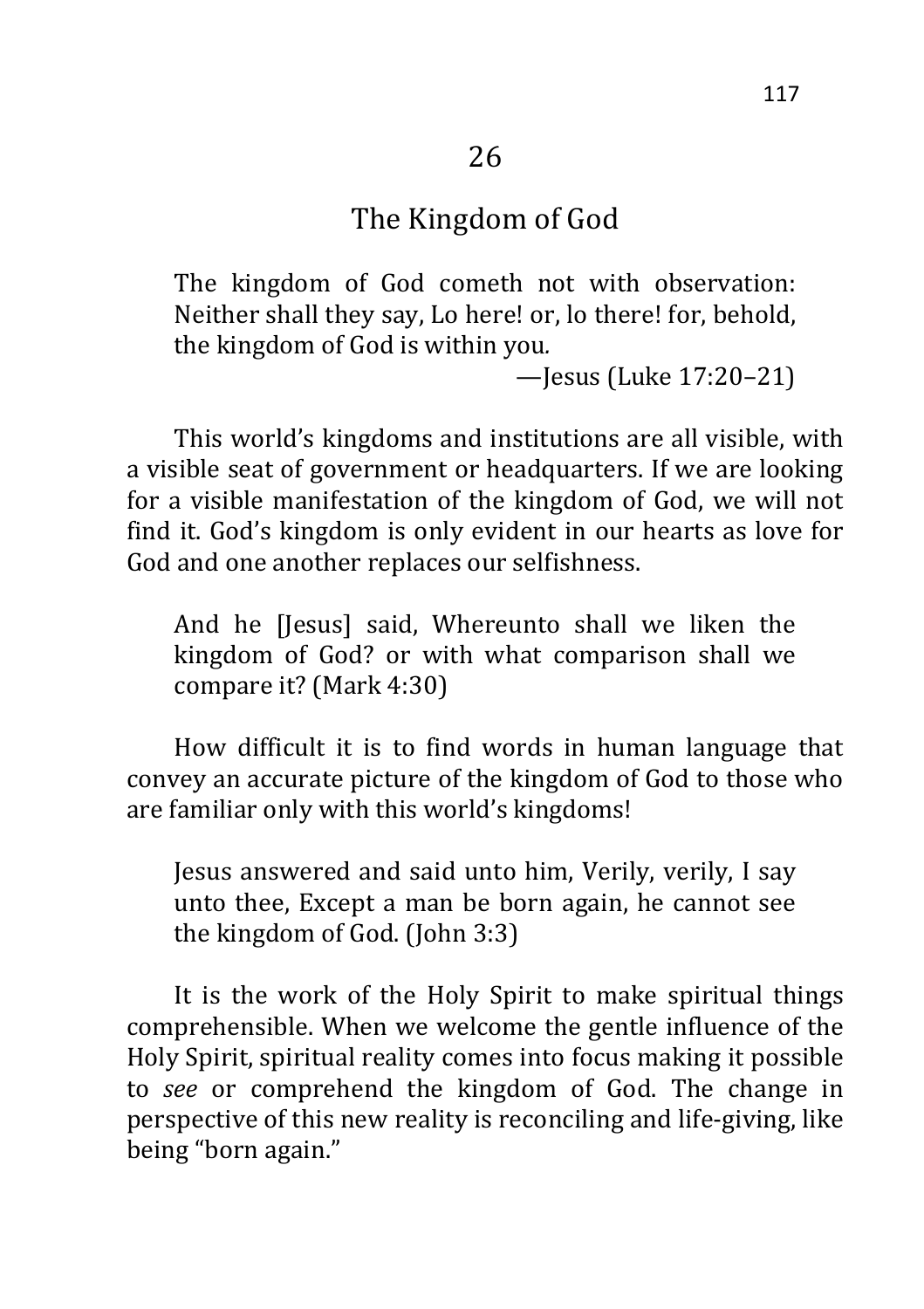# 26

## The Kingdom of God

> The kingdom of God cometh not with observation: Neither shall they say, Lo here! or, lo there! for, behold, the kingdom of God is within you.
>
> —Jesus (Luke 17:20–21)

This world's kingdoms and institutions are all visible, with a visible seat of government or headquarters. If we are looking for a visible manifestation of the kingdom of God, we will not find it. God's kingdom is only evident in our hearts as love for God and one another replaces our selfishness.

> And he [Jesus] said, Whereunto shall we liken the kingdom of God? or with what comparison shall we compare it? (Mark 4:30)

How difficult it is to find words in human language that convey an accurate picture of the kingdom of God to those who are familiar only with this world's kingdoms!

> Jesus answered and said unto him, Verily, verily, I say unto thee, Except a man be born again, he cannot see the kingdom of God. (John 3:3)

It is the work of the Holy Spirit to make spiritual things comprehensible. When we welcome the gentle influence of the Holy Spirit, spiritual reality comes into focus making it possible to *see* or comprehend the kingdom of God. The change in perspective of this new reality is reconciling and life-giving, like being "born again."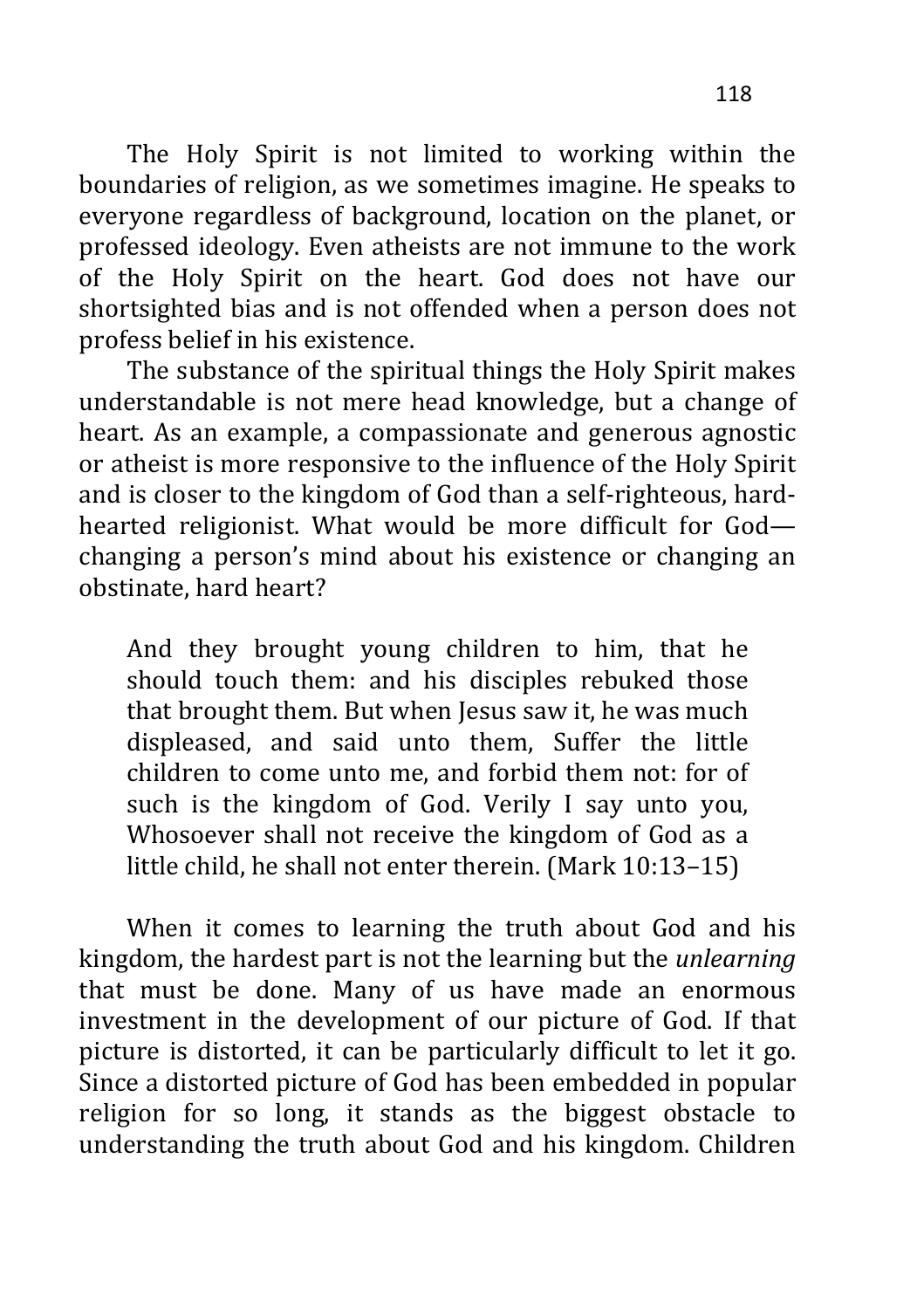The Holy Spirit is not limited to working within the boundaries of religion, as we sometimes imagine. He speaks to everyone regardless of background, location on the planet, or professed ideology. Even atheists are not immune to the work of the Holy Spirit on the heart. God does not have our shortsighted bias and is not offended when a person does not profess belief in his existence.

The substance of the spiritual things the Holy Spirit makes understandable is not mere head knowledge, but a change of heart. As an example, a compassionate and generous agnostic or atheist is more responsive to the influence of the Holy Spirit and is closer to the kingdom of God than a self-righteous, hard-hearted religionist. What would be more difficult for God—changing a person's mind about his existence or changing an obstinate, hard heart?

> And they brought young children to him, that he should touch them: and his disciples rebuked those that brought them. But when Jesus saw it, he was much displeased, and said unto them, Suffer the little children to come unto me, and forbid them not: for of such is the kingdom of God. Verily I say unto you, Whosoever shall not receive the kingdom of God as a little child, he shall not enter therein. (Mark 10:13–15)

When it comes to learning the truth about God and his kingdom, the hardest part is not the learning but the *unlearning* that must be done. Many of us have made an enormous investment in the development of our picture of God. If that picture is distorted, it can be particularly difficult to let it go. Since a distorted picture of God has been embedded in popular religion for so long, it stands as the biggest obstacle to understanding the truth about God and his kingdom. Children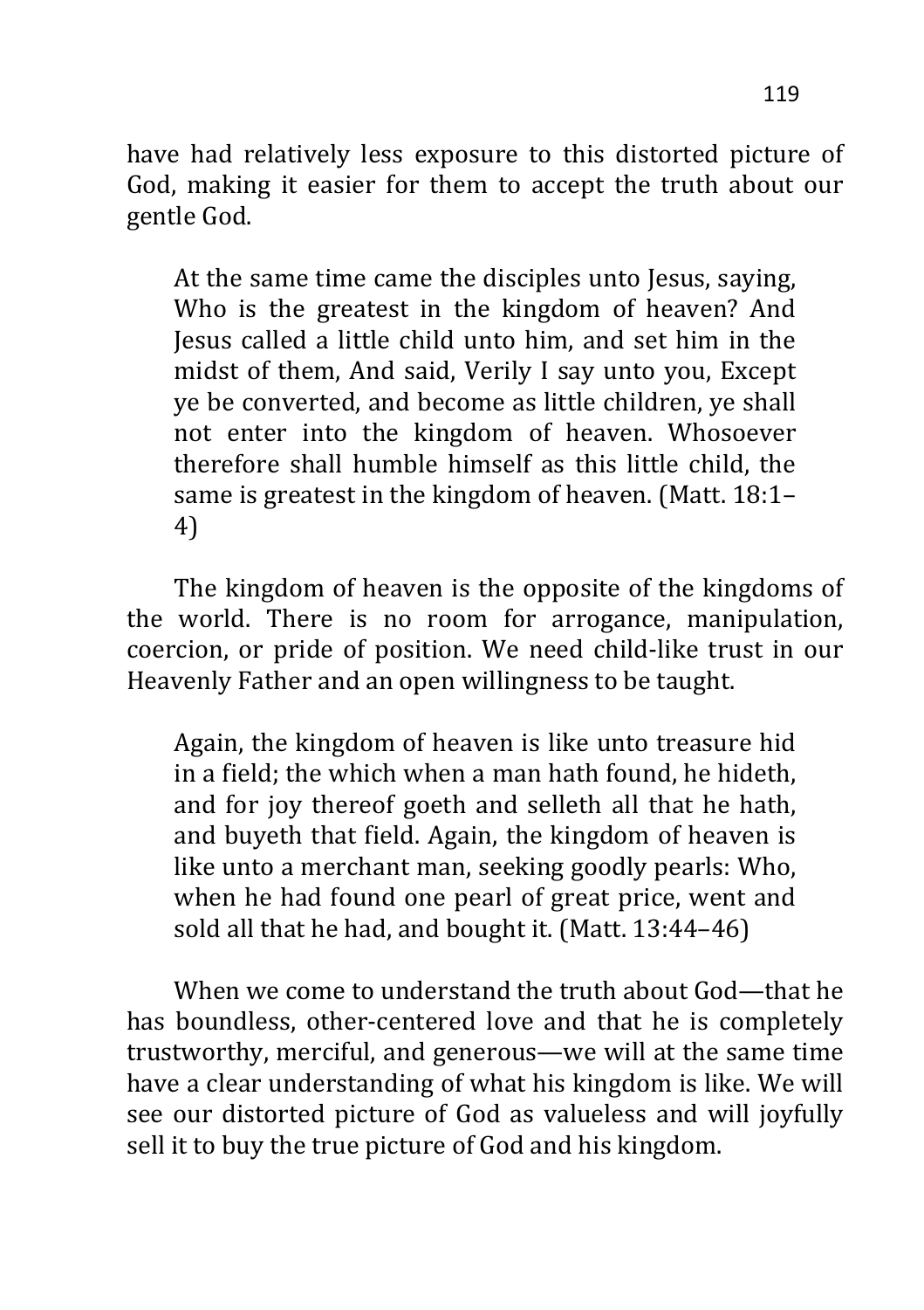have had relatively less exposure to this distorted picture of God, making it easier for them to accept the truth about our gentle God.

> At the same time came the disciples unto Jesus, saying, Who is the greatest in the kingdom of heaven? And Jesus called a little child unto him, and set him in the midst of them, And said, Verily I say unto you, Except ye be converted, and become as little children, ye shall not enter into the kingdom of heaven. Whosoever therefore shall humble himself as this little child, the same is greatest in the kingdom of heaven. (Matt. 18:1–4)

The kingdom of heaven is the opposite of the kingdoms of the world. There is no room for arrogance, manipulation, coercion, or pride of position. We need child-like trust in our Heavenly Father and an open willingness to be taught.

> Again, the kingdom of heaven is like unto treasure hid in a field; the which when a man hath found, he hideth, and for joy thereof goeth and selleth all that he hath, and buyeth that field. Again, the kingdom of heaven is like unto a merchant man, seeking goodly pearls: Who, when he had found one pearl of great price, went and sold all that he had, and bought it. (Matt. 13:44–46)

When we come to understand the truth about God—that he has boundless, other-centered love and that he is completely trustworthy, merciful, and generous—we will at the same time have a clear understanding of what his kingdom is like. We will see our distorted picture of God as valueless and will joyfully sell it to buy the true picture of God and his kingdom.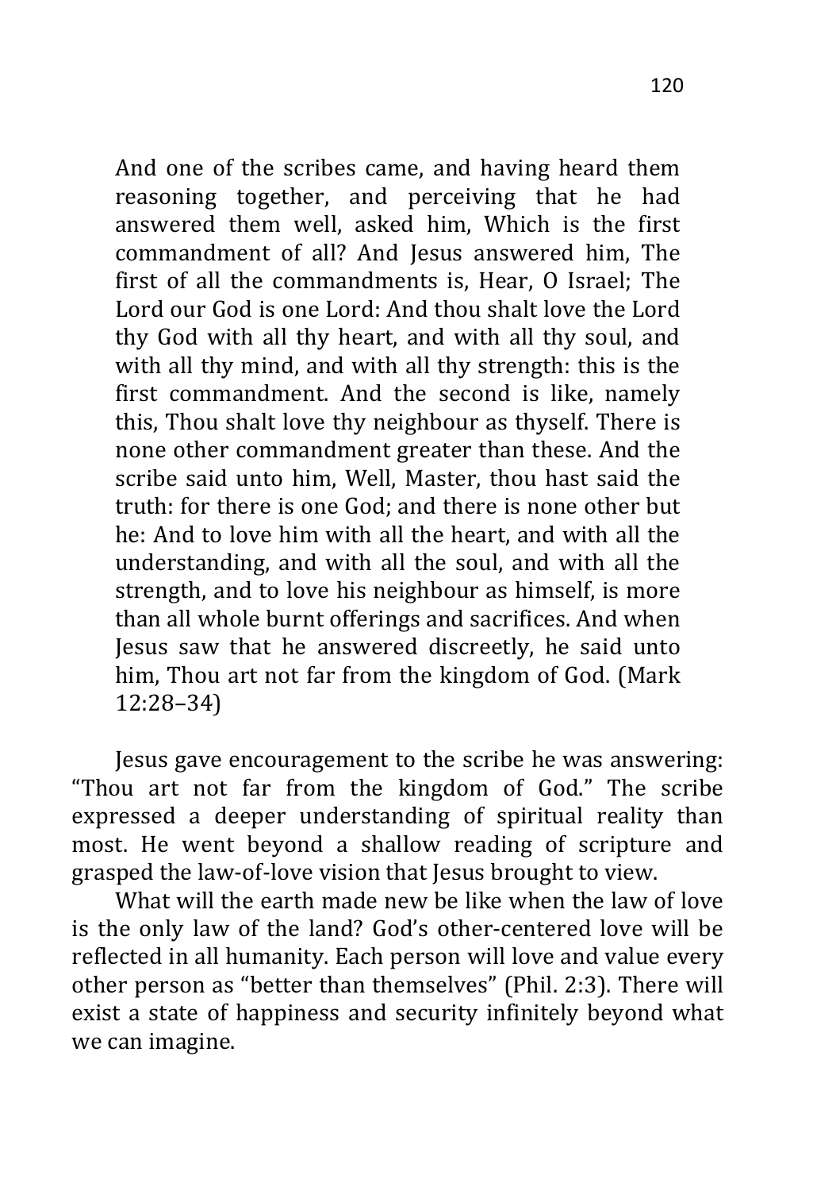> And one of the scribes came, and having heard them reasoning together, and perceiving that he had answered them well, asked him, Which is the first commandment of all? And Jesus answered him, The first of all the commandments is, Hear, O Israel; The Lord our God is one Lord: And thou shalt love the Lord thy God with all thy heart, and with all thy soul, and with all thy mind, and with all thy strength: this is the first commandment. And the second is like, namely this, Thou shalt love thy neighbour as thyself. There is none other commandment greater than these. And the scribe said unto him, Well, Master, thou hast said the truth: for there is one God; and there is none other but he: And to love him with all the heart, and with all the understanding, and with all the soul, and with all the strength, and to love his neighbour as himself, is more than all whole burnt offerings and sacrifices. And when Jesus saw that he answered discreetly, he said unto him, Thou art not far from the kingdom of God. (Mark 12:28–34)

Jesus gave encouragement to the scribe he was answering: "Thou art not far from the kingdom of God." The scribe expressed a deeper understanding of spiritual reality than most. He went beyond a shallow reading of scripture and grasped the law-of-love vision that Jesus brought to view.

What will the earth made new be like when the law of love is the only law of the land? God's other-centered love will be reflected in all humanity. Each person will love and value every other person as "better than themselves" (Phil. 2:3). There will exist a state of happiness and security infinitely beyond what we can imagine.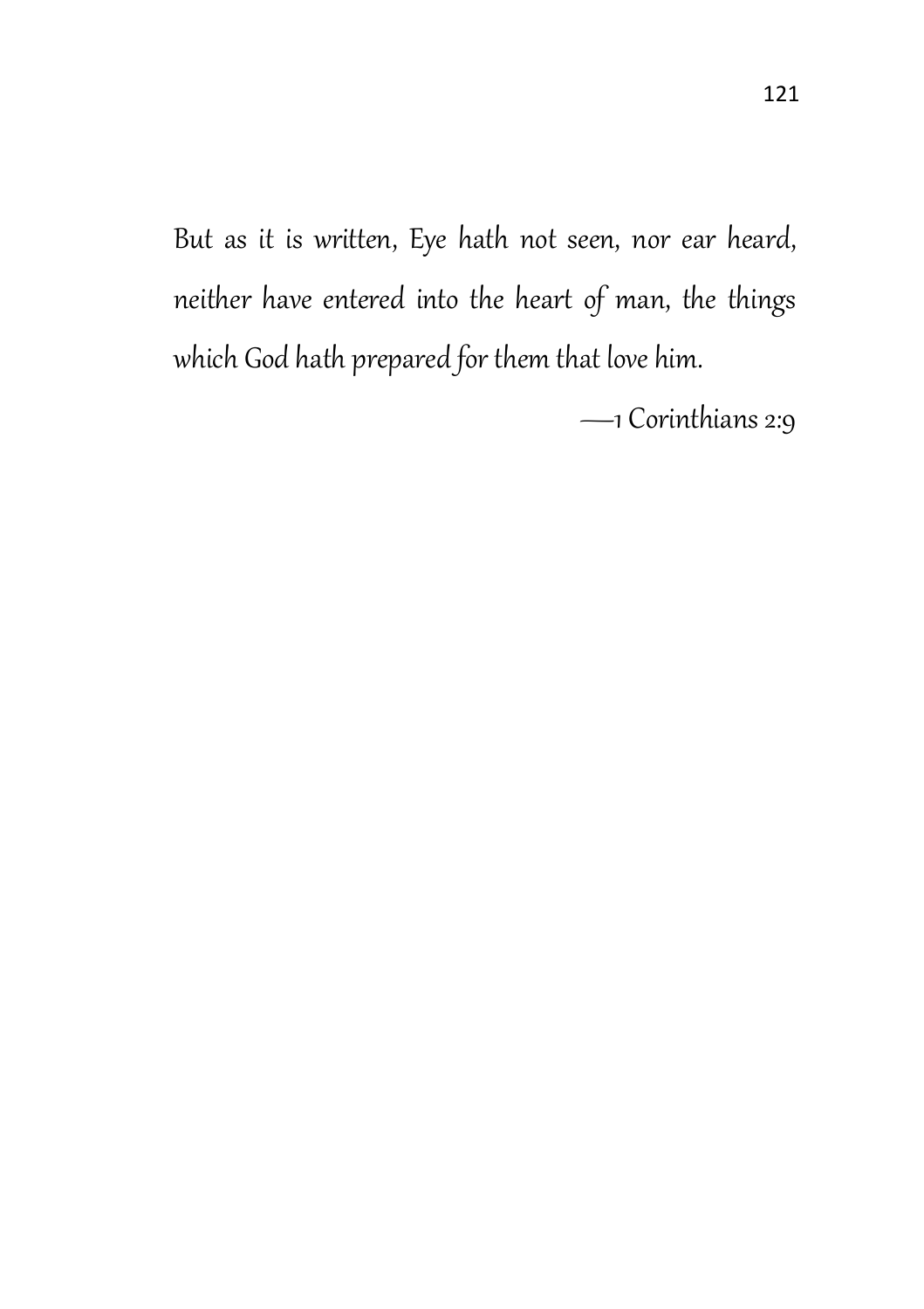But as it is written, Eye hath not seen, nor ear heard, neither have entered into the heart of man, the things which God hath prepared for them that love him.

—1 Corinthians 2:9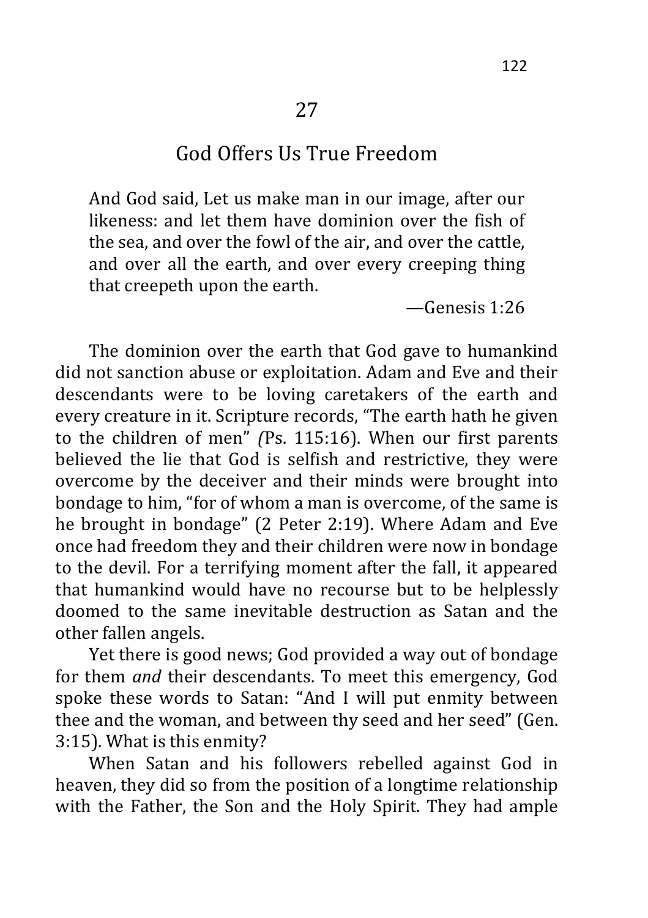## 27

## God Offers Us True Freedom

> And God said, Let us make man in our image, after our likeness: and let them have dominion over the fish of the sea, and over the fowl of the air, and over the cattle, and over all the earth, and over every creeping thing that creepeth upon the earth.
>
> —Genesis 1:26

The dominion over the earth that God gave to humankind did not sanction abuse or exploitation. Adam and Eve and their descendants were to be loving caretakers of the earth and every creature in it. Scripture records, "The earth hath he given to the children of men" *(*Ps. 115:16). When our first parents believed the lie that God is selfish and restrictive, they were overcome by the deceiver and their minds were brought into bondage to him, "for of whom a man is overcome, of the same is he brought in bondage" (2 Peter 2:19). Where Adam and Eve once had freedom they and their children were now in bondage to the devil. For a terrifying moment after the fall, it appeared that humankind would have no recourse but to be helplessly doomed to the same inevitable destruction as Satan and the other fallen angels.

Yet there is good news; God provided a way out of bondage for them *and* their descendants. To meet this emergency, God spoke these words to Satan: "And I will put enmity between thee and the woman, and between thy seed and her seed" (Gen. 3:15). What is this enmity?

When Satan and his followers rebelled against God in heaven, they did so from the position of a longtime relationship with the Father, the Son and the Holy Spirit. They had ample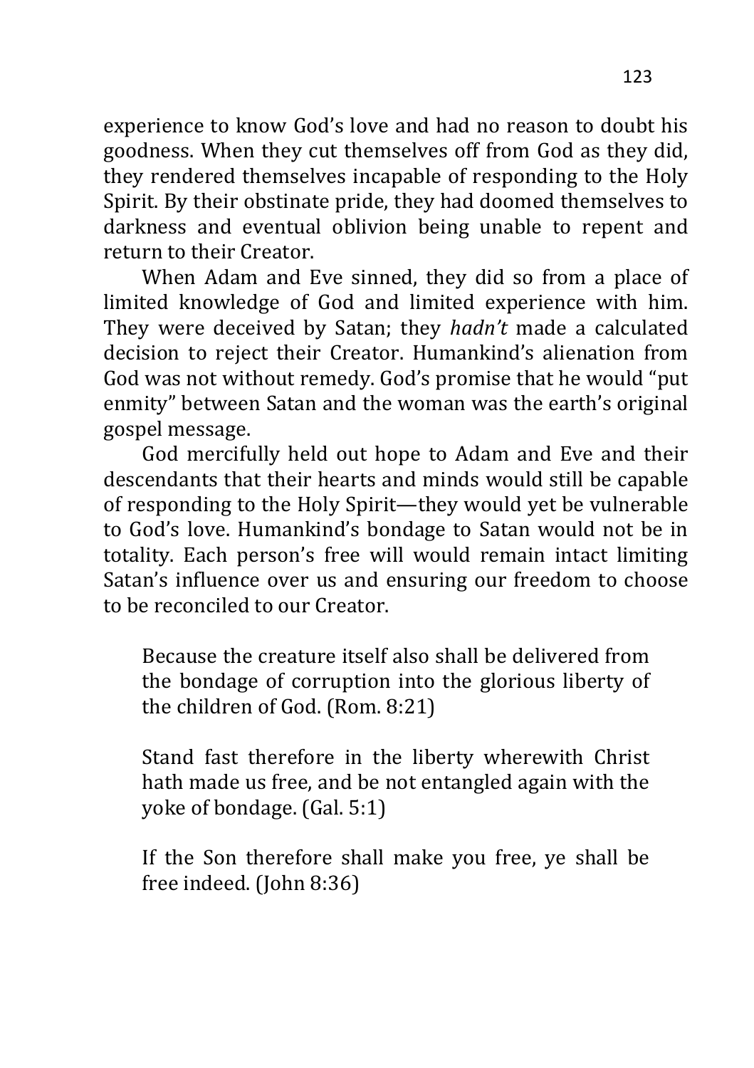experience to know God's love and had no reason to doubt his goodness. When they cut themselves off from God as they did, they rendered themselves incapable of responding to the Holy Spirit. By their obstinate pride, they had doomed themselves to darkness and eventual oblivion being unable to repent and return to their Creator.

When Adam and Eve sinned, they did so from a place of limited knowledge of God and limited experience with him. They were deceived by Satan; they *hadn't* made a calculated decision to reject their Creator. Humankind's alienation from God was not without remedy. God's promise that he would "put enmity" between Satan and the woman was the earth's original gospel message.

God mercifully held out hope to Adam and Eve and their descendants that their hearts and minds would still be capable of responding to the Holy Spirit—they would yet be vulnerable to God's love. Humankind's bondage to Satan would not be in totality. Each person's free will would remain intact limiting Satan's influence over us and ensuring our freedom to choose to be reconciled to our Creator.

> Because the creature itself also shall be delivered from the bondage of corruption into the glorious liberty of the children of God. (Rom. 8:21)
>
> Stand fast therefore in the liberty wherewith Christ hath made us free, and be not entangled again with the yoke of bondage. (Gal. 5:1)
>
> If the Son therefore shall make you free, ye shall be free indeed. (John 8:36)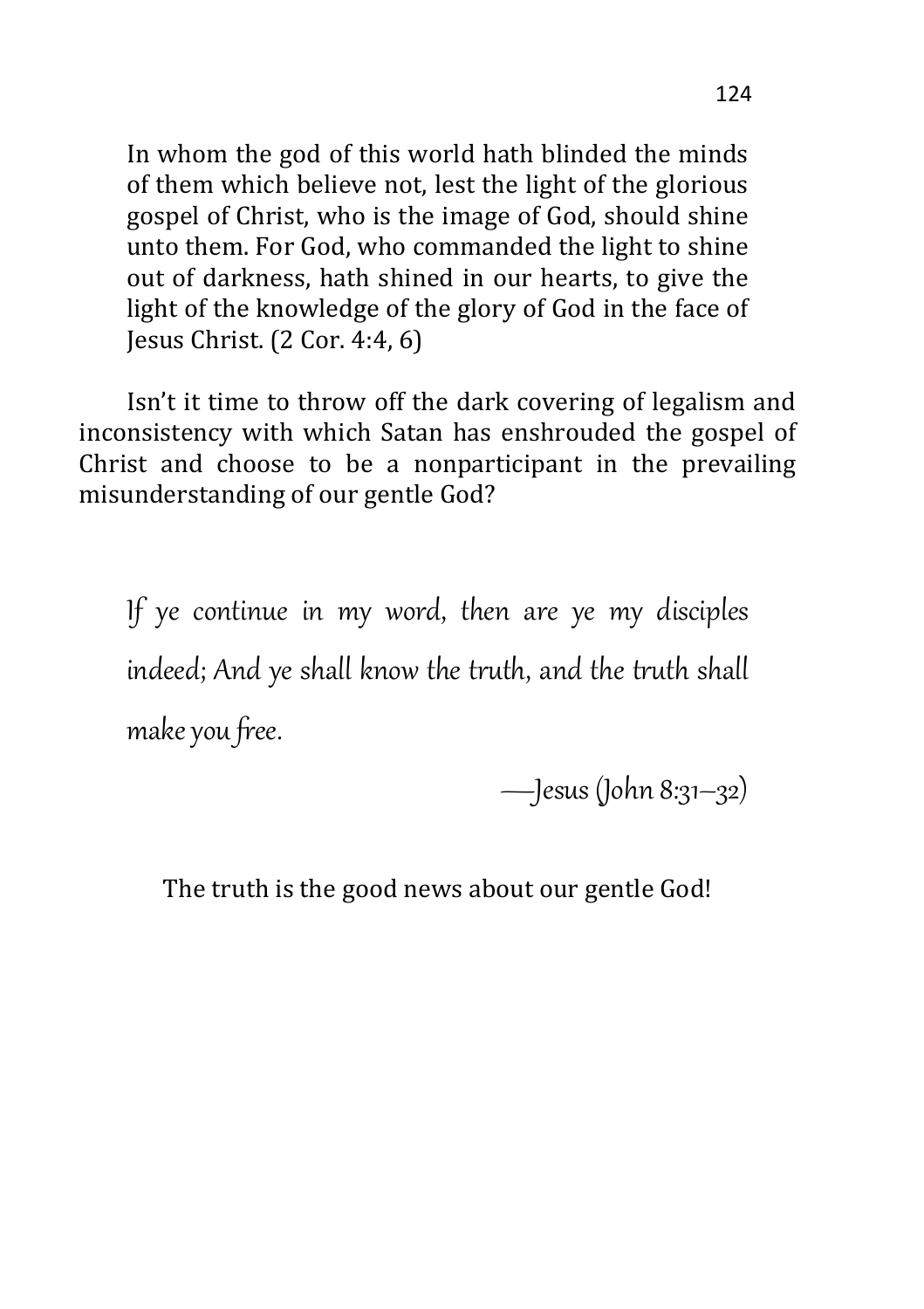> In whom the god of this world hath blinded the minds of them which believe not, lest the light of the glorious gospel of Christ, who is the image of God, should shine unto them. For God, who commanded the light to shine out of darkness, hath shined in our hearts, to give the light of the knowledge of the glory of God in the face of Jesus Christ. (2 Cor. 4:4, 6)

Isn't it time to throw off the dark covering of legalism and inconsistency with which Satan has enshrouded the gospel of Christ and choose to be a nonparticipant in the prevailing misunderstanding of our gentle God?

> *If ye continue in my word, then are ye my disciples indeed; And ye shall know the truth, and the truth shall make you free.*
>
> *—Jesus (John 8:31–32)*

The truth is the good news about our gentle God!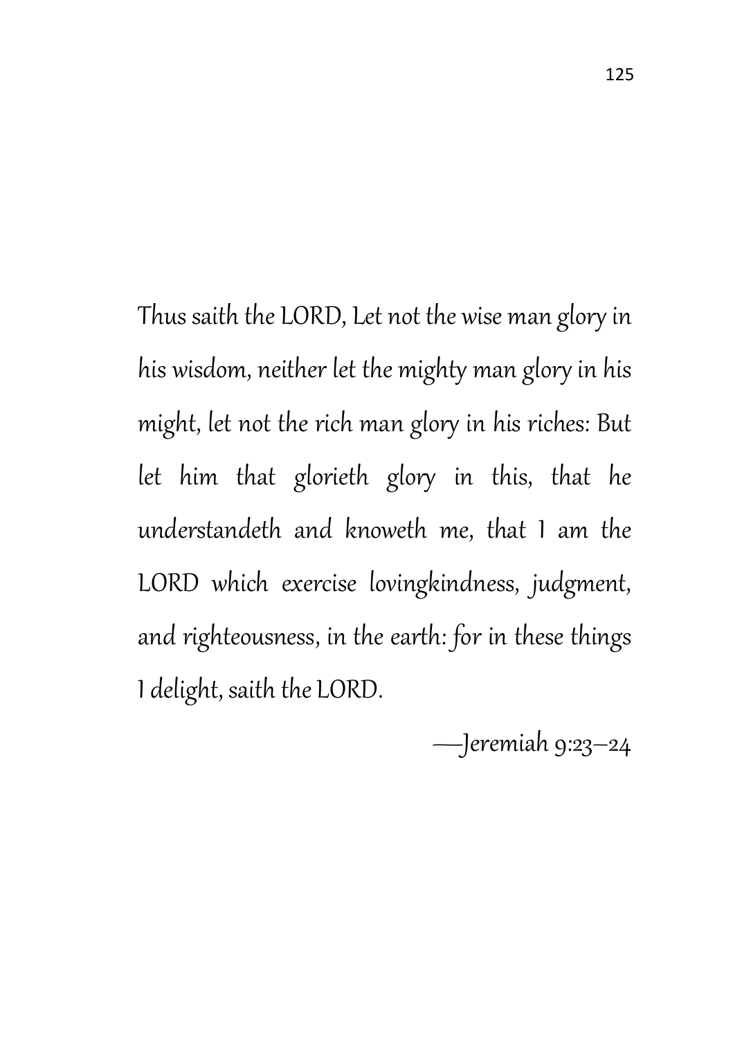Thus saith the LORD, Let not the wise man glory in his wisdom, neither let the mighty man glory in his might, let not the rich man glory in his riches: But let him that glorieth glory in this, that he understandeth and knoweth me, that I am the LORD which exercise lovingkindness, judgment, and righteousness, in the earth: for in these things I delight, saith the LORD.

—Jeremiah 9:23–24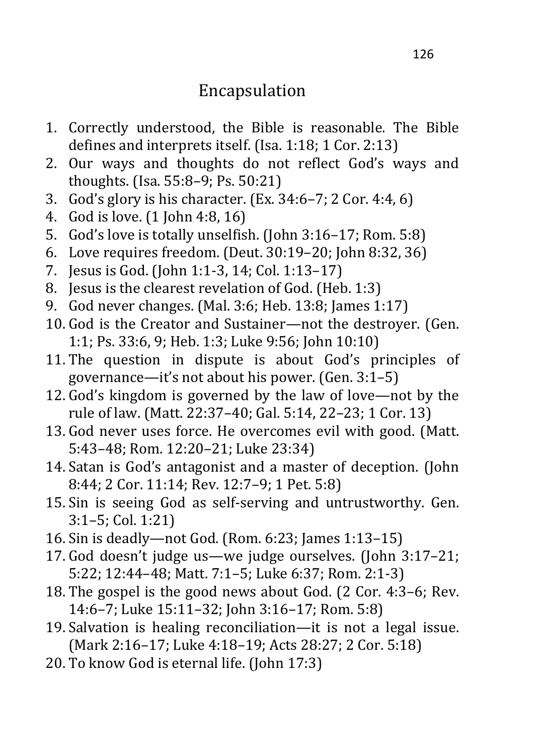# Encapsulation

1. Correctly understood, the Bible is reasonable. The Bible defines and interprets itself. (Isa. 1:18; 1 Cor. 2:13)
2. Our ways and thoughts do not reflect God's ways and thoughts. (Isa. 55:8–9; Ps. 50:21)
3. God's glory is his character. (Ex. 34:6–7; 2 Cor. 4:4, 6)
4. God is love. (1 John 4:8, 16)
5. God's love is totally unselfish. (John 3:16–17; Rom. 5:8)
6. Love requires freedom. (Deut. 30:19–20; John 8:32, 36)
7. Jesus is God. (John 1:1-3, 14; Col. 1:13–17)
8. Jesus is the clearest revelation of God. (Heb. 1:3)
9. God never changes. (Mal. 3:6; Heb. 13:8; James 1:17)
10. God is the Creator and Sustainer—not the destroyer. (Gen. 1:1; Ps. 33:6, 9; Heb. 1:3; Luke 9:56; John 10:10)
11. The question in dispute is about God's principles of governance—it's not about his power. (Gen. 3:1–5)
12. God's kingdom is governed by the law of love—not by the rule of law. (Matt. 22:37–40; Gal. 5:14, 22–23; 1 Cor. 13)
13. God never uses force. He overcomes evil with good. (Matt. 5:43–48; Rom. 12:20–21; Luke 23:34)
14. Satan is God's antagonist and a master of deception. (John 8:44; 2 Cor. 11:14; Rev. 12:7–9; 1 Pet. 5:8)
15. Sin is seeing God as self-serving and untrustworthy. Gen. 3:1–5; Col. 1:21)
16. Sin is deadly—not God. (Rom. 6:23; James 1:13–15)
17. God doesn't judge us—we judge ourselves. (John 3:17–21; 5:22; 12:44–48; Matt. 7:1–5; Luke 6:37; Rom. 2:1-3)
18. The gospel is the good news about God. (2 Cor. 4:3–6; Rev. 14:6–7; Luke 15:11–32; John 3:16–17; Rom. 5:8)
19. Salvation is healing reconciliation—it is not a legal issue. (Mark 2:16–17; Luke 4:18–19; Acts 28:27; 2 Cor. 5:18)
20. To know God is eternal life. (John 17:3)